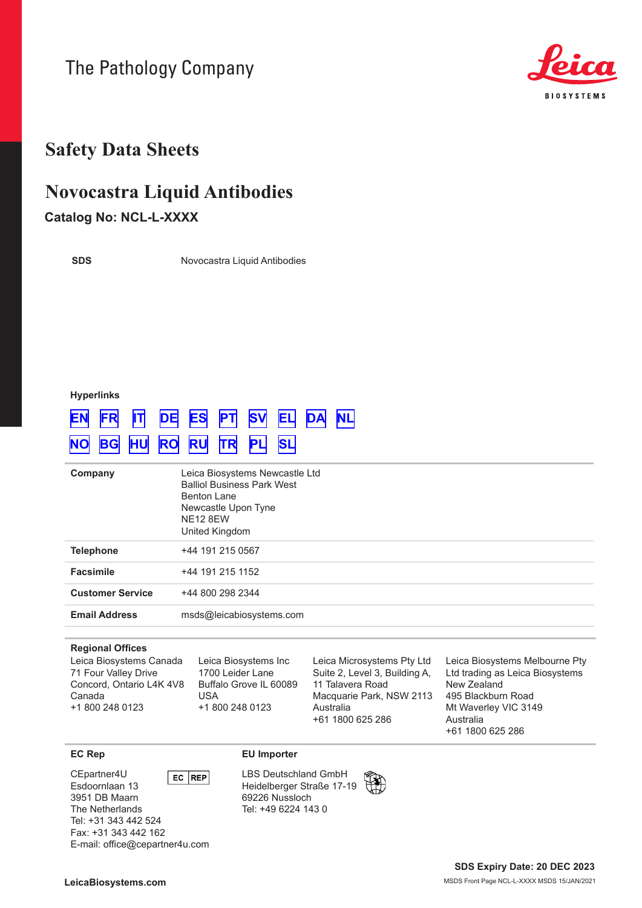The Pathology Company

Leica BIOSYSTEMS

# Safety Data Sheets

# Novocastra Liquid Antibodies

### Catalog No: NCL-L-XXXX

| | |
|---|---|
| **SDS** | Novocastra Liquid Antibodies |

**Hyperlinks**

EN FR IT DE ES PT SV EL DA NL

NO BG HU RO RU TR PL SL

| | |
|---|---|
| **Company** | Leica Biosystems Newcastle Ltd<br>Balliol Business Park West<br>Benton Lane<br>Newcastle Upon Tyne<br>NE12 8EW<br>United Kingdom |
| **Telephone** | +44 191 215 0567 |
| **Facsimile** | +44 191 215 1152 |
| **Customer Service** | +44 800 298 2344 |
| **Email Address** | msds@leicabiosystems.com |

**Regional Offices**

Leica Biosystems Canada
71 Four Valley Drive
Concord, Ontario L4K 4V8
Canada
+1 800 248 0123

Leica Biosystems Inc
1700 Leider Lane
Buffalo Grove IL 60089
USA
+1 800 248 0123

Leica Microsystems Pty Ltd
Suite 2, Level 3, Building A,
11 Talavera Road
Macquarie Park, NSW 2113
Australia
+61 1800 625 286

Leica Biosystems Melbourne Pty Ltd trading as Leica Biosystems New Zealand
495 Blackburn Road
Mt Waverley VIC 3149
Australia
+61 1800 625 286

**EC Rep**

EC REP

CEpartner4U
Esdoornlaan 13
3951 DB Maarn
The Netherlands
Tel: +31 343 442 524
Fax: +31 343 442 162
E-mail: office@cepartner4u.com

**EU Importer**

LBS Deutschland GmbH
Heidelberger Straße 17-19
69226 Nussloch
Tel: +49 6224 143 0

**SDS Expiry Date: 20 DEC 2023**

LeicaBiosystems.com

MSDS Front Page NCL-L-XXXX MSDS 15/JAN/2021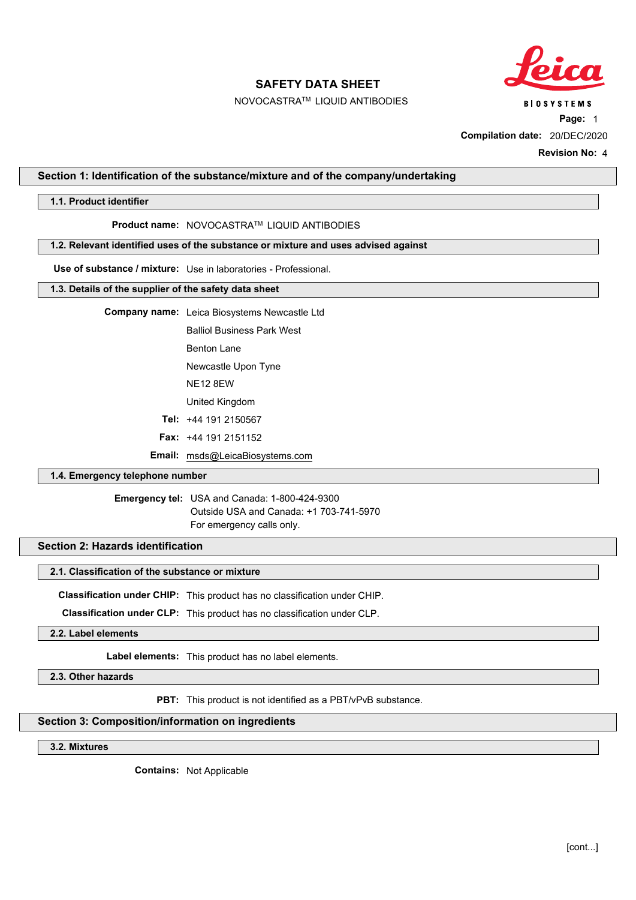# SAFETY DATA SHEET

NOVOCASTRA™ LIQUID ANTIBODIES

**Page:** 1

**Compilation date:** 20/DEC/2020

**Revision No:** 4

## Section 1: Identification of the substance/mixture and of the company/undertaking

### 1.1. Product identifier

**Product name:** NOVOCASTRA™ LIQUID ANTIBODIES

### 1.2. Relevant identified uses of the substance or mixture and uses advised against

**Use of substance / mixture:** Use in laboratories - Professional.

### 1.3. Details of the supplier of the safety data sheet

**Company name:** Leica Biosystems Newcastle Ltd

Balliol Business Park West

Benton Lane

Newcastle Upon Tyne

NE12 8EW

United Kingdom

**Tel:** +44 191 2150567

**Fax:** +44 191 2151152

**Email:** msds@LeicaBiosystems.com

### 1.4. Emergency telephone number

**Emergency tel:** USA and Canada: 1-800-424-9300
Outside USA and Canada: +1 703-741-5970
For emergency calls only.

## Section 2: Hazards identification

### 2.1. Classification of the substance or mixture

**Classification under CHIP:** This product has no classification under CHIP.

**Classification under CLP:** This product has no classification under CLP.

### 2.2. Label elements

**Label elements:** This product has no label elements.

### 2.3. Other hazards

**PBT:** This product is not identified as a PBT/vPvB substance.

## Section 3: Composition/information on ingredients

### 3.2. Mixtures

**Contains:** Not Applicable

[cont...]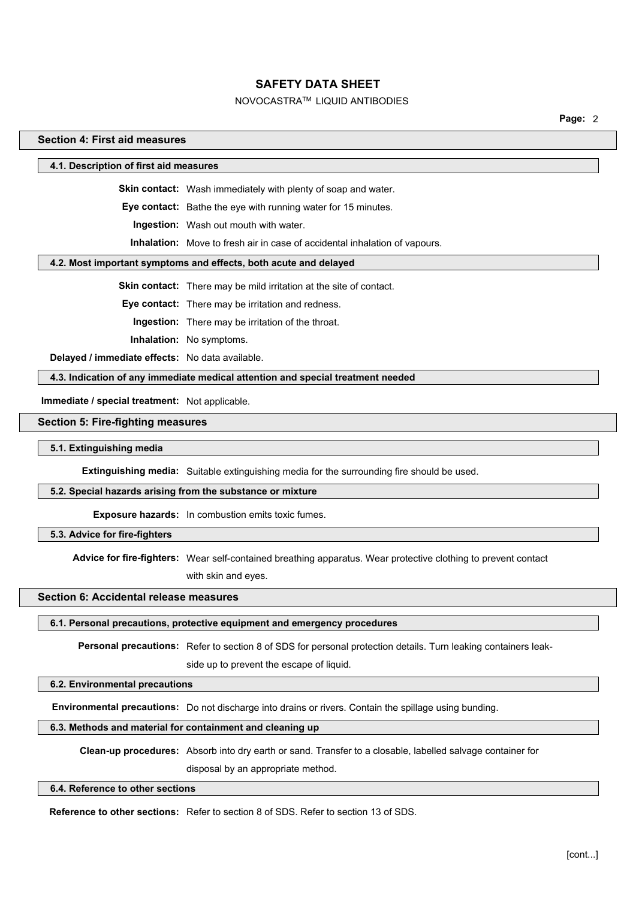## Section 4: First aid measures

### 4.1. Description of first aid measures

**Skin contact:** Wash immediately with plenty of soap and water.

**Eye contact:** Bathe the eye with running water for 15 minutes.

**Ingestion:** Wash out mouth with water.

**Inhalation:** Move to fresh air in case of accidental inhalation of vapours.

### 4.2. Most important symptoms and effects, both acute and delayed

**Skin contact:** There may be mild irritation at the site of contact.

**Eye contact:** There may be irritation and redness.

**Ingestion:** There may be irritation of the throat.

**Inhalation:** No symptoms.

**Delayed / immediate effects:** No data available.

### 4.3. Indication of any immediate medical attention and special treatment needed

**Immediate / special treatment:** Not applicable.

## Section 5: Fire-fighting measures

### 5.1. Extinguishing media

**Extinguishing media:** Suitable extinguishing media for the surrounding fire should be used.

### 5.2. Special hazards arising from the substance or mixture

**Exposure hazards:** In combustion emits toxic fumes.

### 5.3. Advice for fire-fighters

**Advice for fire-fighters:** Wear self-contained breathing apparatus. Wear protective clothing to prevent contact with skin and eyes.

## Section 6: Accidental release measures

### 6.1. Personal precautions, protective equipment and emergency procedures

**Personal precautions:** Refer to section 8 of SDS for personal protection details. Turn leaking containers leak-side up to prevent the escape of liquid.

### 6.2. Environmental precautions

**Environmental precautions:** Do not discharge into drains or rivers. Contain the spillage using bunding.

### 6.3. Methods and material for containment and cleaning up

**Clean-up procedures:** Absorb into dry earth or sand. Transfer to a closable, labelled salvage container for disposal by an appropriate method.

### 6.4. Reference to other sections

**Reference to other sections:** Refer to section 8 of SDS. Refer to section 13 of SDS.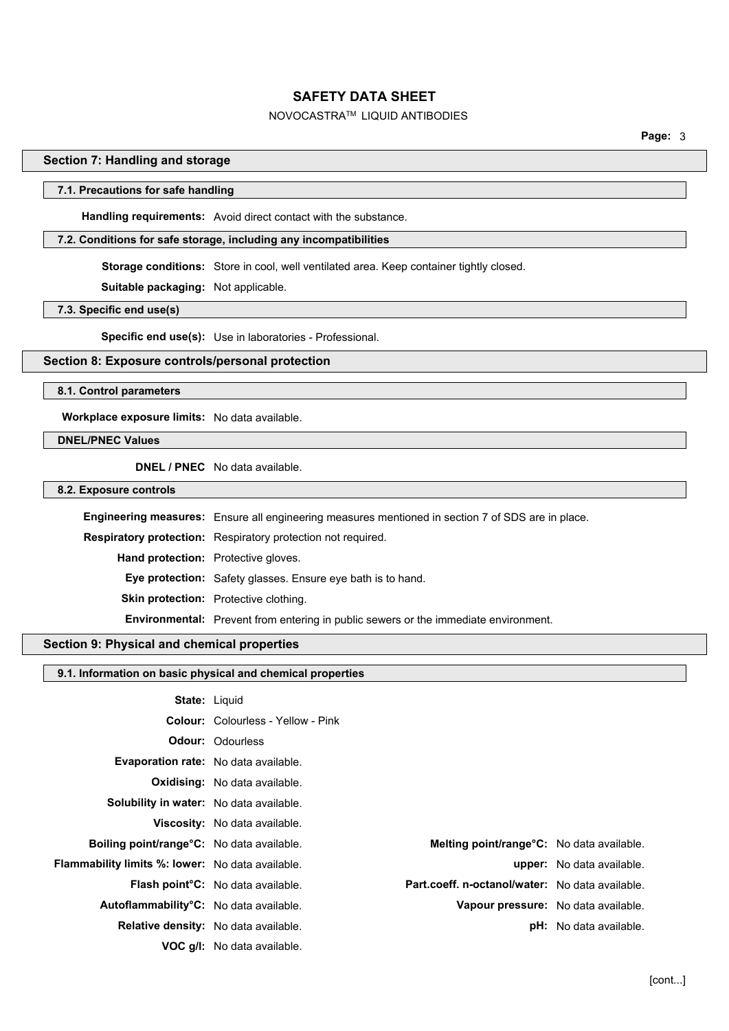## Section 7: Handling and storage

### 7.1. Precautions for safe handling

**Handling requirements:** Avoid direct contact with the substance.

### 7.2. Conditions for safe storage, including any incompatibilities

**Storage conditions:** Store in cool, well ventilated area. Keep container tightly closed.

**Suitable packaging:** Not applicable.

### 7.3. Specific end use(s)

**Specific end use(s):** Use in laboratories - Professional.

## Section 8: Exposure controls/personal protection

### 8.1. Control parameters

**Workplace exposure limits:** No data available.

### DNEL/PNEC Values

**DNEL / PNEC** No data available.

### 8.2. Exposure controls

**Engineering measures:** Ensure all engineering measures mentioned in section 7 of SDS are in place.

**Respiratory protection:** Respiratory protection not required.

**Hand protection:** Protective gloves.

**Eye protection:** Safety glasses. Ensure eye bath is to hand.

**Skin protection:** Protective clothing.

**Environmental:** Prevent from entering in public sewers or the immediate environment.

## Section 9: Physical and chemical properties

### 9.1. Information on basic physical and chemical properties

**State:** Liquid

**Colour:** Colourless - Yellow - Pink

**Odour:** Odourless

**Evaporation rate:** No data available.

**Oxidising:** No data available.

**Solubility in water:** No data available.

**Viscosity:** No data available.

**Boiling point/range°C:** No data available.

**Melting point/range°C:** No data available.

**Flammability limits %: lower:** No data available.

**upper:** No data available.

**Flash point°C:** No data available.

**Part.coeff. n-octanol/water:** No data available.

**Autoflammability°C:** No data available.

**Vapour pressure:** No data available.

**Relative density:** No data available.

**pH:** No data available.

**VOC g/l:** No data available.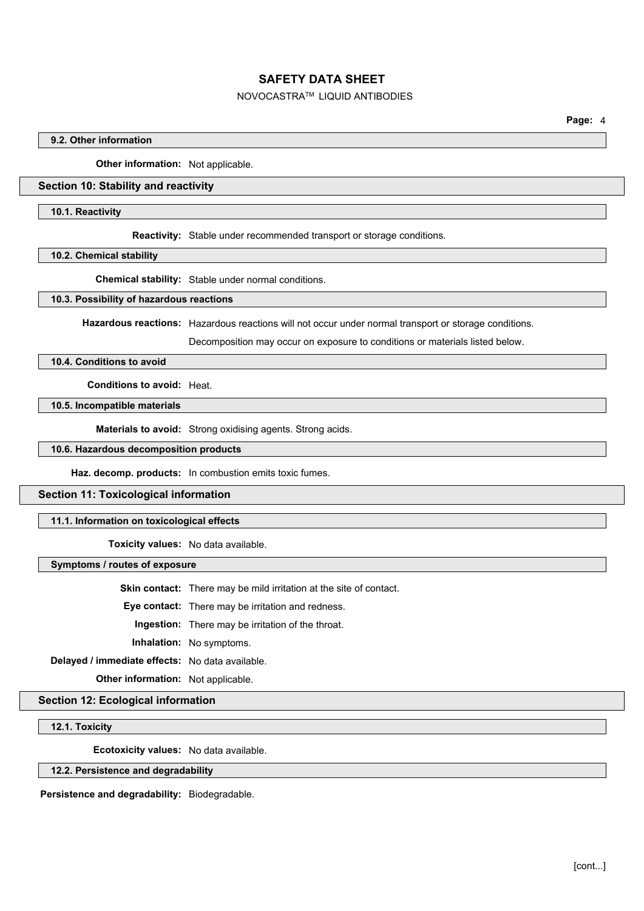### 9.2. Other information

**Other information:** Not applicable.

## Section 10: Stability and reactivity

### 10.1. Reactivity

**Reactivity:** Stable under recommended transport or storage conditions.

### 10.2. Chemical stability

**Chemical stability:** Stable under normal conditions.

### 10.3. Possibility of hazardous reactions

**Hazardous reactions:** Hazardous reactions will not occur under normal transport or storage conditions.

Decomposition may occur on exposure to conditions or materials listed below.

### 10.4. Conditions to avoid

**Conditions to avoid:** Heat.

### 10.5. Incompatible materials

**Materials to avoid:** Strong oxidising agents. Strong acids.

### 10.6. Hazardous decomposition products

**Haz. decomp. products:** In combustion emits toxic fumes.

## Section 11: Toxicological information

### 11.1. Information on toxicological effects

**Toxicity values:** No data available.

### Symptoms / routes of exposure

**Skin contact:** There may be mild irritation at the site of contact.

**Eye contact:** There may be irritation and redness.

**Ingestion:** There may be irritation of the throat.

**Inhalation:** No symptoms.

**Delayed / immediate effects:** No data available.

**Other information:** Not applicable.

## Section 12: Ecological information

### 12.1. Toxicity

**Ecotoxicity values:** No data available.

### 12.2. Persistence and degradability

**Persistence and degradability:** Biodegradable.

[cont...]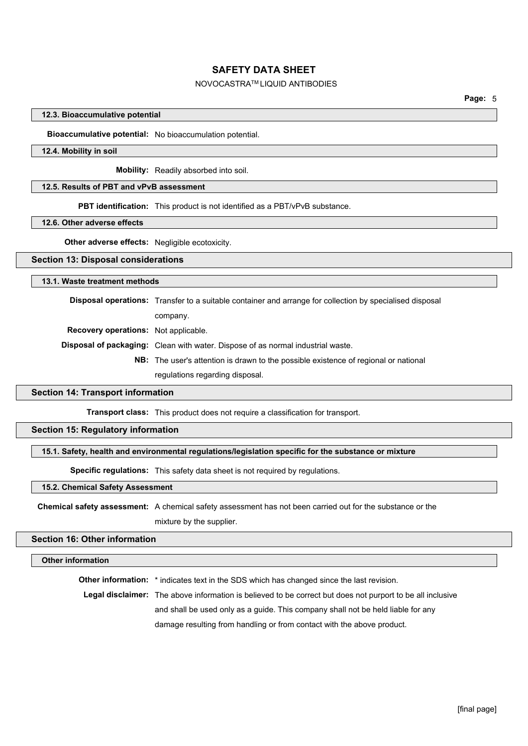### 12.3. Bioaccumulative potential

**Bioaccumulative potential:** No bioaccumulation potential.

### 12.4. Mobility in soil

**Mobility:** Readily absorbed into soil.

### 12.5. Results of PBT and vPvB assessment

**PBT identification:** This product is not identified as a PBT/vPvB substance.

### 12.6. Other adverse effects

**Other adverse effects:** Negligible ecotoxicity.

## Section 13: Disposal considerations

### 13.1. Waste treatment methods

**Disposal operations:** Transfer to a suitable container and arrange for collection by specialised disposal company.

**Recovery operations:** Not applicable.

**Disposal of packaging:** Clean with water. Dispose of as normal industrial waste.

**NB:** The user's attention is drawn to the possible existence of regional or national regulations regarding disposal.

## Section 14: Transport information

**Transport class:** This product does not require a classification for transport.

## Section 15: Regulatory information

### 15.1. Safety, health and environmental regulations/legislation specific for the substance or mixture

**Specific regulations:** This safety data sheet is not required by regulations.

### 15.2. Chemical Safety Assessment

**Chemical safety assessment:** A chemical safety assessment has not been carried out for the substance or the mixture by the supplier.

## Section 16: Other information

### Other information

**Other information:** * indicates text in the SDS which has changed since the last revision.

**Legal disclaimer:** The above information is believed to be correct but does not purport to be all inclusive and shall be used only as a guide. This company shall not be held liable for any damage resulting from handling or from contact with the above product.

[final page]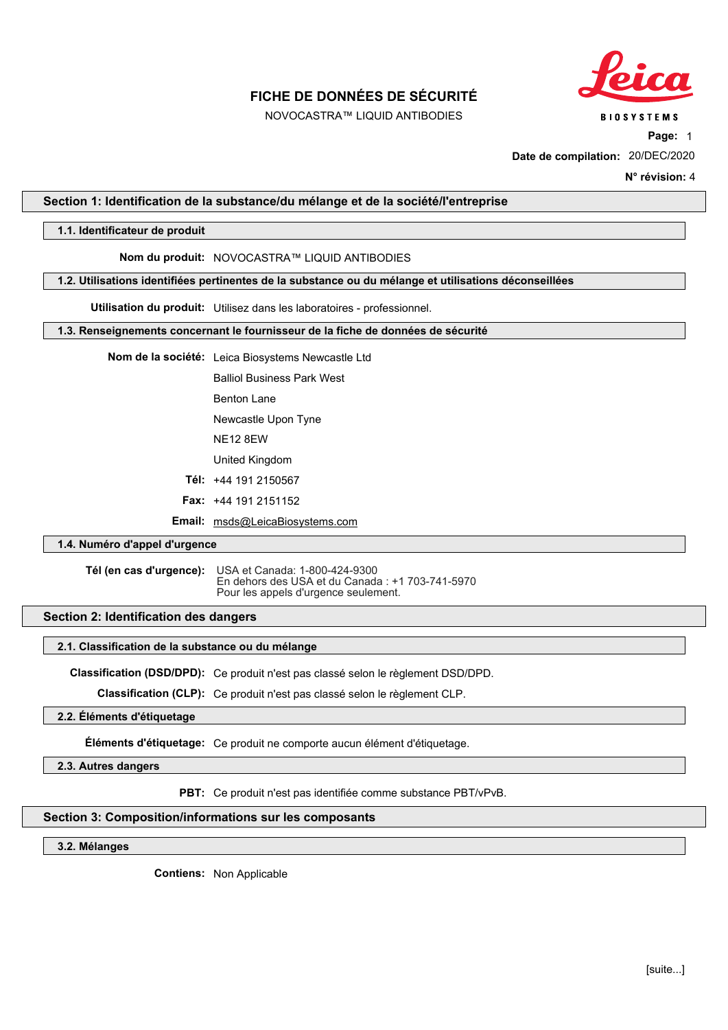# FICHE DE DONNÉES DE SÉCURITÉ

NOVOCASTRA™ LIQUID ANTIBODIES

**Date de compilation:** 20/DEC/2020

**N° révision:** 4

## Section 1: Identification de la substance/du mélange et de la société/l'entreprise

### 1.1. Identificateur de produit

**Nom du produit:** NOVOCASTRA™ LIQUID ANTIBODIES

### 1.2. Utilisations identifiées pertinentes de la substance ou du mélange et utilisations déconseillées

**Utilisation du produit:** Utilisez dans les laboratoires - professionnel.

### 1.3. Renseignements concernant le fournisseur de la fiche de données de sécurité

**Nom de la société:** Leica Biosystems Newcastle Ltd
Balliol Business Park West
Benton Lane
Newcastle Upon Tyne
NE12 8EW
United Kingdom

**Tél:** +44 191 2150567

**Fax:** +44 191 2151152

**Email:** msds@LeicaBiosystems.com

### 1.4. Numéro d'appel d'urgence

**Tél (en cas d'urgence):** USA et Canada: 1-800-424-9300
En dehors des USA et du Canada : +1 703-741-5970
Pour les appels d'urgence seulement.

## Section 2: Identification des dangers

### 2.1. Classification de la substance ou du mélange

**Classification (DSD/DPD):** Ce produit n'est pas classé selon le règlement DSD/DPD.

**Classification (CLP):** Ce produit n'est pas classé selon le règlement CLP.

### 2.2. Éléments d'étiquetage

**Éléments d'étiquetage:** Ce produit ne comporte aucun élément d'étiquetage.

### 2.3. Autres dangers

**PBT:** Ce produit n'est pas identifiée comme substance PBT/vPvB.

## Section 3: Composition/informations sur les composants

### 3.2. Mélanges

**Contiens:** Non Applicable

[suite...]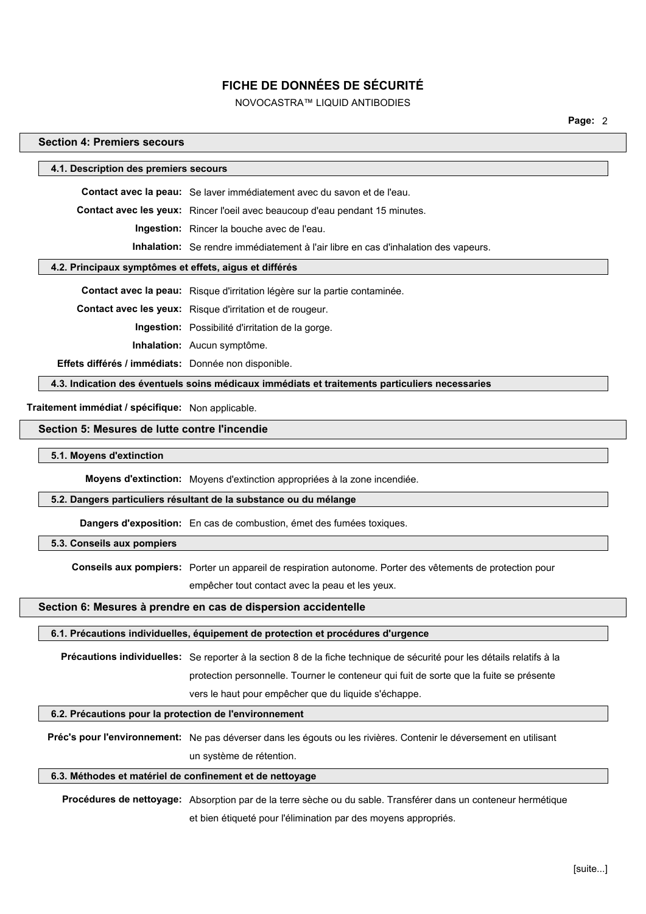## Section 4: Premiers secours

### 4.1. Description des premiers secours

**Contact avec la peau:** Se laver immédiatement avec du savon et de l'eau.

**Contact avec les yeux:** Rincer l'oeil avec beaucoup d'eau pendant 15 minutes.

**Ingestion:** Rincer la bouche avec de l'eau.

**Inhalation:** Se rendre immédiatement à l'air libre en cas d'inhalation des vapeurs.

### 4.2. Principaux symptômes et effets, aigus et différés

**Contact avec la peau:** Risque d'irritation légère sur la partie contaminée.

**Contact avec les yeux:** Risque d'irritation et de rougeur.

**Ingestion:** Possibilité d'irritation de la gorge.

**Inhalation:** Aucun symptôme.

**Effets différés / immédiats:** Donnée non disponible.

### 4.3. Indication des éventuels soins médicaux immédiats et traitements particuliers necessaries

**Traitement immédiat / spécifique:** Non applicable.

## Section 5: Mesures de lutte contre l'incendie

### 5.1. Moyens d'extinction

**Moyens d'extinction:** Moyens d'extinction appropriées à la zone incendiée.

### 5.2. Dangers particuliers résultant de la substance ou du mélange

**Dangers d'exposition:** En cas de combustion, émet des fumées toxiques.

### 5.3. Conseils aux pompiers

**Conseils aux pompiers:** Porter un appareil de respiration autonome. Porter des vêtements de protection pour empêcher tout contact avec la peau et les yeux.

## Section 6: Mesures à prendre en cas de dispersion accidentelle

### 6.1. Précautions individuelles, équipement de protection et procédures d'urgence

**Précautions individuelles:** Se reporter à la section 8 de la fiche technique de sécurité pour les détails relatifs à la protection personnelle. Tourner le conteneur qui fuit de sorte que la fuite se présente vers le haut pour empêcher que du liquide s'échappe.

### 6.2. Précautions pour la protection de l'environnement

**Préc's pour l'environnement:** Ne pas déverser dans les égouts ou les rivières. Contenir le déversement en utilisant un système de rétention.

### 6.3. Méthodes et matériel de confinement et de nettoyage

**Procédures de nettoyage:** Absorption par de la terre sèche ou du sable. Transférer dans un conteneur hermétique et bien étiqueté pour l'élimination par des moyens appropriés.

[suite...]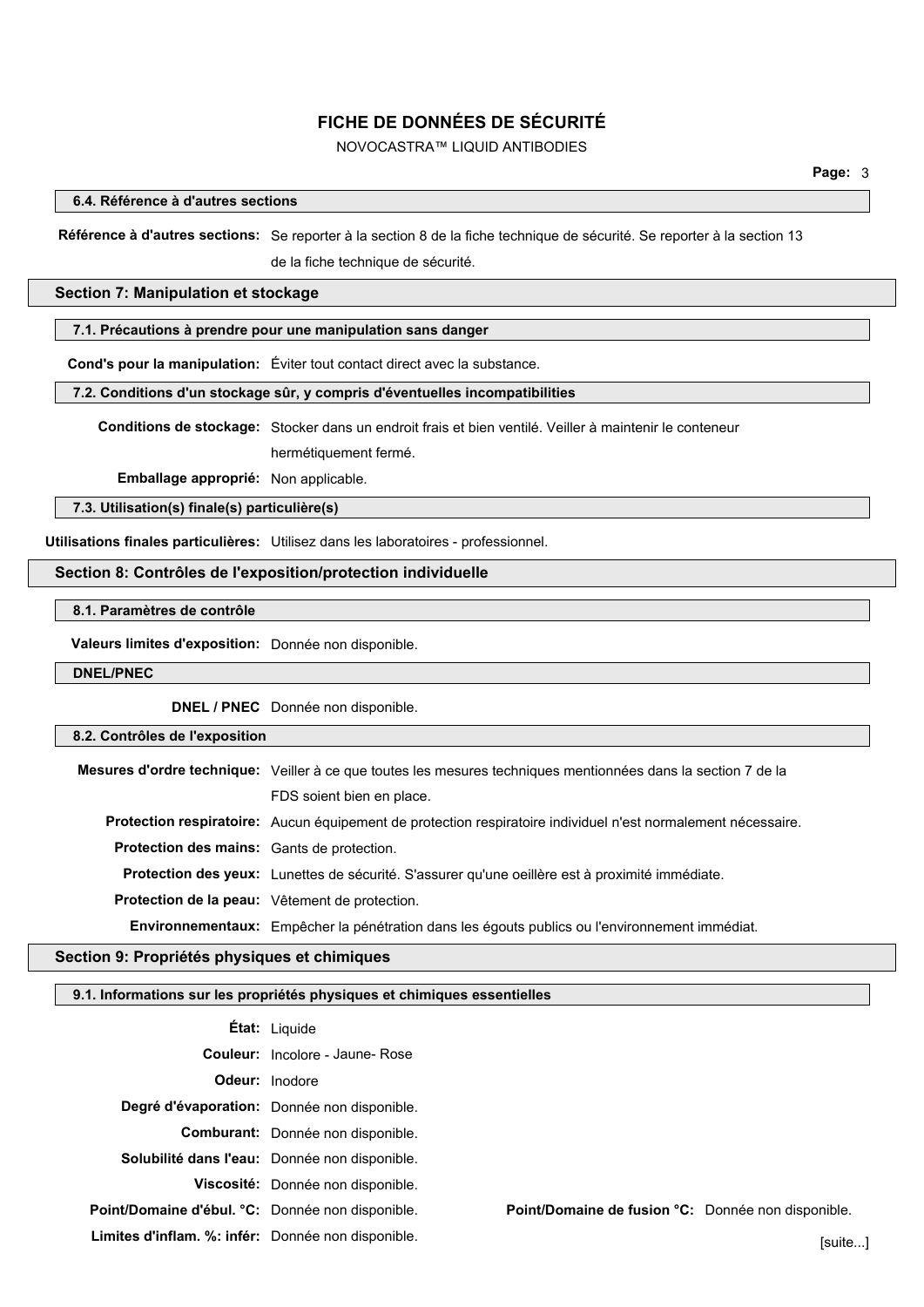#### 6.4. Référence à d'autres sections

**Référence à d'autres sections:** Se reporter à la section 8 de la fiche technique de sécurité. Se reporter à la section 13 de la fiche technique de sécurité.

## Section 7: Manipulation et stockage

#### 7.1. Précautions à prendre pour une manipulation sans danger

**Cond's pour la manipulation:** Éviter tout contact direct avec la substance.

#### 7.2. Conditions d'un stockage sûr, y compris d'éventuelles incompatibilities

**Conditions de stockage:** Stocker dans un endroit frais et bien ventilé. Veiller à maintenir le conteneur hermétiquement fermé.

**Emballage approprié:** Non applicable.

#### 7.3. Utilisation(s) finale(s) particulière(s)

**Utilisations finales particulières:** Utilisez dans les laboratoires - professionnel.

## Section 8: Contrôles de l'exposition/protection individuelle

#### 8.1. Paramètres de contrôle

**Valeurs limites d'exposition:** Donnée non disponible.

#### DNEL/PNEC

**DNEL / PNEC** Donnée non disponible.

#### 8.2. Contrôles de l'exposition

**Mesures d'ordre technique:** Veiller à ce que toutes les mesures techniques mentionnées dans la section 7 de la FDS soient bien en place.

**Protection respiratoire:** Aucun équipement de protection respiratoire individuel n'est normalement nécessaire.

**Protection des mains:** Gants de protection.

**Protection des yeux:** Lunettes de sécurité. S'assurer qu'une oeillère est à proximité immédiate.

**Protection de la peau:** Vêtement de protection.

**Environnementaux:** Empêcher la pénétration dans les égouts publics ou l'environnement immédiat.

## Section 9: Propriétés physiques et chimiques

#### 9.1. Informations sur les propriétés physiques et chimiques essentielles

**État:** Liquide

**Couleur:** Incolore - Jaune- Rose

**Odeur:** Inodore

**Degré d'évaporation:** Donnée non disponible.

**Comburant:** Donnée non disponible.

**Solubilité dans l'eau:** Donnée non disponible.

**Viscosité:** Donnée non disponible.

**Point/Domaine d'ébul. °C:** Donnée non disponible.

**Point/Domaine de fusion °C:** Donnée non disponible.

**Limites d'inflam. %: infér:** Donnée non disponible.

[suite...]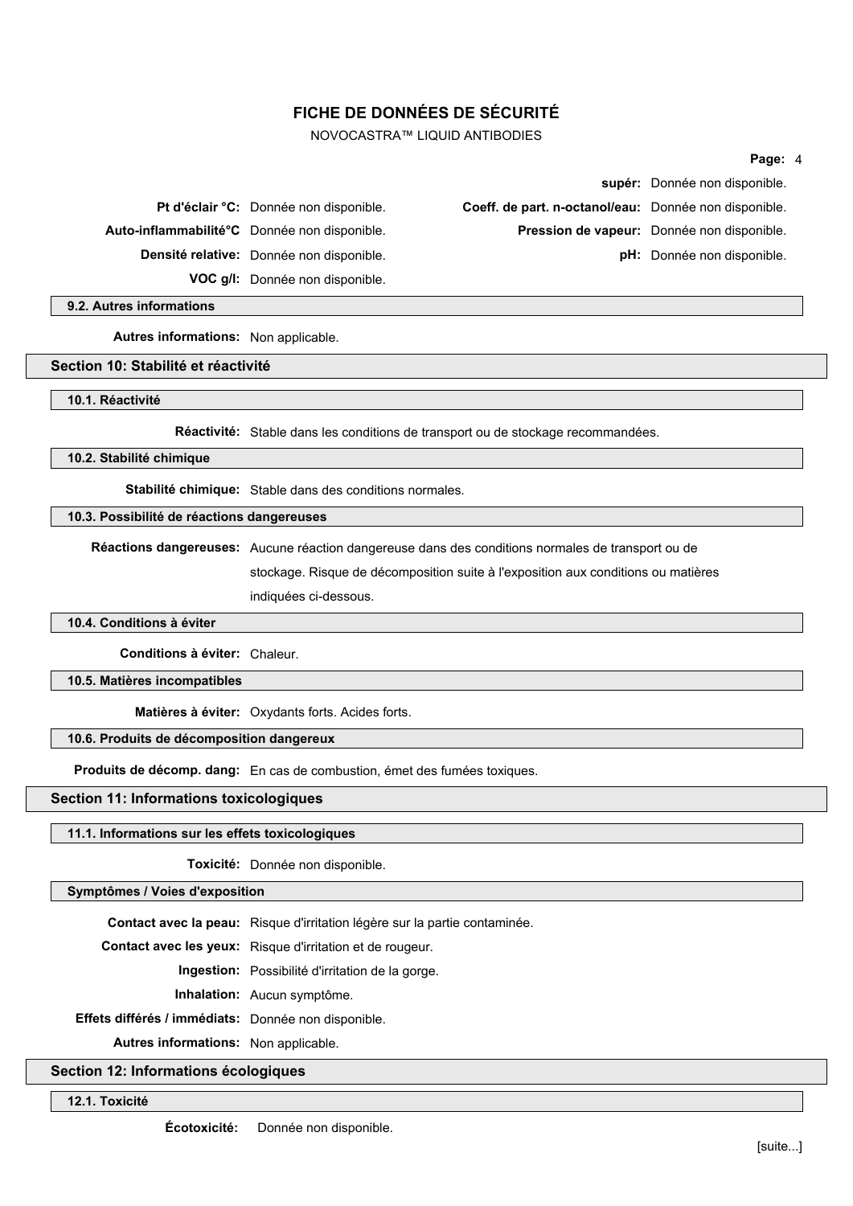supér: Donnée non disponible.

| | | | |
|---|---|---|---|
| **Pt d'éclair °C:** | Donnée non disponible. | **Coeff. de part. n-octanol/eau:** | Donnée non disponible. |
| **Auto-inflammabilité°C** | Donnée non disponible. | **Pression de vapeur:** | Donnée non disponible. |
| **Densité relative:** | Donnée non disponible. | **pH:** | Donnée non disponible. |
| **VOC g/l:** | Donnée non disponible. | | |

### 9.2. Autres informations

**Autres informations:** Non applicable.

## Section 10: Stabilité et réactivité

### 10.1. Réactivité

**Réactivité:** Stable dans les conditions de transport ou de stockage recommandées.

### 10.2. Stabilité chimique

**Stabilité chimique:** Stable dans des conditions normales.

### 10.3. Possibilité de réactions dangereuses

**Réactions dangereuses:** Aucune réaction dangereuse dans des conditions normales de transport ou de stockage. Risque de décomposition suite à l'exposition aux conditions ou matières indiquées ci-dessous.

### 10.4. Conditions à éviter

**Conditions à éviter:** Chaleur.

### 10.5. Matières incompatibles

**Matières à éviter:** Oxydants forts. Acides forts.

### 10.6. Produits de décomposition dangereux

**Produits de décomp. dang:** En cas de combustion, émet des fumées toxiques.

## Section 11: Informations toxicologiques

### 11.1. Informations sur les effets toxicologiques

**Toxicité:** Donnée non disponible.

### Symptômes / Voies d'exposition

**Contact avec la peau:** Risque d'irritation légère sur la partie contaminée.

**Contact avec les yeux:** Risque d'irritation et de rougeur.

**Ingestion:** Possibilité d'irritation de la gorge.

**Inhalation:** Aucun symptôme.

**Effets différés / immédiats:** Donnée non disponible.

**Autres informations:** Non applicable.

## Section 12: Informations écologiques

### 12.1. Toxicité

**Écotoxicité:** Donnée non disponible.

[suite...]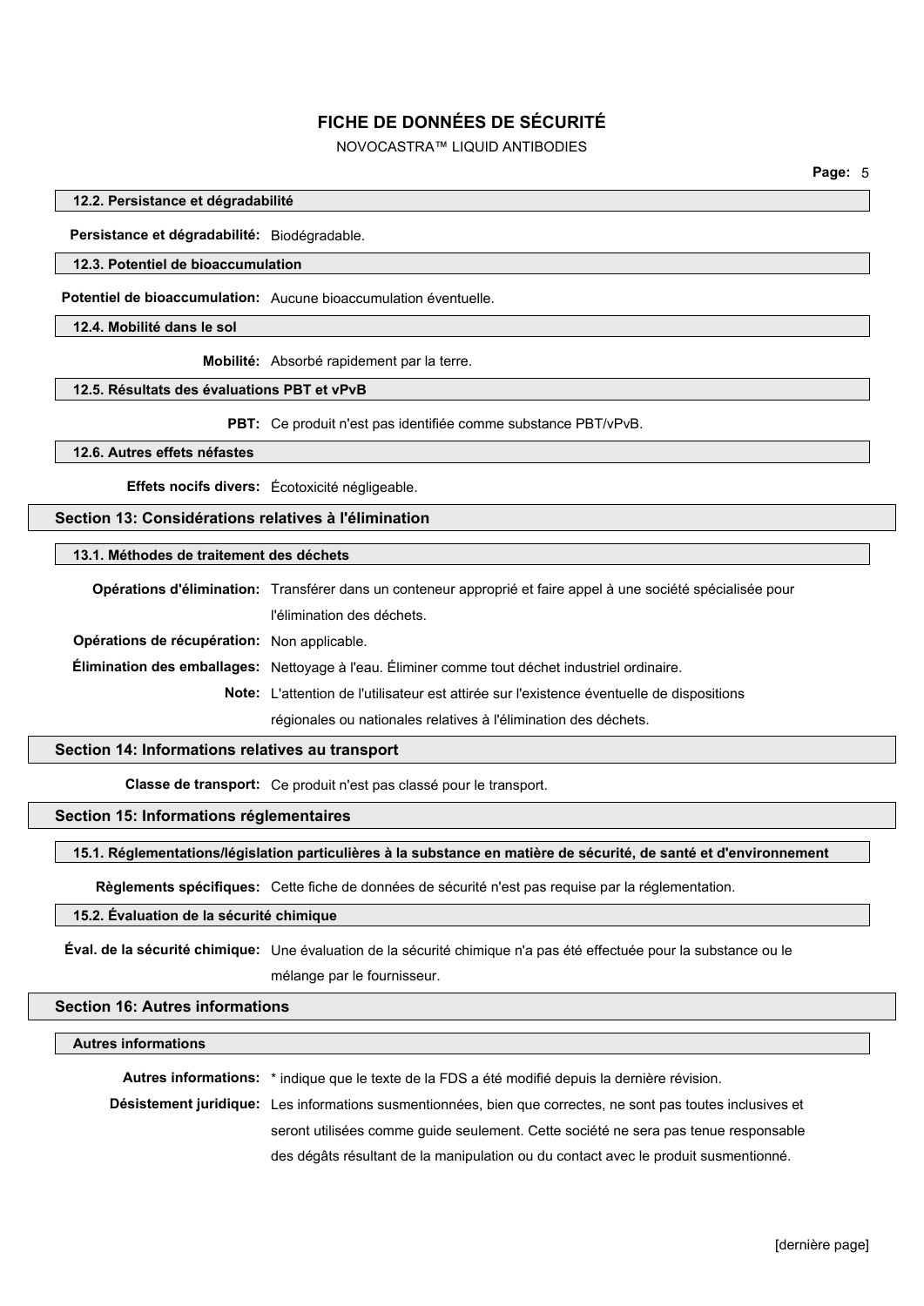#### 12.2. Persistance et dégradabilité

**Persistance et dégradabilité:** Biodégradable.

#### 12.3. Potentiel de bioaccumulation

**Potentiel de bioaccumulation:** Aucune bioaccumulation éventuelle.

#### 12.4. Mobilité dans le sol

**Mobilité:** Absorbé rapidement par la terre.

#### 12.5. Résultats des évaluations PBT et vPvB

**PBT:** Ce produit n'est pas identifiée comme substance PBT/vPvB.

#### 12.6. Autres effets néfastes

**Effets nocifs divers:** Écotoxicité négligeable.

## Section 13: Considérations relatives à l'élimination

#### 13.1. Méthodes de traitement des déchets

**Opérations d'élimination:** Transférer dans un conteneur approprié et faire appel à une société spécialisée pour l'élimination des déchets.

**Opérations de récupération:** Non applicable.

**Élimination des emballages:** Nettoyage à l'eau. Éliminer comme tout déchet industriel ordinaire.

**Note:** L'attention de l'utilisateur est attirée sur l'existence éventuelle de dispositions régionales ou nationales relatives à l'élimination des déchets.

## Section 14: Informations relatives au transport

**Classe de transport:** Ce produit n'est pas classé pour le transport.

## Section 15: Informations réglementaires

#### 15.1. Réglementations/législation particulières à la substance en matière de sécurité, de santé et d'environnement

**Règlements spécifiques:** Cette fiche de données de sécurité n'est pas requise par la réglementation.

#### 15.2. Évaluation de la sécurité chimique

**Éval. de la sécurité chimique:** Une évaluation de la sécurité chimique n'a pas été effectuée pour la substance ou le mélange par le fournisseur.

## Section 16: Autres informations

#### Autres informations

**Autres informations:** * indique que le texte de la FDS a été modifié depuis la dernière révision.

**Désistement juridique:** Les informations susmentionnées, bien que correctes, ne sont pas toutes inclusives et seront utilisées comme guide seulement. Cette société ne sera pas tenue responsable des dégâts résultant de la manipulation ou du contact avec le produit susmentionné.

[dernière page]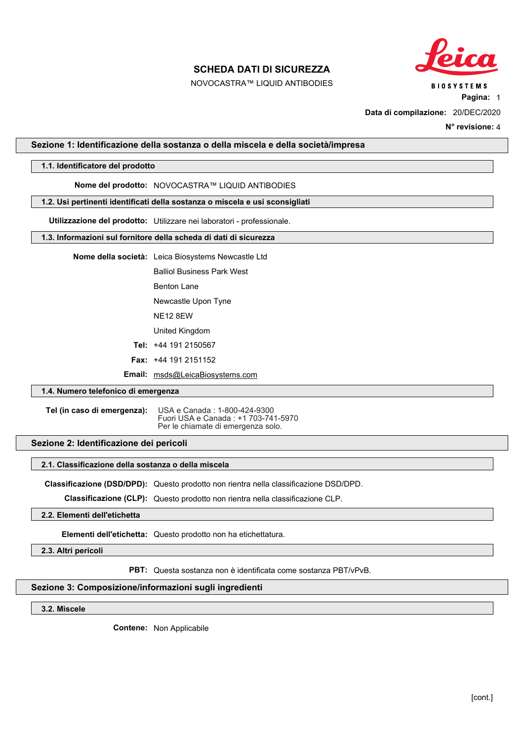# SCHEDA DATI DI SICUREZZA

NOVOCASTRA™ LIQUID ANTIBODIES

**Pagina:** 1

**Data di compilazione:** 20/DEC/2020

**N° revisione:** 4

## Sezione 1: Identificazione della sostanza o della miscela e della società/impresa

### 1.1. Identificatore del prodotto

**Nome del prodotto:** NOVOCASTRA™ LIQUID ANTIBODIES

### 1.2. Usi pertinenti identificati della sostanza o miscela e usi sconsigliati

**Utilizzazione del prodotto:** Utilizzare nei laboratori - professionale.

### 1.3. Informazioni sul fornitore della scheda di dati di sicurezza

**Nome della società:** Leica Biosystems Newcastle Ltd

Balliol Business Park West

Benton Lane

Newcastle Upon Tyne

NE12 8EW

United Kingdom

**Tel:** +44 191 2150567

**Fax:** +44 191 2151152

**Email:** msds@LeicaBiosystems.com

### 1.4. Numero telefonico di emergenza

**Tel (in caso di emergenza):** USA e Canada : 1-800-424-9300
Fuori USA e Canada : +1 703-741-5970
Per le chiamate di emergenza solo.

## Sezione 2: Identificazione dei pericoli

### 2.1. Classificazione della sostanza o della miscela

**Classificazione (DSD/DPD):** Questo prodotto non rientra nella classificazione DSD/DPD.

**Classificazione (CLP):** Questo prodotto non rientra nella classificazione CLP.

### 2.2. Elementi dell'etichetta

**Elementi dell'etichetta:** Questo prodotto non ha etichettatura.

### 2.3. Altri pericoli

**PBT:** Questa sostanza non è identificata come sostanza PBT/vPvB.

## Sezione 3: Composizione/informazioni sugli ingredienti

### 3.2. Miscele

**Contene:** Non Applicabile

[cont.]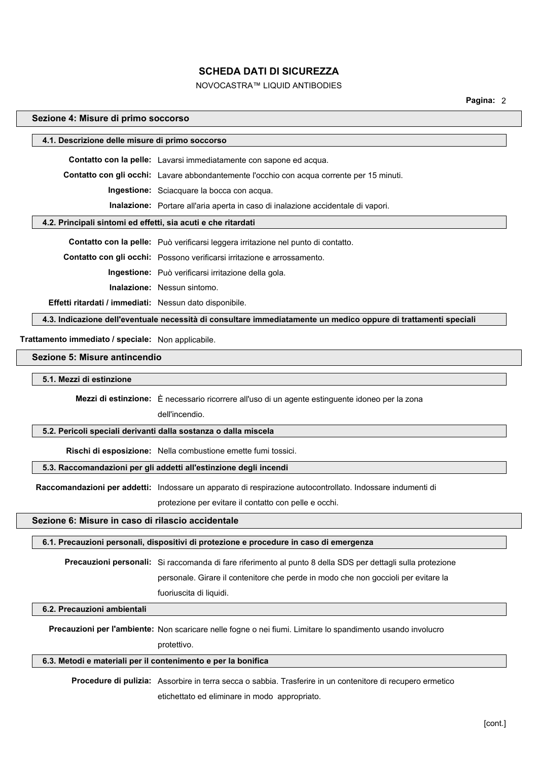## Sezione 4: Misure di primo soccorso

### 4.1. Descrizione delle misure di primo soccorso

**Contatto con la pelle:** Lavarsi immediatamente con sapone ed acqua.

**Contatto con gli occhi:** Lavare abbondantemente l'occhio con acqua corrente per 15 minuti.

**Ingestione:** Sciacquare la bocca con acqua.

**Inalazione:** Portare all'aria aperta in caso di inalazione accidentale di vapori.

### 4.2. Principali sintomi ed effetti, sia acuti e che ritardati

**Contatto con la pelle:** Può verificarsi leggera irritazione nel punto di contatto.

**Contatto con gli occhi:** Possono verificarsi irritazione e arrossamento.

**Ingestione:** Può verificarsi irritazione della gola.

**Inalazione:** Nessun sintomo.

**Effetti ritardati / immediati:** Nessun dato disponibile.

### 4.3. Indicazione dell'eventuale necessità di consultare immediatamente un medico oppure di trattamenti speciali

**Trattamento immediato / speciale:** Non applicabile.

## Sezione 5: Misure antincendio

### 5.1. Mezzi di estinzione

**Mezzi di estinzione:** È necessario ricorrere all'uso di un agente estinguente idoneo per la zona dell'incendio.

### 5.2. Pericoli speciali derivanti dalla sostanza o dalla miscela

**Rischi di esposizione:** Nella combustione emette fumi tossici.

### 5.3. Raccomandazioni per gli addetti all'estinzione degli incendi

**Raccomandazioni per addetti:** Indossare un apparato di respirazione autocontrollato. Indossare indumenti di protezione per evitare il contatto con pelle e occhi.

## Sezione 6: Misure in caso di rilascio accidentale

### 6.1. Precauzioni personali, dispositivi di protezione e procedure in caso di emergenza

**Precauzioni personali:** Si raccomanda di fare riferimento al punto 8 della SDS per dettagli sulla protezione personale. Girare il contenitore che perde in modo che non goccioli per evitare la fuoriuscita di liquidi.

### 6.2. Precauzioni ambientali

**Precauzioni per l'ambiente:** Non scaricare nelle fogne o nei fiumi. Limitare lo spandimento usando involucro protettivo.

### 6.3. Metodi e materiali per il contenimento e per la bonifica

**Procedure di pulizia:** Assorbire in terra secca o sabbia. Trasferire in un contenitore di recupero ermetico etichettato ed eliminare in modo appropriato.

[cont.]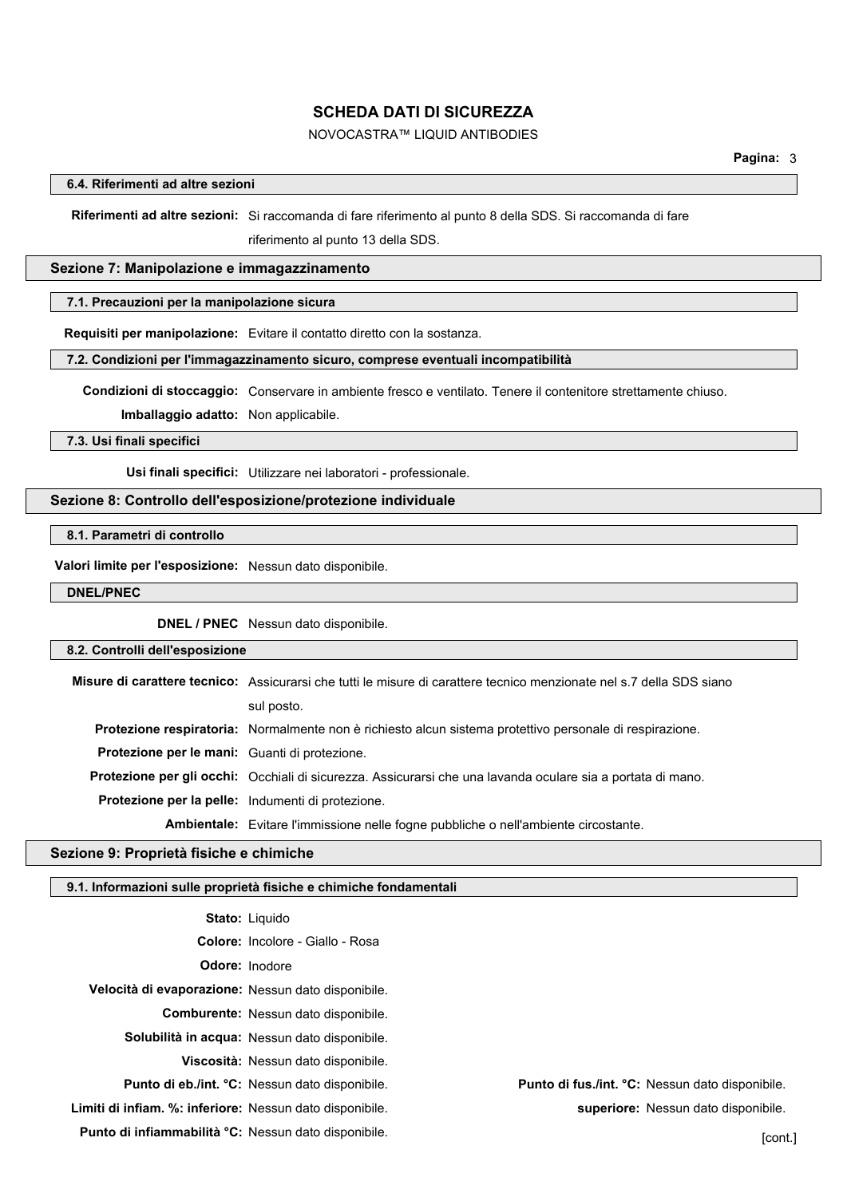### 6.4. Riferimenti ad altre sezioni

**Riferimenti ad altre sezioni:** Si raccomanda di fare riferimento al punto 8 della SDS. Si raccomanda di fare riferimento al punto 13 della SDS.

## Sezione 7: Manipolazione e immagazzinamento

### 7.1. Precauzioni per la manipolazione sicura

**Requisiti per manipolazione:** Evitare il contatto diretto con la sostanza.

### 7.2. Condizioni per l'immagazzinamento sicuro, comprese eventuali incompatibilità

**Condizioni di stoccaggio:** Conservare in ambiente fresco e ventilato. Tenere il contenitore strettamente chiuso.

**Imballaggio adatto:** Non applicabile.

### 7.3. Usi finali specifici

**Usi finali specifici:** Utilizzare nei laboratori - professionale.

## Sezione 8: Controllo dell'esposizione/protezione individuale

### 8.1. Parametri di controllo

**Valori limite per l'esposizione:** Nessun dato disponibile.

### DNEL/PNEC

**DNEL / PNEC** Nessun dato disponibile.

### 8.2. Controlli dell'esposizione

**Misure di carattere tecnico:** Assicurarsi che tutti le misure di carattere tecnico menzionate nel s.7 della SDS siano sul posto.

**Protezione respiratoria:** Normalmente non è richiesto alcun sistema protettivo personale di respirazione.

**Protezione per le mani:** Guanti di protezione.

**Protezione per gli occhi:** Occhiali di sicurezza. Assicurarsi che una lavanda oculare sia a portata di mano.

**Protezione per la pelle:** Indumenti di protezione.

**Ambientale:** Evitare l'immissione nelle fogne pubbliche o nell'ambiente circostante.

## Sezione 9: Proprietà fisiche e chimiche

### 9.1. Informazioni sulle proprietà fisiche e chimiche fondamentali

**Stato:** Liquido

**Colore:** Incolore - Giallo - Rosa

**Odore:** Inodore

**Velocità di evaporazione:** Nessun dato disponibile.

**Comburente:** Nessun dato disponibile.

**Solubilità in acqua:** Nessun dato disponibile.

**Viscosità:** Nessun dato disponibile.

**Punto di eb./int. °C:** Nessun dato disponibile.

**Punto di fus./int. °C:** Nessun dato disponibile.

**Limiti di infiam. %: inferiore:** Nessun dato disponibile.

**superiore:** Nessun dato disponibile.

**Punto di infiammabilità °C:** Nessun dato disponibile.

[cont.]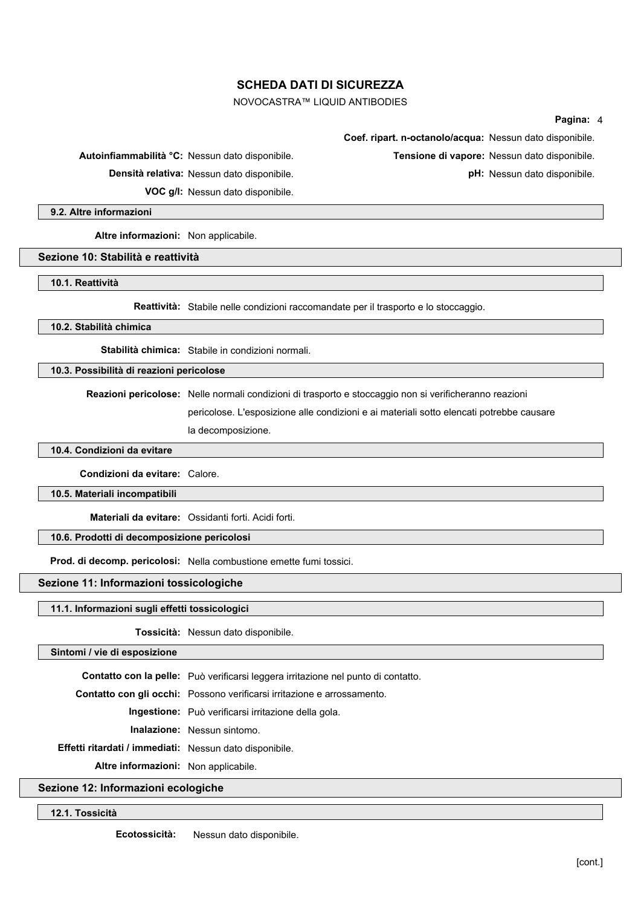**Coef. ripart. n-octanolo/acqua:** Nessun dato disponibile.

**Autoinfiammabilità °C:** Nessun dato disponibile.

**Tensione di vapore:** Nessun dato disponibile.

**Densità relativa:** Nessun dato disponibile.

**pH:** Nessun dato disponibile.

**VOC g/l:** Nessun dato disponibile.

#### 9.2. Altre informazioni

**Altre informazioni:** Non applicabile.

## Sezione 10: Stabilità e reattività

#### 10.1. Reattività

**Reattività:** Stabile nelle condizioni raccomandate per il trasporto e lo stoccaggio.

#### 10.2. Stabilità chimica

**Stabilità chimica:** Stabile in condizioni normali.

#### 10.3. Possibilità di reazioni pericolose

**Reazioni pericolose:** Nelle normali condizioni di trasporto e stoccaggio non si verificheranno reazioni pericolose. L'esposizione alle condizioni e ai materiali sotto elencati potrebbe causare la decomposizione.

#### 10.4. Condizioni da evitare

**Condizioni da evitare:** Calore.

#### 10.5. Materiali incompatibili

**Materiali da evitare:** Ossidanti forti. Acidi forti.

#### 10.6. Prodotti di decomposizione pericolosi

**Prod. di decomp. pericolosi:** Nella combustione emette fumi tossici.

## Sezione 11: Informazioni tossicologiche

#### 11.1. Informazioni sugli effetti tossicologici

**Tossicità:** Nessun dato disponibile.

#### Sintomi / vie di esposizione

**Contatto con la pelle:** Può verificarsi leggera irritazione nel punto di contatto.

**Contatto con gli occhi:** Possono verificarsi irritazione e arrossamento.

**Ingestione:** Può verificarsi irritazione della gola.

**Inalazione:** Nessun sintomo.

**Effetti ritardati / immediati:** Nessun dato disponibile.

**Altre informazioni:** Non applicabile.

## Sezione 12: Informazioni ecologiche

#### 12.1. Tossicità

**Ecotossicità:** Nessun dato disponibile.

[cont.]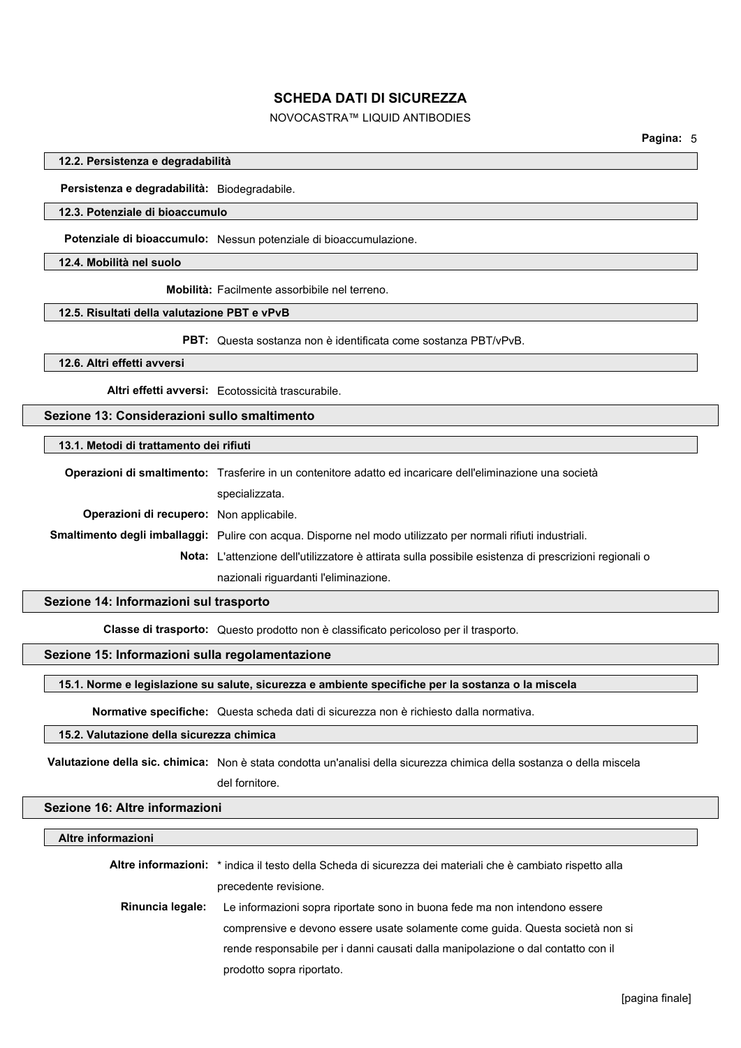### 12.2. Persistenza e degradabilità

**Persistenza e degradabilità:** Biodegradabile.

### 12.3. Potenziale di bioaccumulo

**Potenziale di bioaccumulo:** Nessun potenziale di bioaccumulazione.

### 12.4. Mobilità nel suolo

**Mobilità:** Facilmente assorbibile nel terreno.

### 12.5. Risultati della valutazione PBT e vPvB

**PBT:** Questa sostanza non è identificata come sostanza PBT/vPvB.

### 12.6. Altri effetti avversi

**Altri effetti avversi:** Ecotossicità trascurabile.

## Sezione 13: Considerazioni sullo smaltimento

### 13.1. Metodi di trattamento dei rifiuti

**Operazioni di smaltimento:** Trasferire in un contenitore adatto ed incaricare dell'eliminazione una società specializzata.

**Operazioni di recupero:** Non applicabile.

**Smaltimento degli imballaggi:** Pulire con acqua. Disporne nel modo utilizzato per normali rifiuti industriali.

**Nota:** L'attenzione dell'utilizzatore è attirata sulla possibile esistenza di prescrizioni regionali o nazionali riguardanti l'eliminazione.

## Sezione 14: Informazioni sul trasporto

**Classe di trasporto:** Questo prodotto non è classificato pericoloso per il trasporto.

## Sezione 15: Informazioni sulla regolamentazione

### 15.1. Norme e legislazione su salute, sicurezza e ambiente specifiche per la sostanza o la miscela

**Normative specifiche:** Questa scheda dati di sicurezza non è richiesto dalla normativa.

### 15.2. Valutazione della sicurezza chimica

**Valutazione della sic. chimica:** Non è stata condotta un'analisi della sicurezza chimica della sostanza o della miscela del fornitore.

## Sezione 16: Altre informazioni

### Altre informazioni

**Altre informazioni:** * indica il testo della Scheda di sicurezza dei materiali che è cambiato rispetto alla precedente revisione.

**Rinuncia legale:** Le informazioni sopra riportate sono in buona fede ma non intendono essere comprensive e devono essere usate solamente come guida. Questa società non si rende responsabile per i danni causati dalla manipolazione o dal contatto con il prodotto sopra riportato.

[pagina finale]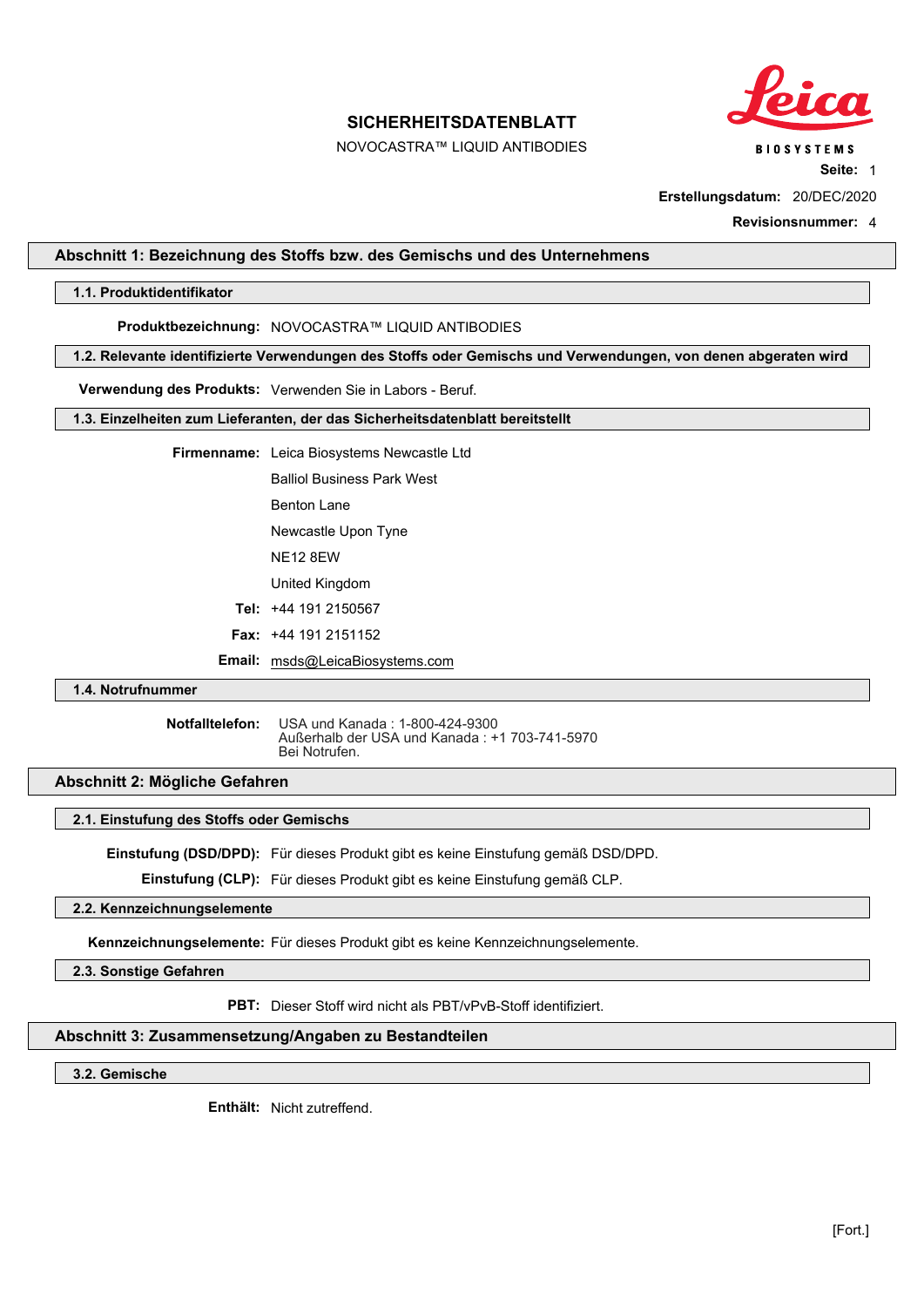# SICHERHEITSDATENBLATT

NOVOCASTRA™ LIQUID ANTIBODIES

**Erstellungsdatum:** 20/DEC/2020

**Revisionsnummer:** 4

## Abschnitt 1: Bezeichnung des Stoffs bzw. des Gemischs und des Unternehmens

### 1.1. Produktidentifikator

**Produktbezeichnung:** NOVOCASTRA™ LIQUID ANTIBODIES

### 1.2. Relevante identifizierte Verwendungen des Stoffs oder Gemischs und Verwendungen, von denen abgeraten wird

**Verwendung des Produkts:** Verwenden Sie in Labors - Beruf.

### 1.3. Einzelheiten zum Lieferanten, der das Sicherheitsdatenblatt bereitstellt

**Firmenname:** Leica Biosystems Newcastle Ltd

Balliol Business Park West

Benton Lane

Newcastle Upon Tyne

NE12 8EW

United Kingdom

**Tel:** +44 191 2150567

**Fax:** +44 191 2151152

**Email:** msds@LeicaBiosystems.com

### 1.4. Notrufnummer

**Notfalltelefon:** USA und Kanada : 1-800-424-9300
Außerhalb der USA und Kanada : +1 703-741-5970
Bei Notrufen.

## Abschnitt 2: Mögliche Gefahren

### 2.1. Einstufung des Stoffs oder Gemischs

**Einstufung (DSD/DPD):** Für dieses Produkt gibt es keine Einstufung gemäß DSD/DPD.

**Einstufung (CLP):** Für dieses Produkt gibt es keine Einstufung gemäß CLP.

### 2.2. Kennzeichnungselemente

**Kennzeichnungselemente:** Für dieses Produkt gibt es keine Kennzeichnungselemente.

### 2.3. Sonstige Gefahren

**PBT:** Dieser Stoff wird nicht als PBT/vPvB-Stoff identifiziert.

## Abschnitt 3: Zusammensetzung/Angaben zu Bestandteilen

### 3.2. Gemische

**Enthält:** Nicht zutreffend.

[Fort.]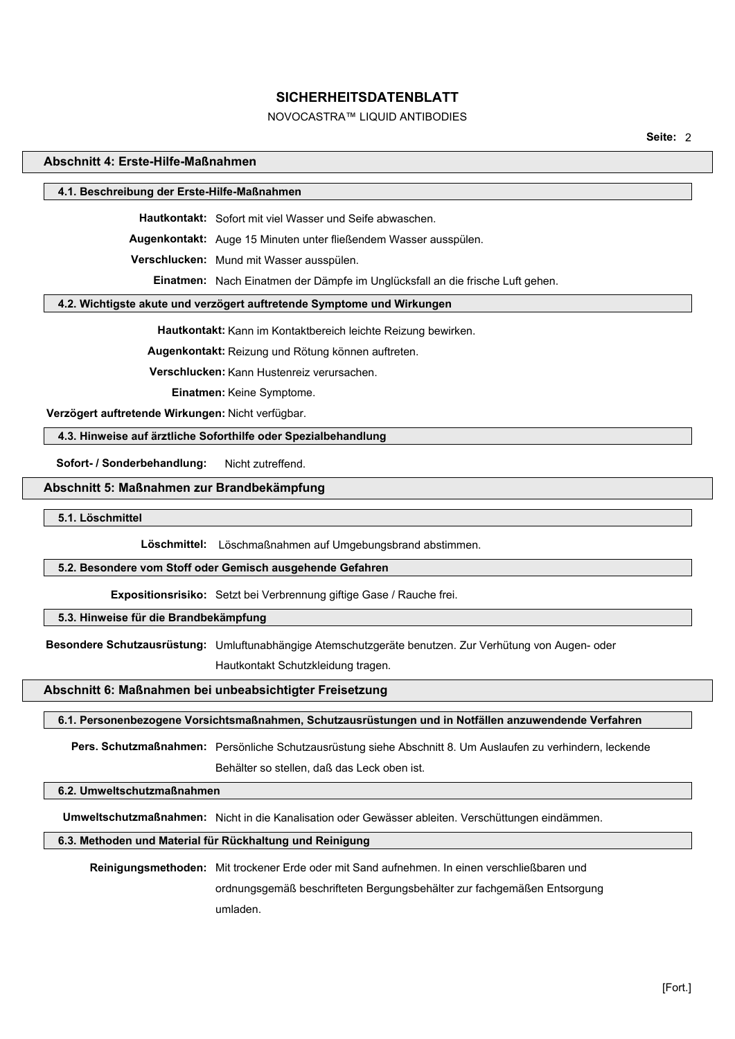# SICHERHEITSDATENBLATT

NOVOCASTRA™ LIQUID ANTIBODIES

## Abschnitt 4: Erste-Hilfe-Maßnahmen

### 4.1. Beschreibung der Erste-Hilfe-Maßnahmen

**Hautkontakt:** Sofort mit viel Wasser und Seife abwaschen.

**Augenkontakt:** Auge 15 Minuten unter fließendem Wasser ausspülen.

**Verschlucken:** Mund mit Wasser ausspülen.

**Einatmen:** Nach Einatmen der Dämpfe im Unglücksfall an die frische Luft gehen.

### 4.2. Wichtigste akute und verzögert auftretende Symptome und Wirkungen

**Hautkontakt:** Kann im Kontaktbereich leichte Reizung bewirken.

**Augenkontakt:** Reizung und Rötung können auftreten.

**Verschlucken:** Kann Hustenreiz verursachen.

**Einatmen:** Keine Symptome.

**Verzögert auftretende Wirkungen:** Nicht verfügbar.

### 4.3. Hinweise auf ärztliche Soforthilfe oder Spezialbehandlung

**Sofort- / Sonderbehandlung:** Nicht zutreffend.

## Abschnitt 5: Maßnahmen zur Brandbekämpfung

### 5.1. Löschmittel

**Löschmittel:** Löschmaßnahmen auf Umgebungsbrand abstimmen.

### 5.2. Besondere vom Stoff oder Gemisch ausgehende Gefahren

**Expositionsrisiko:** Setzt bei Verbrennung giftige Gase / Rauche frei.

### 5.3. Hinweise für die Brandbekämpfung

**Besondere Schutzausrüstung:** Umluftunabhängige Atemschutzgeräte benutzen. Zur Verhütung von Augen- oder Hautkontakt Schutzkleidung tragen.

## Abschnitt 6: Maßnahmen bei unbeabsichtigter Freisetzung

### 6.1. Personenbezogene Vorsichtsmaßnahmen, Schutzausrüstungen und in Notfällen anzuwendende Verfahren

**Pers. Schutzmaßnahmen:** Persönliche Schutzausrüstung siehe Abschnitt 8. Um Auslaufen zu verhindern, leckende Behälter so stellen, daß das Leck oben ist.

### 6.2. Umweltschutzmaßnahmen

**Umweltschutzmaßnahmen:** Nicht in die Kanalisation oder Gewässer ableiten. Verschüttungen eindämmen.

### 6.3. Methoden und Material für Rückhaltung und Reinigung

**Reinigungsmethoden:** Mit trockener Erde oder mit Sand aufnehmen. In einen verschließbaren und ordnungsgemäß beschrifteten Bergungsbehälter zur fachgemäßen Entsorgung umladen.

[Fort.]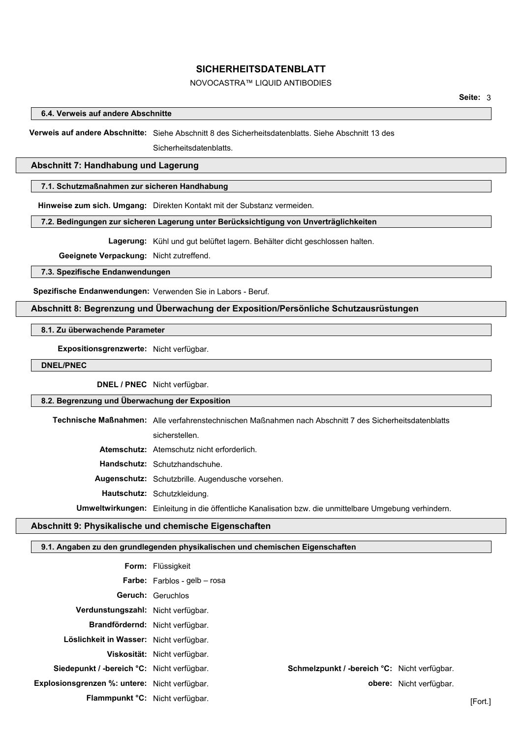### 6.4. Verweis auf andere Abschnitte

**Verweis auf andere Abschnitte:** Siehe Abschnitt 8 des Sicherheitsdatenblatts. Siehe Abschnitt 13 des Sicherheitsdatenblatts.

## Abschnitt 7: Handhabung und Lagerung

### 7.1. Schutzmaßnahmen zur sicheren Handhabung

**Hinweise zum sich. Umgang:** Direkten Kontakt mit der Substanz vermeiden.

### 7.2. Bedingungen zur sicheren Lagerung unter Berücksichtigung von Unverträglichkeiten

**Lagerung:** Kühl und gut belüftet lagern. Behälter dicht geschlossen halten.

**Geeignete Verpackung:** Nicht zutreffend.

### 7.3. Spezifische Endanwendungen

**Spezifische Endanwendungen:** Verwenden Sie in Labors - Beruf.

## Abschnitt 8: Begrenzung und Überwachung der Exposition/Persönliche Schutzausrüstungen

### 8.1. Zu überwachende Parameter

**Expositionsgrenzwerte:** Nicht verfügbar.

### DNEL/PNEC

**DNEL / PNEC** Nicht verfügbar.

### 8.2. Begrenzung und Überwachung der Exposition

**Technische Maßnahmen:** Alle verfahrenstechnischen Maßnahmen nach Abschnitt 7 des Sicherheitsdatenblatts sicherstellen.

**Atemschutz:** Atemschutz nicht erforderlich.

**Handschutz:** Schutzhandschuhe.

**Augenschutz:** Schutzbrille. Augendusche vorsehen.

**Hautschutz:** Schutzkleidung.

**Umweltwirkungen:** Einleitung in die öffentliche Kanalisation bzw. die unmittelbare Umgebung verhindern.

## Abschnitt 9: Physikalische und chemische Eigenschaften

### 9.1. Angaben zu den grundlegenden physikalischen und chemischen Eigenschaften

**Form:** Flüssigkeit

**Farbe:** Farblos - gelb – rosa

**Geruch:** Geruchlos

**Verdunstungszahl:** Nicht verfügbar.

**Brandfördernd:** Nicht verfügbar.

**Löslichkeit in Wasser:** Nicht verfügbar.

**Viskosität:** Nicht verfügbar.

**Siedepunkt / -bereich °C:** Nicht verfügbar.

**Schmelzpunkt / -bereich °C:** Nicht verfügbar.

**Explosionsgrenzen %: untere:** Nicht verfügbar.

**obere:** Nicht verfügbar.

**Flammpunkt °C:** Nicht verfügbar.

[Fort.]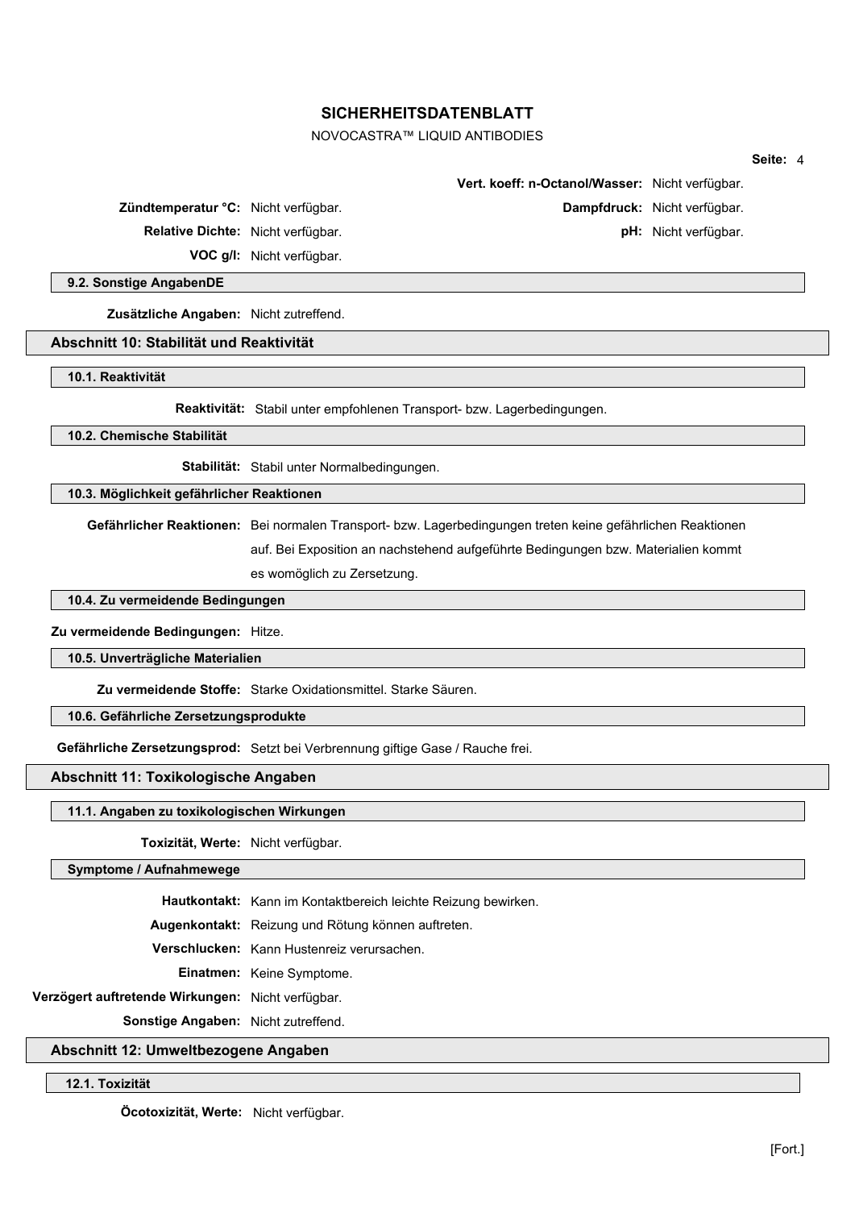**Vert. koeff: n-Octanol/Wasser:** Nicht verfügbar.

**Zündtemperatur °C:** Nicht verfügbar.

**Dampfdruck:** Nicht verfügbar.

**Relative Dichte:** Nicht verfügbar.

**pH:** Nicht verfügbar.

**VOC g/l:** Nicht verfügbar.

### 9.2. Sonstige AngabenDE

**Zusätzliche Angaben:** Nicht zutreffend.

## Abschnitt 10: Stabilität und Reaktivität

### 10.1. Reaktivität

**Reaktivität:** Stabil unter empfohlenen Transport- bzw. Lagerbedingungen.

### 10.2. Chemische Stabilität

**Stabilität:** Stabil unter Normalbedingungen.

### 10.3. Möglichkeit gefährlicher Reaktionen

**Gefährlicher Reaktionen:** Bei normalen Transport- bzw. Lagerbedingungen treten keine gefährlichen Reaktionen auf. Bei Exposition an nachstehend aufgeführte Bedingungen bzw. Materialien kommt es womöglich zu Zersetzung.

### 10.4. Zu vermeidende Bedingungen

**Zu vermeidende Bedingungen:** Hitze.

### 10.5. Unverträgliche Materialien

**Zu vermeidende Stoffe:** Starke Oxidationsmittel. Starke Säuren.

### 10.6. Gefährliche Zersetzungsprodukte

**Gefährliche Zersetzungsprod:** Setzt bei Verbrennung giftige Gase / Rauche frei.

## Abschnitt 11: Toxikologische Angaben

### 11.1. Angaben zu toxikologischen Wirkungen

**Toxizität, Werte:** Nicht verfügbar.

### Symptome / Aufnahmewege

**Hautkontakt:** Kann im Kontaktbereich leichte Reizung bewirken.

**Augenkontakt:** Reizung und Rötung können auftreten.

**Verschlucken:** Kann Hustenreiz verursachen.

**Einatmen:** Keine Symptome.

**Verzögert auftretende Wirkungen:** Nicht verfügbar.

**Sonstige Angaben:** Nicht zutreffend.

## Abschnitt 12: Umweltbezogene Angaben

### 12.1. Toxizität

**Öcotoxizität, Werte:** Nicht verfügbar.

[Fort.]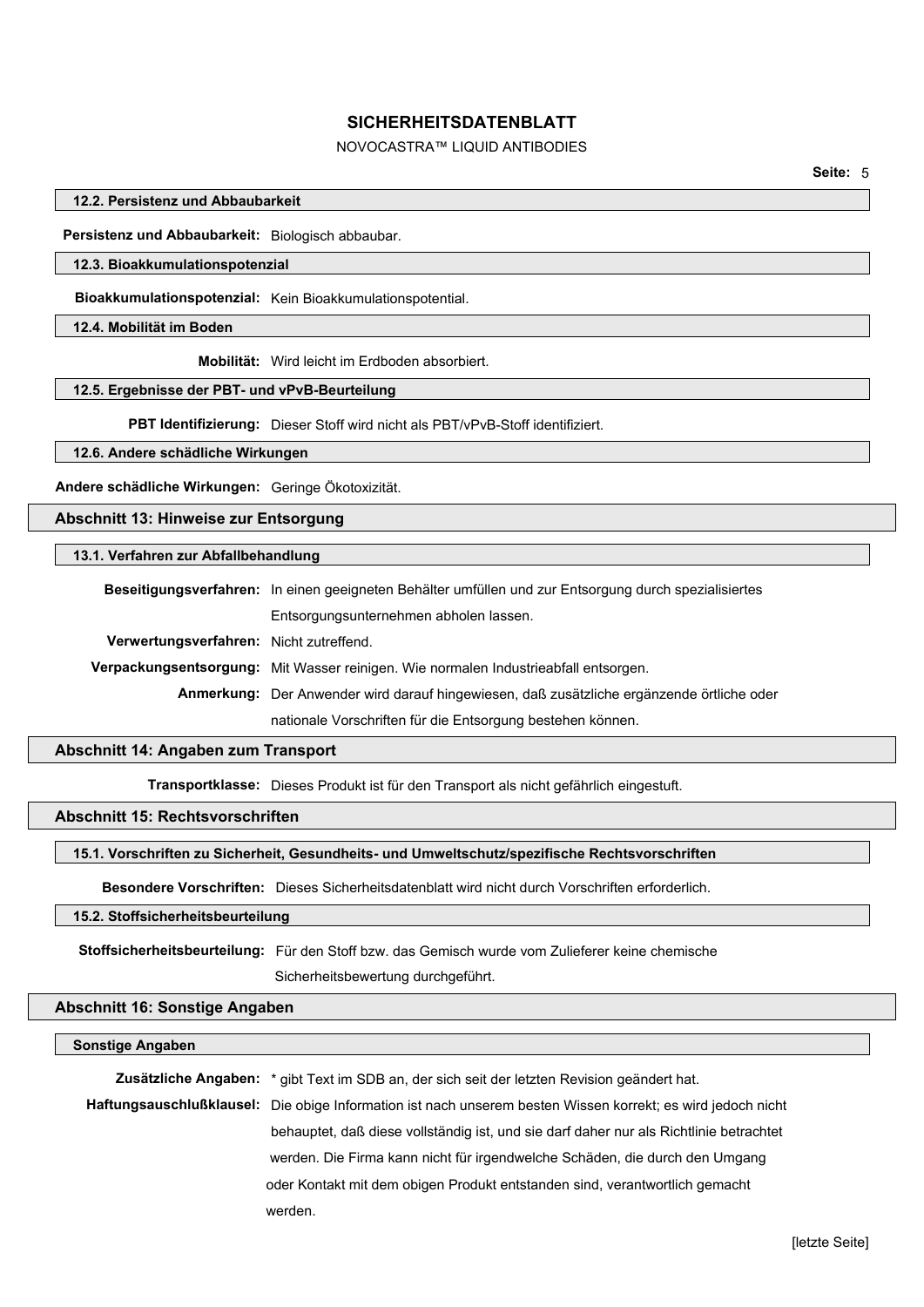### 12.2. Persistenz und Abbaubarkeit

**Persistenz und Abbaubarkeit:** Biologisch abbaubar.

### 12.3. Bioakkumulationspotenzial

**Bioakkumulationspotenzial:** Kein Bioakkumulationspotential.

### 12.4. Mobilität im Boden

**Mobilität:** Wird leicht im Erdboden absorbiert.

### 12.5. Ergebnisse der PBT- und vPvB-Beurteilung

**PBT Identifizierung:** Dieser Stoff wird nicht als PBT/vPvB-Stoff identifiziert.

### 12.6. Andere schädliche Wirkungen

**Andere schädliche Wirkungen:** Geringe Ökotoxizität.

## Abschnitt 13: Hinweise zur Entsorgung

### 13.1. Verfahren zur Abfallbehandlung

**Beseitigungsverfahren:** In einen geeigneten Behälter umfüllen und zur Entsorgung durch spezialisiertes Entsorgungsunternehmen abholen lassen.

**Verwertungsverfahren:** Nicht zutreffend.

**Verpackungsentsorgung:** Mit Wasser reinigen. Wie normalen Industrieabfall entsorgen.

**Anmerkung:** Der Anwender wird darauf hingewiesen, daß zusätzliche ergänzende örtliche oder nationale Vorschriften für die Entsorgung bestehen können.

## Abschnitt 14: Angaben zum Transport

**Transportklasse:** Dieses Produkt ist für den Transport als nicht gefährlich eingestuft.

## Abschnitt 15: Rechtsvorschriften

### 15.1. Vorschriften zu Sicherheit, Gesundheits- und Umweltschutz/spezifische Rechtsvorschriften

**Besondere Vorschriften:** Dieses Sicherheitsdatenblatt wird nicht durch Vorschriften erforderlich.

### 15.2. Stoffsicherheitsbeurteilung

**Stoffsicherheitsbeurteilung:** Für den Stoff bzw. das Gemisch wurde vom Zulieferer keine chemische Sicherheitsbewertung durchgeführt.

## Abschnitt 16: Sonstige Angaben

### Sonstige Angaben

**Zusätzliche Angaben:** * gibt Text im SDB an, der sich seit der letzten Revision geändert hat.

**Haftungsauschlußklausel:** Die obige Information ist nach unserem besten Wissen korrekt; es wird jedoch nicht behauptet, daß diese vollständig ist, und sie darf daher nur als Richtlinie betrachtet werden. Die Firma kann nicht für irgendwelche Schäden, die durch den Umgang oder Kontakt mit dem obigen Produkt entstanden sind, verantwortlich gemacht werden.

[letzte Seite]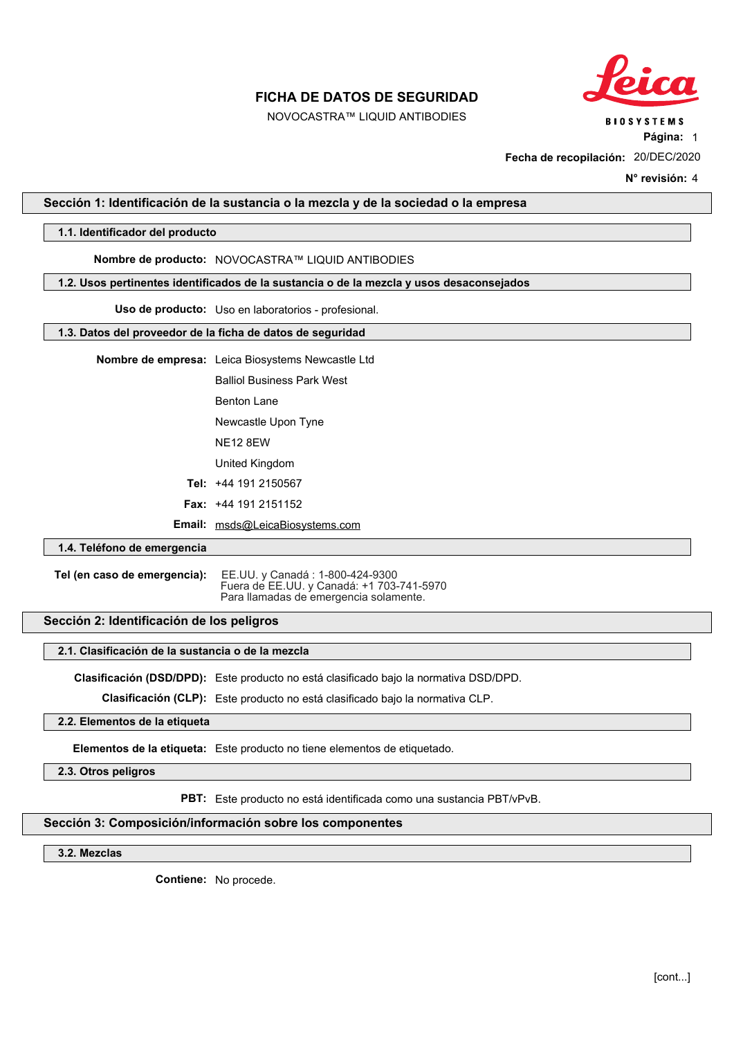# FICHA DE DATOS DE SEGURIDAD

NOVOCASTRA™ LIQUID ANTIBODIES

**Fecha de recopilación:** 20/DEC/2020

**N° revisión:** 4

## Sección 1: Identificación de la sustancia o la mezcla y de la sociedad o la empresa

### 1.1. Identificador del producto

**Nombre de producto:** NOVOCASTRA™ LIQUID ANTIBODIES

### 1.2. Usos pertinentes identificados de la sustancia o de la mezcla y usos desaconsejados

**Uso de producto:** Uso en laboratorios - profesional.

### 1.3. Datos del proveedor de la ficha de datos de seguridad

**Nombre de empresa:** Leica Biosystems Newcastle Ltd

Balliol Business Park West

Benton Lane

Newcastle Upon Tyne

NE12 8EW

United Kingdom

**Tel:** +44 191 2150567

**Fax:** +44 191 2151152

**Email:** msds@LeicaBiosystems.com

### 1.4. Teléfono de emergencia

**Tel (en caso de emergencia):** EE.UU. y Canadá : 1-800-424-9300
Fuera de EE.UU. y Canadá: +1 703-741-5970
Para llamadas de emergencia solamente.

## Sección 2: Identificación de los peligros

### 2.1. Clasificación de la sustancia o de la mezcla

**Clasificación (DSD/DPD):** Este producto no está clasificado bajo la normativa DSD/DPD.

**Clasificación (CLP):** Este producto no está clasificado bajo la normativa CLP.

### 2.2. Elementos de la etiqueta

**Elementos de la etiqueta:** Este producto no tiene elementos de etiquetado.

### 2.3. Otros peligros

**PBT:** Este producto no está identificada como una sustancia PBT/vPvB.

## Sección 3: Composición/información sobre los componentes

### 3.2. Mezclas

**Contiene:** No procede.

[cont...]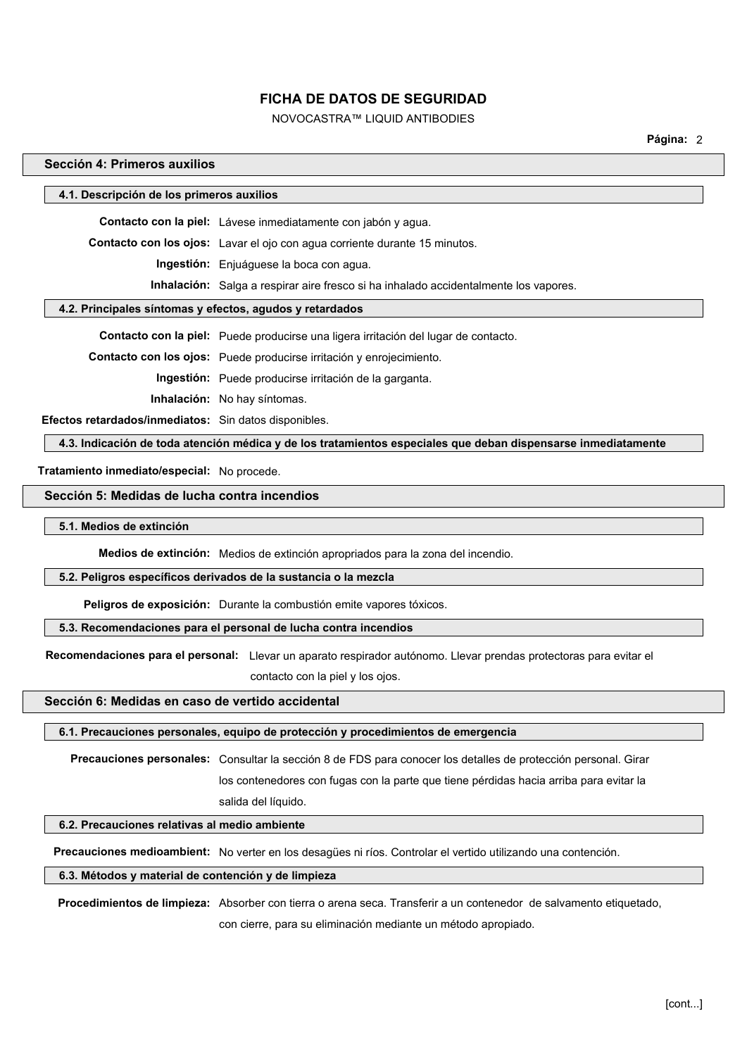# FICHA DE DATOS DE SEGURIDAD

NOVOCASTRA™ LIQUID ANTIBODIES

## Sección 4: Primeros auxilios

### 4.1. Descripción de los primeros auxilios

**Contacto con la piel:** Lávese inmediatamente con jabón y agua.

**Contacto con los ojos:** Lavar el ojo con agua corriente durante 15 minutos.

**Ingestión:** Enjuáguese la boca con agua.

**Inhalación:** Salga a respirar aire fresco si ha inhalado accidentalmente los vapores.

### 4.2. Principales síntomas y efectos, agudos y retardados

**Contacto con la piel:** Puede producirse una ligera irritación del lugar de contacto.

**Contacto con los ojos:** Puede producirse irritación y enrojecimiento.

**Ingestión:** Puede producirse irritación de la garganta.

**Inhalación:** No hay síntomas.

**Efectos retardados/inmediatos:** Sin datos disponibles.

### 4.3. Indicación de toda atención médica y de los tratamientos especiales que deban dispensarse inmediatamente

**Tratamiento inmediato/especial:** No procede.

## Sección 5: Medidas de lucha contra incendios

### 5.1. Medios de extinción

**Medios de extinción:** Medios de extinción apropriados para la zona del incendio.

### 5.2. Peligros específicos derivados de la sustancia o la mezcla

**Peligros de exposición:** Durante la combustión emite vapores tóxicos.

### 5.3. Recomendaciones para el personal de lucha contra incendios

**Recomendaciones para el personal:** Llevar un aparato respirador autónomo. Llevar prendas protectoras para evitar el contacto con la piel y los ojos.

## Sección 6: Medidas en caso de vertido accidental

### 6.1. Precauciones personales, equipo de protección y procedimientos de emergencia

**Precauciones personales:** Consultar la sección 8 de FDS para conocer los detalles de protección personal. Girar los contenedores con fugas con la parte que tiene pérdidas hacia arriba para evitar la salida del líquido.

### 6.2. Precauciones relativas al medio ambiente

**Precauciones medioambient:** No verter en los desagües ni ríos. Controlar el vertido utilizando una contención.

### 6.3. Métodos y material de contención y de limpieza

**Procedimientos de limpieza:** Absorber con tierra o arena seca. Transferir a un contenedor de salvamento etiquetado, con cierre, para su eliminación mediante un método apropiado.

[cont...]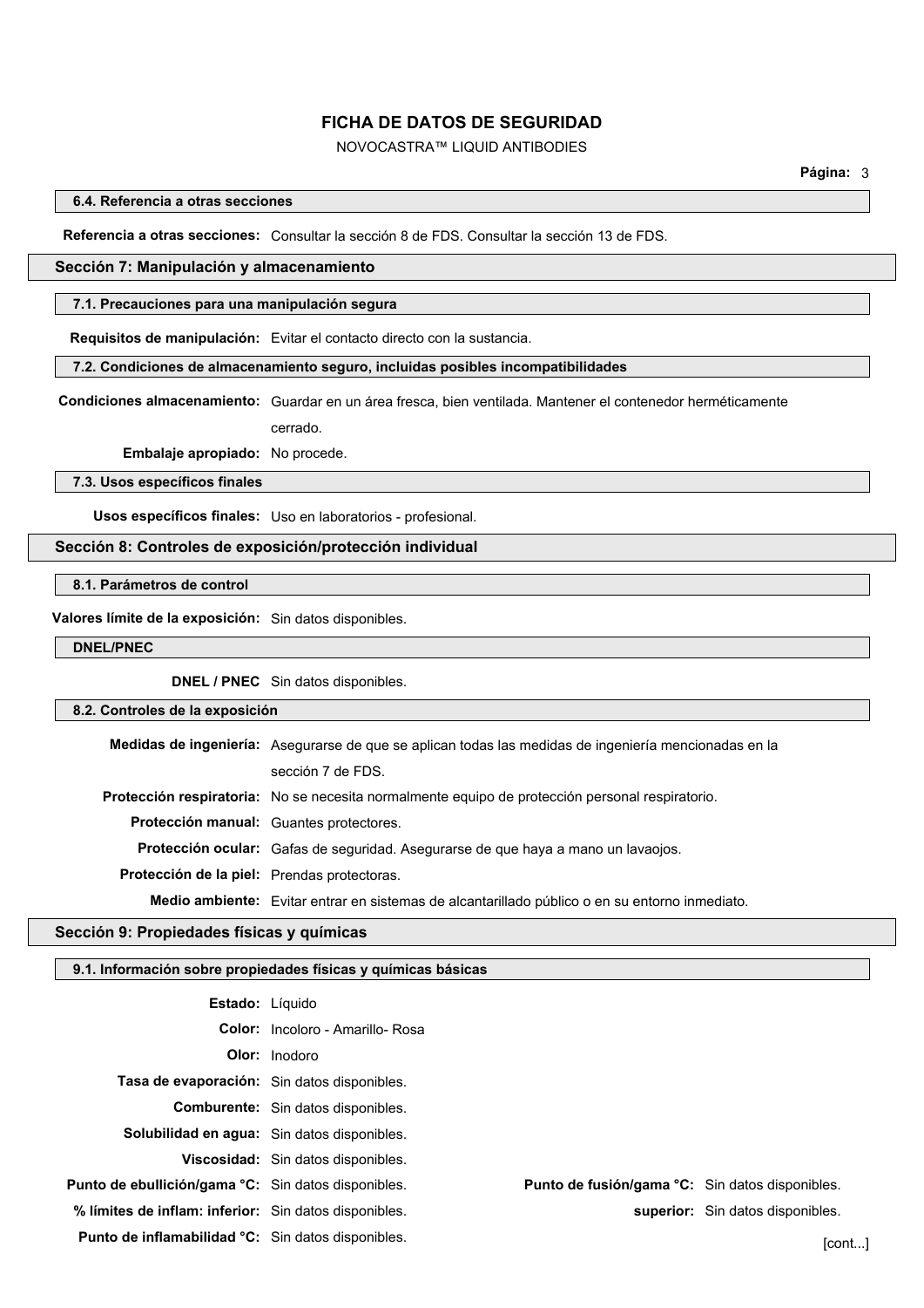### 6.4. Referencia a otras secciones

**Referencia a otras secciones:** Consultar la sección 8 de FDS. Consultar la sección 13 de FDS.

## Sección 7: Manipulación y almacenamiento

### 7.1. Precauciones para una manipulación segura

**Requisitos de manipulación:** Evitar el contacto directo con la sustancia.

### 7.2. Condiciones de almacenamiento seguro, incluidas posibles incompatibilidades

**Condiciones almacenamiento:** Guardar en un área fresca, bien ventilada. Mantener el contenedor herméticamente cerrado.

**Embalaje apropiado:** No procede.

### 7.3. Usos específicos finales

**Usos específicos finales:** Uso en laboratorios - profesional.

## Sección 8: Controles de exposición/protección individual

### 8.1. Parámetros de control

**Valores límite de la exposición:** Sin datos disponibles.

### DNEL/PNEC

**DNEL / PNEC** Sin datos disponibles.

### 8.2. Controles de la exposición

**Medidas de ingeniería:** Asegurarse de que se aplican todas las medidas de ingeniería mencionadas en la sección 7 de FDS.

**Protección respiratoria:** No se necesita normalmente equipo de protección personal respiratorio.

**Protección manual:** Guantes protectores.

**Protección ocular:** Gafas de seguridad. Asegurarse de que haya a mano un lavaojos.

**Protección de la piel:** Prendas protectoras.

**Medio ambiente:** Evitar entrar en sistemas de alcantarillado público o en su entorno inmediato.

## Sección 9: Propiedades físicas y químicas

### 9.1. Información sobre propiedades físicas y químicas básicas

**Estado:** Líquido

**Color:** Incoloro - Amarillo- Rosa

**Olor:** Inodoro

**Tasa de evaporación:** Sin datos disponibles.

**Comburente:** Sin datos disponibles.

**Solubilidad en agua:** Sin datos disponibles.

**Viscosidad:** Sin datos disponibles.

**Punto de ebullición/gama °C:** Sin datos disponibles.

**Punto de fusión/gama °C:** Sin datos disponibles.

**% límites de inflam: inferior:** Sin datos disponibles.

**superior:** Sin datos disponibles.

**Punto de inflamabilidad °C:** Sin datos disponibles.

[cont...]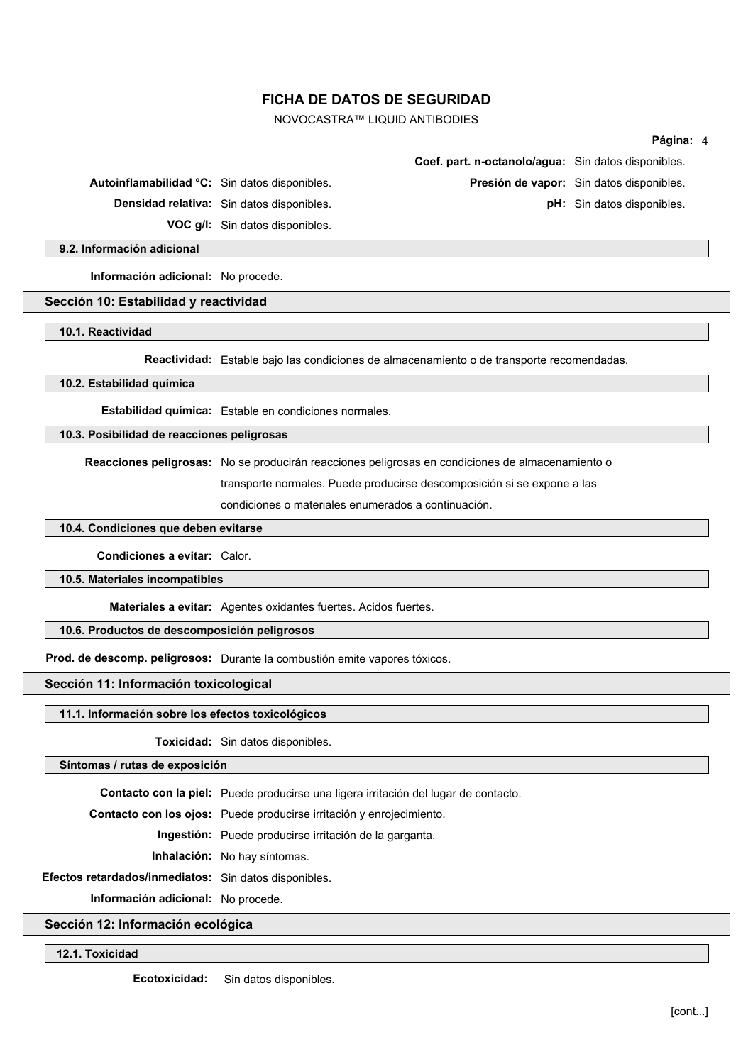**Coef. part. n-octanolo/agua:** Sin datos disponibles.

**Autoinflamabilidad °C:** Sin datos disponibles.

**Presión de vapor:** Sin datos disponibles.

**Densidad relativa:** Sin datos disponibles.

**pH:** Sin datos disponibles.

**VOC g/l:** Sin datos disponibles.

### 9.2. Información adicional

**Información adicional:** No procede.

## Sección 10: Estabilidad y reactividad

### 10.1. Reactividad

**Reactividad:** Estable bajo las condiciones de almacenamiento o de transporte recomendadas.

### 10.2. Estabilidad química

**Estabilidad química:** Estable en condiciones normales.

### 10.3. Posibilidad de reacciones peligrosas

**Reacciones peligrosas:** No se producirán reacciones peligrosas en condiciones de almacenamiento o transporte normales. Puede producirse descomposición si se expone a las condiciones o materiales enumerados a continuación.

### 10.4. Condiciones que deben evitarse

**Condiciones a evitar:** Calor.

### 10.5. Materiales incompatibles

**Materiales a evitar:** Agentes oxidantes fuertes. Acidos fuertes.

### 10.6. Productos de descomposición peligrosos

**Prod. de descomp. peligrosos:** Durante la combustión emite vapores tóxicos.

## Sección 11: Información toxicological

### 11.1. Información sobre los efectos toxicológicos

**Toxicidad:** Sin datos disponibles.

### Síntomas / rutas de exposición

**Contacto con la piel:** Puede producirse una ligera irritación del lugar de contacto.

**Contacto con los ojos:** Puede producirse irritación y enrojecimiento.

**Ingestión:** Puede producirse irritación de la garganta.

**Inhalación:** No hay síntomas.

**Efectos retardados/inmediatos:** Sin datos disponibles.

**Información adicional:** No procede.

## Sección 12: Información ecológica

### 12.1. Toxicidad

**Ecotoxicidad:** Sin datos disponibles.

[cont...]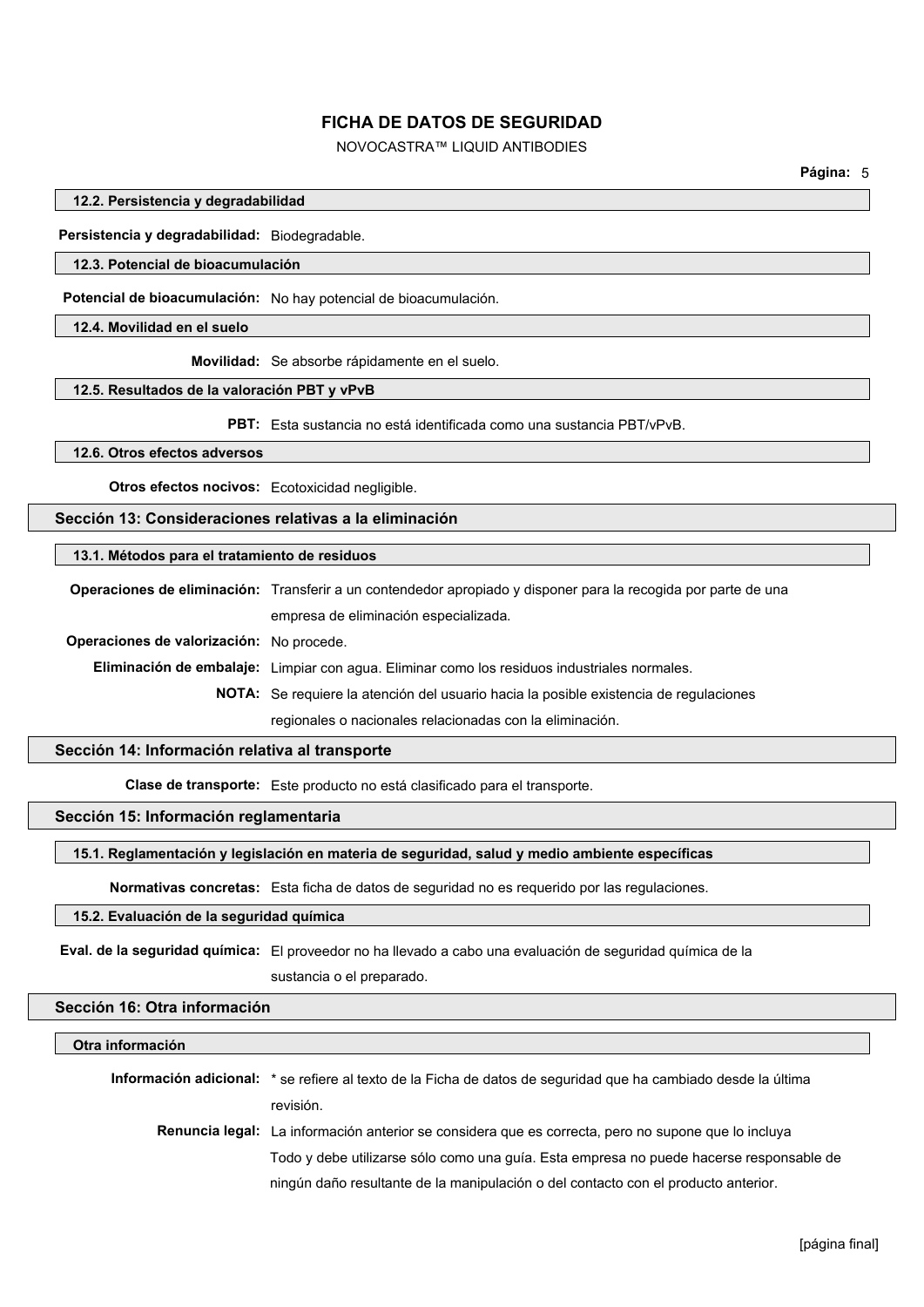#### 12.2. Persistencia y degradabilidad

**Persistencia y degradabilidad:** Biodegradable.

#### 12.3. Potencial de bioacumulación

**Potencial de bioacumulación:** No hay potencial de bioacumulación.

#### 12.4. Movilidad en el suelo

**Movilidad:** Se absorbe rápidamente en el suelo.

#### 12.5. Resultados de la valoración PBT y vPvB

**PBT:** Esta sustancia no está identificada como una sustancia PBT/vPvB.

#### 12.6. Otros efectos adversos

**Otros efectos nocivos:** Ecotoxicidad negligible.

## Sección 13: Consideraciones relativas a la eliminación

#### 13.1. Métodos para el tratamiento de residuos

**Operaciones de eliminación:** Transferir a un contendedor apropiado y disponer para la recogida por parte de una empresa de eliminación especializada.

**Operaciones de valorización:** No procede.

**Eliminación de embalaje:** Limpiar con agua. Eliminar como los residuos industriales normales.

**NOTA:** Se requiere la atención del usuario hacia la posible existencia de regulaciones regionales o nacionales relacionadas con la eliminación.

## Sección 14: Información relativa al transporte

**Clase de transporte:** Este producto no está clasificado para el transporte.

## Sección 15: Información reglamentaria

#### 15.1. Reglamentación y legislación en materia de seguridad, salud y medio ambiente específicas

**Normativas concretas:** Esta ficha de datos de seguridad no es requerido por las regulaciones.

#### 15.2. Evaluación de la seguridad química

**Eval. de la seguridad química:** El proveedor no ha llevado a cabo una evaluación de seguridad química de la sustancia o el preparado.

## Sección 16: Otra información

#### Otra información

**Información adicional:** * se refiere al texto de la Ficha de datos de seguridad que ha cambiado desde la última revisión.

**Renuncia legal:** La información anterior se considera que es correcta, pero no supone que lo incluya Todo y debe utilizarse sólo como una guía. Esta empresa no puede hacerse responsable de ningún daño resultante de la manipulación o del contacto con el producto anterior.

[página final]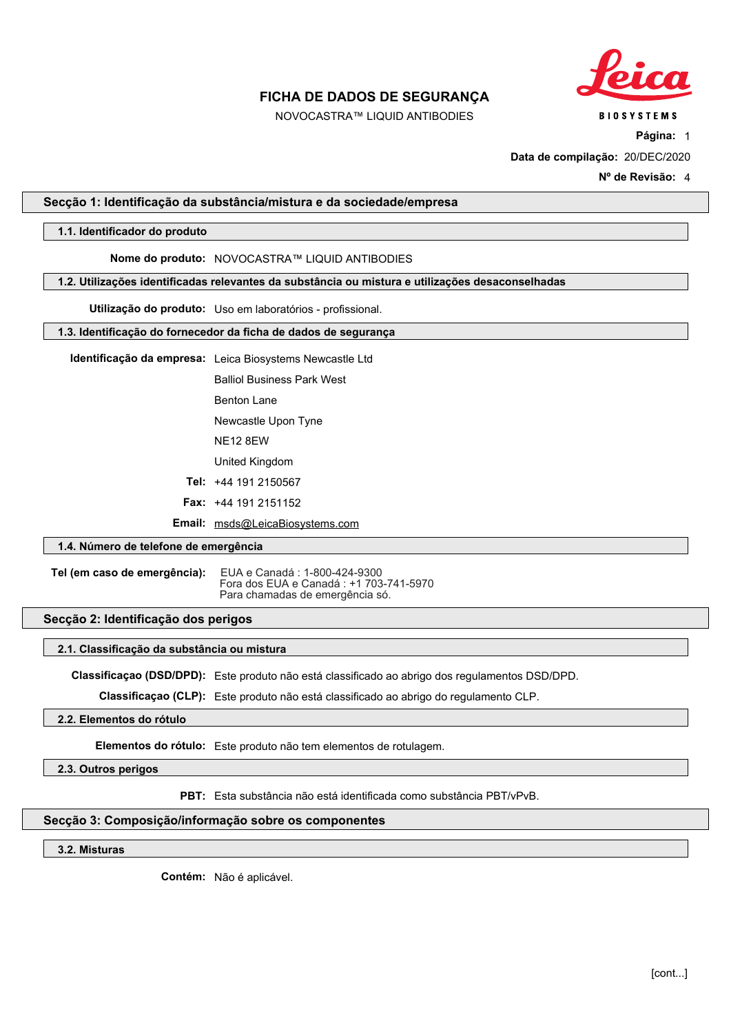# FICHA DE DADOS DE SEGURANÇA

NOVOCASTRA™ LIQUID ANTIBODIES

**Data de compilação:** 20/DEC/2020

**Nº de Revisão:** 4

## Secção 1: Identificação da substância/mistura e da sociedade/empresa

### 1.1. Identificador do produto

**Nome do produto:** NOVOCASTRA™ LIQUID ANTIBODIES

### 1.2. Utilizações identificadas relevantes da substância ou mistura e utilizações desaconselhadas

**Utilização do produto:** Uso em laboratórios - profissional.

### 1.3. Identificação do fornecedor da ficha de dados de segurança

**Identificação da empresa:** Leica Biosystems Newcastle Ltd
Balliol Business Park West
Benton Lane
Newcastle Upon Tyne
NE12 8EW
United Kingdom

**Tel:** +44 191 2150567

**Fax:** +44 191 2151152

**Email:** msds@LeicaBiosystems.com

### 1.4. Número de telefone de emergência

**Tel (em caso de emergência):** EUA e Canadá : 1-800-424-9300
Fora dos EUA e Canadá : +1 703-741-5970
Para chamadas de emergência só.

## Secção 2: Identificação dos perigos

### 2.1. Classificação da substância ou mistura

**Classificaçao (DSD/DPD):** Este produto não está classificado ao abrigo dos regulamentos DSD/DPD.

**Classificaçao (CLP):** Este produto não está classificado ao abrigo do regulamento CLP.

### 2.2. Elementos do rótulo

**Elementos do rótulo:** Este produto não tem elementos de rotulagem.

### 2.3. Outros perigos

**PBT:** Esta substância não está identificada como substância PBT/vPvB.

## Secção 3: Composição/informação sobre os componentes

### 3.2. Misturas

**Contém:** Não é aplicável.

[cont...]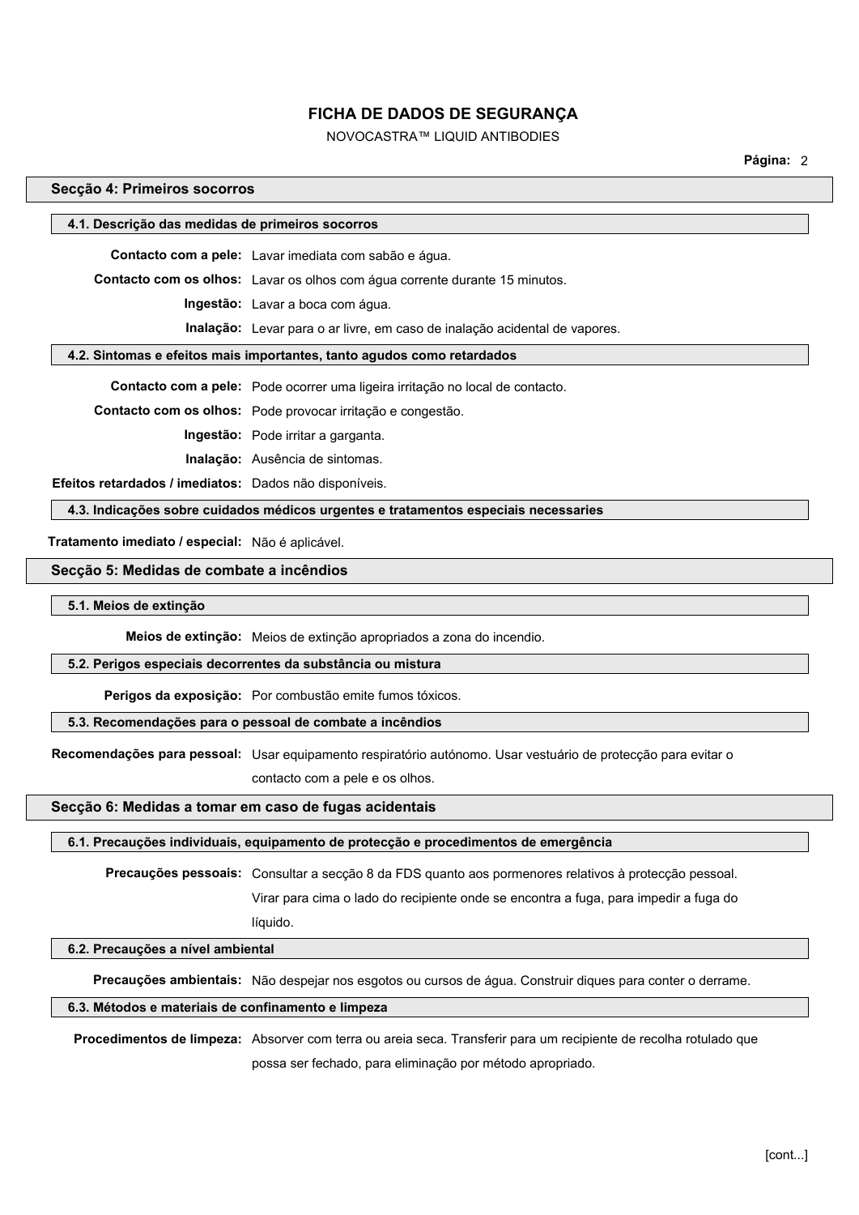## Secção 4: Primeiros socorros

### 4.1. Descrição das medidas de primeiros socorros

**Contacto com a pele:** Lavar imediata com sabão e água.

**Contacto com os olhos:** Lavar os olhos com água corrente durante 15 minutos.

**Ingestão:** Lavar a boca com água.

**Inalação:** Levar para o ar livre, em caso de inalação acidental de vapores.

### 4.2. Sintomas e efeitos mais importantes, tanto agudos como retardados

**Contacto com a pele:** Pode ocorrer uma ligeira irritação no local de contacto.

**Contacto com os olhos:** Pode provocar irritação e congestão.

**Ingestão:** Pode irritar a garganta.

**Inalação:** Ausência de sintomas.

**Efeitos retardados / imediatos:** Dados não disponíveis.

### 4.3. Indicações sobre cuidados médicos urgentes e tratamentos especiais necessaries

**Tratamento imediato / especial:** Não é aplicável.

## Secção 5: Medidas de combate a incêndios

### 5.1. Meios de extinção

**Meios de extinção:** Meios de extinção apropriados a zona do incendio.

### 5.2. Perigos especiais decorrentes da substância ou mistura

**Perigos da exposição:** Por combustão emite fumos tóxicos.

### 5.3. Recomendações para o pessoal de combate a incêndios

**Recomendações para pessoal:** Usar equipamento respiratório autónomo. Usar vestuário de protecção para evitar o contacto com a pele e os olhos.

## Secção 6: Medidas a tomar em caso de fugas acidentais

### 6.1. Precauções individuais, equipamento de protecção e procedimentos de emergência

**Precauções pessoais:** Consultar a secção 8 da FDS quanto aos pormenores relativos à protecção pessoal. Virar para cima o lado do recipiente onde se encontra a fuga, para impedir a fuga do líquido.

### 6.2. Precauções a nível ambiental

**Precauções ambientais:** Não despejar nos esgotos ou cursos de água. Construir diques para conter o derrame.

### 6.3. Métodos e materiais de confinamento e limpeza

**Procedimentos de limpeza:** Absorver com terra ou areia seca. Transferir para um recipiente de recolha rotulado que possa ser fechado, para eliminação por método apropriado.

[cont...]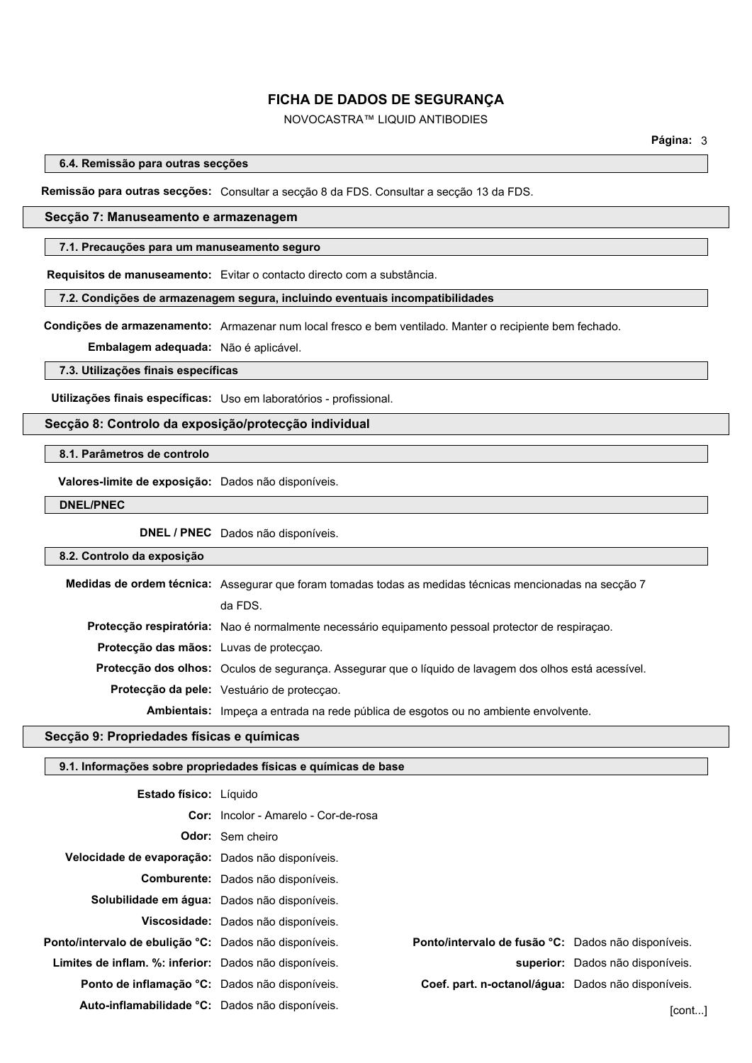# FICHA DE DADOS DE SEGURANÇA

NOVOCASTRA™ LIQUID ANTIBODIES

### 6.4. Remissão para outras secções

**Remissão para outras secções:** Consultar a secção 8 da FDS. Consultar a secção 13 da FDS.

## Secção 7: Manuseamento e armazenagem

### 7.1. Precauções para um manuseamento seguro

**Requisitos de manuseamento:** Evitar o contacto directo com a substância.

### 7.2. Condições de armazenagem segura, incluindo eventuais incompatibilidades

**Condições de armazenamento:** Armazenar num local fresco e bem ventilado. Manter o recipiente bem fechado.

**Embalagem adequada:** Não é aplicável.

### 7.3. Utilizações finais específicas

**Utilizações finais específicas:** Uso em laboratórios - profissional.

## Secção 8: Controlo da exposição/protecção individual

### 8.1. Parâmetros de controlo

**Valores-limite de exposição:** Dados não disponíveis.

### DNEL/PNEC

**DNEL / PNEC** Dados não disponíveis.

### 8.2. Controlo da exposição

**Medidas de ordem técnica:** Assegurar que foram tomadas todas as medidas técnicas mencionadas na secção 7 da FDS.

**Protecção respiratória:** Nao é normalmente necessário equipamento pessoal protector de respiraçao.

**Protecção das mãos:** Luvas de protecçao.

**Protecção dos olhos:** Oculos de segurança. Assegurar que o líquido de lavagem dos olhos está acessível.

**Protecção da pele:** Vestuário de protecçao.

**Ambientais:** Impeça a entrada na rede pública de esgotos ou no ambiente envolvente.

## Secção 9: Propriedades físicas e químicas

### 9.1. Informações sobre propriedades físicas e químicas de base

**Estado físico:** Líquido

**Cor:** Incolor - Amarelo - Cor-de-rosa

**Odor:** Sem cheiro

**Velocidade de evaporação:** Dados não disponíveis.

**Comburente:** Dados não disponíveis.

**Solubilidade em água:** Dados não disponíveis.

**Viscosidade:** Dados não disponíveis.

**Ponto/intervalo de ebulição °C:** Dados não disponíveis.

**Ponto/intervalo de fusão °C:** Dados não disponíveis.

**Limites de inflam. %: inferior:** Dados não disponíveis.

**superior:** Dados não disponíveis.

**Ponto de inflamação °C:** Dados não disponíveis.

**Coef. part. n-octanol/água:** Dados não disponíveis.

**Auto-inflamabilidade °C:** Dados não disponíveis.

[cont...]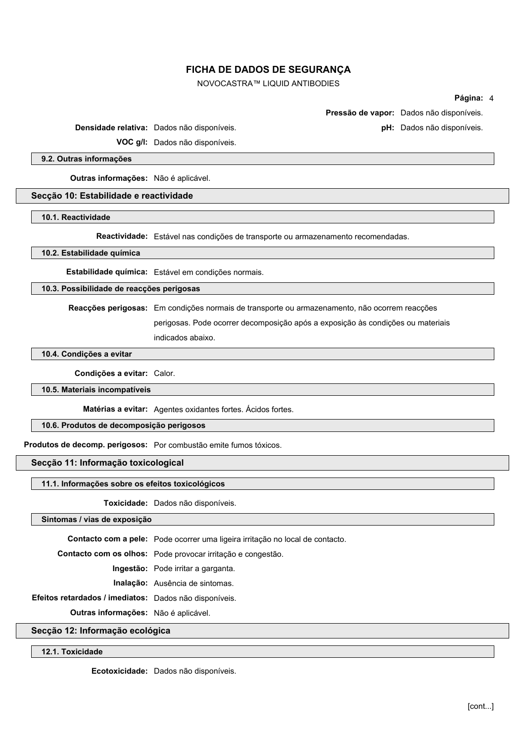**Pressão de vapor:** Dados não disponíveis.

**Densidade relativa:** Dados não disponíveis.

**pH:** Dados não disponíveis.

**VOC g/l:** Dados não disponíveis.

### 9.2. Outras informações

**Outras informações:** Não é aplicável.

## Secção 10: Estabilidade e reactividade

### 10.1. Reactividade

**Reactividade:** Estável nas condições de transporte ou armazenamento recomendadas.

### 10.2. Estabilidade química

**Estabilidade química:** Estável em condições normais.

### 10.3. Possibilidade de reacções perigosas

**Reacções perigosas:** Em condições normais de transporte ou armazenamento, não ocorrem reacções perigosas. Pode ocorrer decomposição após a exposição às condições ou materiais indicados abaixo.

### 10.4. Condições a evitar

**Condições a evitar:** Calor.

### 10.5. Materiais incompatíveis

**Matérias a evitar:** Agentes oxidantes fortes. Ácidos fortes.

### 10.6. Produtos de decomposição perigosos

**Produtos de decomp. perigosos:** Por combustão emite fumos tóxicos.

## Secção 11: Informação toxicological

### 11.1. Informações sobre os efeitos toxicológicos

**Toxicidade:** Dados não disponíveis.

### Sintomas / vias de exposição

**Contacto com a pele:** Pode ocorrer uma ligeira irritação no local de contacto.

**Contacto com os olhos:** Pode provocar irritação e congestão.

**Ingestão:** Pode irritar a garganta.

**Inalação:** Ausência de sintomas.

**Efeitos retardados / imediatos:** Dados não disponíveis.

**Outras informações:** Não é aplicável.

## Secção 12: Informação ecológica

### 12.1. Toxicidade

**Ecotoxicidade:** Dados não disponíveis.

[cont...]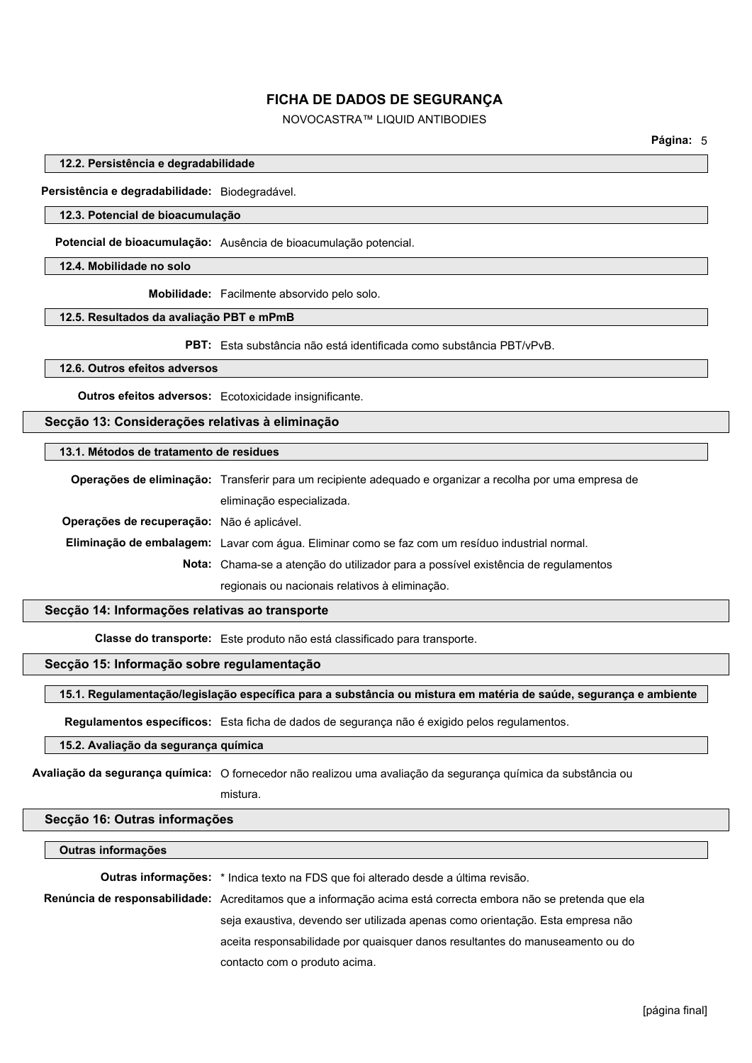### 12.2. Persistência e degradabilidade

**Persistência e degradabilidade:** Biodegradável.

### 12.3. Potencial de bioacumulação

**Potencial de bioacumulação:** Ausência de bioacumulação potencial.

### 12.4. Mobilidade no solo

**Mobilidade:** Facilmente absorvido pelo solo.

### 12.5. Resultados da avaliação PBT e mPmB

**PBT:** Esta substância não está identificada como substância PBT/vPvB.

### 12.6. Outros efeitos adversos

**Outros efeitos adversos:** Ecotoxicidade insignificante.

## Secção 13: Considerações relativas à eliminação

### 13.1. Métodos de tratamento de residues

**Operações de eliminação:** Transferir para um recipiente adequado e organizar a recolha por uma empresa de eliminação especializada.

**Operações de recuperação:** Não é aplicável.

**Eliminação de embalagem:** Lavar com água. Eliminar como se faz com um resíduo industrial normal.

**Nota:** Chama-se a atenção do utilizador para a possível existência de regulamentos regionais ou nacionais relativos à eliminação.

## Secção 14: Informações relativas ao transporte

**Classe do transporte:** Este produto não está classificado para transporte.

## Secção 15: Informação sobre regulamentação

### 15.1. Regulamentação/legislação específica para a substância ou mistura em matéria de saúde, segurança e ambiente

**Regulamentos específicos:** Esta ficha de dados de segurança não é exigido pelos regulamentos.

### 15.2. Avaliação da segurança química

**Avaliação da segurança química:** O fornecedor não realizou uma avaliação da segurança química da substância ou mistura.

## Secção 16: Outras informações

### Outras informações

**Outras informações:** * Indica texto na FDS que foi alterado desde a última revisão.

**Renúncia de responsabilidade:** Acreditamos que a informação acima está correcta embora não se pretenda que ela seja exaustiva, devendo ser utilizada apenas como orientação. Esta empresa não aceita responsabilidade por quaisquer danos resultantes do manuseamento ou do contacto com o produto acima.

[página final]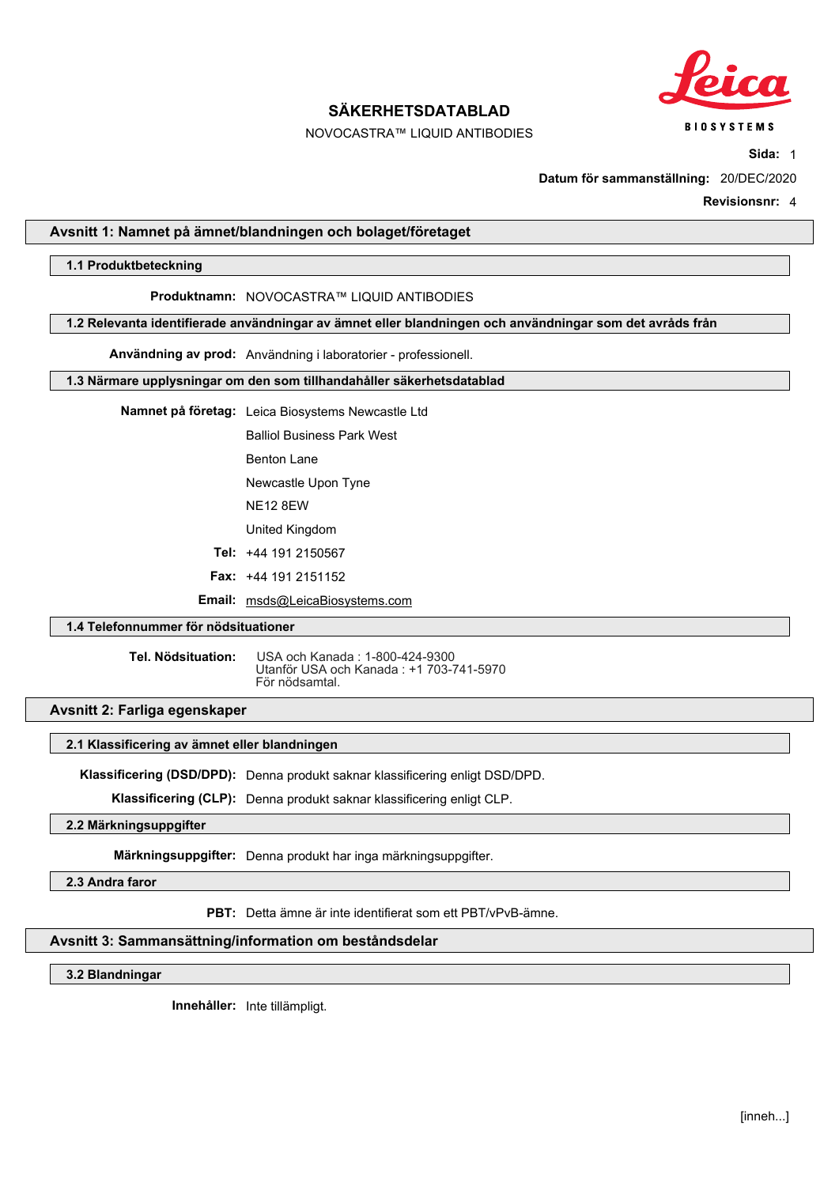# SÄKERHETSDATABLAD

NOVOCASTRA™ LIQUID ANTIBODIES

**Datum för sammanställning:** 20/DEC/2020

**Revisionsnr:** 4

## Avsnitt 1: Namnet på ämnet/blandningen och bolaget/företaget

### 1.1 Produktbeteckning

**Produktnamn:** NOVOCASTRA™ LIQUID ANTIBODIES

### 1.2 Relevanta identifierade användningar av ämnet eller blandningen och användningar som det avråds från

**Användning av prod:** Användning i laboratorier - professionell.

### 1.3 Närmare upplysningar om den som tillhandahåller säkerhetsdatablad

**Namnet på företag:** Leica Biosystems Newcastle Ltd
Balliol Business Park West
Benton Lane
Newcastle Upon Tyne
NE12 8EW
United Kingdom

**Tel:** +44 191 2150567

**Fax:** +44 191 2151152

**Email:** msds@LeicaBiosystems.com

### 1.4 Telefonnummer för nödsituationer

**Tel. Nödsituation:** USA och Kanada : 1-800-424-9300
Utanför USA och Kanada : +1 703-741-5970
För nödsamtal.

## Avsnitt 2: Farliga egenskaper

### 2.1 Klassificering av ämnet eller blandningen

**Klassificering (DSD/DPD):** Denna produkt saknar klassificering enligt DSD/DPD.

**Klassificering (CLP):** Denna produkt saknar klassificering enligt CLP.

### 2.2 Märkningsuppgifter

**Märkningsuppgifter:** Denna produkt har inga märkningsuppgifter.

### 2.3 Andra faror

**PBT:** Detta ämne är inte identifierat som ett PBT/vPvB-ämne.

## Avsnitt 3: Sammansättning/information om beståndsdelar

### 3.2 Blandningar

**Innehåller:** Inte tillämpligt.

[inneh...]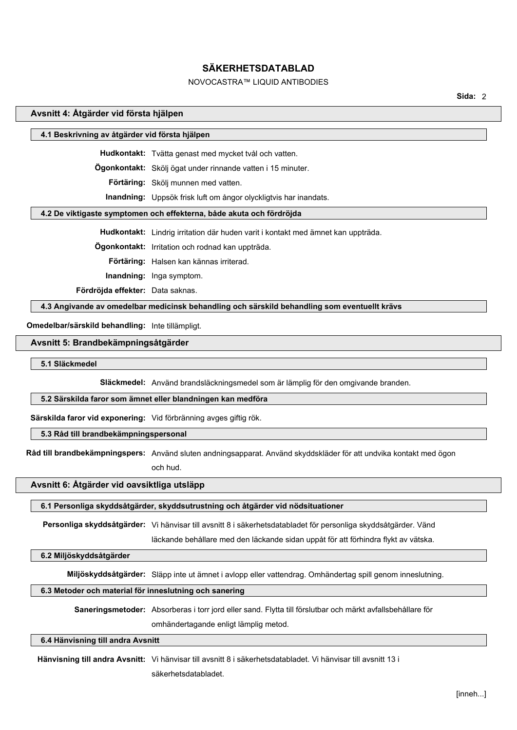## Avsnitt 4: Åtgärder vid första hjälpen

### 4.1 Beskrivning av åtgärder vid första hjälpen

**Hudkontakt:** Tvätta genast med mycket tvål och vatten.

**Ögonkontakt:** Skölj ögat under rinnande vatten i 15 minuter.

**Förtäring:** Skölj munnen med vatten.

**Inandning:** Uppsök frisk luft om ångor olyckligtvis har inandats.

### 4.2 De viktigaste symptomen och effekterna, både akuta och fördröjda

**Hudkontakt:** Lindrig irritation där huden varit i kontakt med ämnet kan uppträda.

**Ögonkontakt:** Irritation och rodnad kan uppträda.

**Förtäring:** Halsen kan kännas irriterad.

**Inandning:** Inga symptom.

**Fördröjda effekter:** Data saknas.

### 4.3 Angivande av omedelbar medicinsk behandling och särskild behandling som eventuellt krävs

**Omedelbar/särskild behandling:** Inte tillämpligt.

## Avsnitt 5: Brandbekämpningsåtgärder

### 5.1 Släckmedel

**Släckmedel:** Använd brandsläckningsmedel som är lämplig för den omgivande branden.

### 5.2 Särskilda faror som ämnet eller blandningen kan medföra

**Särskilda faror vid exponering:** Vid förbränning avges giftig rök.

### 5.3 Råd till brandbekämpningspersonal

**Råd till brandbekämpningspers:** Använd sluten andningsapparat. Använd skyddskläder för att undvika kontakt med ögon och hud.

## Avsnitt 6: Åtgärder vid oavsiktliga utsläpp

### 6.1 Personliga skyddsåtgärder, skyddsutrustning och åtgärder vid nödsituationer

**Personliga skyddsåtgärder:** Vi hänvisar till avsnitt 8 i säkerhetsdatabladet för personliga skyddsåtgärder. Vänd läckande behållare med den läckande sidan uppåt för att förhindra flykt av vätska.

### 6.2 Miljöskyddsåtgärder

**Miljöskyddsåtgärder:** Släpp inte ut ämnet i avlopp eller vattendrag. Omhändertag spill genom inneslutning.

### 6.3 Metoder och material för inneslutning och sanering

**Saneringsmetoder:** Absorberas i torr jord eller sand. Flytta till förslutbar och märkt avfallsbehållare för omhändertagande enligt lämplig metod.

### 6.4 Hänvisning till andra Avsnitt

**Hänvisning till andra Avsnitt:** Vi hänvisar till avsnitt 8 i säkerhetsdatabladet. Vi hänvisar till avsnitt 13 i säkerhetsdatabladet.

[inneh...]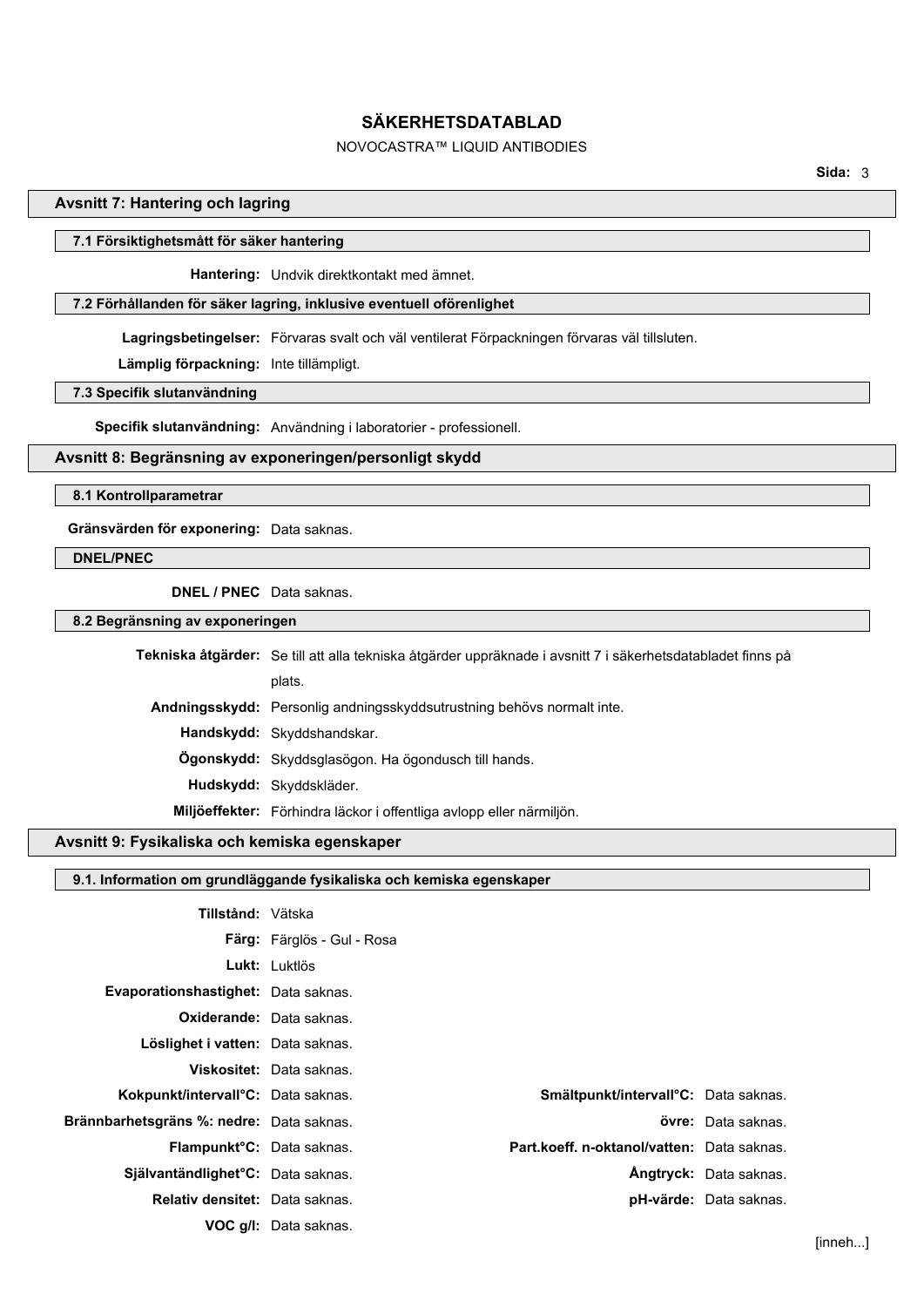## Avsnitt 7: Hantering och lagring

### 7.1 Försiktighetsmått för säker hantering

**Hantering:** Undvik direktkontakt med ämnet.

### 7.2 Förhållanden för säker lagring, inklusive eventuell oförenlighet

**Lagringsbetingelser:** Förvaras svalt och väl ventilerat Förpackningen förvaras väl tillsluten.

**Lämplig förpackning:** Inte tillämpligt.

### 7.3 Specifik slutanvändning

**Specifik slutanvändning:** Användning i laboratorier - professionell.

## Avsnitt 8: Begränsning av exponeringen/personligt skydd

### 8.1 Kontrollparametrar

**Gränsvärden för exponering:** Data saknas.

### DNEL/PNEC

**DNEL / PNEC** Data saknas.

### 8.2 Begränsning av exponeringen

**Tekniska åtgärder:** Se till att alla tekniska åtgärder uppräknade i avsnitt 7 i säkerhetsdatabladet finns på plats.

**Andningsskydd:** Personlig andningsskyddsutrustning behövs normalt inte.

**Handskydd:** Skyddshandskar.

**Ögonskydd:** Skyddsglasögon. Ha ögondusch till hands.

**Hudskydd:** Skyddskläder.

**Miljöeffekter:** Förhindra läckor i offentliga avlopp eller närmiljön.

## Avsnitt 9: Fysikaliska och kemiska egenskaper

### 9.1. Information om grundläggande fysikaliska och kemiska egenskaper

**Tillstånd:** Vätska

**Färg:** Färglös - Gul - Rosa

**Lukt:** Luktlös

**Evaporationshastighet:** Data saknas.

**Oxiderande:** Data saknas.

**Löslighet i vatten:** Data saknas.

**Viskositet:** Data saknas.

| | | | |
|---|---|---|---|
| **Kokpunkt/intervall°C:** | Data saknas. | **Smältpunkt/intervall°C:** | Data saknas. |
| **Brännbarhetsgräns %: nedre:** | Data saknas. | **övre:** | Data saknas. |
| **Flampunkt°C:** | Data saknas. | **Part.koeff. n-oktanol/vatten:** | Data saknas. |
| **Självantändlighet°C:** | Data saknas. | **Ångtryck:** | Data saknas. |
| **Relativ densitet:** | Data saknas. | **pH-värde:** | Data saknas. |
| **VOC g/l:** | Data saknas. | | |

[inneh...]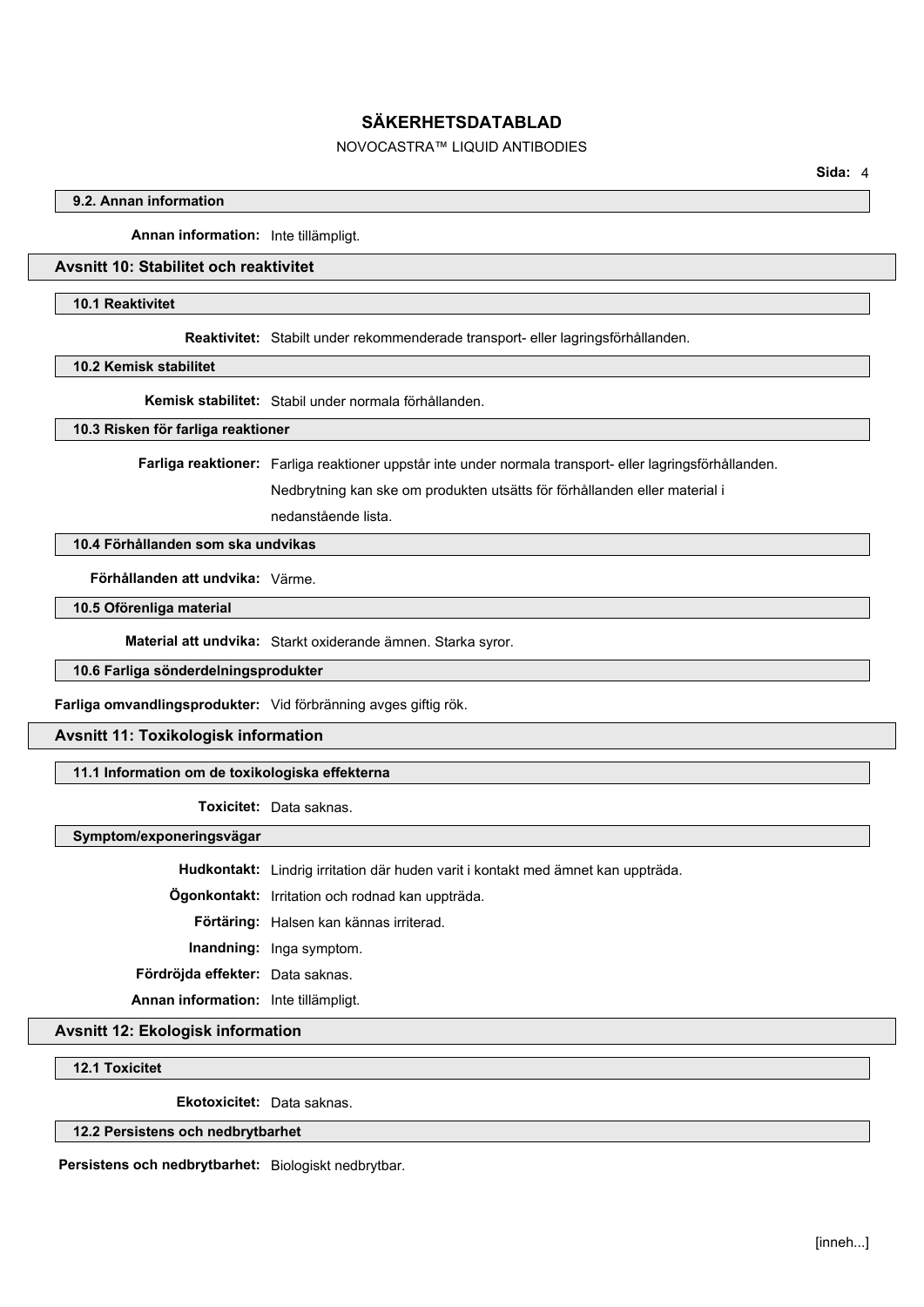### 9.2. Annan information

**Annan information:** Inte tillämpligt.

## Avsnitt 10: Stabilitet och reaktivitet

### 10.1 Reaktivitet

**Reaktivitet:** Stabilt under rekommenderade transport- eller lagringsförhållanden.

### 10.2 Kemisk stabilitet

**Kemisk stabilitet:** Stabil under normala förhållanden.

### 10.3 Risken för farliga reaktioner

**Farliga reaktioner:** Farliga reaktioner uppstår inte under normala transport- eller lagringsförhållanden. Nedbrytning kan ske om produkten utsätts för förhållanden eller material i nedanstående lista.

### 10.4 Förhållanden som ska undvikas

**Förhållanden att undvika:** Värme.

### 10.5 Oförenliga material

**Material att undvika:** Starkt oxiderande ämnen. Starka syror.

### 10.6 Farliga sönderdelningsprodukter

**Farliga omvandlingsprodukter:** Vid förbränning avges giftig rök.

## Avsnitt 11: Toxikologisk information

### 11.1 Information om de toxikologiska effekterna

**Toxicitet:** Data saknas.

### Symptom/exponeringsvägar

**Hudkontakt:** Lindrig irritation där huden varit i kontakt med ämnet kan uppträda.

**Ögonkontakt:** Irritation och rodnad kan uppträda.

**Förtäring:** Halsen kan kännas irriterad.

**Inandning:** Inga symptom.

**Fördröjda effekter:** Data saknas.

**Annan information:** Inte tillämpligt.

## Avsnitt 12: Ekologisk information

### 12.1 Toxicitet

**Ekotoxicitet:** Data saknas.

### 12.2 Persistens och nedbrytbarhet

**Persistens och nedbrytbarhet:** Biologiskt nedbrytbar.

[inneh...]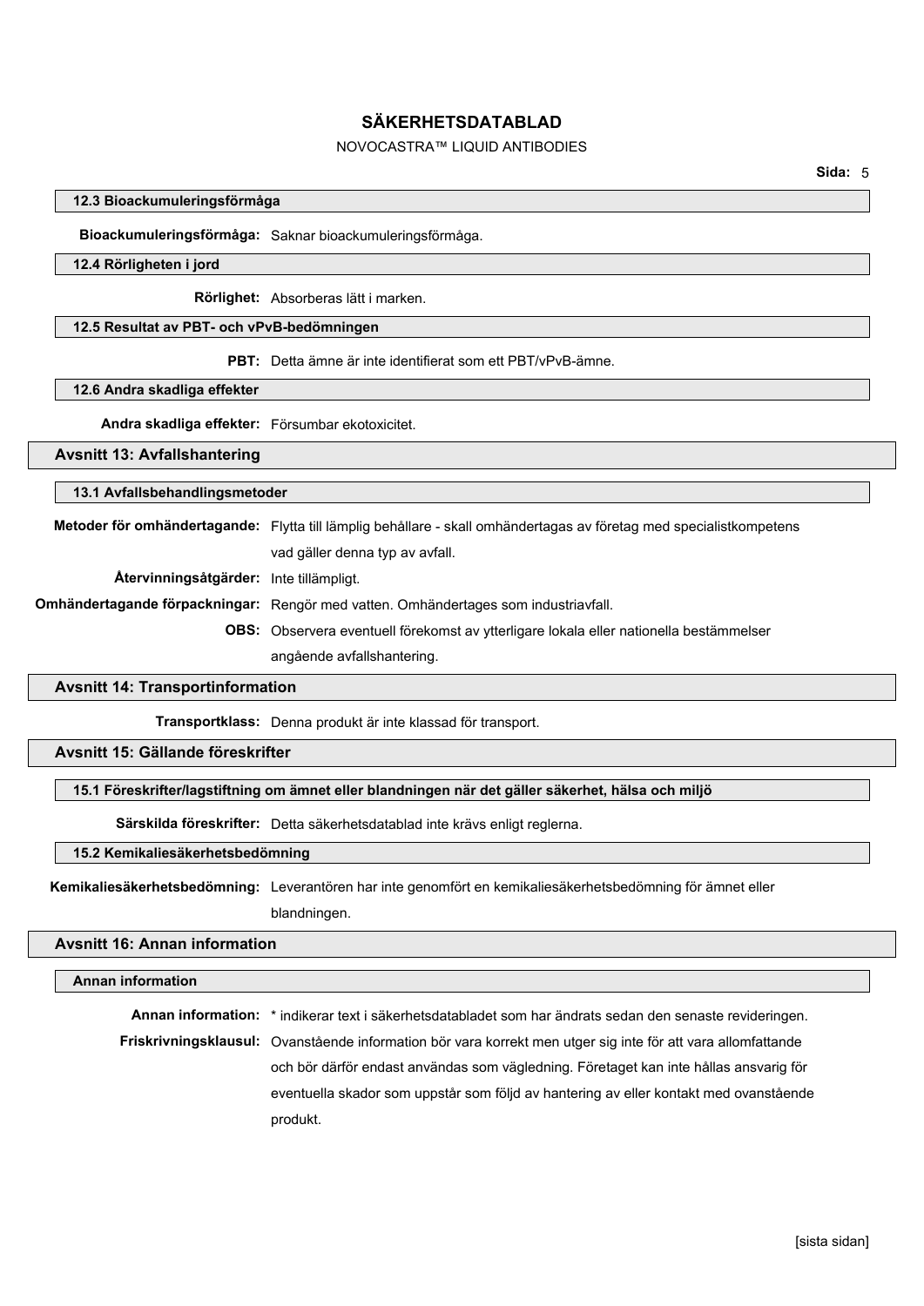### 12.3 Bioackumuleringsförmåga

**Bioackumuleringsförmåga:** Saknar bioackumuleringsförmåga.

### 12.4 Rörligheten i jord

**Rörlighet:** Absorberas lätt i marken.

### 12.5 Resultat av PBT- och vPvB-bedömningen

**PBT:** Detta ämne är inte identifierat som ett PBT/vPvB-ämne.

### 12.6 Andra skadliga effekter

**Andra skadliga effekter:** Försumbar ekotoxicitet.

## Avsnitt 13: Avfallshantering

### 13.1 Avfallsbehandlingsmetoder

**Metoder för omhändertagande:** Flytta till lämplig behållare - skall omhändertagas av företag med specialistkompetens vad gäller denna typ av avfall.

**Återvinningsåtgärder:** Inte tillämpligt.

**Omhändertagande förpackningar:** Rengör med vatten. Omhändertages som industriavfall.

**OBS:** Observera eventuell förekomst av ytterligare lokala eller nationella bestämmelser angående avfallshantering.

## Avsnitt 14: Transportinformation

**Transportklass:** Denna produkt är inte klassad för transport.

## Avsnitt 15: Gällande föreskrifter

### 15.1 Föreskrifter/lagstiftning om ämnet eller blandningen när det gäller säkerhet, hälsa och miljö

**Särskilda föreskrifter:** Detta säkerhetsdatablad inte krävs enligt reglerna.

### 15.2 Kemikaliesäkerhetsbedömning

**Kemikaliesäkerhetsbedömning:** Leverantören har inte genomfört en kemikaliesäkerhetsbedömning för ämnet eller blandningen.

## Avsnitt 16: Annan information

### Annan information

**Annan information:** * indikerar text i säkerhetsdatabladet som har ändrats sedan den senaste revideringen.

**Friskrivningsklausul:** Ovanstående information bör vara korrekt men utger sig inte för att vara allomfattande och bör därför endast användas som vägledning. Företaget kan inte hållas ansvarig för eventuella skador som uppstår som följd av hantering av eller kontakt med ovanstående produkt.

[sista sidan]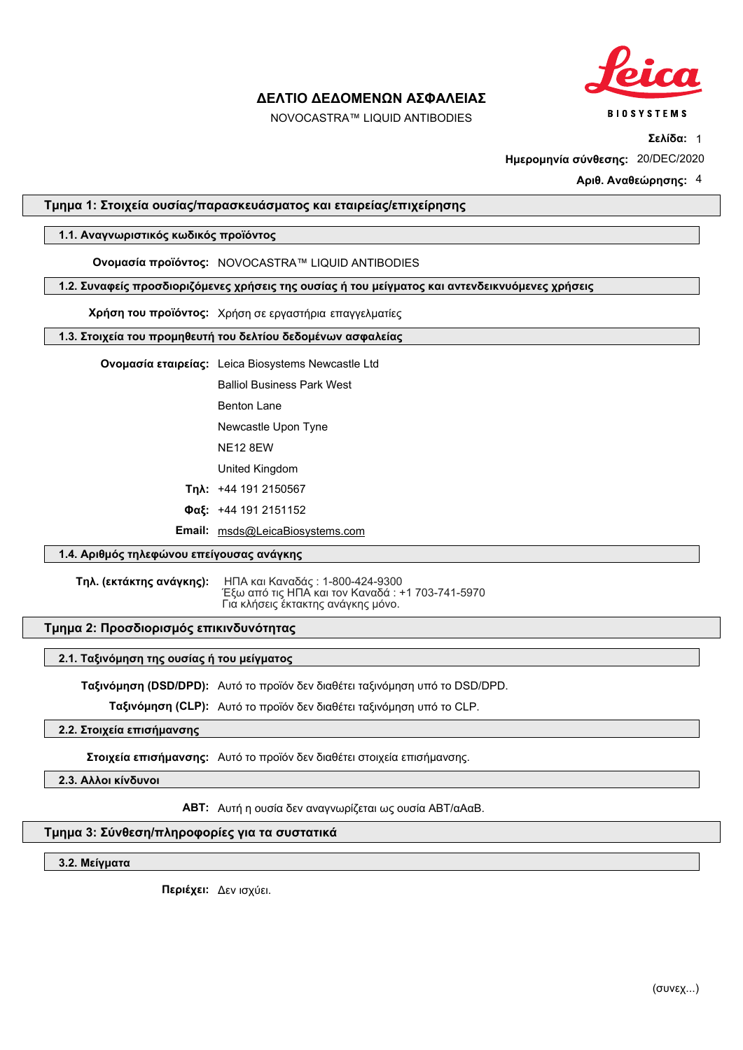# ΔΕΛΤΙΟ ΔΕΔΟΜΕΝΩΝ ΑΣΦΑΛΕΙΑΣ

NOVOCASTRA™ LIQUID ANTIBODIES

**Σελίδα:** 1

**Ημερομηνία σύνθεσης:** 20/DEC/2020

**Αριθ. Αναθεώρησης:** 4

## Τμημα 1: Στοιχεία ουσίας/παρασκευάσματος και εταιρείας/επιχείρησης

### 1.1. Αναγνωριστικός κωδικός προϊόντος

**Ονομασία προϊόντος:** NOVOCASTRA™ LIQUID ANTIBODIES

### 1.2. Συναφείς προσδιοριζόμενες χρήσεις της ουσίας ή του μείγματος και αντενδεικνυόμενες χρήσεις

**Χρήση του προϊόντος:** Χρήση σε εργαστήρια επαγγελματίες

### 1.3. Στοιχεία του προμηθευτή του δελτίου δεδομένων ασφαλείας

**Ονομασία εταιρείας:** Leica Biosystems Newcastle Ltd
Balliol Business Park West
Benton Lane
Newcastle Upon Tyne
NE12 8EW
United Kingdom

**Τηλ:** +44 191 2150567

**Φαξ:** +44 191 2151152

**Email:** msds@LeicaBiosystems.com

### 1.4. Αριθμός τηλεφώνου επείγουσας ανάγκης

**Τηλ. (εκτάκτης ανάγκης):** ΗΠΑ και Καναδάς : 1-800-424-9300
Έξω από τις ΗΠΑ και τον Καναδά : +1 703-741-5970
Για κλήσεις έκτακτης ανάγκης μόνο.

## Τμημα 2: Προσδιορισμός επικινδυνότητας

### 2.1. Ταξινόμηση της ουσίας ή του μείγματος

**Ταξινόμηση (DSD/DPD):** Αυτό το προϊόν δεν διαθέτει ταξινόμηση υπό το DSD/DPD.

**Ταξινόμηση (CLP):** Αυτό το προϊόν δεν διαθέτει ταξινόμηση υπό το CLP.

### 2.2. Στοιχεία επισήμανσης

**Στοιχεία επισήμανσης:** Αυτό το προϊόν δεν διαθέτει στοιχεία επισήμανσης.

### 2.3. Αλλοι κίνδυνοι

**ABT:** Αυτή η ουσία δεν αναγνωρίζεται ως ουσία ABT/αΑαΒ.

## Τμημα 3: Σύνθεση/πληροφορίες για τα συστατικά

### 3.2. Μείγματα

**Περιέχει:** Δεν ισχύει.

(συνεχ...)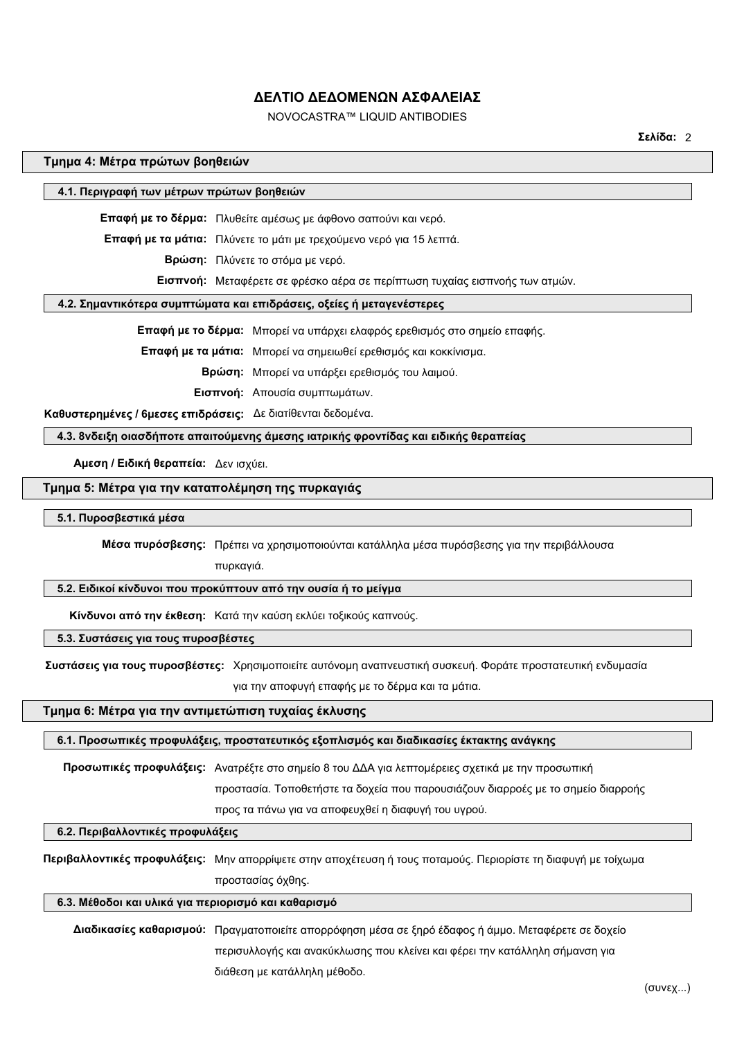# ΔΕΛΤΙΟ ΔΕΔΟΜΕΝΩΝ ΑΣΦΑΛΕΙΑΣ

NOVOCASTRA™ LIQUID ANTIBODIES

## Τμημα 4: Μέτρα πρώτων βοηθειών

### 4.1. Περιγραφή των μέτρων πρώτων βοηθειών

**Επαφή με το δέρμα:** Πλυθείτε αμέσως με άφθονο σαπούνι και νερό.

**Επαφή με τα μάτια:** Πλύνετε το μάτι με τρεχούμενο νερό για 15 λεπτά.

**Βρώση:** Πλύνετε το στόμα με νερό.

**Εισπνοή:** Μεταφέρετε σε φρέσκο αέρα σε περίπτωση τυχαίας εισπνοής των ατμών.

### 4.2. Σημαντικότερα συμπτώματα και επιδράσεις, οξείες ή μεταγενέστερες

**Επαφή με το δέρμα:** Μπορεί να υπάρχει ελαφρός ερεθισμός στο σημείο επαφής.

**Επαφή με τα μάτια:** Μπορεί να σημειωθεί ερεθισμός και κοκκίνισμα.

**Βρώση:** Μπορεί να υπάρξει ερεθισμός του λαιμού.

**Εισπνοή:** Απουσία συμπτωμάτων.

**Καθυστερημένες / άμεσες επιδράσεις:** Δε διατίθενται δεδομένα.

### 4.3. 8νδειξη οιασδήποτε απαιτούμενης άμεσης ιατρικής φροντίδας και ειδικής θεραπείας

**Αμεση / Ειδική θεραπεία:** Δεν ισχύει.

## Τμημα 5: Μέτρα για την καταπολέμηση της πυρκαγιάς

### 5.1. Πυροσβεστικά μέσα

**Μέσα πυρόσβεσης:** Πρέπει να χρησιμοποιούνται κατάλληλα μέσα πυρόσβεσης για την περιβάλλουσα πυρκαγιά.

### 5.2. Ειδικοί κίνδυνοι που προκύπτουν από την ουσία ή το μείγμα

**Κίνδυνοι από την έκθεση:** Κατά την καύση εκλύει τοξικούς καπνούς.

### 5.3. Συστάσεις για τους πυροσβέστες

**Συστάσεις για τους πυροσβέστες:** Χρησιμοποιείτε αυτόνομη αναπνευστική συσκευή. Φοράτε προστατευτική ενδυμασία για την αποφυγή επαφής με το δέρμα και τα μάτια.

## Τμημα 6: Μέτρα για την αντιμετώπιση τυχαίας έκλυσης

### 6.1. Προσωπικές προφυλάξεις, προστατευτικός εξοπλισμός και διαδικασίες έκτακτης ανάγκης

**Προσωπικές προφυλάξεις:** Ανατρέξτε στο σημείο 8 του ΔΔΑ για λεπτομέρειες σχετικά με την προσωπική προστασία. Τοποθετήστε τα δοχεία που παρουσιάζουν διαρροές με το σημείο διαρροής προς τα πάνω για να αποφευχθεί η διαφυγή του υγρού.

### 6.2. Περιβαλλοντικές προφυλάξεις

**Περιβαλλοντικές προφυλάξεις:** Μην απορρίψετε στην αποχέτευση ή τους ποταμούς. Περιορίστε τη διαφυγή με τοίχωμα προστασίας όχθης.

### 6.3. Μέθοδοι και υλικά για περιορισμό και καθαρισμό

**Διαδικασίες καθαρισμού:** Πραγματοποιείτε απορρόφηση μέσα σε ξηρό έδαφος ή άμμο. Μεταφέρετε σε δοχείο περισυλλογής και ανακύκλωσης που κλείνει και φέρει την κατάλληλη σήμανση για διάθεση με κατάλληλη μέθοδο.

(συνεχ...)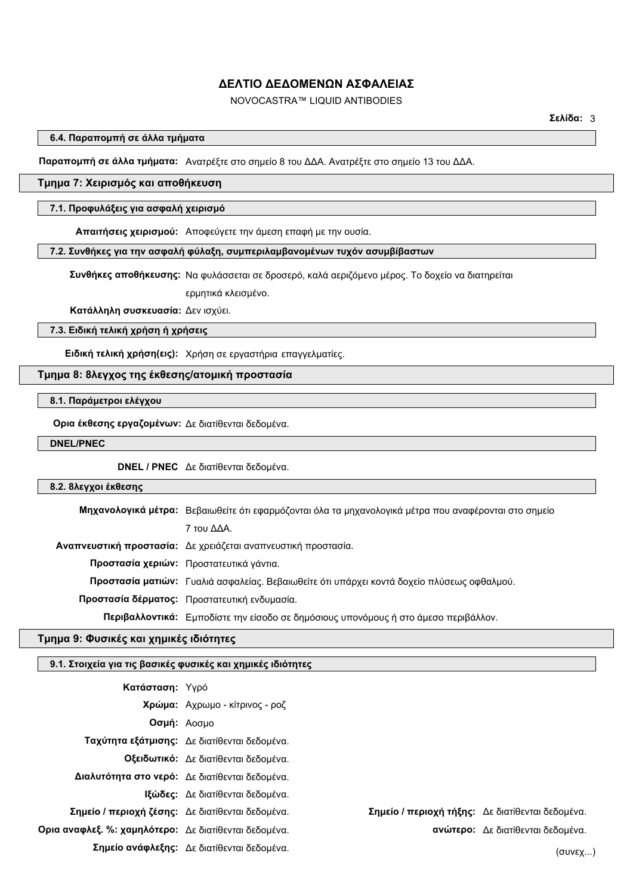### 6.4. Παραπομπή σε άλλα τμήματα

**Παραπομπή σε άλλα τμήματα:** Ανατρέξτε στο σημείο 8 του ΔΔΑ. Ανατρέξτε στο σημείο 13 του ΔΔΑ.

## Τμημα 7: Χειρισμός και αποθήκευση

### 7.1. Προφυλάξεις για ασφαλή χειρισμό

**Απαιτήσεις χειρισμού:** Αποφεύγετε την άμεση επαφή με την ουσία.

### 7.2. Συνθήκες για την ασφαλή φύλαξη, συμπεριλαμβανομένων τυχόν ασυμβίβαστων

**Συνθήκες αποθήκευσης:** Να φυλάσσεται σε δροσερό, καλά αεριζόμενο μέρος. Το δοχείο να διατηρείται ερμητικά κλεισμένο.

**Κατάλληλη συσκευασία:** Δεν ισχύει.

### 7.3. Ειδική τελική χρήση ή χρήσεις

**Ειδική τελική χρήση(εις):** Χρήση σε εργαστήρια επαγγελματίες.

## Τμημα 8: 8λεγχος της έκθεσης/ατομική προστασία

### 8.1. Παράμετροι ελέγχου

**Ορια έκθεσης εργαζομένων:** Δε διατίθενται δεδομένα.

### DNEL/PNEC

**DNEL / PNEC** Δε διατίθενται δεδομένα.

### 8.2. 8λεγχοι έκθεσης

**Μηχανολογικά μέτρα:** Βεβαιωθείτε ότι εφαρμόζονται όλα τα μηχανολογικά μέτρα που αναφέρονται στο σημείο 7 του ΔΔΑ.

**Αναπνευστική προστασία:** Δε χρειάζεται αναπνευστική προστασία.

**Προστασία χεριών:** Προστατευτικά γάντια.

**Προστασία ματιών:** Γυαλιά ασφαλείας. Βεβαιωθείτε ότι υπάρχει κοντά δοχείο πλύσεως οφθαλμού.

**Προστασία δέρματος:** Προστατευτική ενδυμασία.

**Περιβαλλοντικά:** Εμποδίστε την είσοδο σε δημόσιους υπονόμους ή στο άμεσο περιβάλλον.

## Τμημα 9: Φυσικές και χημικές ιδιότητες

### 9.1. Στοιχεία για τις βασικές φυσικές και χημικές ιδιότητες

**Κατάσταση:** Υγρό

**Χρώμα:** Αχρωμο - κίτρινος - ροζ

**Οσμή:** Αοσμο

**Ταχύτητα εξάτμισης:** Δε διατίθενται δεδομένα.

**Οξειδωτικό:** Δε διατίθενται δεδομένα.

**Διαλυτότητα στο νερό:** Δε διατίθενται δεδομένα.

**Ιξώδες:** Δε διατίθενται δεδομένα.

**Σημείο / περιοχή ζέσης:** Δε διατίθενται δεδομένα. **Σημείο / περιοχή τήξης:** Δε διατίθενται δεδομένα.

**Ορια αναφλεξ. %: χαμηλότερο:** Δε διατίθενται δεδομένα. **ανώτερο:** Δε διατίθενται δεδομένα.

**Σημείο ανάφλεξης:** Δε διατίθενται δεδομένα.

(συνεχ...)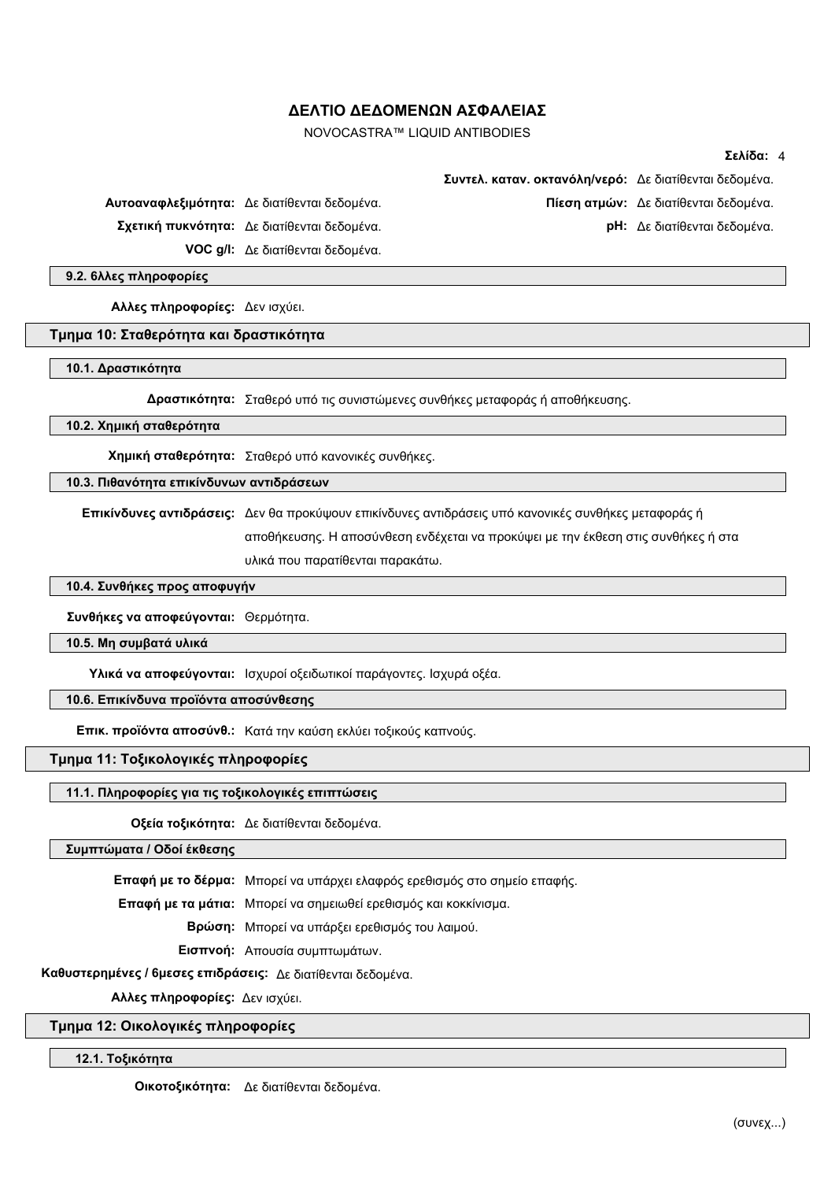**Συντελ. καταν. οκτανόλη/νερό:** Δε διατίθενται δεδομένα.

**Αυτοαναφλεξιμότητα:** Δε διατίθενται δεδομένα.

**Πίεση ατμών:** Δε διατίθενται δεδομένα.

**Σχετική πυκνότητα:** Δε διατίθενται δεδομένα.

**pH:** Δε διατίθενται δεδομένα.

**VOC g/l:** Δε διατίθενται δεδομένα.

### 9.2. 6λλες πληροφορίες

**Αλλες πληροφορίες:** Δεν ισχύει.

## Τμημα 10: Σταθερότητα και δραστικότητα

### 10.1. Δραστικότητα

**Δραστικότητα:** Σταθερό υπό τις συνιστώμενες συνθήκες μεταφοράς ή αποθήκευσης.

### 10.2. Χημική σταθερότητα

**Χημική σταθερότητα:** Σταθερό υπό κανονικές συνθήκες.

### 10.3. Πιθανότητα επικίνδυνων αντιδράσεων

**Επικίνδυνες αντιδράσεις:** Δεν θα προκύψουν επικίνδυνες αντιδράσεις υπό κανονικές συνθήκες μεταφοράς ή αποθήκευσης. Η αποσύνθεση ενδέχεται να προκύψει με την έκθεση στις συνθήκες ή στα υλικά που παρατίθενται παρακάτω.

### 10.4. Συνθήκες προς αποφυγήν

**Συνθήκες να αποφεύγονται:** Θερμότητα.

### 10.5. Μη συμβατά υλικά

**Υλικά να αποφεύγονται:** Ισχυροί οξειδωτικοί παράγοντες. Ισχυρά οξέα.

### 10.6. Επικίνδυνα προϊόντα αποσύνθεσης

**Επικ. προϊόντα αποσύνθ.:** Κατά την καύση εκλύει τοξικούς καπνούς.

## Τμημα 11: Τοξικολογικές πληροφορίες

### 11.1. Πληροφορίες για τις τοξικολογικές επιπτώσεις

**Οξεία τοξικότητα:** Δε διατίθενται δεδομένα.

### Συμπτώματα / Οδοί έκθεσης

**Επαφή με το δέρμα:** Μπορεί να υπάρχει ελαφρός ερεθισμός στο σημείο επαφής.

**Επαφή με τα μάτια:** Μπορεί να σημειωθεί ερεθισμός και κοκκίνισμα.

**Βρώση:** Μπορεί να υπάρξει ερεθισμός του λαιμού.

**Εισπνοή:** Απουσία συμπτωμάτων.

**Καθυστερημένες / 6μεσες επιδράσεις:** Δε διατίθενται δεδομένα.

**Αλλες πληροφορίες:** Δεν ισχύει.

## Τμημα 12: Οικολογικές πληροφορίες

### 12.1. Τοξικότητα

**Οικοτοξικότητα:** Δε διατίθενται δεδομένα.

(συνεχ...)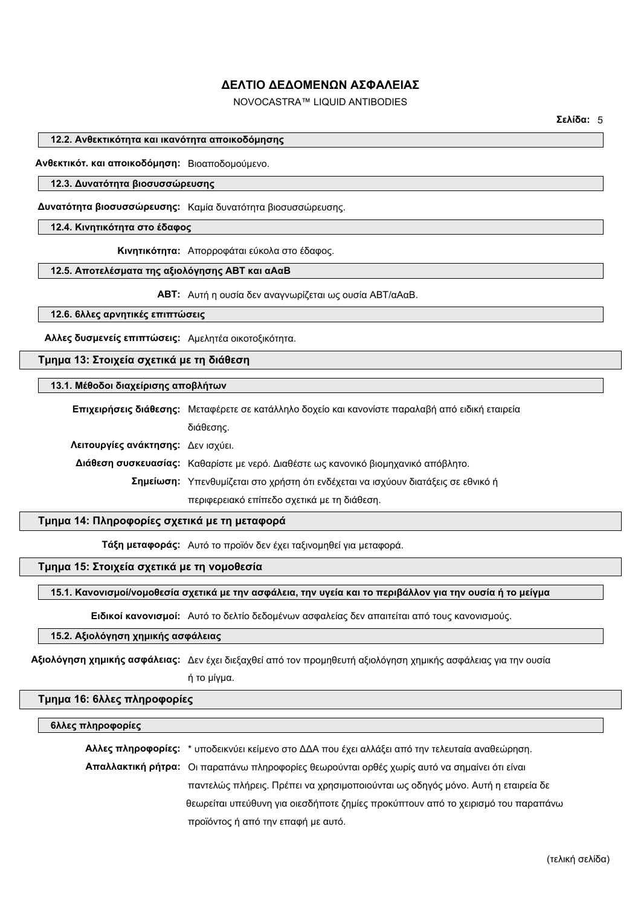#### 12.2. Ανθεκτικότητα και ικανότητα αποικοδόμησης

**Ανθεκτικότ. και αποικοδόμηση:** Βιοαποδομούμενο.

#### 12.3. Δυνατότητα βιοσυσσώρευσης

**Δυνατότητα βιοσυσσώρευσης:** Καμία δυνατότητα βιοσυσσώρευσης.

#### 12.4. Κινητικότητα στο έδαφος

**Κινητικότητα:** Απορροφάται εύκολα στο έδαφος.

#### 12.5. Αποτελέσματα της αξιολόγησης ΑΒΤ και αΑαΒ

**ΑΒΤ:** Αυτή η ουσία δεν αναγνωρίζεται ως ουσία ΑΒΤ/αΑαΒ.

#### 12.6. 6λλες αρνητικές επιπτώσεις

**Αλλες δυσμενείς επιπτώσεις:** Αμελητέα οικοτοξικότητα.

## Τμημα 13: Στοιχεία σχετικά με τη διάθεση

#### 13.1. Μέθοδοι διαχείρισης αποβλήτων

**Επιχειρήσεις διάθεσης:** Μεταφέρετε σε κατάλληλο δοχείο και κανονίστε παραλαβή από ειδική εταιρεία διάθεσης.

**Λειτουργίες ανάκτησης:** Δεν ισχύει.

**Διάθεση συσκευασίας:** Καθαρίστε με νερό. Διαθέστε ως κανονικό βιομηχανικό απόβλητο.

**Σημείωση:** Υπενθυμίζεται στο χρήστη ότι ενδέχεται να ισχύουν διατάξεις σε εθνικό ή περιφερειακό επίπεδο σχετικά με τη διάθεση.

## Τμημα 14: Πληροφορίες σχετικά με τη μεταφορά

**Τάξη μεταφοράς:** Αυτό το προϊόν δεν έχει ταξινομηθεί για μεταφορά.

## Τμημα 15: Στοιχεία σχετικά με τη νομοθεσία

#### 15.1. Κανονισμοί/νομοθεσία σχετικά με την ασφάλεια, την υγεία και το περιβάλλον για την ουσία ή το μείγμα

**Ειδικοί κανονισμοί:** Αυτό το δελτίο δεδομένων ασφαλείας δεν απαιτείται από τους κανονισμούς.

#### 15.2. Αξιολόγηση χημικής ασφάλειας

**Αξιολόγηση χημικής ασφάλειας:** Δεν έχει διεξαχθεί από τον προμηθευτή αξιολόγηση χημικής ασφάλειας για την ουσία ή το μίγμα.

## Τμημα 16: 6λλες πληροφορίες

#### 6λλες πληροφορίες

**Αλλες πληροφορίες:** * υποδεικνύει κείμενο στο ΔΔΑ που έχει αλλάξει από την τελευταία αναθεώρηση.

**Απαλλακτική ρήτρα:** Οι παραπάνω πληροφορίες θεωρούνται ορθές χωρίς αυτό να σημαίνει ότι είναι παντελώς πλήρεις. Πρέπει να χρησιμοποιούνται ως οδηγός μόνο. Αυτή η εταιρεία δε θεωρείται υπεύθυνη για οιεσδήποτε ζημιές προκύπτουν από το χειρισμό του παραπάνω προϊόντος ή από την επαφή με αυτό.

(τελική σελίδα)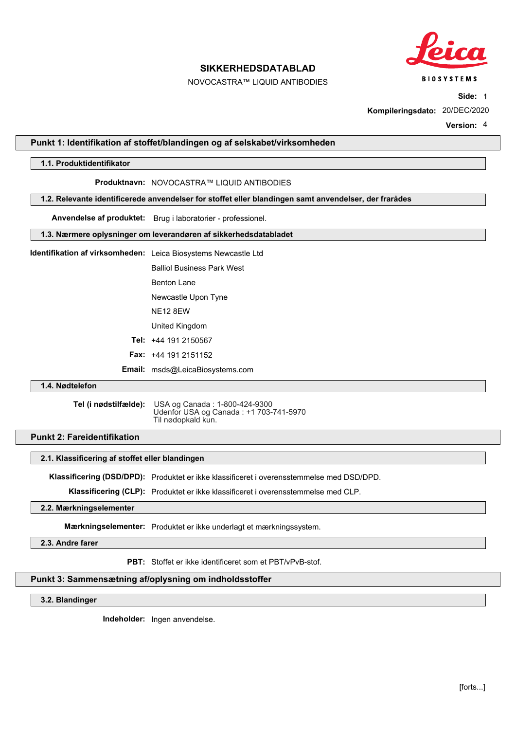# SIKKERHEDSDATABLAD

NOVOCASTRA™ LIQUID ANTIBODIES

**Kompileringsdato:** 20/DEC/2020

**Version:** 4

## Punkt 1: Identifikation af stoffet/blandingen og af selskabet/virksomheden

### 1.1. Produktidentifikator

**Produktnavn:** NOVOCASTRA™ LIQUID ANTIBODIES

### 1.2. Relevante identificerede anvendelser for stoffet eller blandingen samt anvendelser, der frarådes

**Anvendelse af produktet:** Brug i laboratorier - professionel.

### 1.3. Nærmere oplysninger om leverandøren af sikkerhedsdatabladet

**Identifikation af virksomheden:** Leica Biosystems Newcastle Ltd
Balliol Business Park West
Benton Lane
Newcastle Upon Tyne
NE12 8EW
United Kingdom

**Tel:** +44 191 2150567

**Fax:** +44 191 2151152

**Email:** msds@LeicaBiosystems.com

### 1.4. Nødtelefon

**Tel (i nødstilfælde):** USA og Canada : 1-800-424-9300
Udenfor USA og Canada : +1 703-741-5970
Til nødopkald kun.

## Punkt 2: Fareidentifikation

### 2.1. Klassificering af stoffet eller blandingen

**Klassificering (DSD/DPD):** Produktet er ikke klassificeret i overensstemmelse med DSD/DPD.

**Klassificering (CLP):** Produktet er ikke klassificeret i overensstemmelse med CLP.

### 2.2. Mærkningselementer

**Mærkningselementer:** Produktet er ikke underlagt et mærkningssystem.

### 2.3. Andre farer

**PBT:** Stoffet er ikke identificeret som et PBT/vPvB-stof.

## Punkt 3: Sammensætning af/oplysning om indholdsstoffer

### 3.2. Blandinger

**Indeholder:** Ingen anvendelse.

[forts...]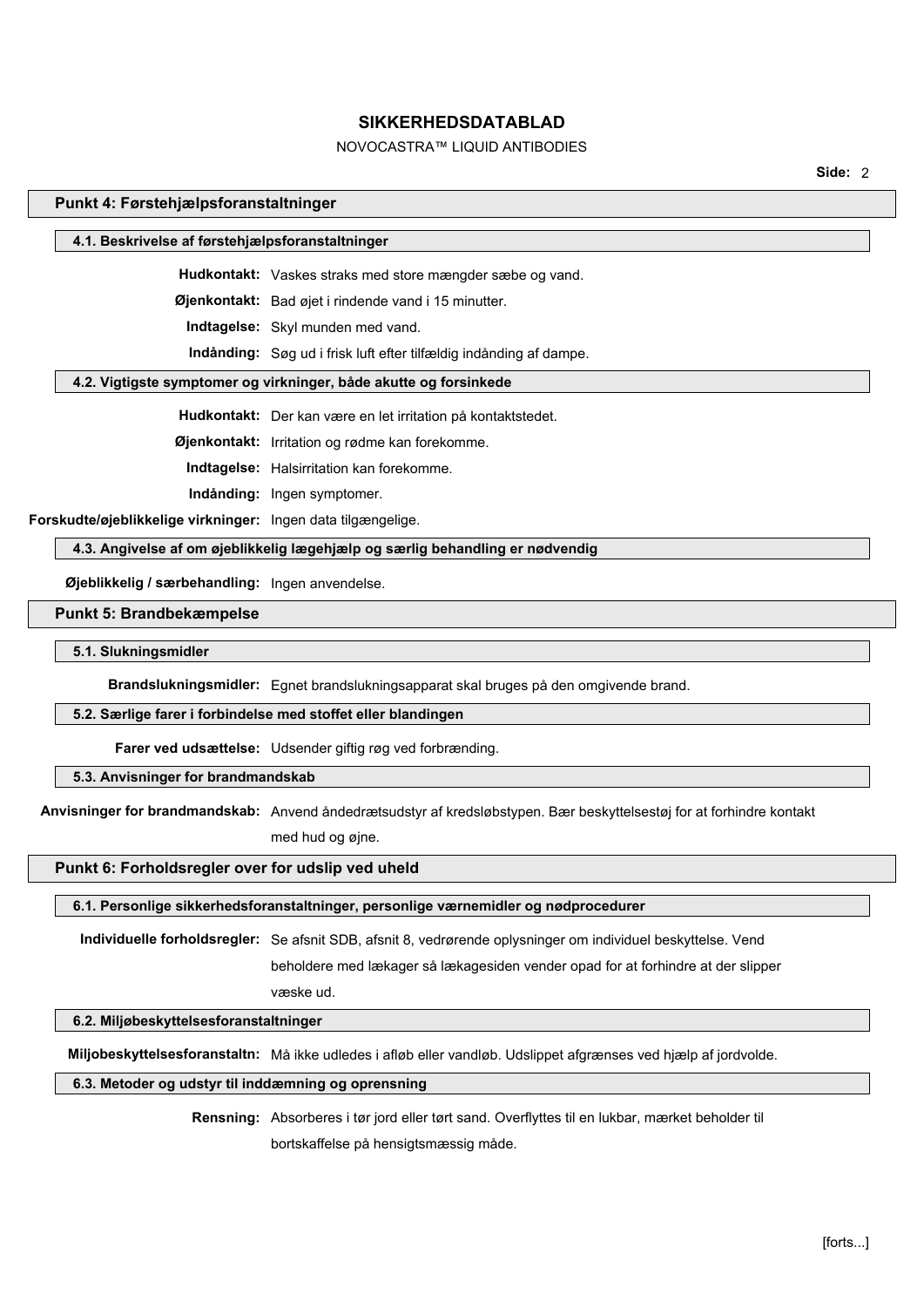## Punkt 4: Førstehjælpsforanstaltninger

### 4.1. Beskrivelse af førstehjælpsforanstaltninger

**Hudkontakt:** Vaskes straks med store mængder sæbe og vand.

**Øjenkontakt:** Bad øjet i rindende vand i 15 minutter.

**Indtagelse:** Skyl munden med vand.

**Indånding:** Søg ud i frisk luft efter tilfældig indånding af dampe.

### 4.2. Vigtigste symptomer og virkninger, både akutte og forsinkede

**Hudkontakt:** Der kan være en let irritation på kontaktstedet.

**Øjenkontakt:** Irritation og rødme kan forekomme.

**Indtagelse:** Halsirritation kan forekomme.

**Indånding:** Ingen symptomer.

**Forskudte/øjeblikkelige virkninger:** Ingen data tilgængelige.

### 4.3. Angivelse af om øjeblikkelig lægehjælp og særlig behandling er nødvendig

**Øjeblikkelig / særbehandling:** Ingen anvendelse.

## Punkt 5: Brandbekæmpelse

### 5.1. Slukningsmidler

**Brandslukningsmidler:** Egnet brandslukningsapparat skal bruges på den omgivende brand.

### 5.2. Særlige farer i forbindelse med stoffet eller blandingen

**Farer ved udsættelse:** Udsender giftig røg ved forbrænding.

### 5.3. Anvisninger for brandmandskab

**Anvisninger for brandmandskab:** Anvend åndedrætsudstyr af kredsløbstypen. Bær beskyttelsestøj for at forhindre kontakt med hud og øjne.

## Punkt 6: Forholdsregler over for udslip ved uheld

### 6.1. Personlige sikkerhedsforanstaltninger, personlige værnemidler og nødprocedurer

**Individuelle forholdsregler:** Se afsnit SDB, afsnit 8, vedrørende oplysninger om individuel beskyttelse. Vend beholdere med lækager så lækagesiden vender opad for at forhindre at der slipper væske ud.

### 6.2. Miljøbeskyttelsesforanstaltninger

**Miljobeskyttelsesforanstaltn:** Må ikke udledes i afløb eller vandløb. Udslippet afgrænses ved hjælp af jordvolde.

### 6.3. Metoder og udstyr til inddæmning og oprensning

**Rensning:** Absorberes i tør jord eller tørt sand. Overflyttes til en lukbar, mærket beholder til bortskaffelse på hensigtsmæssig måde.

[forts...]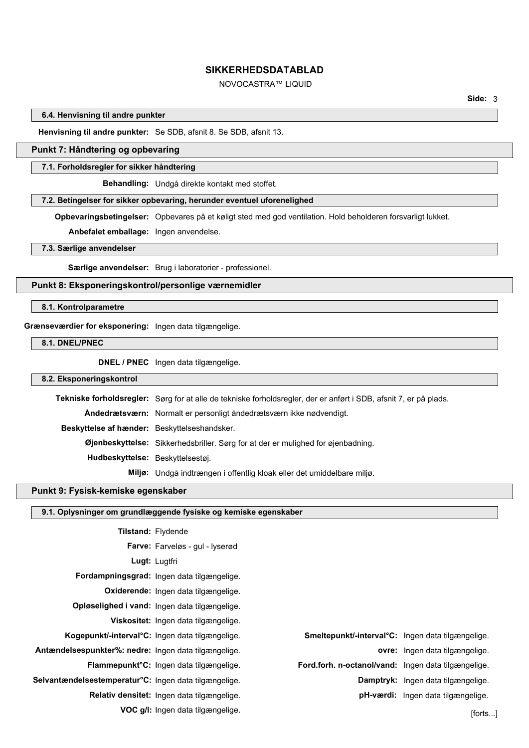### 6.4. Henvisning til andre punkter

**Henvisning til andre punkter:** Se SDB, afsnit 8. Se SDB, afsnit 13.

## Punkt 7: Håndtering og opbevaring

### 7.1. Forholdsregler for sikker håndtering

**Behandling:** Undgå direkte kontakt med stoffet.

### 7.2. Betingelser for sikker opbevaring, herunder eventuel uforenelighed

**Opbevaringsbetingelser:** Opbevares på et køligt sted med god ventilation. Hold beholderen forsvarligt lukket.

**Anbefalet emballage:** Ingen anvendelse.

### 7.3. Særlige anvendelser

**Særlige anvendelser:** Brug i laboratorier - professionel.

## Punkt 8: Eksponeringskontrol/personlige værnemidler

### 8.1. Kontrolparametre

**Grænseværdier for eksponering:** Ingen data tilgængelige.

### 8.1. DNEL/PNEC

**DNEL / PNEC** Ingen data tilgængelige.

### 8.2. Eksponeringskontrol

**Tekniske forholdsregler:** Sørg for at alle de tekniske forholdsregler, der er anført i SDB, afsnit 7, er på plads.

**Åndedrætsværn:** Normalt er personligt åndedrætsværn ikke nødvendigt.

**Beskyttelse af hænder:** Beskyttelseshandsker.

**Øjenbeskyttelse:** Sikkerhedsbriller. Sørg for at der er mulighed for øjenbadning.

**Hudbeskyttelse:** Beskyttelsestøj.

**Miljø:** Undgå indtrængen i offentlig kloak eller det umiddelbare miljø.

## Punkt 9: Fysisk-kemiske egenskaber

### 9.1. Oplysninger om grundlæggende fysiske og kemiske egenskaber

**Tilstand:** Flydende

**Farve:** Farveløs - gul - lyserød

**Lugt:** Lugtfri

**Fordampningsgrad:** Ingen data tilgængelige.

**Oxiderende:** Ingen data tilgængelige.

**Opløselighed i vand:** Ingen data tilgængelige.

**Viskositet:** Ingen data tilgængelige.

**Kogepunkt/-interval°C:** Ingen data tilgængelige.

**Smeltepunkt/-interval°C:** Ingen data tilgængelige.

**Antændelsespunkter%: nedre:** Ingen data tilgængelige.

**ovre:** Ingen data tilgængelige.

**Flammepunkt°C:** Ingen data tilgængelige.

**Ford.forh. n-octanol/vand:** Ingen data tilgængelige.

**Selvantændelsestemperatur°C:** Ingen data tilgængelige.

**Damptryk:** Ingen data tilgængelige.

**Relativ densitet:** Ingen data tilgængelige.

**pH-værdi:** Ingen data tilgængelige.

**VOC g/l:** Ingen data tilgængelige.

[forts...]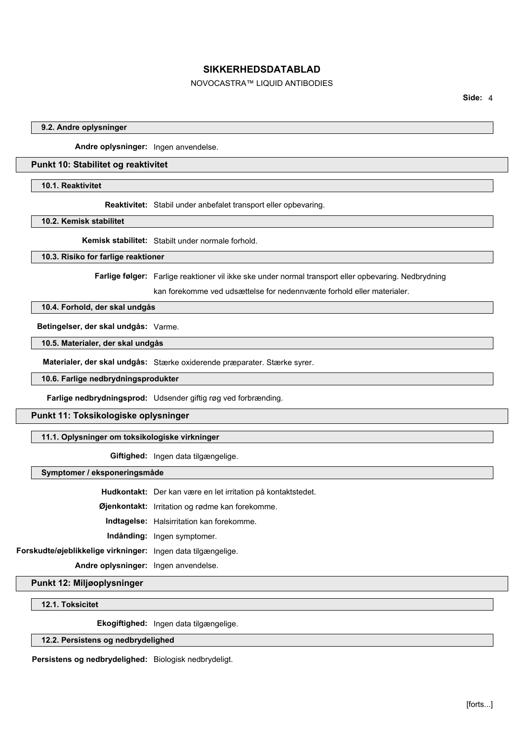### 9.2. Andre oplysninger

**Andre oplysninger:** Ingen anvendelse.

## Punkt 10: Stabilitet og reaktivitet

### 10.1. Reaktivitet

**Reaktivitet:** Stabil under anbefalet transport eller opbevaring.

### 10.2. Kemisk stabilitet

**Kemisk stabilitet:** Stabilt under normale forhold.

### 10.3. Risiko for farlige reaktioner

**Farlige følger:** Farlige reaktioner vil ikke ske under normal transport eller opbevaring. Nedbrydning kan forekomme ved udsættelse for nedennvænte forhold eller materialer.

### 10.4. Forhold, der skal undgås

**Betingelser, der skal undgås:** Varme.

### 10.5. Materialer, der skal undgås

**Materialer, der skal undgås:** Stærke oxiderende præparater. Stærke syrer.

### 10.6. Farlige nedbrydningsprodukter

**Farlige nedbrydningsprod:** Udsender giftig røg ved forbrænding.

## Punkt 11: Toksikologiske oplysninger

### 11.1. Oplysninger om toksikologiske virkninger

**Giftighed:** Ingen data tilgængelige.

### Symptomer / eksponeringsmåde

**Hudkontakt:** Der kan være en let irritation på kontaktstedet.

**Øjenkontakt:** Irritation og rødme kan forekomme.

**Indtagelse:** Halsirritation kan forekomme.

**Indånding:** Ingen symptomer.

**Forskudte/øjeblikkelige virkninger:** Ingen data tilgængelige.

**Andre oplysninger:** Ingen anvendelse.

## Punkt 12: Miljøoplysninger

### 12.1. Toksicitet

**Ekogiftighed:** Ingen data tilgængelige.

### 12.2. Persistens og nedbrydelighed

**Persistens og nedbrydelighed:** Biologisk nedbrydeligt.

[forts...]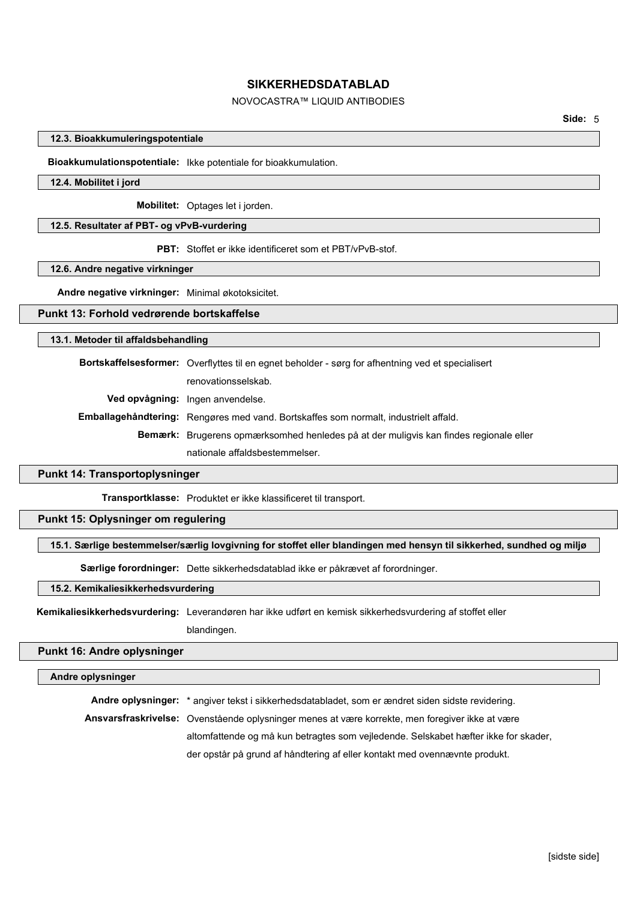### 12.3. Bioakkumuleringspotentiale

**Bioakkumulationspotentiale:** Ikke potentiale for bioakkumulation.

### 12.4. Mobilitet i jord

**Mobilitet:** Optages let i jorden.

### 12.5. Resultater af PBT- og vPvB-vurdering

**PBT:** Stoffet er ikke identificeret som et PBT/vPvB-stof.

### 12.6. Andre negative virkninger

**Andre negative virkninger:** Minimal økotoksicitet.

## Punkt 13: Forhold vedrørende bortskaffelse

### 13.1. Metoder til affaldsbehandling

**Bortskaffelsesformer:** Overflyttes til en egnet beholder - sørg for afhentning ved et specialiseret renovationsselskab.

**Ved opvågning:** Ingen anvendelse.

**Emballagehåndtering:** Rengøres med vand. Bortskaffes som normalt, industrielt affald.

**Bemærk:** Brugerens opmærksomhed henledes på at der muligvis kan findes regionale eller nationale affaldsbestemmelser.

## Punkt 14: Transportoplysninger

**Transportklasse:** Produktet er ikke klassificeret til transport.

## Punkt 15: Oplysninger om regulering

### 15.1. Særlige bestemmelser/særlig lovgivning for stoffet eller blandingen med hensyn til sikkerhed, sundhed og miljø

**Særlige forordninger:** Dette sikkerhedsdatablad ikke er påkrævet af forordninger.

### 15.2. Kemikaliesikkerhedsvurdering

**Kemikaliesikkerhedsvurdering:** Leverandøren har ikke udført en kemisk sikkerhedsvurdering af stoffet eller blandingen.

## Punkt 16: Andre oplysninger

### Andre oplysninger

**Andre oplysninger:** * angiver tekst i sikkerhedsdatabladet, som er ændret siden sidste revidering.

**Ansvarsfraskrivelse:** Ovenstående oplysninger menes at være korrekte, men foregiver ikke at være altomfattende og må kun betragtes som vejledende. Selskabet hæfter ikke for skader, der opstår på grund af håndtering af eller kontakt med ovennævnte produkt.

[sidste side]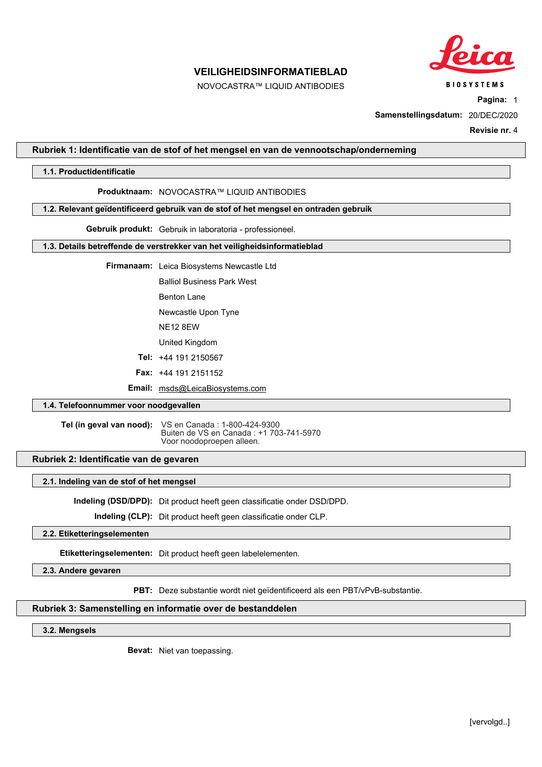# VEILIGHEIDSINFORMATIEBLAD

NOVOCASTRA™ LIQUID ANTIBODIES

**Samenstellingsdatum:** 20/DEC/2020

**Revisie nr.** 4

## Rubriek 1: Identificatie van de stof of het mengsel en van de vennootschap/onderneming

### 1.1. Productidentificatie

**Produktnaam:** NOVOCASTRA™ LIQUID ANTIBODIES

### 1.2. Relevant geïdentificeerd gebruik van de stof of het mengsel en ontraden gebruik

**Gebruik produkt:** Gebruik in laboratoria - professioneel.

### 1.3. Details betreffende de verstrekker van het veiligheidsinformatieblad

**Firmanaam:** Leica Biosystems Newcastle Ltd
Balliol Business Park West
Benton Lane
Newcastle Upon Tyne
NE12 8EW
United Kingdom

**Tel:** +44 191 2150567

**Fax:** +44 191 2151152

**Email:** msds@LeicaBiosystems.com

### 1.4. Telefoonnummer voor noodgevallen

**Tel (in geval van nood):** VS en Canada : 1-800-424-9300
Buiten de VS en Canada : +1 703-741-5970
Voor noodoproepen alleen.

## Rubriek 2: Identificatie van de gevaren

### 2.1. Indeling van de stof of het mengsel

**Indeling (DSD/DPD):** Dit product heeft geen classificatie onder DSD/DPD.

**Indeling (CLP):** Dit product heeft geen classificatie onder CLP.

### 2.2. Etiketteringselementen

**Etiketteringselementen:** Dit product heeft geen labelelementen.

### 2.3. Andere gevaren

**PBT:** Deze substantie wordt niet geïdentificeerd als een PBT/vPvB-substantie.

## Rubriek 3: Samenstelling en informatie over de bestanddelen

### 3.2. Mengsels

**Bevat:** Niet van toepassing.

[vervolgd..]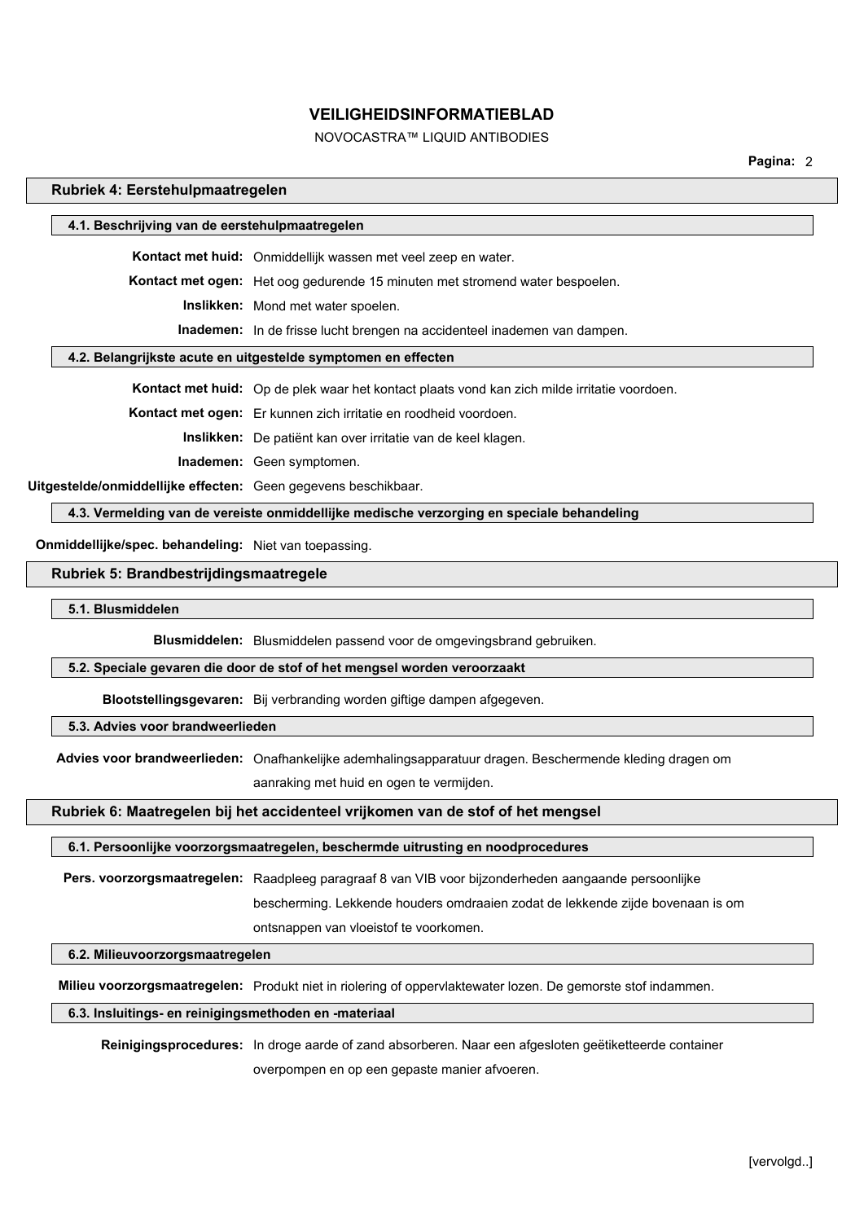## Rubriek 4: Eerstehulpmaatregelen

### 4.1. Beschrijving van de eerstehulpmaatregelen

**Kontact met huid:** Onmiddellijk wassen met veel zeep en water.

**Kontact met ogen:** Het oog gedurende 15 minuten met stromend water bespoelen.

**Inslikken:** Mond met water spoelen.

**Inademen:** In de frisse lucht brengen na accidenteel inademen van dampen.

### 4.2. Belangrijkste acute en uitgestelde symptomen en effecten

**Kontact met huid:** Op de plek waar het kontact plaats vond kan zich milde irritatie voordoen.

**Kontact met ogen:** Er kunnen zich irritatie en roodheid voordoen.

**Inslikken:** De patiënt kan over irritatie van de keel klagen.

**Inademen:** Geen symptomen.

**Uitgestelde/onmiddellijke effecten:** Geen gegevens beschikbaar.

### 4.3. Vermelding van de vereiste onmiddellijke medische verzorging en speciale behandeling

**Onmiddellijke/spec. behandeling:** Niet van toepassing.

## Rubriek 5: Brandbestrijdingsmaatregele

### 5.1. Blusmiddelen

**Blusmiddelen:** Blusmiddelen passend voor de omgevingsbrand gebruiken.

### 5.2. Speciale gevaren die door de stof of het mengsel worden veroorzaakt

**Blootstellingsgevaren:** Bij verbranding worden giftige dampen afgegeven.

### 5.3. Advies voor brandweerlieden

**Advies voor brandweerlieden:** Onafhankelijke ademhalingsapparatuur dragen. Beschermende kleding dragen om aanraking met huid en ogen te vermijden.

## Rubriek 6: Maatregelen bij het accidenteel vrijkomen van de stof of het mengsel

### 6.1. Persoonlijke voorzorgsmaatregelen, beschermde uitrusting en noodprocedures

**Pers. voorzorgsmaatregelen:** Raadpleeg paragraaf 8 van VIB voor bijzonderheden aangaande persoonlijke bescherming. Lekkende houders omdraaien zodat de lekkende zijde bovenaan is om ontsnappen van vloeistof te voorkomen.

### 6.2. Milieuvoorzorgsmaatregelen

**Milieu voorzorgsmaatregelen:** Produkt niet in riolering of oppervlaktewater lozen. De gemorste stof indammen.

### 6.3. Insluitings- en reinigingsmethoden en -materiaal

**Reinigingsprocedures:** In droge aarde of zand absorberen. Naar een afgesloten geëtiketteerde container overpompen en op een gepaste manier afvoeren.

[vervolgd..]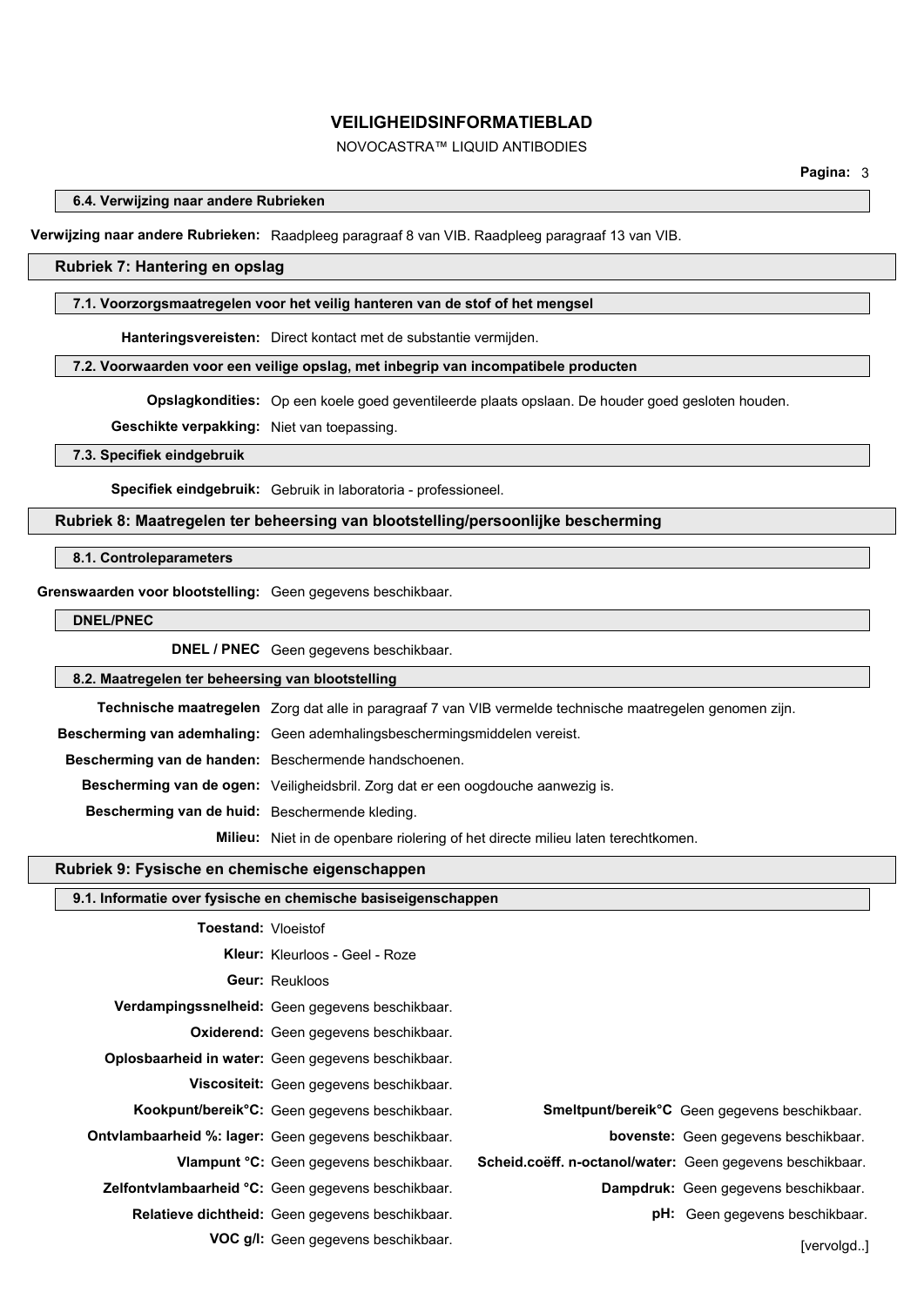#### 6.4. Verwijzing naar andere Rubrieken

**Verwijzing naar andere Rubrieken:** Raadpleeg paragraaf 8 van VIB. Raadpleeg paragraaf 13 van VIB.

## Rubriek 7: Hantering en opslag

#### 7.1. Voorzorgsmaatregelen voor het veilig hanteren van de stof of het mengsel

**Hanteringsvereisten:** Direct kontact met de substantie vermijden.

#### 7.2. Voorwaarden voor een veilige opslag, met inbegrip van incompatibele producten

**Opslagkondities:** Op een koele goed geventileerde plaats opslaan. De houder goed gesloten houden.

**Geschikte verpakking:** Niet van toepassing.

#### 7.3. Specifiek eindgebruik

**Specifiek eindgebruik:** Gebruik in laboratoria - professioneel.

## Rubriek 8: Maatregelen ter beheersing van blootstelling/persoonlijke bescherming

#### 8.1. Controleparameters

**Grenswaarden voor blootstelling:** Geen gegevens beschikbaar.

#### DNEL/PNEC

**DNEL / PNEC** Geen gegevens beschikbaar.

#### 8.2. Maatregelen ter beheersing van blootstelling

**Technische maatregelen** Zorg dat alle in paragraaf 7 van VIB vermelde technische maatregelen genomen zijn.

**Bescherming van ademhaling:** Geen ademhalingsbeschermingsmiddelen vereist.

**Bescherming van de handen:** Beschermende handschoenen.

**Bescherming van de ogen:** Veiligheidsbril. Zorg dat er een oogdouche aanwezig is.

**Bescherming van de huid:** Beschermende kleding.

**Milieu:** Niet in de openbare riolering of het directe milieu laten terechtkomen.

## Rubriek 9: Fysische en chemische eigenschappen

#### 9.1. Informatie over fysische en chemische basiseigenschappen

**Toestand:** Vloeistof

**Kleur:** Kleurloos - Geel - Roze

**Geur:** Reukloos

**Verdampingssnelheid:** Geen gegevens beschikbaar.

**Oxiderend:** Geen gegevens beschikbaar.

**Oplosbaarheid in water:** Geen gegevens beschikbaar.

**Viscositeit:** Geen gegevens beschikbaar.

**Kookpunt/bereik°C:** Geen gegevens beschikbaar.

**Smeltpunt/bereik°C** Geen gegevens beschikbaar.

**Ontvlambaarheid %: lager:** Geen gegevens beschikbaar.

**bovenste:** Geen gegevens beschikbaar.

**Vlampunt °C:** Geen gegevens beschikbaar.

**Scheid.coëff. n-octanol/water:** Geen gegevens beschikbaar.

**Zelfontvlambaarheid °C:** Geen gegevens beschikbaar.

**Dampdruk:** Geen gegevens beschikbaar.

**Relatieve dichtheid:** Geen gegevens beschikbaar.

**pH:** Geen gegevens beschikbaar.

**VOC g/l:** Geen gegevens beschikbaar.

[vervolgd..]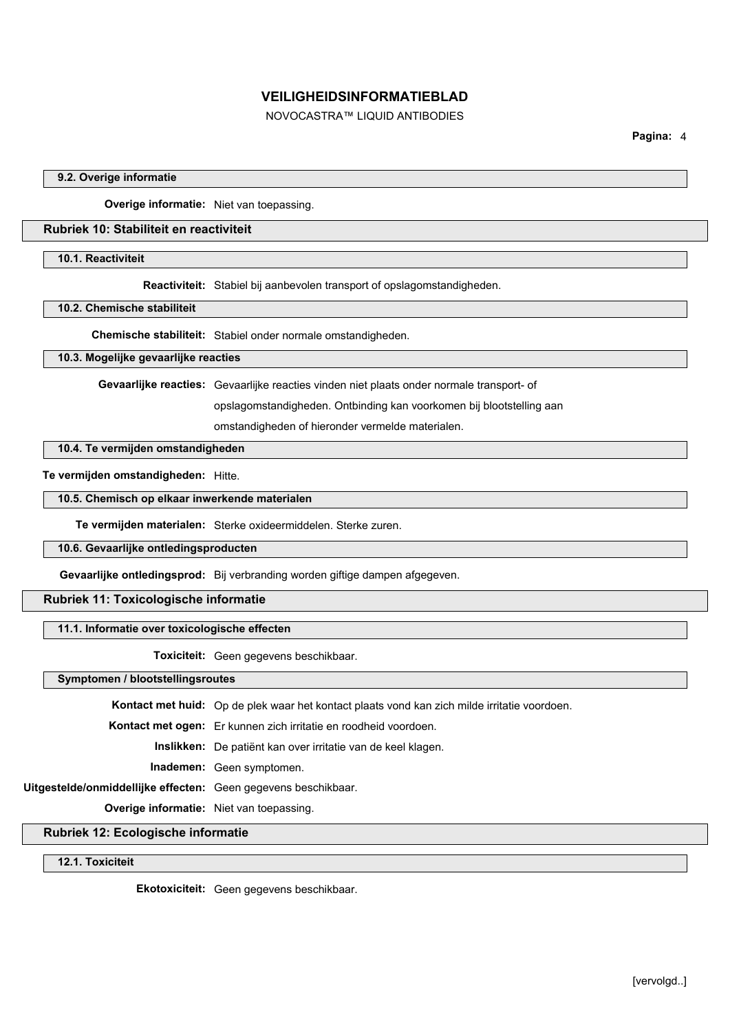#### 9.2. Overige informatie

**Overige informatie:** Niet van toepassing.

### Rubriek 10: Stabiliteit en reactiviteit

#### 10.1. Reactiviteit

**Reactiviteit:** Stabiel bij aanbevolen transport of opslagomstandigheden.

#### 10.2. Chemische stabiliteit

**Chemische stabiliteit:** Stabiel onder normale omstandigheden.

#### 10.3. Mogelijke gevaarlijke reacties

**Gevaarlijke reacties:** Gevaarlijke reacties vinden niet plaats onder normale transport- of opslagomstandigheden. Ontbinding kan voorkomen bij blootstelling aan omstandigheden of hieronder vermelde materialen.

#### 10.4. Te vermijden omstandigheden

**Te vermijden omstandigheden:** Hitte.

#### 10.5. Chemisch op elkaar inwerkende materialen

**Te vermijden materialen:** Sterke oxideermiddelen. Sterke zuren.

#### 10.6. Gevaarlijke ontledingsproducten

**Gevaarlijke ontledingsprod:** Bij verbranding worden giftige dampen afgegeven.

### Rubriek 11: Toxicologische informatie

#### 11.1. Informatie over toxicologische effecten

**Toxiciteit:** Geen gegevens beschikbaar.

#### Symptomen / blootstellingsroutes

**Kontact met huid:** Op de plek waar het kontact plaats vond kan zich milde irritatie voordoen.

**Kontact met ogen:** Er kunnen zich irritatie en roodheid voordoen.

**Inslikken:** De patiënt kan over irritatie van de keel klagen.

**Inademen:** Geen symptomen.

**Uitgestelde/onmiddellijke effecten:** Geen gegevens beschikbaar.

**Overige informatie:** Niet van toepassing.

### Rubriek 12: Ecologische informatie

#### 12.1. Toxiciteit

**Ekotoxiciteit:** Geen gegevens beschikbaar.

[vervolgd..]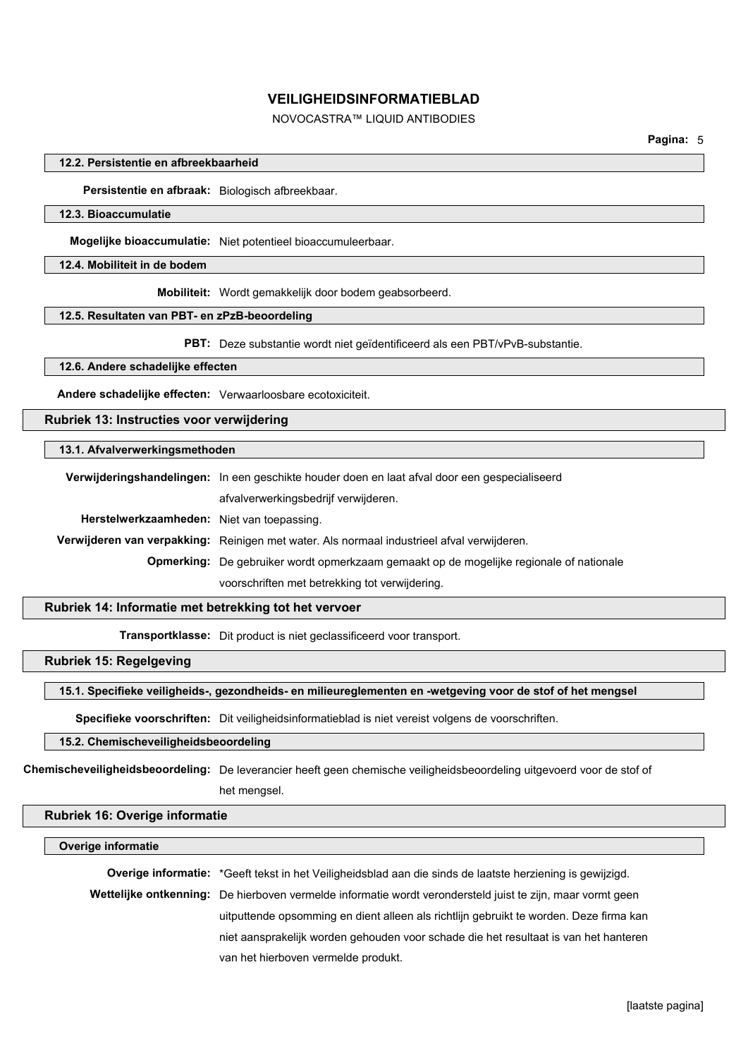### 12.2. Persistentie en afbreekbaarheid

**Persistentie en afbraak:** Biologisch afbreekbaar.

### 12.3. Bioaccumulatie

**Mogelijke bioaccumulatie:** Niet potentieel bioaccumuleerbaar.

### 12.4. Mobiliteit in de bodem

**Mobiliteit:** Wordt gemakkelijk door bodem geabsorbeerd.

### 12.5. Resultaten van PBT- en zPzB-beoordeling

**PBT:** Deze substantie wordt niet geïdentificeerd als een PBT/vPvB-substantie.

### 12.6. Andere schadelijke effecten

**Andere schadelijke effecten:** Verwaarloosbare ecotoxiciteit.

## Rubriek 13: Instructies voor verwijdering

### 13.1. Afvalverwerkingsmethoden

**Verwijderingshandelingen:** In een geschikte houder doen en laat afval door een gespecialiseerd afvalverwerkingsbedrijf verwijderen.

**Herstelwerkzaamheden:** Niet van toepassing.

**Verwijderen van verpakking:** Reinigen met water. Als normaal industrieel afval verwijderen.

**Opmerking:** De gebruiker wordt opmerkzaam gemaakt op de mogelijke regionale of nationale voorschriften met betrekking tot verwijdering.

## Rubriek 14: Informatie met betrekking tot het vervoer

**Transportklasse:** Dit product is niet geclassificeerd voor transport.

## Rubriek 15: Regelgeving

### 15.1. Specifieke veiligheids-, gezondheids- en milieureglementen en -wetgeving voor de stof of het mengsel

**Specifieke voorschriften:** Dit veiligheidsinformatieblad is niet vereist volgens de voorschriften.

### 15.2. Chemischeveiligheidsbeoordeling

**Chemischeveiligheidsbeoordeling:** De leverancier heeft geen chemische veiligheidsbeoordeling uitgevoerd voor de stof of het mengsel.

## Rubriek 16: Overige informatie

### Overige informatie

**Overige informatie:** *Geeft tekst in het Veiligheidsblad aan die sinds de laatste herziening is gewijzigd.

**Wettelijke ontkenning:** De hierboven vermelde informatie wordt verondersteld juist te zijn, maar vormt geen uitputtende opsomming en dient alleen als richtlijn gebruikt te worden. Deze firma kan niet aansprakelijk worden gehouden voor schade die het resultaat is van het hanteren van het hierboven vermelde produkt.

[laatste pagina]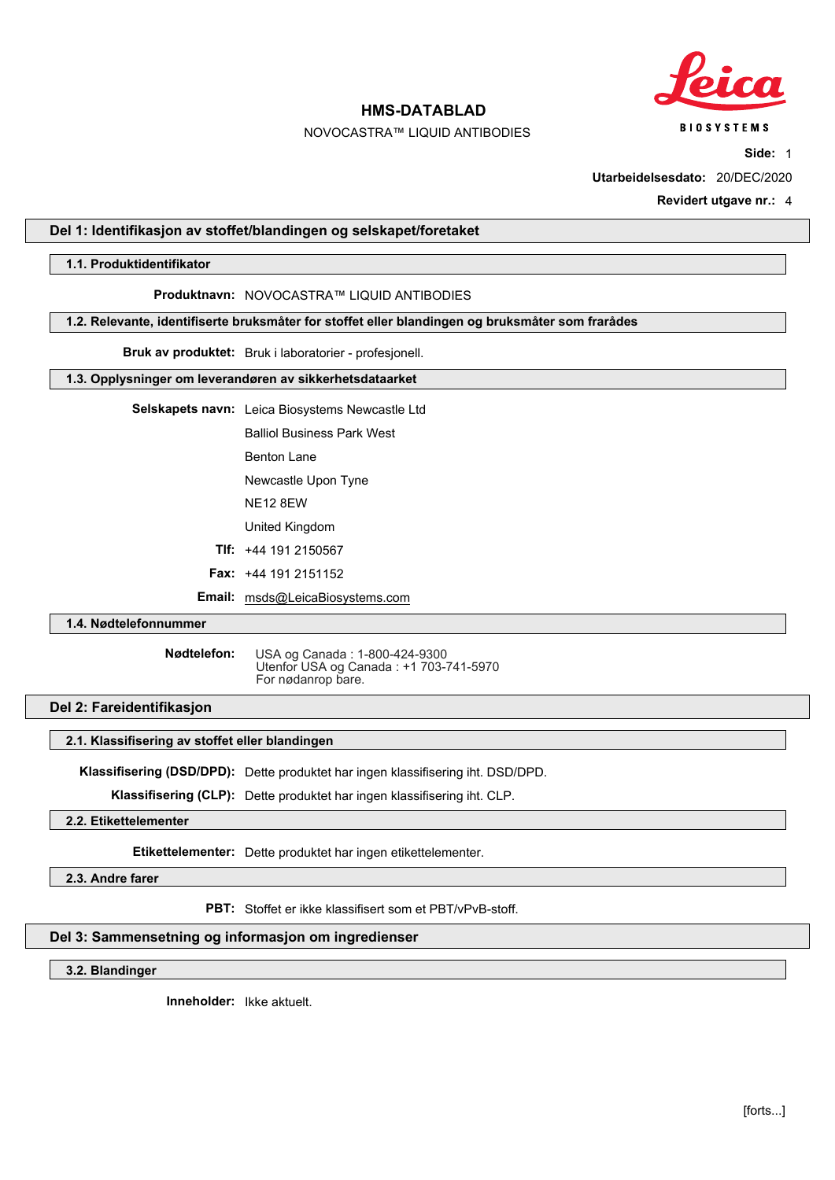# HMS-DATABLAD

NOVOCASTRA™ LIQUID ANTIBODIES

**Side:** 1

**Utarbeidelsesdato:** 20/DEC/2020

**Revidert utgave nr.:** 4

## Del 1: Identifikasjon av stoffet/blandingen og selskapet/foretaket

### 1.1. Produktidentifikator

**Produktnavn:** NOVOCASTRA™ LIQUID ANTIBODIES

### 1.2. Relevante, identifiserte bruksmåter for stoffet eller blandingen og bruksmåter som frarådes

**Bruk av produktet:** Bruk i laboratorier - profesjonell.

### 1.3. Opplysninger om leverandøren av sikkerhetsdataarket

**Selskapets navn:** Leica Biosystems Newcastle Ltd

Balliol Business Park West

Benton Lane

Newcastle Upon Tyne

NE12 8EW

United Kingdom

**Tlf:** +44 191 2150567

**Fax:** +44 191 2151152

**Email:** msds@LeicaBiosystems.com

### 1.4. Nødtelefonnummer

**Nødtelefon:** USA og Canada : 1-800-424-9300
Utenfor USA og Canada : +1 703-741-5970
For nødanrop bare.

## Del 2: Fareidentifikasjon

### 2.1. Klassifisering av stoffet eller blandingen

**Klassifisering (DSD/DPD):** Dette produktet har ingen klassifisering iht. DSD/DPD.

**Klassifisering (CLP):** Dette produktet har ingen klassifisering iht. CLP.

### 2.2. Etikettelementer

**Etikettelementer:** Dette produktet har ingen etikettelementer.

### 2.3. Andre farer

**PBT:** Stoffet er ikke klassifisert som et PBT/vPvB-stoff.

## Del 3: Sammensetning og informasjon om ingredienser

### 3.2. Blandinger

**Inneholder:** Ikke aktuelt.

[forts...]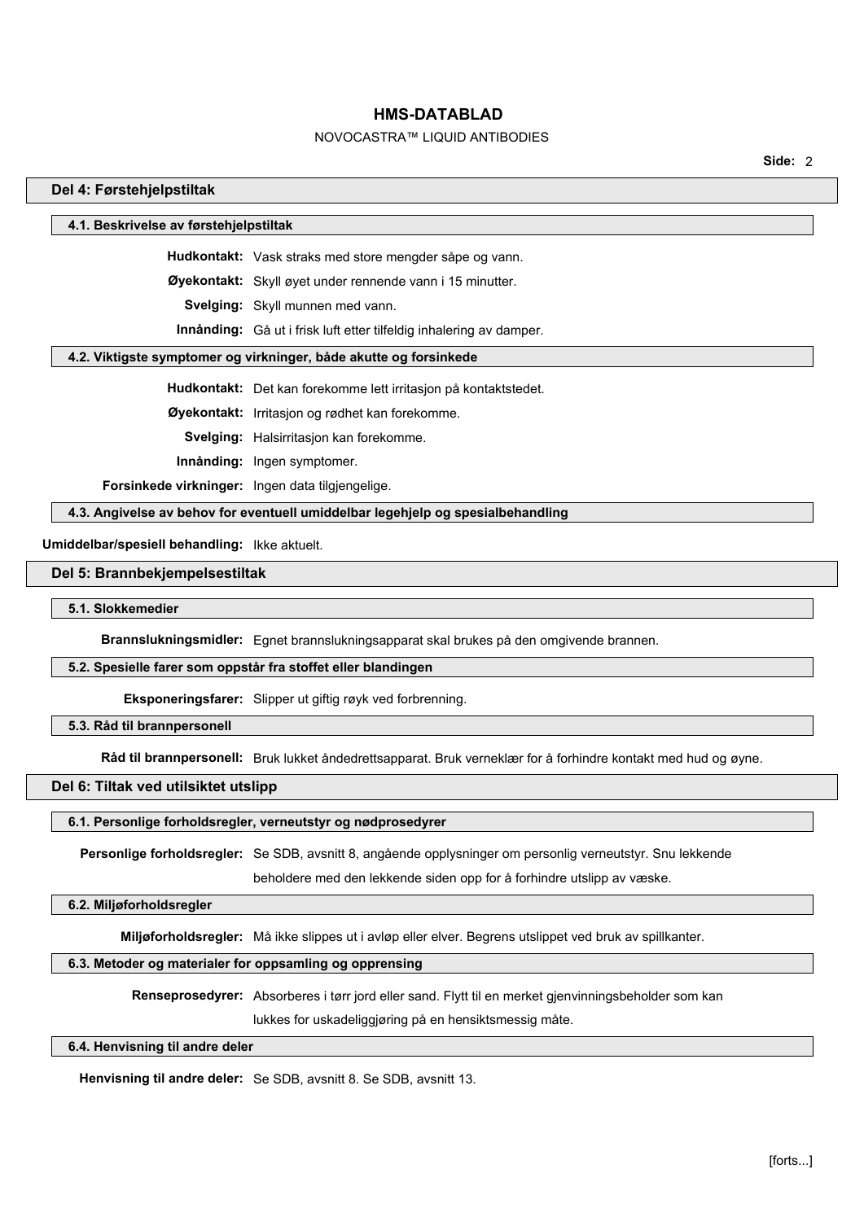## Del 4: Førstehjelpstiltak

### 4.1. Beskrivelse av førstehjelpstiltak

**Hudkontakt:** Vask straks med store mengder såpe og vann.

**Øyekontakt:** Skyll øyet under rennende vann i 15 minutter.

**Svelging:** Skyll munnen med vann.

**Innånding:** Gå ut i frisk luft etter tilfeldig inhalering av damper.

### 4.2. Viktigste symptomer og virkninger, både akutte og forsinkede

**Hudkontakt:** Det kan forekomme lett irritasjon på kontaktstedet.

**Øyekontakt:** Irritasjon og rødhet kan forekomme.

**Svelging:** Halsirritasjon kan forekomme.

**Innånding:** Ingen symptomer.

**Forsinkede virkninger:** Ingen data tilgjengelige.

### 4.3. Angivelse av behov for eventuell umiddelbar legehjelp og spesialbehandling

**Umiddelbar/spesiell behandling:** Ikke aktuelt.

## Del 5: Brannbekjempelsestiltak

### 5.1. Slokkemedier

**Brannslukningsmidler:** Egnet brannslukningsapparat skal brukes på den omgivende brannen.

### 5.2. Spesielle farer som oppstår fra stoffet eller blandingen

**Eksponeringsfarer:** Slipper ut giftig røyk ved forbrenning.

### 5.3. Råd til brannpersonell

**Råd til brannpersonell:** Bruk lukket åndedrettsapparat. Bruk verneklær for å forhindre kontakt med hud og øyne.

## Del 6: Tiltak ved utilsiktet utslipp

### 6.1. Personlige forholdsregler, verneutstyr og nødprosedyrer

**Personlige forholdsregler:** Se SDB, avsnitt 8, angående opplysninger om personlig verneutstyr. Snu lekkende beholdere med den lekkende siden opp for å forhindre utslipp av væske.

### 6.2. Miljøforholdsregler

**Miljøforholdsregler:** Må ikke slippes ut i avløp eller elver. Begrens utslippet ved bruk av spillkanter.

### 6.3. Metoder og materialer for oppsamling og opprensing

**Renseprosedyrer:** Absorberes i tørr jord eller sand. Flytt til en merket gjenvinningsbeholder som kan lukkes for uskadeliggjøring på en hensiktsmessig måte.

### 6.4. Henvisning til andre deler

**Henvisning til andre deler:** Se SDB, avsnitt 8. Se SDB, avsnitt 13.

[forts...]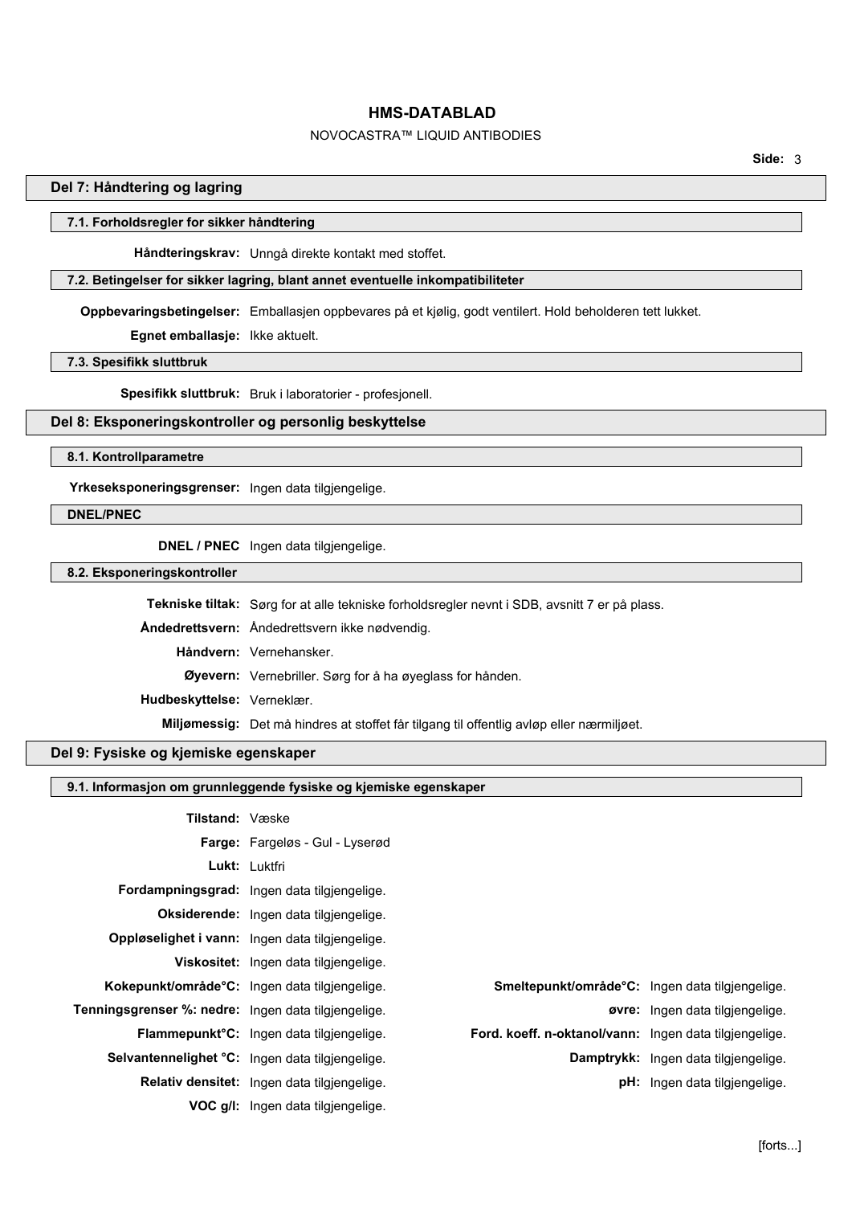## Del 7: Håndtering og lagring

### 7.1. Forholdsregler for sikker håndtering

**Håndteringskrav:** Unngå direkte kontakt med stoffet.

### 7.2. Betingelser for sikker lagring, blant annet eventuelle inkompatibiliteter

**Oppbevaringsbetingelser:** Emballasjen oppbevares på et kjølig, godt ventilert. Hold beholderen tett lukket.

**Egnet emballasje:** Ikke aktuelt.

### 7.3. Spesifikk sluttbruk

**Spesifikk sluttbruk:** Bruk i laboratorier - profesjonell.

## Del 8: Eksponeringskontroller og personlig beskyttelse

### 8.1. Kontrollparametre

**Yrkeseksponeringsgrenser:** Ingen data tilgjengelige.

### DNEL/PNEC

**DNEL / PNEC** Ingen data tilgjengelige.

### 8.2. Eksponeringskontroller

**Tekniske tiltak:** Sørg for at alle tekniske forholdsregler nevnt i SDB, avsnitt 7 er på plass.

**Åndedrettsvern:** Åndedrettsvern ikke nødvendig.

**Håndvern:** Vernehansker.

**Øyevern:** Vernebriller. Sørg for å ha øyeglass for hånden.

**Hudbeskyttelse:** Verneklær.

**Miljømessig:** Det må hindres at stoffet får tilgang til offentlig avløp eller nærmiljøet.

## Del 9: Fysiske og kjemiske egenskaper

### 9.1. Informasjon om grunnleggende fysiske og kjemiske egenskaper

**Tilstand:** Væske

**Farge:** Fargeløs - Gul - Lyserød

**Lukt:** Luktfri

**Fordampningsgrad:** Ingen data tilgjengelige.

**Oksiderende:** Ingen data tilgjengelige.

**Oppløselighet i vann:** Ingen data tilgjengelige.

**Viskositet:** Ingen data tilgjengelige.

**Kokepunkt/område°C:** Ingen data tilgjengelige.

**Smeltepunkt/område°C:** Ingen data tilgjengelige.

**Tenningsgrenser %: nedre:** Ingen data tilgjengelige.

**øvre:** Ingen data tilgjengelige.

**Flammepunkt°C:** Ingen data tilgjengelige.

**Ford. koeff. n-oktanol/vann:** Ingen data tilgjengelige.

**Selvantennelighet °C:** Ingen data tilgjengelige.

**Damptrykk:** Ingen data tilgjengelige.

**Relativ densitet:** Ingen data tilgjengelige.

**pH:** Ingen data tilgjengelige.

**VOC g/l:** Ingen data tilgjengelige.

[forts...]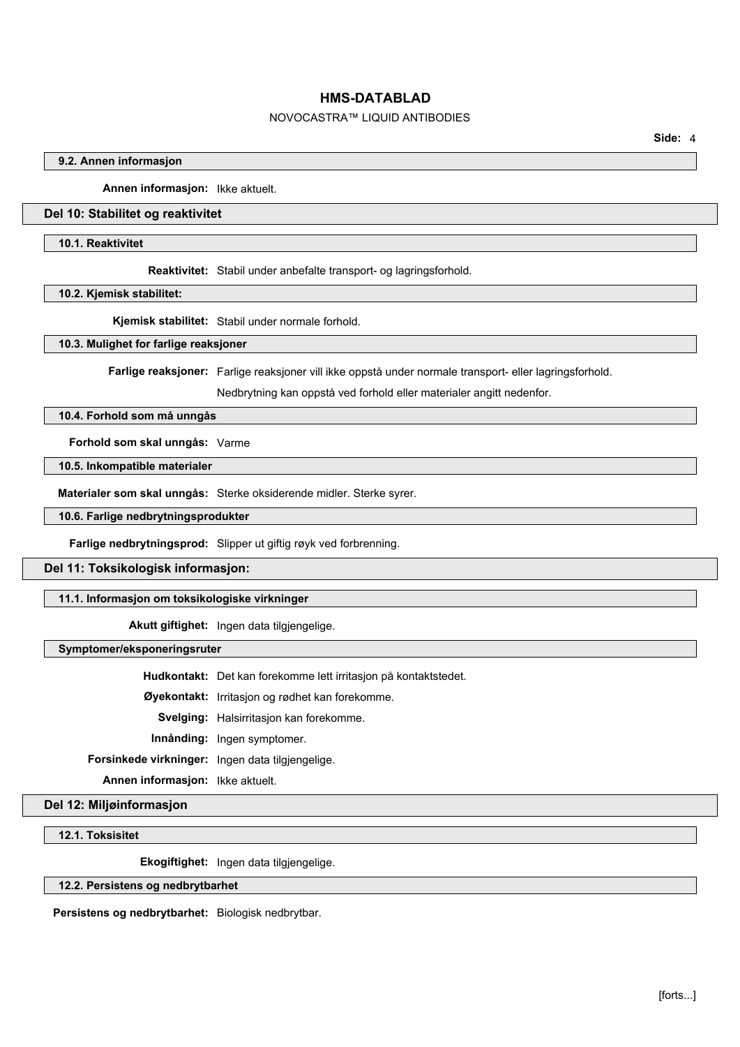#### 9.2. Annen informasjon

**Annen informasjon:** Ikke aktuelt.

## Del 10: Stabilitet og reaktivitet

#### 10.1. Reaktivitet

**Reaktivitet:** Stabil under anbefalte transport- og lagringsforhold.

#### 10.2. Kjemisk stabilitet:

**Kjemisk stabilitet:** Stabil under normale forhold.

#### 10.3. Mulighet for farlige reaksjoner

**Farlige reaksjoner:** Farlige reaksjoner vill ikke oppstå under normale transport- eller lagringsforhold.

Nedbrytning kan oppstå ved forhold eller materialer angitt nedenfor.

#### 10.4. Forhold som må unngås

**Forhold som skal unngås:** Varme

#### 10.5. Inkompatible materialer

**Materialer som skal unngås:** Sterke oksiderende midler. Sterke syrer.

#### 10.6. Farlige nedbrytningsprodukter

**Farlige nedbrytningsprod:** Slipper ut giftig røyk ved forbrenning.

## Del 11: Toksikologisk informasjon:

#### 11.1. Informasjon om toksikologiske virkninger

**Akutt giftighet:** Ingen data tilgjengelige.

#### Symptomer/eksponeringsruter

**Hudkontakt:** Det kan forekomme lett irritasjon på kontaktstedet.

**Øyekontakt:** Irritasjon og rødhet kan forekomme.

**Svelging:** Halsirritasjon kan forekomme.

**Innånding:** Ingen symptomer.

**Forsinkede virkninger:** Ingen data tilgjengelige.

**Annen informasjon:** Ikke aktuelt.

## Del 12: Miljøinformasjon

#### 12.1. Toksisitet

**Ekogiftighet:** Ingen data tilgjengelige.

#### 12.2. Persistens og nedbrytbarhet

**Persistens og nedbrytbarhet:** Biologisk nedbrytbar.

[forts...]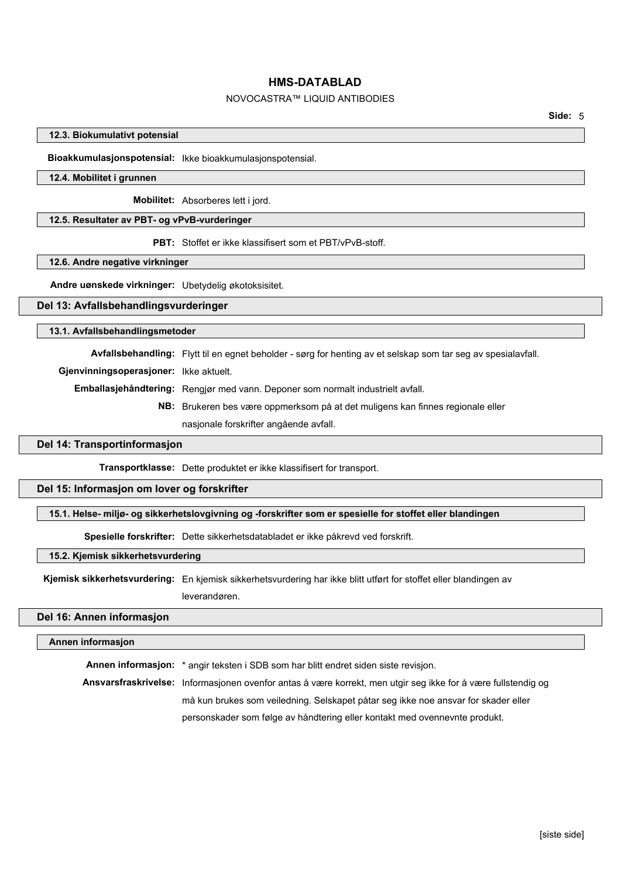### 12.3. Biokumulativt potensial

**Bioakkumulasjonspotensial:** Ikke bioakkumulasjonspotensial.

### 12.4. Mobilitet i grunnen

**Mobilitet:** Absorberes lett i jord.

### 12.5. Resultater av PBT- og vPvB-vurderinger

**PBT:** Stoffet er ikke klassifisert som et PBT/vPvB-stoff.

### 12.6. Andre negative virkninger

**Andre uønskede virkninger:** Ubetydelig økotoksisitet.

## Del 13: Avfallsbehandlingsvurderinger

### 13.1. Avfallsbehandlingsmetoder

**Avfallsbehandling:** Flytt til en egnet beholder - sørg for henting av et selskap som tar seg av spesialavfall.

**Gjenvinningsoperasjoner:** Ikke aktuelt.

**Emballasjehåndtering:** Rengjør med vann. Deponer som normalt industrielt avfall.

**NB:** Brukeren bes være oppmerksom på at det muligens kan finnes regionale eller nasjonale forskrifter angående avfall.

## Del 14: Transportinformasjon

**Transportklasse:** Dette produktet er ikke klassifisert for transport.

## Del 15: Informasjon om lover og forskrifter

### 15.1. Helse- miljø- og sikkerhetslovgivning og -forskrifter som er spesielle for stoffet eller blandingen

**Spesielle forskrifter:** Dette sikkerhetsdatabladet er ikke påkrevd ved forskrift.

### 15.2. Kjemisk sikkerhetsvurdering

**Kjemisk sikkerhetsvurdering:** En kjemisk sikkerhetsvurdering har ikke blitt utført for stoffet eller blandingen av leverandøren.

## Del 16: Annen informasjon

### Annen informasjon

**Annen informasjon:** * angir teksten i SDB som har blitt endret siden siste revisjon.

**Ansvarsfraskrivelse:** Informasjonen ovenfor antas å være korrekt, men utgir seg ikke for å være fullstendig og må kun brukes som veiledning. Selskapet påtar seg ikke noe ansvar for skader eller personskader som følge av håndtering eller kontakt med ovennevnte produkt.

[siste side]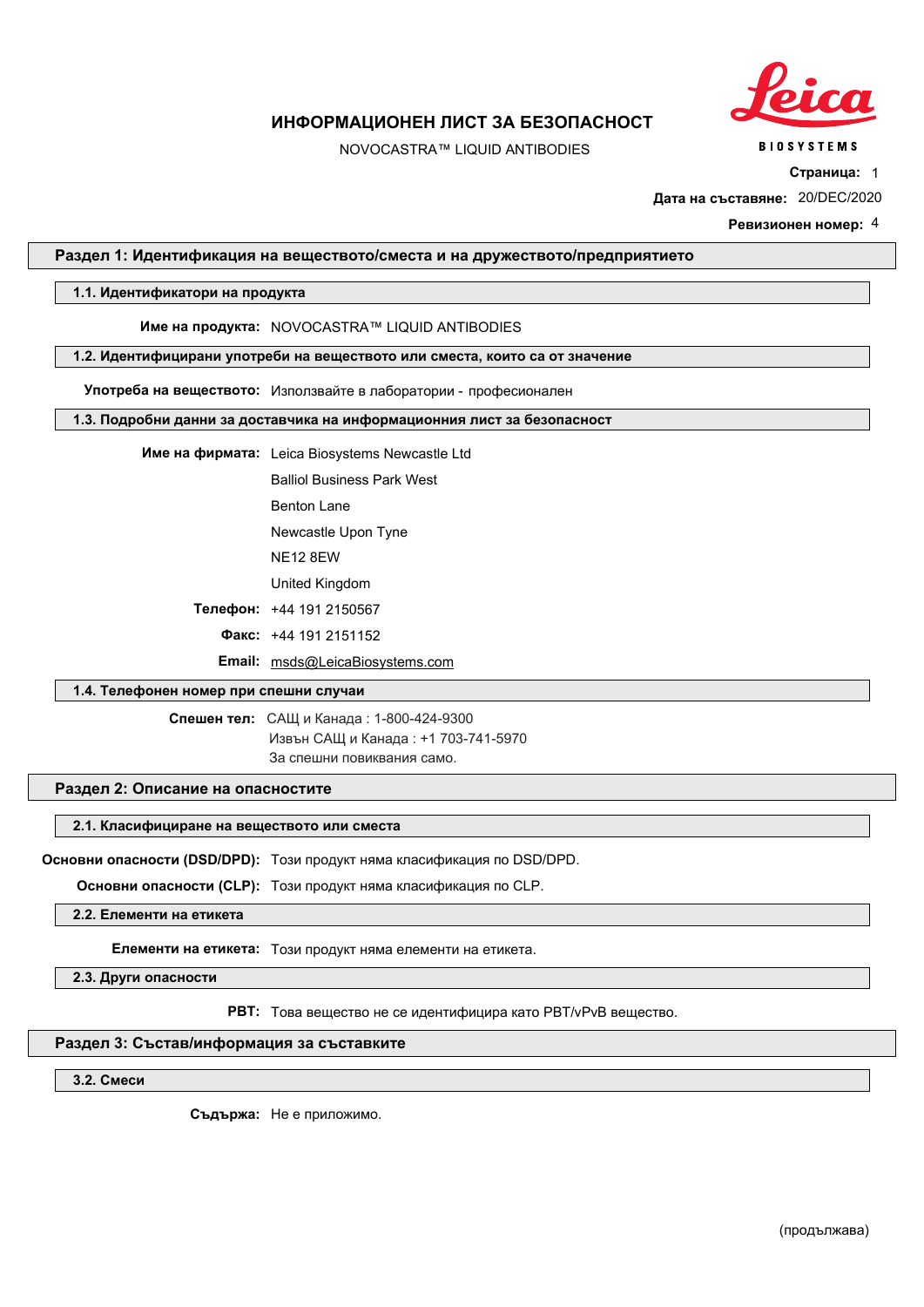# ИНФОРМАЦИОНЕН ЛИСТ ЗА БЕЗОПАСНОСТ

NOVOCASTRA™ LIQUID ANTIBODIES

**Страница:** 1

**Дата на съставяне:** 20/DEC/2020

**Ревизионен номер:** 4

## Раздел 1: Идентификация на веществото/сместа и на дружеството/предприятието

### 1.1. Идентификатори на продукта

**Име на продукта:** NOVOCASTRA™ LIQUID ANTIBODIES

### 1.2. Идентифицирани употреби на веществото или сместа, които са от значение

**Употреба на веществото:** Използвайте в лаборатории - професионален

### 1.3. Подробни данни за доставчика на информационния лист за безопасност

**Име на фирмата:** Leica Biosystems Newcastle Ltd

Balliol Business Park West

Benton Lane

Newcastle Upon Tyne

NE12 8EW

United Kingdom

**Телефон:** +44 191 2150567

**Факс:** +44 191 2151152

**Email:** msds@LeicaBiosystems.com

### 1.4. Телефонен номер при спешни случаи

**Спешен тел:** САЩ и Канада : 1-800-424-9300

Извън САЩ и Канада : +1 703-741-5970

За спешни повиквания само.

## Раздел 2: Описание на опасностите

### 2.1. Класифициране на веществото или сместа

**Основни опасности (DSD/DPD):** Този продукт няма класификация по DSD/DPD.

**Основни опасности (CLP):** Този продукт няма класификация по CLP.

### 2.2. Елементи на етикета

**Елементи на етикета:** Този продукт няма елементи на етикета.

### 2.3. Други опасности

**PBT:** Това вещество не се идентифицира като PBT/vPvB вещество.

## Раздел 3: Състав/информация за съставките

### 3.2. Смеси

**Съдържа:** Не е приложимо.

(продължава)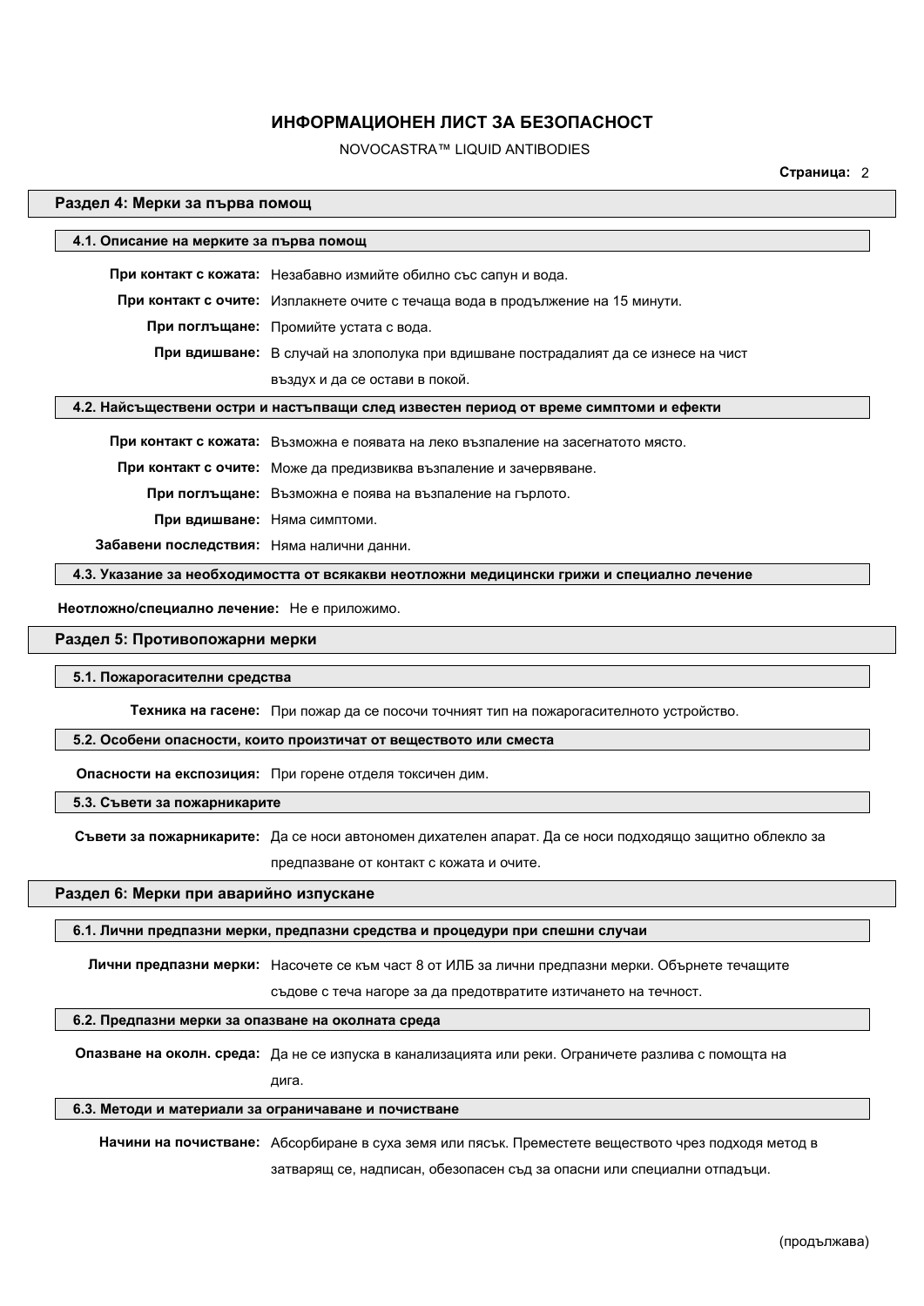## Раздел 4: Мерки за първа помощ

### 4.1. Описание на мерките за първа помощ

**При контакт с кожата:** Незабавно измийте обилно със сапун и вода.

**При контакт с очите:** Изплакнете очите с течаща вода в продължение на 15 минути.

**При поглъщане:** Промийте устата с вода.

**При вдишване:** В случай на злополука при вдишване пострадалият да се изнесе на чист въздух и да се остави в покой.

### 4.2. Найсъществени остри и настъпващи след известен период от време симптоми и ефекти

**При контакт с кожата:** Възможна е появата на леко възпаление на засегнатото място.

**При контакт с очите:** Може да предизвиква възпаление и зачервяване.

**При поглъщане:** Възможна е поява на възпаление на гърлото.

**При вдишване:** Няма симптоми.

**Забавени последствия:** Няма налични данни.

### 4.3. Указание за необходимостта от всякакви неотложни медицински грижи и специално лечение

**Неотложно/специално лечение:** Не е приложимо.

## Раздел 5: Противопожарни мерки

### 5.1. Пожарогасителни средства

**Техника на гасене:** При пожар да се посочи точният тип на пожарогасителното устройство.

### 5.2. Особени опасности, които произтичат от веществото или сместа

**Опасности на експозиция:** При горене отделя токсичен дим.

### 5.3. Съвети за пожарникарите

**Съвети за пожарникарите:** Да се носи автономен дихателен апарат. Да се носи подходящо защитно облекло за предпазване от контакт с кожата и очите.

## Раздел 6: Мерки при аварийно изпускане

### 6.1. Лични предпазни мерки, предпазни средства и процедури при спешни случаи

**Лични предпазни мерки:** Насочете се към част 8 от ИЛБ за лични предпазни мерки. Обърнете течащите съдове с теча нагоре за да предотвратите изтичането на течност.

### 6.2. Предпазни мерки за опазване на околната среда

**Опазване на околн. среда:** Да не се изпуска в канализацията или реки. Ограничете разлива с помощта на дига.

### 6.3. Методи и материали за ограничаване и почистване

**Начини на почистване:** Абсорбиране в суха земя или пясък. Преместете веществото чрез подходя метод в затварящ се, надписан, обезопасен съд за опасни или специални отпадъци.

(продължава)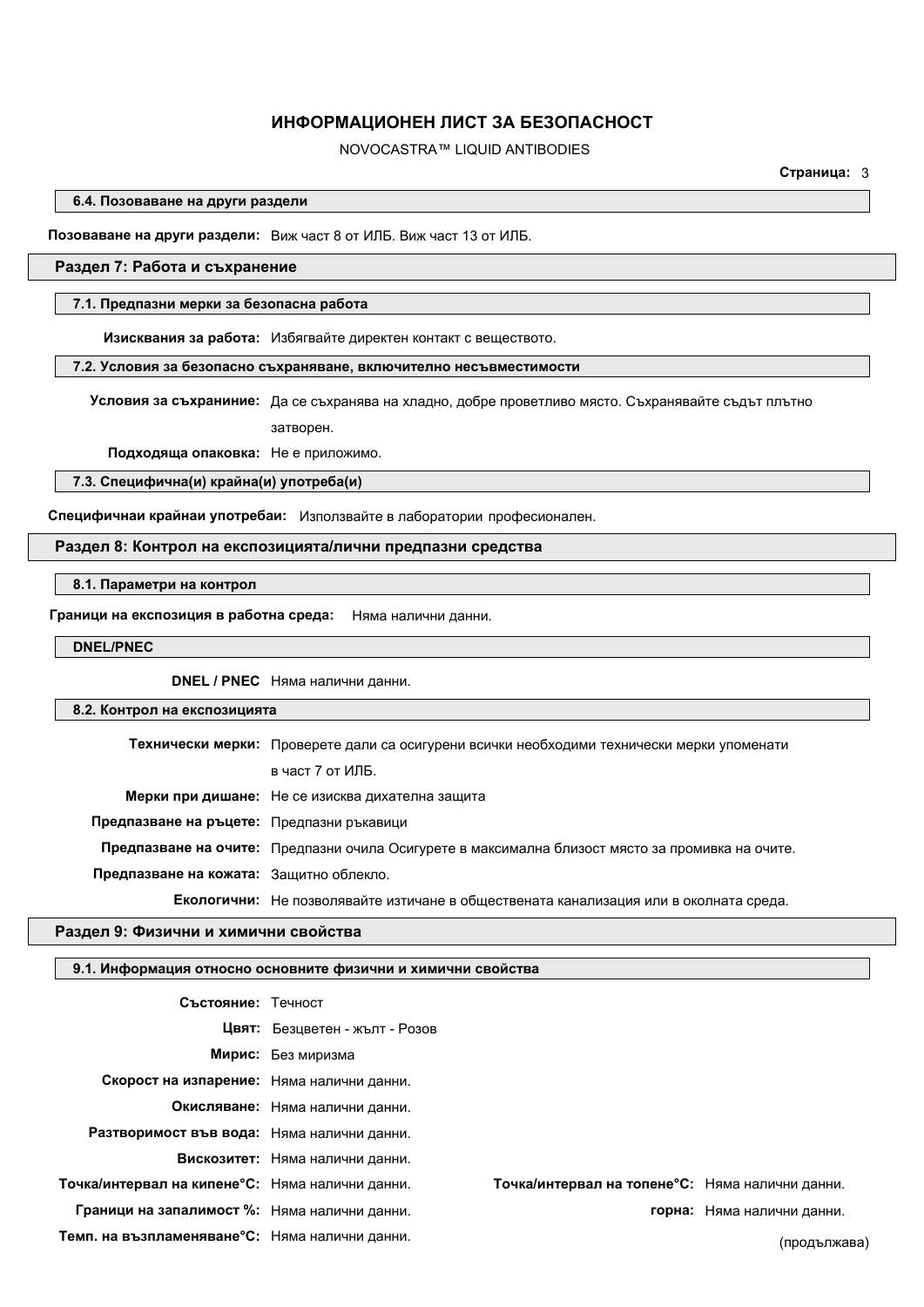### 6.4. Позоваване на други раздели

**Позоваване на други раздели:** Виж част 8 от ИЛБ. Виж част 13 от ИЛБ.

## Раздел 7: Работа и съхранение

### 7.1. Предпазни мерки за безопасна работа

**Изисквания за работа:** Избягвайте директен контакт с веществото.

### 7.2. Условия за безопасно съхраняване, включително несъвместимости

**Условия за съхранинение:** Да се съхранява на хладно, добре проветливо място. Съхранявайте съдът плътно затворен.

**Подходяща опаковка:** Не е приложимо.

### 7.3. Специфична(и) крайна(и) употреба(и)

**Специфичнаи крайнаи употребаи:** Използвайте в лаборатории професионален.

## Раздел 8: Контрол на експозицията/лични предпазни средства

### 8.1. Параметри на контрол

**Граници на експозиция в работна среда:** Няма налични данни.

### DNEL/PNEC

**DNEL / PNEC** Няма налични данни.

### 8.2. Контрол на експозицията

**Технически мерки:** Проверете дали са осигурени всички необходими технически мерки упоменати в част 7 от ИЛБ.

**Мерки при дишане:** Не се изисква дихателна защита

**Предпазване на ръцете:** Предпазни ръкавици

**Предпазване на очите:** Предпазни очила Осигурете в максимална близост място за промивка на очите.

**Предпазване на кожата:** Защитно облекло.

**Екологични:** Не позволявайте изтичане в обществената канализация или в околната среда.

## Раздел 9: Физични и химични свойства

### 9.1. Информация относно основните физични и химични свойства

**Състояние:** Течност

**Цвят:** Безцветен - жълт - Розов

**Мирис:** Без миризма

**Скорост на изпарение:** Няма налични данни.

**Окисляване:** Няма налични данни.

**Разтворимост във вода:** Няма налични данни.

**Вискозитет:** Няма налични данни.

**Точка/интервал на кипене°C:** Няма налични данни.

**Точка/интервал на топене°C:** Няма налични данни.

**Граници на запалимост %:** Няма налични данни.

**горна:** Няма налични данни.

**Темп. на възпламеняване°C:** Няма налични данни.

(продължава)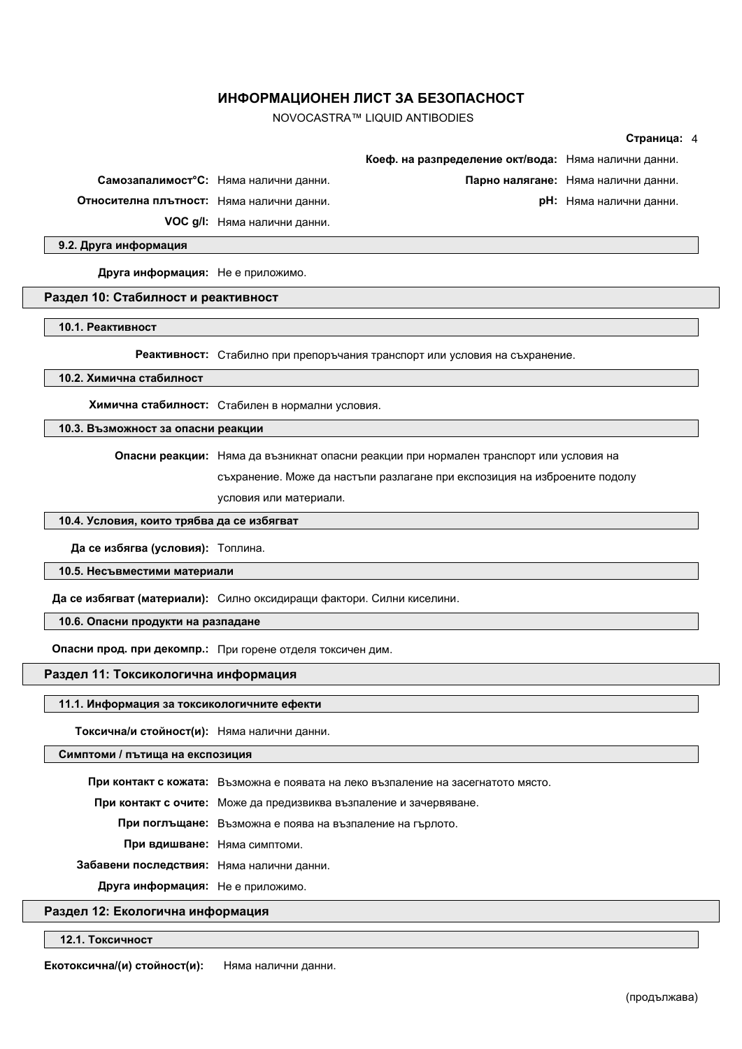**Коеф. на разпределение окт/вода:** Няма налични данни.

**Самозапалимост°C:** Няма налични данни.

**Парно налягане:** Няма налични данни.

**Относителна плътност:** Няма налични данни.

**pH:** Няма налични данни.

**VOC g/l:** Няма налични данни.

### 9.2. Друга информация

**Друга информация:** Не е приложимо.

## Раздел 10: Стабилност и реактивност

### 10.1. Реактивност

**Реактивност:** Стабилно при препоръчания транспорт или условия на съхранение.

### 10.2. Химична стабилност

**Химична стабилност:** Стабилен в нормални условия.

### 10.3. Възможност за опасни реакции

**Опасни реакции:** Няма да възникнат опасни реакции при нормален транспорт или условия на съхранение. Може да настъпи разлагане при експозиция на изброените подолу условия или материали.

### 10.4. Условия, които трябва да се избягват

**Да се избягва (условия):** Топлина.

### 10.5. Несъвместими материали

**Да се избягват (материали):** Силно оксидиращи фактори. Силни киселини.

### 10.6. Опасни продукти на разпадане

**Опасни прод. при декомпр.:** При горене отделя токсичен дим.

## Раздел 11: Токсикологична информация

### 11.1. Информация за токсикологичните ефекти

**Токсична/и стойност(и):** Няма налични данни.

### Симптоми / пътища на експозиция

**При контакт с кожата:** Възможна е появата на леко възпаление на засегнатото място.

**При контакт с очите:** Може да предизвиква възпаление и зачервяване.

**При поглъщане:** Възможна е поява на възпаление на гърлото.

**При вдишване:** Няма симптоми.

**Забавени последствия:** Няма налични данни.

**Друга информация:** Не е приложимо.

## Раздел 12: Екологична информация

### 12.1. Токсичност

**Екотоксична/(и) стойност(и):** Няма налични данни.

(продължава)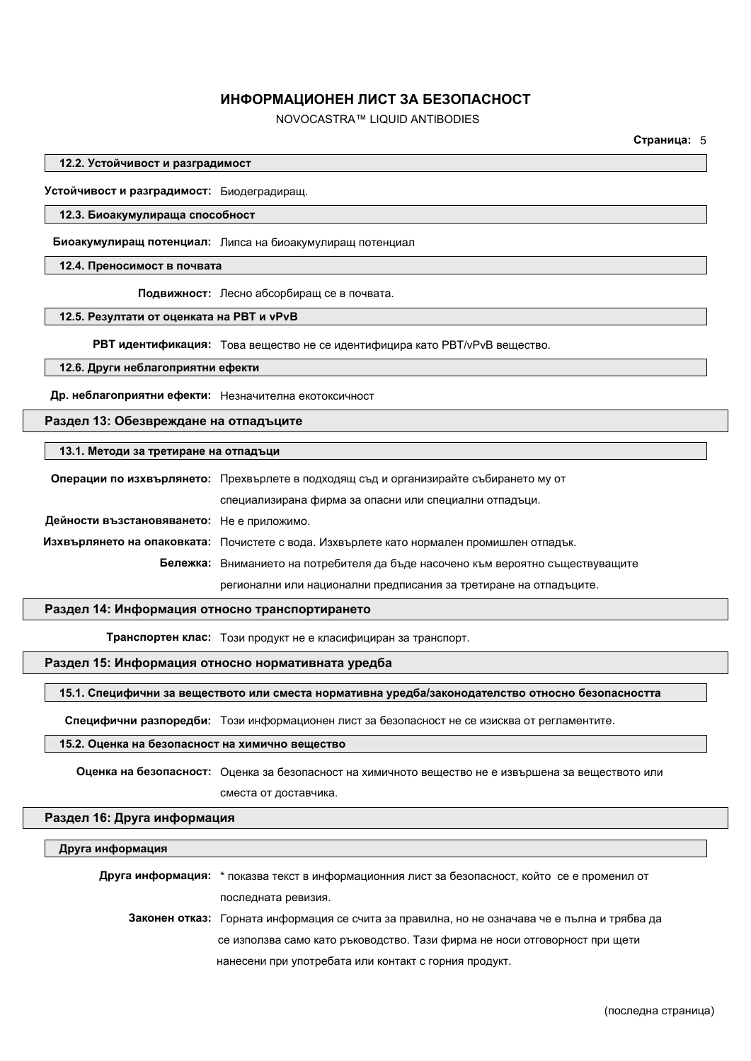#### 12.2. Устойчивост и разградимост

**Устойчивост и разградимост:** Биодеградиращ.

#### 12.3. Биоакумулираща способност

**Биоакумулиращ потенциал:** Липса на биоакумулиращ потенциал

#### 12.4. Преносимост в почвата

**Подвижност:** Лесно абсорбиращ се в почвата.

#### 12.5. Резултати от оценката на PBT и vPvB

**PBT идентификация:** Това вещество не се идентифицира като PBT/vPvB вещество.

#### 12.6. Други неблагоприятни ефекти

**Др. неблагоприятни ефекти:** Незначителна екотоксичност

## Раздел 13: Обезвреждане на отпадъците

#### 13.1. Методи за третиране на отпадъци

**Операции по изхвърлянето:** Прехвърлете в подходящ съд и организирайте събирането му от специализирана фирма за опасни или специални отпадъци.

**Дейности възстановяването:** Не е приложимо.

**Изхвърлянето на опаковката:** Почистете с вода. Изхвърлете като нормален промишлен отпадък.

**Бележка:** Вниманието на потребителя да бъде насочено към вероятно съществуващите регионални или национални предписания за третиране на отпадъците.

## Раздел 14: Информация относно транспортирането

**Транспортен клас:** Този продукт не е класифициран за транспорт.

## Раздел 15: Информация относно нормативната уредба

#### 15.1. Специфични за веществото или сместа нормативна уредба/законодателство относно безопасността

**Специфични разпоредби:** Този информационен лист за безопасност не се изисква от регламентите.

#### 15.2. Оценка на безопасност на химично вещество

**Оценка на безопасност:** Оценка за безопасност на химичното вещество не е извършена за веществото или сместа от доставчика.

## Раздел 16: Друга информация

#### Друга информация

**Друга информация:** * показва текст в информационния лист за безопасност, който се е променил от последната ревизия.

**Законен отказ:** Горната информация се счита за правилна, но не означава че е пълна и трябва да се използва само като ръководство. Тази фирма не носи отговорност при щети нанесени при употребата или контакт с горния продукт.

(последна страница)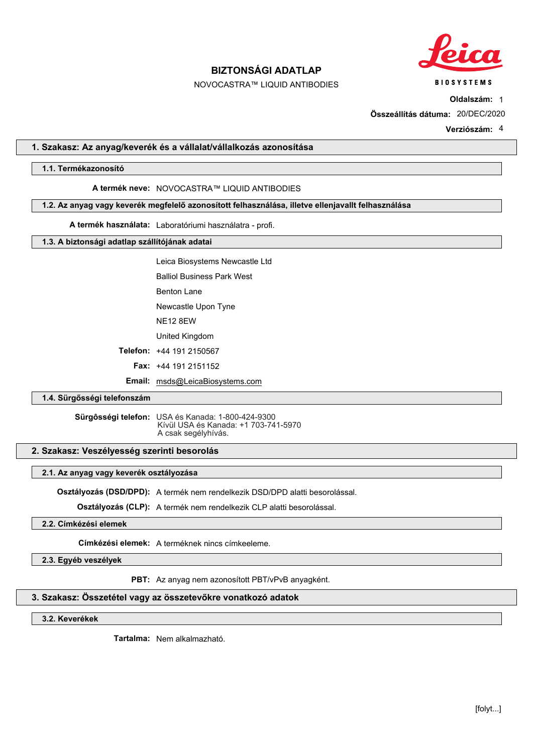# BIZTONSÁGI ADATLAP

NOVOCASTRA™ LIQUID ANTIBODIES

**Oldalszám:** 1

**Összeállítás dátuma:** 20/DEC/2020

**Verziószám:** 4

## 1. Szakasz: Az anyag/keverék és a vállalat/vállalkozás azonosítása

### 1.1. Termékazonosító

**A termék neve:** NOVOCASTRA™ LIQUID ANTIBODIES

### 1.2. Az anyag vagy keverék megfelelő azonosított felhasználása, illetve ellenjavallt felhasználása

**A termék használata:** Laboratóriumi használatra - profi.

### 1.3. A biztonsági adatlap szállítójának adatai

Leica Biosystems Newcastle Ltd
Balliol Business Park West
Benton Lane
Newcastle Upon Tyne
NE12 8EW
United Kingdom

**Telefon:** +44 191 2150567

**Fax:** +44 191 2151152

**Email:** msds@LeicaBiosystems.com

### 1.4. Sürgősségi telefonszám

**Sürgôsségi telefon:** USA és Kanada: 1-800-424-9300
Kívül USA és Kanada: +1 703-741-5970
A csak segélyhívás.

## 2. Szakasz: Veszélyesség szerinti besorolás

### 2.1. Az anyag vagy keverék osztályozása

**Osztályozás (DSD/DPD):** A termék nem rendelkezik DSD/DPD alatti besorolással.

**Osztályozás (CLP):** A termék nem rendelkezik CLP alatti besorolással.

### 2.2. Címkézési elemek

**Címkézési elemek:** A terméknek nincs címkeeleme.

### 2.3. Egyéb veszélyek

**PBT:** Az anyag nem azonosított PBT/vPvB anyagként.

## 3. Szakasz: Összetétel vagy az összetevőkre vonatkozó adatok

### 3.2. Keverékek

**Tartalma:** Nem alkalmazható.

[folyt...]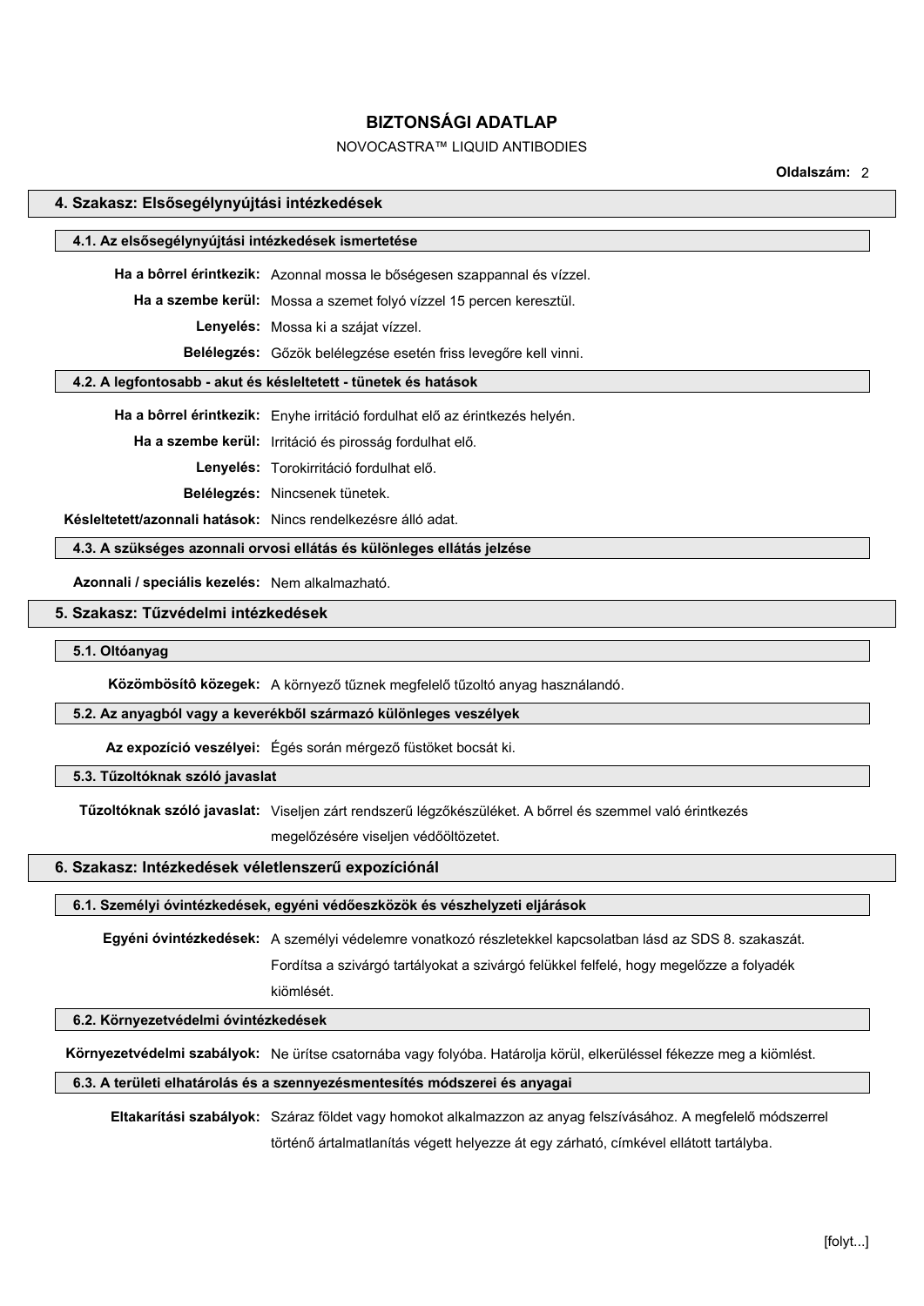# BIZTONSÁGI ADATLAP

NOVOCASTRA™ LIQUID ANTIBODIES

## 4. Szakasz: Elsősegélynyújtási intézkedések

### 4.1. Az elsősegélynyújtási intézkedések ismertetése

**Ha a bôrrel érintkezik:** Azonnal mossa le bőségesen szappannal és vízzel.

**Ha a szembe kerül:** Mossa a szemet folyó vízzel 15 percen keresztül.

**Lenyelés:** Mossa ki a szájat vízzel.

**Belélegzés:** Gőzök belélegzése esetén friss levegőre kell vinni.

### 4.2. A legfontosabb - akut és késleltetett - tünetek és hatások

**Ha a bôrrel érintkezik:** Enyhe irritáció fordulhat elő az érintkezés helyén.

**Ha a szembe kerül:** Irritáció és pirosság fordulhat elő.

**Lenyelés:** Torokirritáció fordulhat elő.

**Belélegzés:** Nincsenek tünetek.

**Késleltetett/azonnali hatások:** Nincs rendelkezésre álló adat.

### 4.3. A szükséges azonnali orvosi ellátás és különleges ellátás jelzése

**Azonnali / speciális kezelés:** Nem alkalmazható.

## 5. Szakasz: Tűzvédelmi intézkedések

### 5.1. Oltóanyag

**Közömbösítô közegek:** A környező tűznek megfelelő tűzoltó anyag használandó.

### 5.2. Az anyagból vagy a keverékből származó különleges veszélyek

**Az expozíció veszélyei:** Égés során mérgező füstöket bocsát ki.

### 5.3. Tűzoltóknak szóló javaslat

**Tűzoltóknak szóló javaslat:** Viseljen zárt rendszerű légzőkészüléket. A bőrrel és szemmel való érintkezés megelőzésére viseljen védőöltözetet.

## 6. Szakasz: Intézkedések véletlenszerű expozíciónál

### 6.1. Személyi óvintézkedések, egyéni védőeszközök és vészhelyzeti eljárások

**Egyéni óvintézkedések:** A személyi védelemre vonatkozó részletekkel kapcsolatban lásd az SDS 8. szakaszát. Fordítsa a szivárgó tartályokat a szivárgó felükkel felfelé, hogy megelőzze a folyadék kiömlését.

### 6.2. Környezetvédelmi óvintézkedések

**Környezetvédelmi szabályok:** Ne ürítse csatornába vagy folyóba. Határolja körül, elkerüléssel fékezze meg a kiömlést.

### 6.3. A területi elhatárolás és a szennyezésmentesítés módszerei és anyagai

**Eltakarítási szabályok:** Száraz földet vagy homokot alkalmazzon az anyag felszívásához. A megfelelő módszerrel történő ártalmatlanítás végett helyezze át egy zárható, címkével ellátott tartályba.

[folyt...]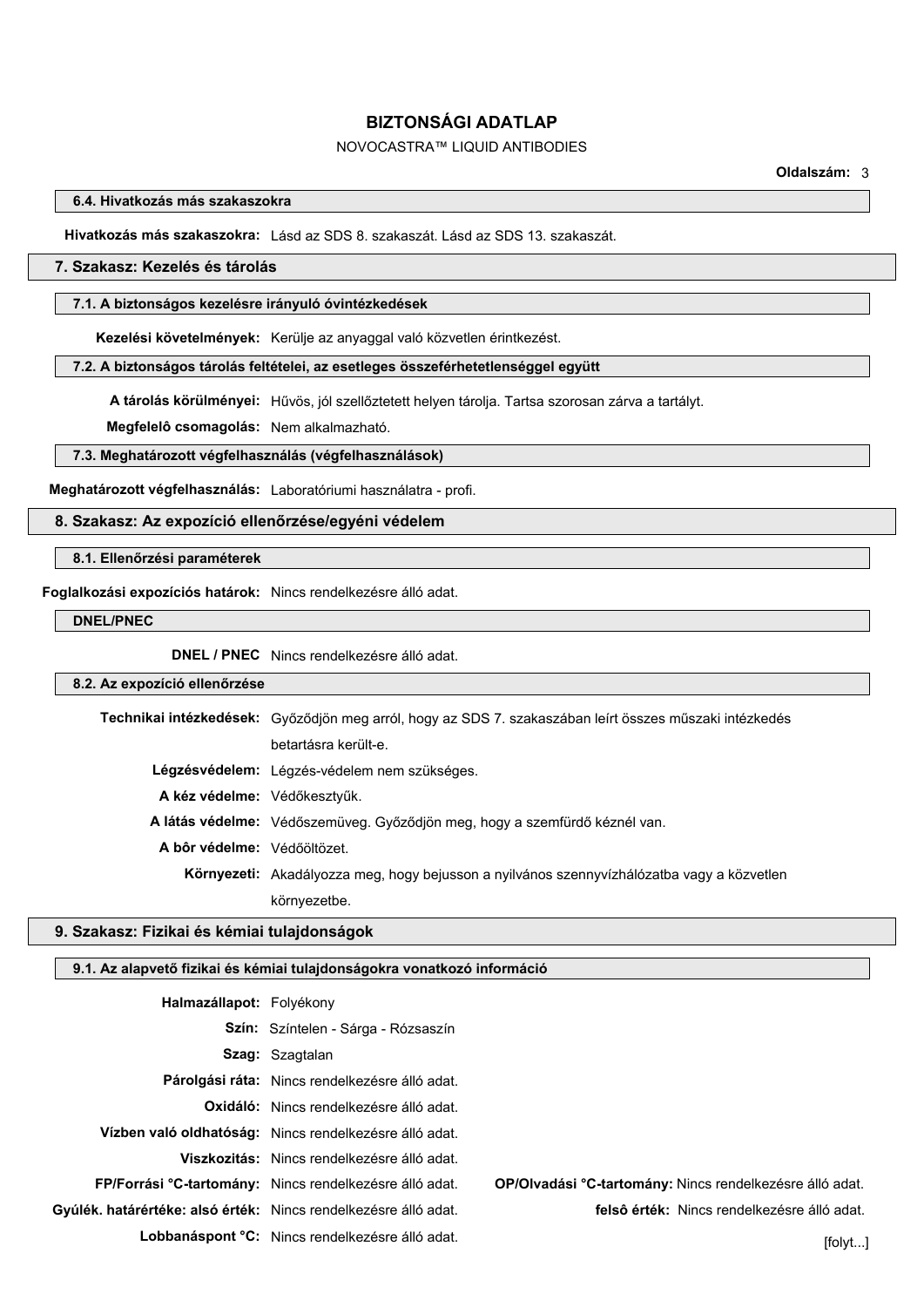#### 6.4. Hivatkozás más szakaszokra

**Hivatkozás más szakaszokra:** Lásd az SDS 8. szakaszát. Lásd az SDS 13. szakaszát.

## 7. Szakasz: Kezelés és tárolás

#### 7.1. A biztonságos kezelésre irányuló óvintézkedések

**Kezelési követelmények:** Kerülje az anyaggal való közvetlen érintkezést.

#### 7.2. A biztonságos tárolás feltételei, az esetleges összeférhetetlenséggel együtt

**A tárolás körülményei:** Hűvös, jól szellőztetett helyen tárolja. Tartsa szorosan zárva a tartályt.

**Megfelelô csomagolás:** Nem alkalmazható.

#### 7.3. Meghatározott végfelhasználás (végfelhasználások)

**Meghatározott végfelhasználás:** Laboratóriumi használatra - profi.

## 8. Szakasz: Az expozíció ellenőrzése/egyéni védelem

#### 8.1. Ellenőrzési paraméterek

**Foglalkozási expozíciós határok:** Nincs rendelkezésre álló adat.

#### DNEL/PNEC

**DNEL / PNEC** Nincs rendelkezésre álló adat.

#### 8.2. Az expozíció ellenőrzése

**Technikai intézkedések:** Győződjön meg arról, hogy az SDS 7. szakaszában leírt összes műszaki intézkedés betartásra került-e.

**Légzésvédelem:** Légzés-védelem nem szükséges.

**A kéz védelme:** Védőkesztyűk.

**A látás védelme:** Védőszemüveg. Győződjön meg, hogy a szemfürdő kéznél van.

**A bôr védelme:** Védőöltözet.

**Környezeti:** Akadályozza meg, hogy bejusson a nyilvános szennyvízhálózatba vagy a közvetlen környezetbe.

## 9. Szakasz: Fizikai és kémiai tulajdonságok

#### 9.1. Az alapvető fizikai és kémiai tulajdonságokra vonatkozó információ

**Halmazállapot:** Folyékony

**Szín:** Színtelen - Sárga - Rózsaszín

**Szag:** Szagtalan

**Párolgási ráta:** Nincs rendelkezésre álló adat.

**Oxidáló:** Nincs rendelkezésre álló adat.

**Vízben való oldhatóság:** Nincs rendelkezésre álló adat.

**Viszkozitás:** Nincs rendelkezésre álló adat.

**FP/Forrási °C-tartomány:** Nincs rendelkezésre álló adat.

**OP/Olvadási °C-tartomány:** Nincs rendelkezésre álló adat.

**Gyúlék. határértéke: alsó érték:** Nincs rendelkezésre álló adat.

**felsô érték:** Nincs rendelkezésre álló adat.

**Lobbanáspont °C:** Nincs rendelkezésre álló adat.

[folyt...]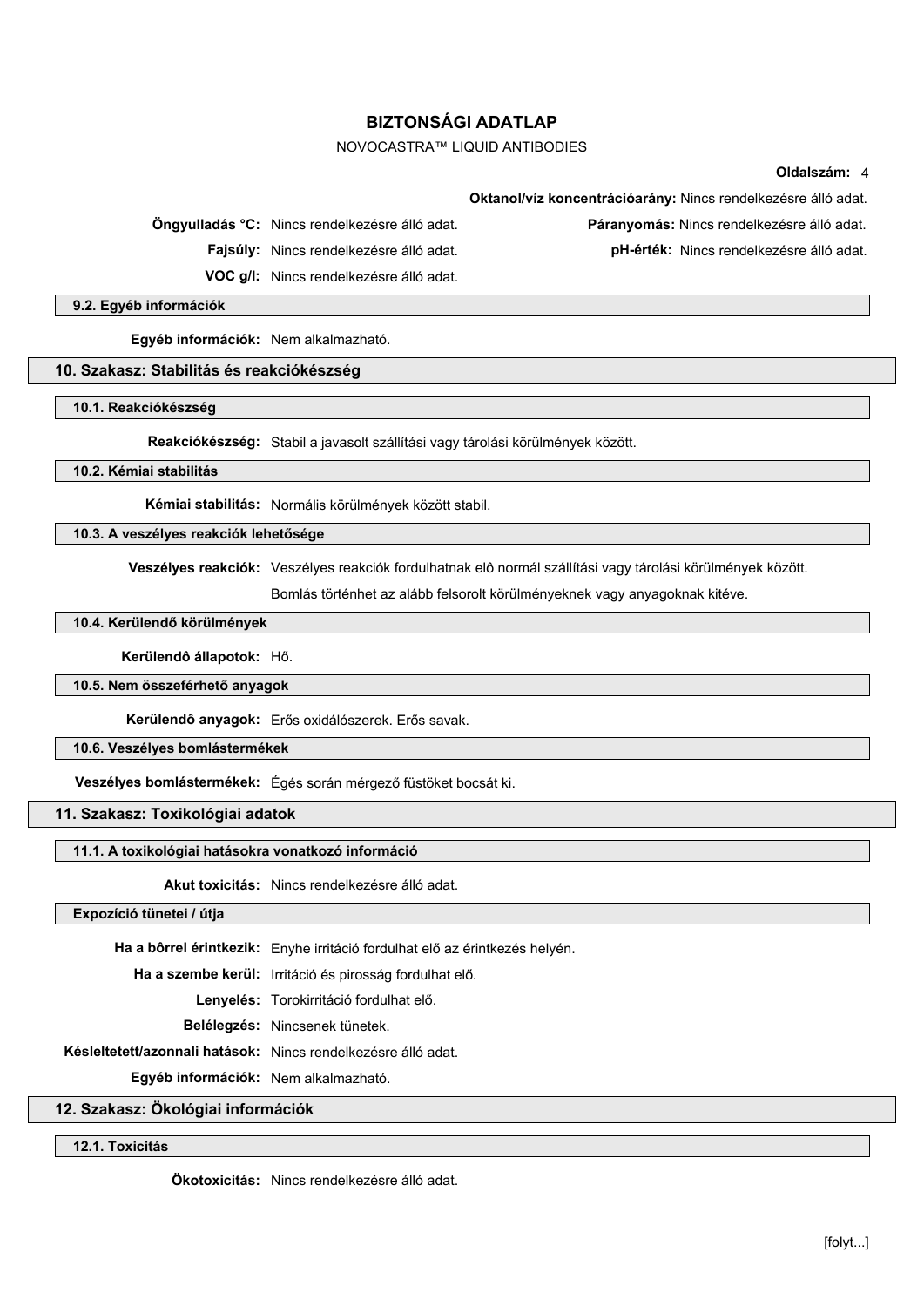**Oktanol/víz koncentrációarány:** Nincs rendelkezésre álló adat.

**Öngyulladás °C:** Nincs rendelkezésre álló adat.

**Páranyomás:** Nincs rendelkezésre álló adat.

**Fajsúly:** Nincs rendelkezésre álló adat.

**pH-érték:** Nincs rendelkezésre álló adat.

**VOC g/l:** Nincs rendelkezésre álló adat.

### 9.2. Egyéb információk

**Egyéb információk:** Nem alkalmazható.

## 10. Szakasz: Stabilitás és reakciókészség

### 10.1. Reakciókészség

**Reakciókészség:** Stabil a javasolt szállítási vagy tárolási körülmények között.

### 10.2. Kémiai stabilitás

**Kémiai stabilitás:** Normális körülmények között stabil.

### 10.3. A veszélyes reakciók lehetősége

**Veszélyes reakciók:** Veszélyes reakciók fordulhatnak elô normál szállítási vagy tárolási körülmények között.

Bomlás történhet az alább felsorolt körülményeknek vagy anyagoknak kitéve.

### 10.4. Kerülendő körülmények

**Kerülendô állapotok:** Hő.

### 10.5. Nem összeférhető anyagok

**Kerülendô anyagok:** Erős oxidálószerek. Erős savak.

### 10.6. Veszélyes bomlástermékek

**Veszélyes bomlástermékek:** Égés során mérgező füstöket bocsát ki.

## 11. Szakasz: Toxikológiai adatok

### 11.1. A toxikológiai hatásokra vonatkozó információ

**Akut toxicitás:** Nincs rendelkezésre álló adat.

### Expozíció tünetei / útja

**Ha a bôrrel érintkezik:** Enyhe irritáció fordulhat elő az érintkezés helyén.

**Ha a szembe kerül:** Irritáció és pirosság fordulhat elő.

**Lenyelés:** Torokirritáció fordulhat elő.

**Belélegzés:** Nincsenek tünetek.

**Késleltetett/azonnali hatások:** Nincs rendelkezésre álló adat.

**Egyéb információk:** Nem alkalmazható.

## 12. Szakasz: Ökológiai információk

### 12.1. Toxicitás

**Ökotoxicitás:** Nincs rendelkezésre álló adat.

[folyt...]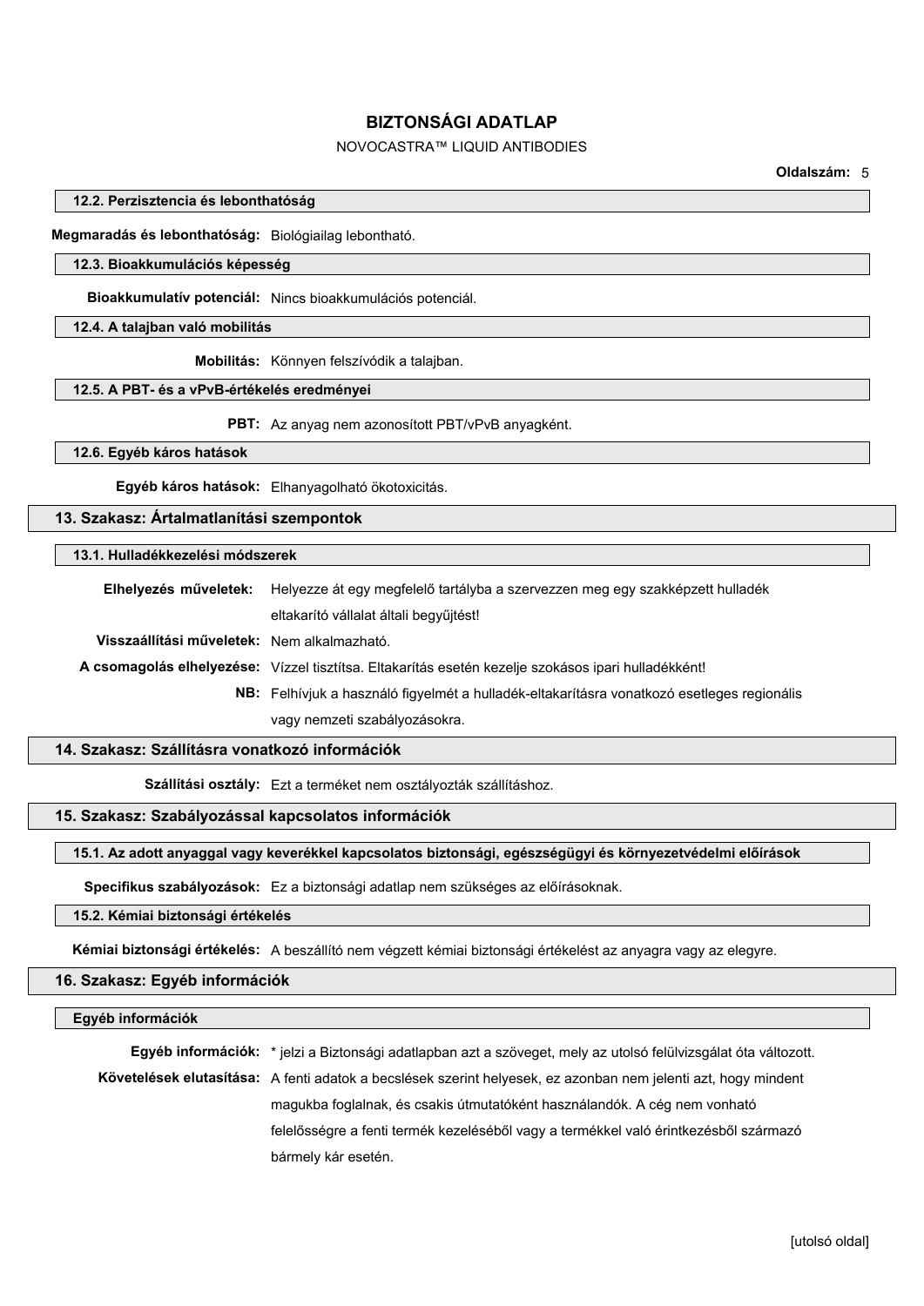### 12.2. Perzisztencia és lebonthatóság

**Megmaradás és lebonthatóság:** Biológiailag lebontható.

### 12.3. Bioakkumulációs képesség

**Bioakkumulatív potenciál:** Nincs bioakkumulációs potenciál.

### 12.4. A talajban való mobilitás

**Mobilitás:** Könnyen felszívódik a talajban.

### 12.5. A PBT- és a vPvB-értékelés eredményei

**PBT:** Az anyag nem azonosított PBT/vPvB anyagként.

### 12.6. Egyéb káros hatások

**Egyéb káros hatások:** Elhanyagolható ökotoxicitás.

## 13. Szakasz: Ártalmatlanítási szempontok

### 13.1. Hulladékkezelési módszerek

**Elhelyezés műveletek:** Helyezze át egy megfelelő tartályba a szervezzen meg egy szakképzett hulladék eltakarító vállalat általi begyűjtést!

**Visszaállítási műveletek:** Nem alkalmazható.

**A csomagolás elhelyezése:** Vízzel tisztítsa. Eltakarítás esetén kezelje szokásos ipari hulladékként!

**NB:** Felhívjuk a használó figyelmét a hulladék-eltakarításra vonatkozó esetleges regionális vagy nemzeti szabályozásokra.

## 14. Szakasz: Szállításra vonatkozó információk

**Szállítási osztály:** Ezt a terméket nem osztályozták szállításhoz.

## 15. Szakasz: Szabályozással kapcsolatos információk

### 15.1. Az adott anyaggal vagy keverékkel kapcsolatos biztonsági, egészségügyi és környezetvédelmi előírások

**Specifikus szabályozások:** Ez a biztonsági adatlap nem szükséges az előírásoknak.

### 15.2. Kémiai biztonsági értékelés

**Kémiai biztonsági értékelés:** A beszállító nem végzett kémiai biztonsági értékelést az anyagra vagy az elegyre.

## 16. Szakasz: Egyéb információk

### Egyéb információk

**Egyéb információk:** * jelzi a Biztonsági adatlapban azt a szöveget, mely az utolsó felülvizsgálat óta változott.

**Követelések elutasítása:** A fenti adatok a becslések szerint helyesek, ez azonban nem jelenti azt, hogy mindent magukba foglalnak, és csakis útmutatóként használandók. A cég nem vonható felelősségre a fenti termék kezeléséből vagy a termékkel való érintkezésből származó bármely kár esetén.

[utolsó oldal]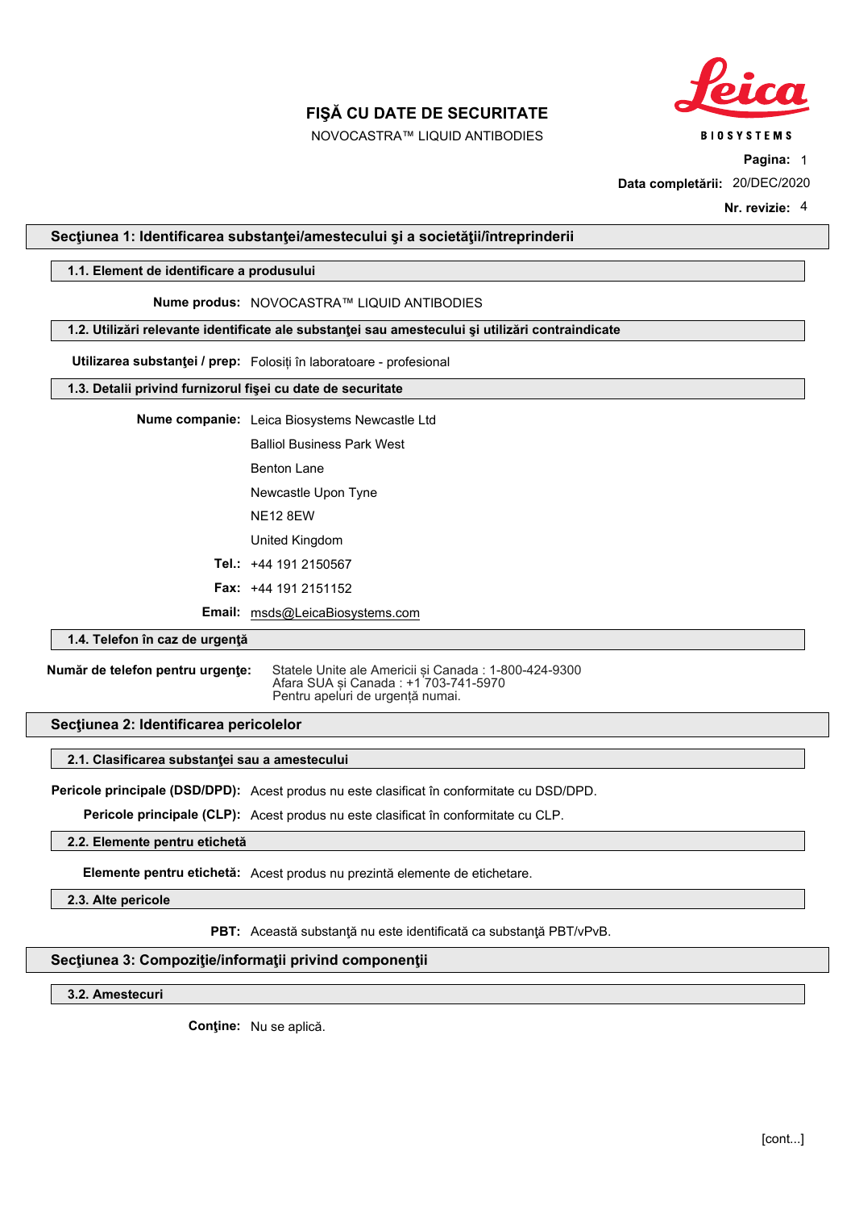# FIŞĂ CU DATE DE SECURITATE

NOVOCASTRA™ LIQUID ANTIBODIES

**Pagina:** 1

**Data completării:** 20/DEC/2020

**Nr. revizie:** 4

## Secţiunea 1: Identificarea substanţei/amestecului şi a societăţii/întreprinderii

### 1.1. Element de identificare a produsului

**Nume produs:** NOVOCASTRA™ LIQUID ANTIBODIES

### 1.2. Utilizări relevante identificate ale substanţei sau amestecului şi utilizări contraindicate

**Utilizarea substanţei / prep:** Folosiți în laboratoare - profesional

### 1.3. Detalii privind furnizorul fişei cu date de securitate

**Nume companie:** Leica Biosystems Newcastle Ltd

Balliol Business Park West

Benton Lane

Newcastle Upon Tyne

NE12 8EW

United Kingdom

**Tel.:** +44 191 2150567

**Fax:** +44 191 2151152

**Email:** msds@LeicaBiosystems.com

### 1.4. Telefon în caz de urgenţă

**Număr de telefon pentru urgenţe:** Statele Unite ale Americii și Canada : 1-800-424-9300
Afara SUA și Canada : +1 703-741-5970
Pentru apeluri de urgență numai.

## Secţiunea 2: Identificarea pericolelor

### 2.1. Clasificarea substanţei sau a amestecului

**Pericole principale (DSD/DPD):** Acest produs nu este clasificat în conformitate cu DSD/DPD.

**Pericole principale (CLP):** Acest produs nu este clasificat în conformitate cu CLP.

### 2.2. Elemente pentru etichetă

**Elemente pentru etichetă:** Acest produs nu prezintă elemente de etichetare.

### 2.3. Alte pericole

**PBT:** Această substanţă nu este identificată ca substanţă PBT/vPvB.

## Secţiunea 3: Compoziţie/informaţii privind componenţii

### 3.2. Amestecuri

**Conţine:** Nu se aplică.

[cont...]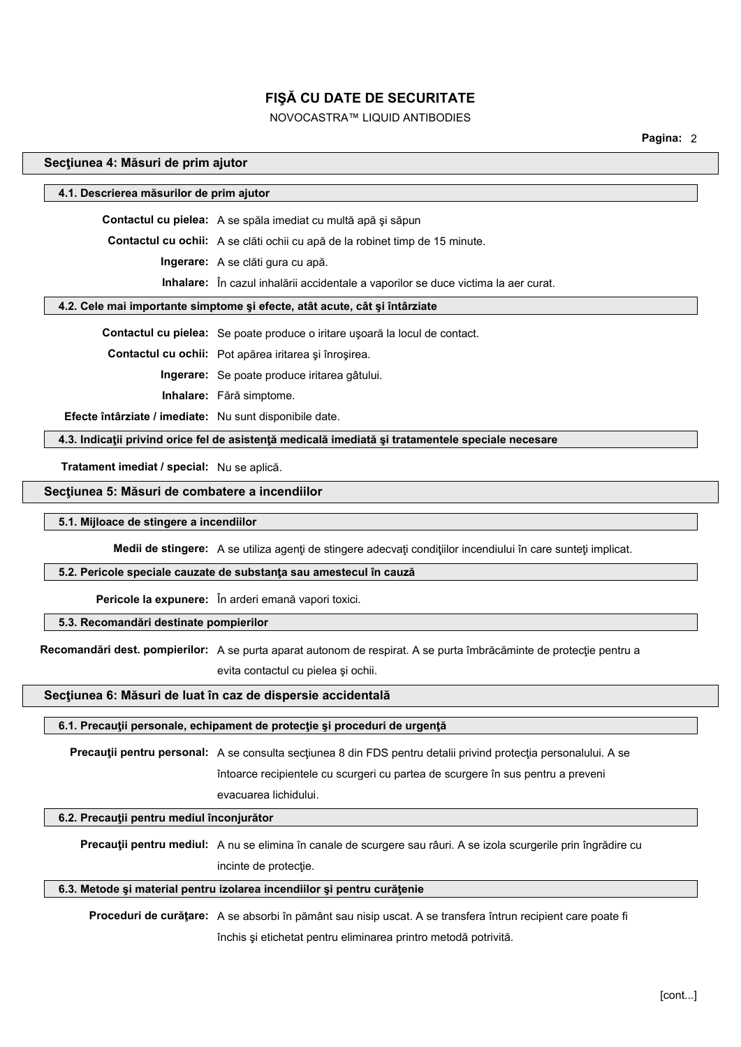## Secţiunea 4: Măsuri de prim ajutor

### 4.1. Descrierea măsurilor de prim ajutor

**Contactul cu pielea:** A se spăla imediat cu multă apă şi săpun

**Contactul cu ochii:** A se clăti ochii cu apă de la robinet timp de 15 minute.

**Ingerare:** A se clăti gura cu apă.

**Inhalare:** În cazul inhalării accidentale a vaporilor se duce victima la aer curat.

### 4.2. Cele mai importante simptome şi efecte, atât acute, cât şi întârziate

**Contactul cu pielea:** Se poate produce o iritare uşoară la locul de contact.

**Contactul cu ochii:** Pot apărea iritarea şi înroşirea.

**Ingerare:** Se poate produce iritarea gâtului.

**Inhalare:** Fără simptome.

**Efecte întârziate / imediate:** Nu sunt disponibile date.

### 4.3. Indicaţii privind orice fel de asistenţă medicală imediată şi tratamentele speciale necesare

**Tratament imediat / special:** Nu se aplică.

## Secţiunea 5: Măsuri de combatere a incendiilor

### 5.1. Mijloace de stingere a incendiilor

**Medii de stingere:** A se utiliza agenţi de stingere adecvaţi condiţiilor incendiului în care sunteţi implicat.

### 5.2. Pericole speciale cauzate de substanţa sau amestecul în cauză

**Pericole la expunere:** În arderi emană vapori toxici.

### 5.3. Recomandări destinate pompierilor

**Recomandări dest. pompierilor:** A se purta aparat autonom de respirat. A se purta îmbrăcăminte de protecţie pentru a evita contactul cu pielea şi ochii.

## Secţiunea 6: Măsuri de luat în caz de dispersie accidentală

### 6.1. Precauţii personale, echipament de protecţie şi proceduri de urgenţă

**Precauţii pentru personal:** A se consulta secţiunea 8 din FDS pentru detalii privind protecţia personalului. A se întoarce recipientele cu scurgeri cu partea de scurgere în sus pentru a preveni evacuarea lichidului.

### 6.2. Precauţii pentru mediul înconjurător

**Precauţii pentru mediul:** A nu se elimina în canale de scurgere sau râuri. A se izola scurgerile prin îngrădire cu incinte de protecţie.

### 6.3. Metode şi material pentru izolarea incendiilor şi pentru curăţenie

**Proceduri de curăţare:** A se absorbi în pământ sau nisip uscat. A se transfera întrun recipient care poate fi închis şi etichetat pentru eliminarea printro metodă potrivită.

[cont...]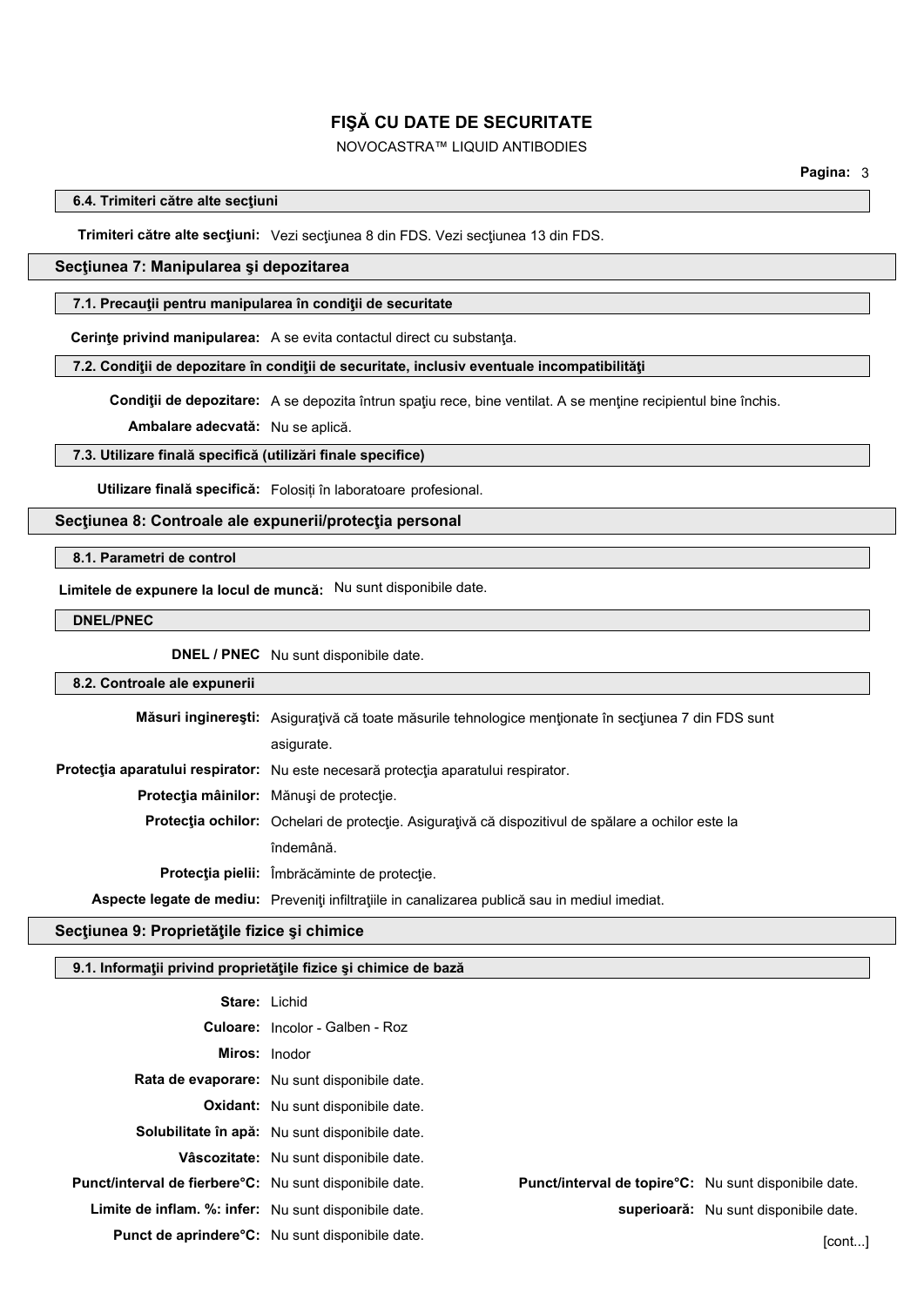#### 6.4. Trimiteri către alte secţiuni

**Trimiteri către alte secţiuni:** Vezi secţiunea 8 din FDS. Vezi secţiunea 13 din FDS.

### Secţiunea 7: Manipularea şi depozitarea

#### 7.1. Precauţii pentru manipularea în condiţii de securitate

**Cerinţe privind manipularea:** A se evita contactul direct cu substanţa.

#### 7.2. Condiţii de depozitare în condiţii de securitate, inclusiv eventuale incompatibilităţi

**Condiţii de depozitare:** A se depozita întrun spaţiu rece, bine ventilat. A se menţine recipientul bine închis.

**Ambalare adecvată:** Nu se aplică.

#### 7.3. Utilizare finală specifică (utilizări finale specifice)

**Utilizare finală specifică:** Folosiți în laboratoare profesional.

### Secţiunea 8: Controale ale expunerii/protecţia personal

#### 8.1. Parametri de control

**Limitele de expunere la locul de muncă:** Nu sunt disponibile date.

#### DNEL/PNEC

**DNEL / PNEC** Nu sunt disponibile date.

#### 8.2. Controale ale expunerii

**Măsuri inginereşti:** Asiguraţivă că toate măsurile tehnologice menţionate în secţiunea 7 din FDS sunt asigurate.

**Protecţia aparatului respirator:** Nu este necesară protecţia aparatului respirator.

**Protecţia mâinilor:** Mănuşi de protecţie.

**Protecţia ochilor:** Ochelari de protecţie. Asiguraţivă că dispozitivul de spălare a ochilor este la îndemână.

**Protecţia pielii:** Îmbrăcăminte de protecţie.

**Aspecte legate de mediu:** Preveniţi infiltraţiile in canalizarea publică sau in mediul imediat.

### Secţiunea 9: Proprietăţile fizice şi chimice

#### 9.1. Informaţii privind proprietăţile fizice şi chimice de bază

**Stare:** Lichid

**Culoare:** Incolor - Galben - Roz

**Miros:** Inodor

**Rata de evaporare:** Nu sunt disponibile date.

**Oxidant:** Nu sunt disponibile date.

**Solubilitate în apă:** Nu sunt disponibile date.

**Vâscozitate:** Nu sunt disponibile date.

**Punct/interval de fierbere°C:** Nu sunt disponibile date. **Punct/interval de topire°C:** Nu sunt disponibile date.

**Limite de inflam. %: infer:** Nu sunt disponibile date. **superioară:** Nu sunt disponibile date.

**Punct de aprindere°C:** Nu sunt disponibile date.

[cont...]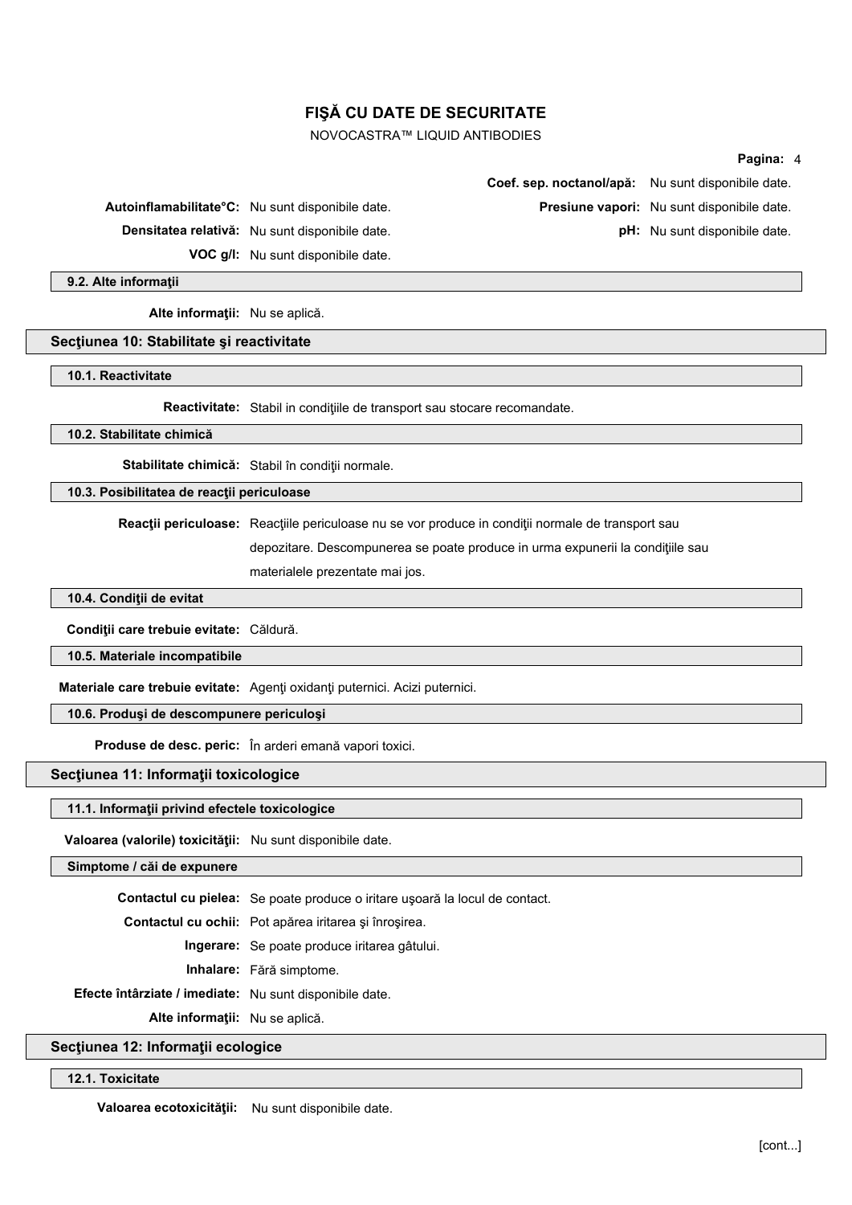**Coef. sep. noctanol/apă:** Nu sunt disponibile date.

**Autoinflamabilitate°C:** Nu sunt disponibile date.

**Presiune vapori:** Nu sunt disponibile date.

**Densitatea relativă:** Nu sunt disponibile date.

**pH:** Nu sunt disponibile date.

**VOC g/l:** Nu sunt disponibile date.

### 9.2. Alte informaţii

**Alte informaţii:** Nu se aplică.

## Secţiunea 10: Stabilitate şi reactivitate

### 10.1. Reactivitate

**Reactivitate:** Stabil in condiţiile de transport sau stocare recomandate.

### 10.2. Stabilitate chimică

**Stabilitate chimică:** Stabil în condiţii normale.

### 10.3. Posibilitatea de reacţii periculoase

**Reacţii periculoase:** Reacţiile periculoase nu se vor produce in condiţii normale de transport sau depozitare. Descompunerea se poate produce in urma expunerii la condiţiile sau materialele prezentate mai jos.

### 10.4. Condiţii de evitat

**Condiţii care trebuie evitate:** Căldură.

### 10.5. Materiale incompatibile

**Materiale care trebuie evitate:** Agenţi oxidanţi puternici. Acizi puternici.

### 10.6. Produşi de descompunere periculoşi

**Produse de desc. peric:** În arderi emană vapori toxici.

## Secţiunea 11: Informaţii toxicologice

### 11.1. Informaţii privind efectele toxicologice

**Valoarea (valorile) toxicităţii:** Nu sunt disponibile date.

### Simptome / căi de expunere

**Contactul cu pielea:** Se poate produce o iritare uşoară la locul de contact.

**Contactul cu ochii:** Pot apărea iritarea şi înroşirea.

**Ingerare:** Se poate produce iritarea gâtului.

**Inhalare:** Fără simptome.

**Efecte întârziate / imediate:** Nu sunt disponibile date.

**Alte informaţii:** Nu se aplică.

## Secţiunea 12: Informaţii ecologice

### 12.1. Toxicitate

**Valoarea ecotoxicităţii:** Nu sunt disponibile date.

[cont...]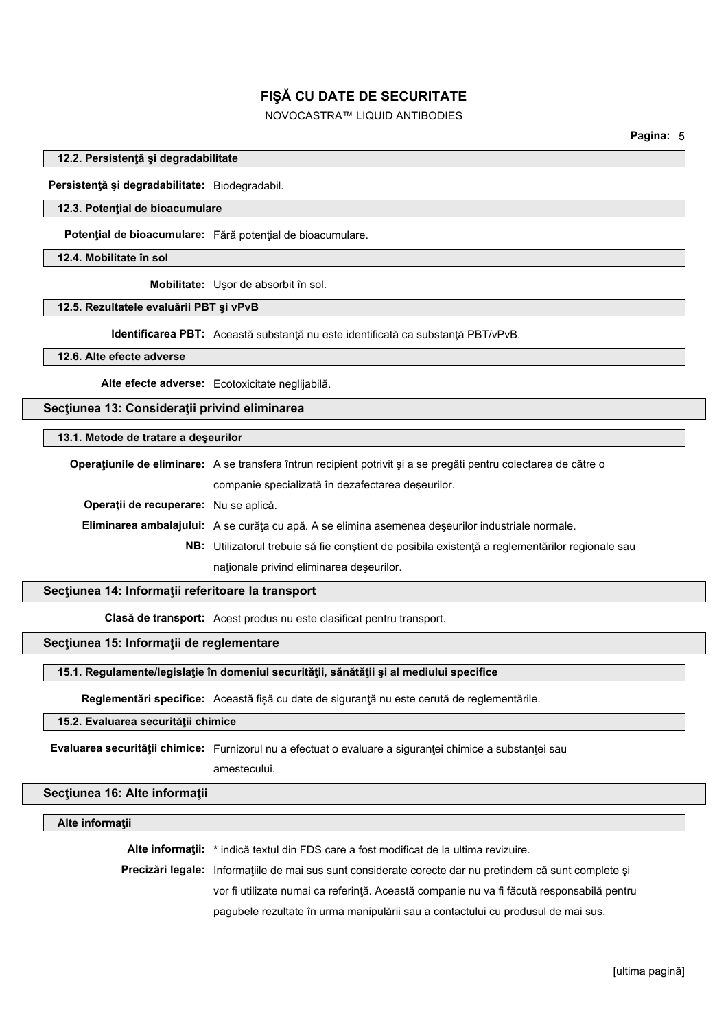#### 12.2. Persistenţă şi degradabilitate

**Persistenţă şi degradabilitate:** Biodegradabil.

#### 12.3. Potenţial de bioacumulare

**Potenţial de bioacumulare:** Fără potenţial de bioacumulare.

#### 12.4. Mobilitate în sol

**Mobilitate:** Uşor de absorbit în sol.

#### 12.5. Rezultatele evaluării PBT şi vPvB

**Identificarea PBT:** Această substanţă nu este identificată ca substanţă PBT/vPvB.

#### 12.6. Alte efecte adverse

**Alte efecte adverse:** Ecotoxicitate neglijabilă.

## Secţiunea 13: Consideraţii privind eliminarea

#### 13.1. Metode de tratare a deşeurilor

**Operaţiunile de eliminare:** A se transfera întrun recipient potrivit şi a se pregăti pentru colectarea de către o companie specializată în dezafectarea deşeurilor.

**Operaţii de recuperare:** Nu se aplică.

**Eliminarea ambalajului:** A se curăţa cu apă. A se elimina asemenea deşeurilor industriale normale.

**NB:** Utilizatorul trebuie să fie conştient de posibila existenţă a reglementărilor regionale sau naţionale privind eliminarea deşeurilor.

## Secţiunea 14: Informaţii referitoare la transport

**Clasă de transport:** Acest produs nu este clasificat pentru transport.

## Secţiunea 15: Informaţii de reglementare

#### 15.1. Regulamente/legislaţie în domeniul securităţii, sănătăţii şi al mediului specifice

**Reglementări specifice:** Această fişă cu date de siguranţă nu este cerută de reglementările.

#### 15.2. Evaluarea securităţii chimice

**Evaluarea securităţii chimice:** Furnizorul nu a efectuat o evaluare a siguranţei chimice a substanţei sau amestecului.

## Secţiunea 16: Alte informaţii

#### Alte informaţii

**Alte informaţii:** * indică textul din FDS care a fost modificat de la ultima revizuire.

**Precizări legale:** Informaţiile de mai sus sunt considerate corecte dar nu pretindem că sunt complete şi vor fi utilizate numai ca referinţă. Această companie nu va fi făcută responsabilă pentru pagubele rezultate în urma manipulării sau a contactului cu produsul de mai sus.

[ultima pagină]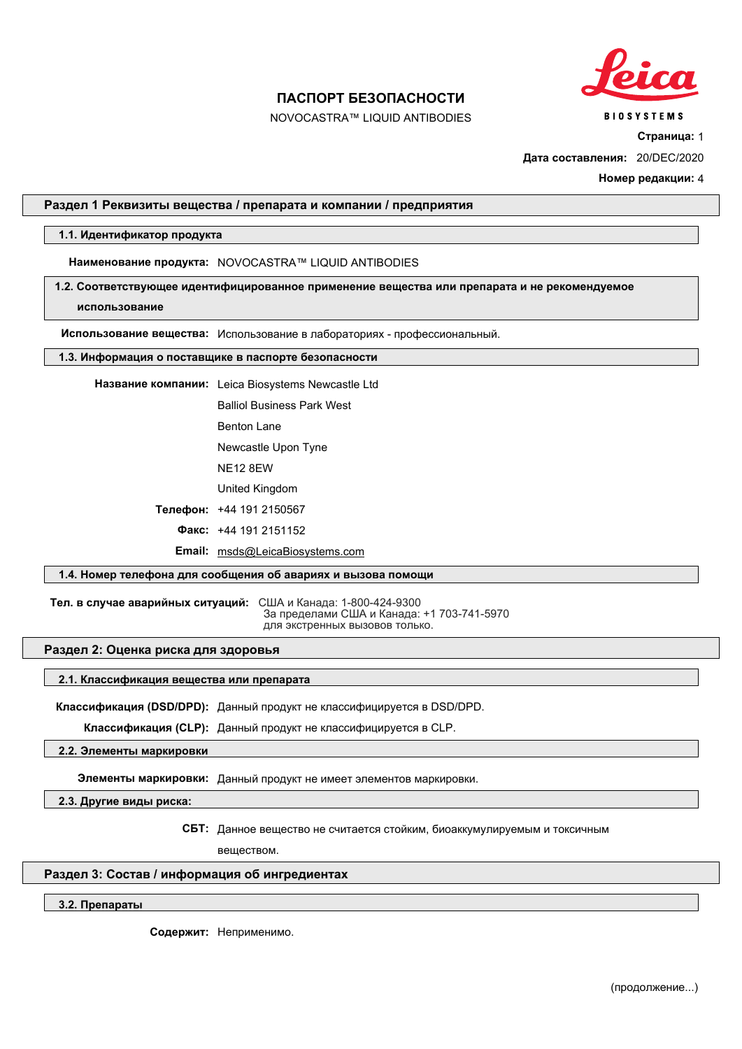# ПАСПОРТ БЕЗОПАСНОСТИ

NOVOCASTRA™ LIQUID ANTIBODIES

**Страница:** 1

**Дата составления:** 20/DEC/2020

**Номер редакции:** 4

## Раздел 1 Реквизиты вещества / препарата и компании / предприятия

### 1.1. Идентификатор продукта

**Наименование продукта:** NOVOCASTRA™ LIQUID ANTIBODIES

### 1.2. Соответствующее идентифицированное применение вещества или препарата и не рекомендуемое использование

**Использование вещества:** Использование в лабораториях - профессиональный.

### 1.3. Информация о поставщике в паспорте безопасности

**Название компании:** Leica Biosystems Newcastle Ltd

Balliol Business Park West

Benton Lane

Newcastle Upon Tyne

NE12 8EW

United Kingdom

**Телефон:** +44 191 2150567

**Факс:** +44 191 2151152

**Email:** msds@LeicaBiosystems.com

### 1.4. Номер телефона для сообщения об авариях и вызова помощи

**Тел. в случае аварийных ситуаций:** США и Канада: 1-800-424-9300
За пределами США и Канада: +1 703-741-5970
для экстренных вызовов только.

## Раздел 2: Оценка риска для здоровья

### 2.1. Классификация вещества или препарата

**Классификация (DSD/DPD):** Данный продукт не классифицируется в DSD/DPD.

**Классификация (CLP):** Данный продукт не классифицируется в CLP.

### 2.2. Элементы маркировки

**Элементы маркировки:** Данный продукт не имеет элементов маркировки.

### 2.3. Другие виды риска:

**СБТ:** Данное вещество не считается стойким, биоаккумулируемым и токсичным веществом.

## Раздел 3: Состав / информация об ингредиентах

### 3.2. Препараты

**Содержит:** Неприменимо.

(продолжение...)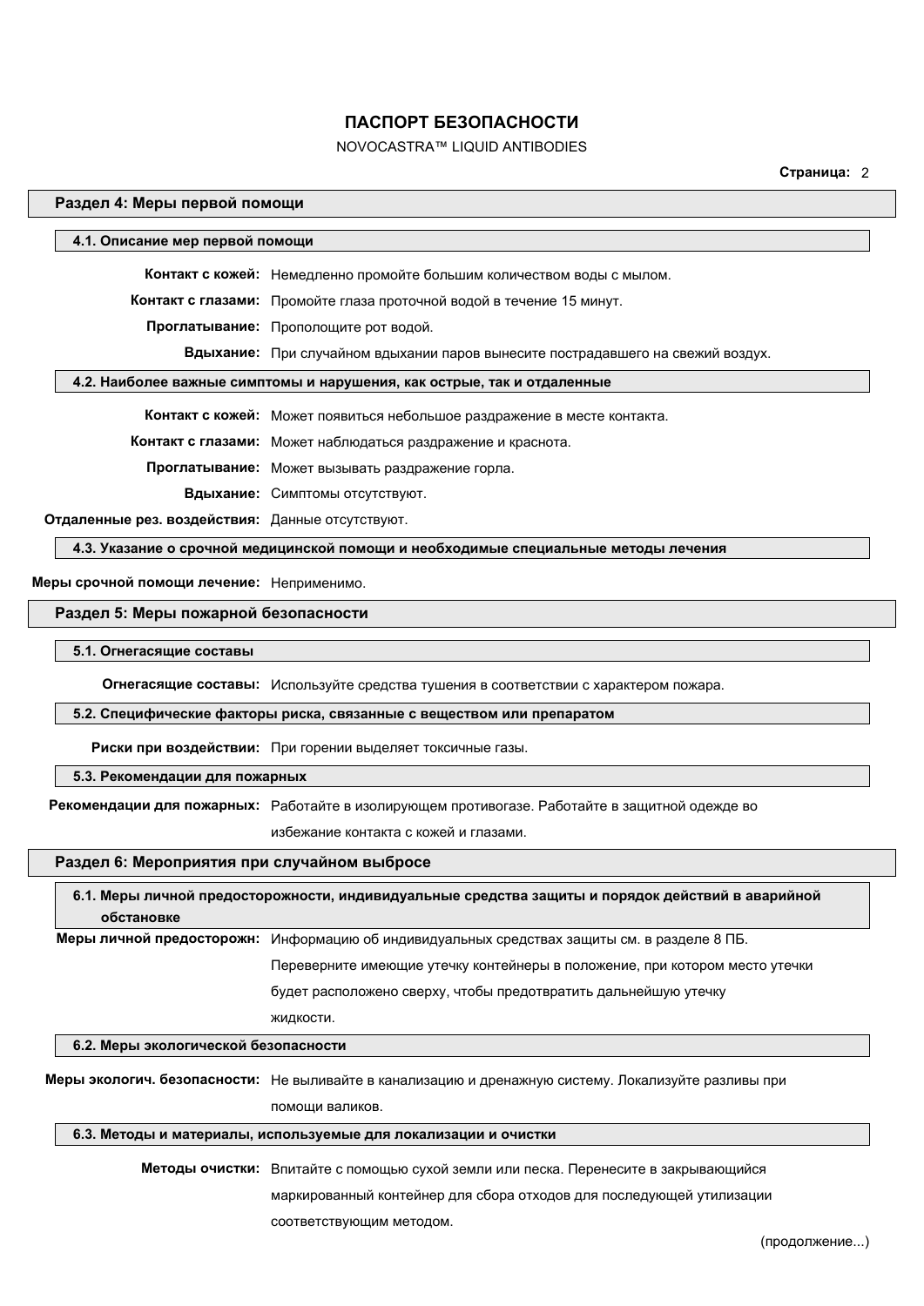# ПАСПОРТ БЕЗОПАСНОСТИ

NOVOCASTRA™ LIQUID ANTIBODIES

## Раздел 4: Меры первой помощи

### 4.1. Описание мер первой помощи

**Контакт с кожей:** Немедленно промойте большим количеством воды с мылом.

**Контакт с глазами:** Промойте глаза проточной водой в течение 15 минут.

**Проглатывание:** Прополощите рот водой.

**Вдыхание:** При случайном вдыхании паров вынесите пострадавшего на свежий воздух.

### 4.2. Наиболее важные симптомы и нарушения, как острые, так и отдаленные

**Контакт с кожей:** Может появиться небольшое раздражение в месте контакта.

**Контакт с глазами:** Может наблюдаться раздражение и краснота.

**Проглатывание:** Может вызывать раздражение горла.

**Вдыхание:** Симптомы отсутствуют.

**Отдаленные рез. воздействия:** Данные отсутствуют.

### 4.3. Указание о срочной медицинской помощи и необходимые специальные методы лечения

**Меры срочной помощи лечение:** Неприменимо.

## Раздел 5: Меры пожарной безопасности

### 5.1. Огнегасящие составы

**Огнегасящие составы:** Используйте средства тушения в соответствии с характером пожара.

### 5.2. Специфические факторы риска, связанные с веществом или препаратом

**Риски при воздействии:** При горении выделяет токсичные газы.

### 5.3. Рекомендации для пожарных

**Рекомендации для пожарных:** Работайте в изолирующем противогазе. Работайте в защитной одежде во избежание контакта с кожей и глазами.

## Раздел 6: Мероприятия при случайном выбросе

### 6.1. Меры личной предосторожности, индивидуальные средства защиты и порядок действий в аварийной обстановке

**Меры личной предосторожн:** Информацию об индивидуальных средствах защиты см. в разделе 8 ПБ. Переверните имеющие утечку контейнеры в положение, при котором место утечки будет расположено сверху, чтобы предотвратить дальнейшую утечку жидкости.

### 6.2. Меры экологической безопасности

**Меры экологич. безопасности:** Не выливайте в канализацию и дренажную систему. Локализуйте разливы при помощи валиков.

### 6.3. Методы и материалы, используемые для локализации и очистки

**Методы очистки:** Впитайте с помощью сухой земли или песка. Перенесите в закрывающийся маркированный контейнер для сбора отходов для последующей утилизации соответствующим методом.

(продолжение...)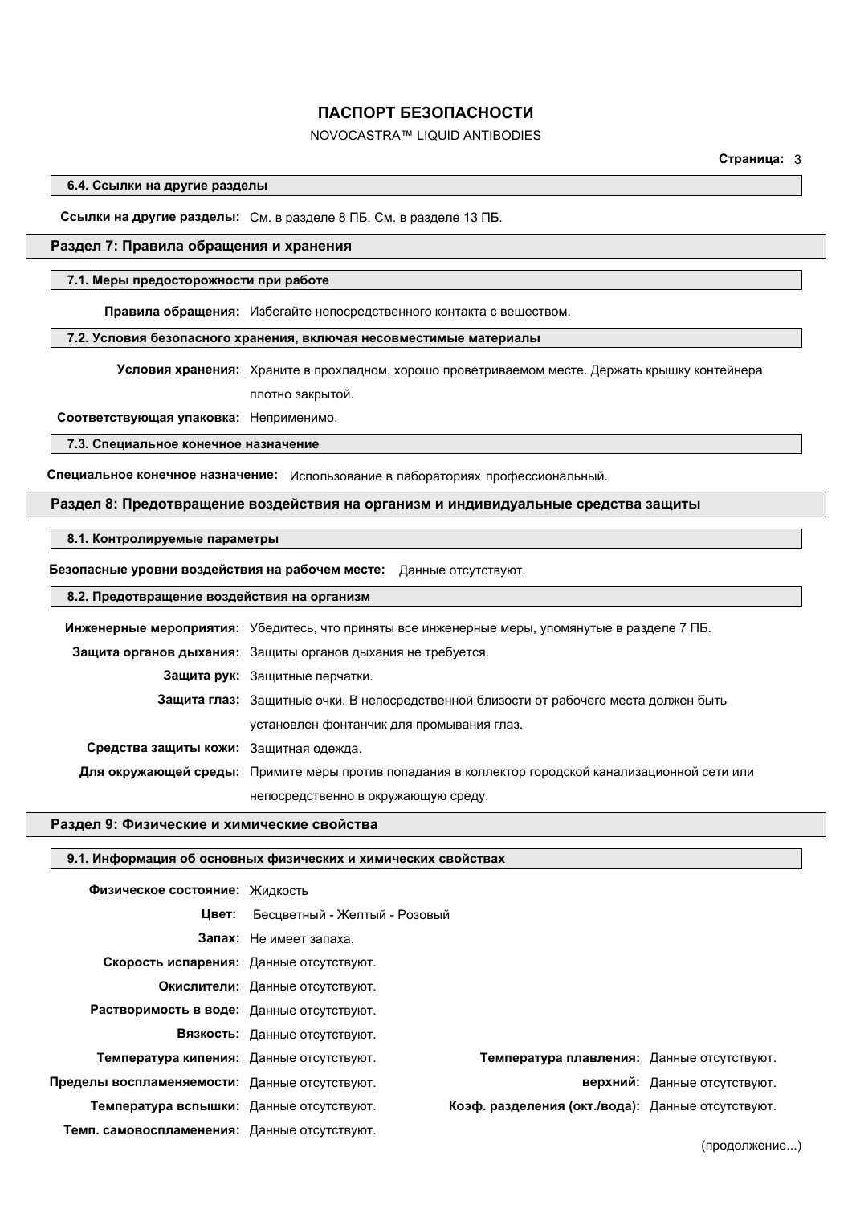#### 6.4. Ссылки на другие разделы

**Ссылки на другие разделы:** См. в разделе 8 ПБ. См. в разделе 13 ПБ.

## Раздел 7: Правила обращения и хранения

#### 7.1. Меры предосторожности при работе

**Правила обращения:** Избегайте непосредственного контакта с веществом.

#### 7.2. Условия безопасного хранения, включая несовместимые материалы

**Условия хранения:** Храните в прохладном, хорошо проветриваемом месте. Держать крышку контейнера плотно закрытой.

**Соответствующая упаковка:** Неприменимо.

#### 7.3. Специальное конечное назначение

**Специальное конечное назначение:** Использование в лабораториях профессиональный.

## Раздел 8: Предотвращение воздействия на организм и индивидуальные средства защиты

#### 8.1. Контролируемые параметры

**Безопасные уровни воздействия на рабочем месте:** Данные отсутствуют.

#### 8.2. Предотвращение воздействия на организм

**Инженерные мероприятия:** Убедитесь, что приняты все инженерные меры, упомянутые в разделе 7 ПБ.

**Защита органов дыхания:** Защиты органов дыхания не требуется.

**Защита рук:** Защитные перчатки.

**Защита глаз:** Защитные очки. В непосредственной близости от рабочего места должен быть установлен фонтанчик для промывания глаз.

**Средства защиты кожи:** Защитная одежда.

**Для окружающей среды:** Примите меры против попадания в коллектор городской канализационной сети или непосредственно в окружающую среду.

## Раздел 9: Физические и химические свойства

#### 9.1. Информация об основных физических и химических свойствах

**Физическое состояние:** Жидкость

**Цвет:** Бесцветный - Желтый - Розовый

**Запах:** Не имеет запаха.

**Скорость испарения:** Данные отсутствуют.

**Окислители:** Данные отсутствуют.

**Растворимость в воде:** Данные отсутствуют.

**Вязкость:** Данные отсутствуют.

**Температура кипения:** Данные отсутствуют.

**Температура плавления:** Данные отсутствуют.

**Пределы воспламеняемости:** Данные отсутствуют.

**верхний:** Данные отсутствуют.

**Температура вспышки:** Данные отсутствуют.

**Коэф. разделения (окт./вода):** Данные отсутствуют.

**Темп. самовоспламенения:** Данные отсутствуют.

(продолжение...)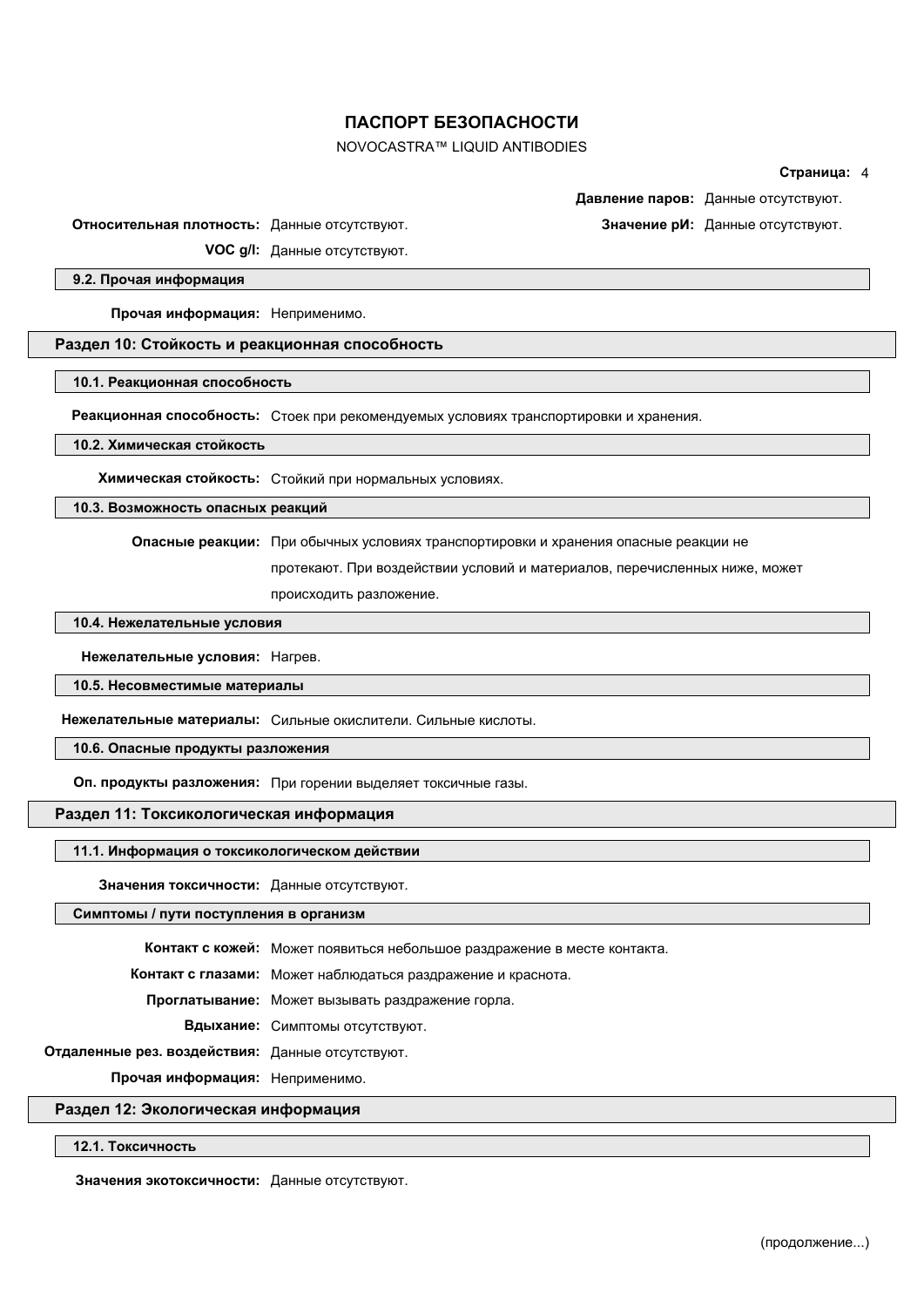**Давление паров:** Данные отсутствуют.

**Относительная плотность:** Данные отсутствуют.

**Значение pH:** Данные отсутствуют.

**VOC g/l:** Данные отсутствуют.

### 9.2. Прочая информация

**Прочая информация:** Неприменимо.

## Раздел 10: Стойкость и реакционная способность

### 10.1. Реакционная способность

**Реакционная способность:** Стоек при рекомендуемых условиях транспортировки и хранения.

### 10.2. Химическая стойкость

**Химическая стойкость:** Стойкий при нормальных условиях.

### 10.3. Возможность опасных реакций

**Опасные реакции:** При обычных условиях транспортировки и хранения опасные реакции не протекают. При воздействии условий и материалов, перечисленных ниже, может происходить разложение.

### 10.4. Нежелательные условия

**Нежелательные условия:** Нагрев.

### 10.5. Несовместимые материалы

**Нежелательные материалы:** Сильные окислители. Сильные кислоты.

### 10.6. Опасные продукты разложения

**Оп. продукты разложения:** При горении выделяет токсичные газы.

## Раздел 11: Токсикологическая информация

### 11.1. Информация о токсикологическом действии

**Значения токсичности:** Данные отсутствуют.

### Симптомы / пути поступления в организм

**Контакт с кожей:** Может появиться небольшое раздражение в месте контакта.

**Контакт с глазами:** Может наблюдаться раздражение и краснота.

**Проглатывание:** Может вызывать раздражение горла.

**Вдыхание:** Симптомы отсутствуют.

**Отдаленные рез. воздействия:** Данные отсутствуют.

**Прочая информация:** Неприменимо.

## Раздел 12: Экологическая информация

### 12.1. Токсичность

**Значения экотоксичности:** Данные отсутствуют.

(продолжение...)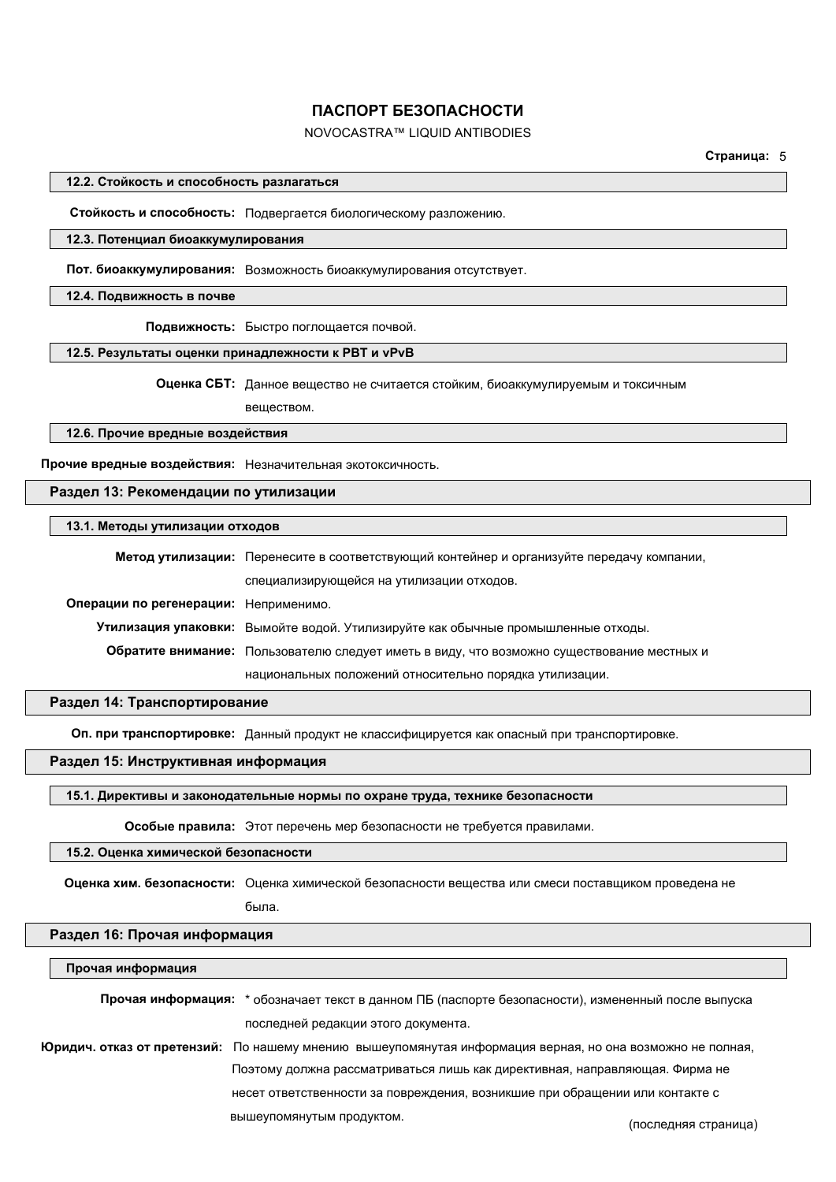### 12.2. Стойкость и способность разлагаться

**Стойкость и способность:** Подвергается биологическому разложению.

### 12.3. Потенциал биоаккумулирования

**Пот. биоаккумулирования:** Возможность биоаккумулирования отсутствует.

### 12.4. Подвижность в почве

**Подвижность:** Быстро поглощается почвой.

### 12.5. Результаты оценки принадлежности к PBT и vPvB

**Оценка СБТ:** Данное вещество не считается стойким, биоаккумулируемым и токсичным веществом.

### 12.6. Прочие вредные воздействия

**Прочие вредные воздействия:** Незначительная экотоксичность.

## Раздел 13: Рекомендации по утилизации

### 13.1. Методы утилизации отходов

**Метод утилизации:** Перенесите в соответствующий контейнер и организуйте передачу компании, специализирующейся на утилизации отходов.

**Операции по регенерации:** Неприменимо.

**Утилизация упаковки:** Вымойте водой. Утилизируйте как обычные промышленные отходы.

**Обратите внимание:** Пользователю следует иметь в виду, что возможно существование местных и национальных положений относительно порядка утилизации.

## Раздел 14: Транспортирование

**Оп. при транспортировке:** Данный продукт не классифицируется как опасный при транспортировке.

## Раздел 15: Инструктивная информация

### 15.1. Директивы и законодательные нормы по охране труда, технике безопасности

**Особые правила:** Этот перечень мер безопасности не требуется правилами.

### 15.2. Оценка химической безопасности

**Оценка хим. безопасности:** Оценка химической безопасности вещества или смеси поставщиком проведена не была.

## Раздел 16: Прочая информация

### Прочая информация

**Прочая информация:** * обозначает текст в данном ПБ (паспорте безопасности), измененный после выпуска последней редакции этого документа.

**Юридич. отказ от претензий:** По нашему мнению вышеупомянутая информация верная, но она возможно не полная, Поэтому должна рассматриваться лишь как директивная, направляющая. Фирма не несет ответственности за повреждения, возникшие при обращении или контакте с вышеупомянутым продуктом.

(последняя страница)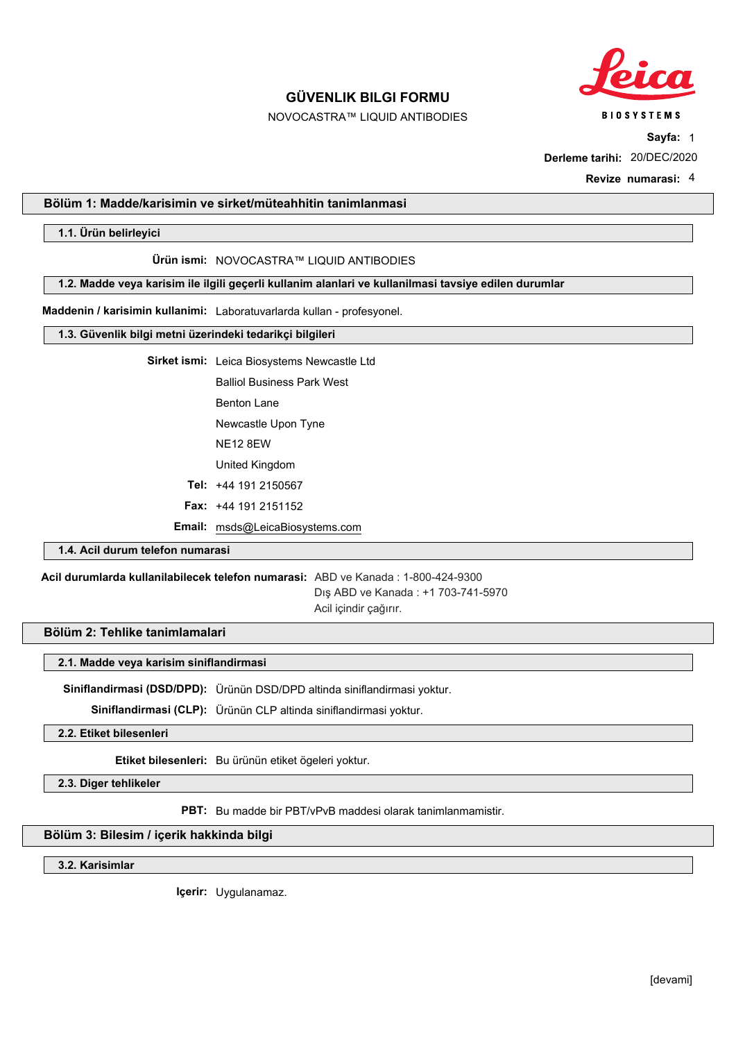# GÜVENLIK BILGI FORMU

NOVOCASTRA™ LIQUID ANTIBODIES

**Sayfa:** 1

**Derleme tarihi:** 20/DEC/2020

**Revize numarasi:** 4

## Bölüm 1: Madde/karisimin ve sirket/müteahhitin tanimlanmasi

### 1.1. Ürün belirleyici

**Ürün ismi:** NOVOCASTRA™ LIQUID ANTIBODIES

### 1.2. Madde veya karisim ile ilgili geçerli kullanim alanlari ve kullanilmasi tavsiye edilen durumlar

**Maddenin / karisimin kullanimi:** Laboratuvarlarda kullan - profesyonel.

### 1.3. Güvenlik bilgi metni üzerindeki tedarikçi bilgileri

**Sirket ismi:** Leica Biosystems Newcastle Ltd

Balliol Business Park West

Benton Lane

Newcastle Upon Tyne

NE12 8EW

United Kingdom

**Tel:** +44 191 2150567

**Fax:** +44 191 2151152

**Email:** msds@LeicaBiosystems.com

### 1.4. Acil durum telefon numarasi

**Acil durumlarda kullanilabilecek telefon numarasi:** ABD ve Kanada : 1-800-424-9300
Dış ABD ve Kanada : +1 703-741-5970
Acil içindir çağırır.

## Bölüm 2: Tehlike tanimlamalari

### 2.1. Madde veya karisim siniflandirmasi

**Siniflandirmasi (DSD/DPD):** Ürünün DSD/DPD altinda siniflandirmasi yoktur.

**Siniflandirmasi (CLP):** Ürünün CLP altinda siniflandirmasi yoktur.

### 2.2. Etiket bilesenleri

**Etiket bilesenleri:** Bu ürünün etiket ögeleri yoktur.

### 2.3. Diger tehlikeler

**PBT:** Bu madde bir PBT/vPvB maddesi olarak tanimlanmamistir.

## Bölüm 3: Bilesim / içerik hakkinda bilgi

### 3.2. Karisimlar

**Içerir:** Uygulanamaz.

[devami]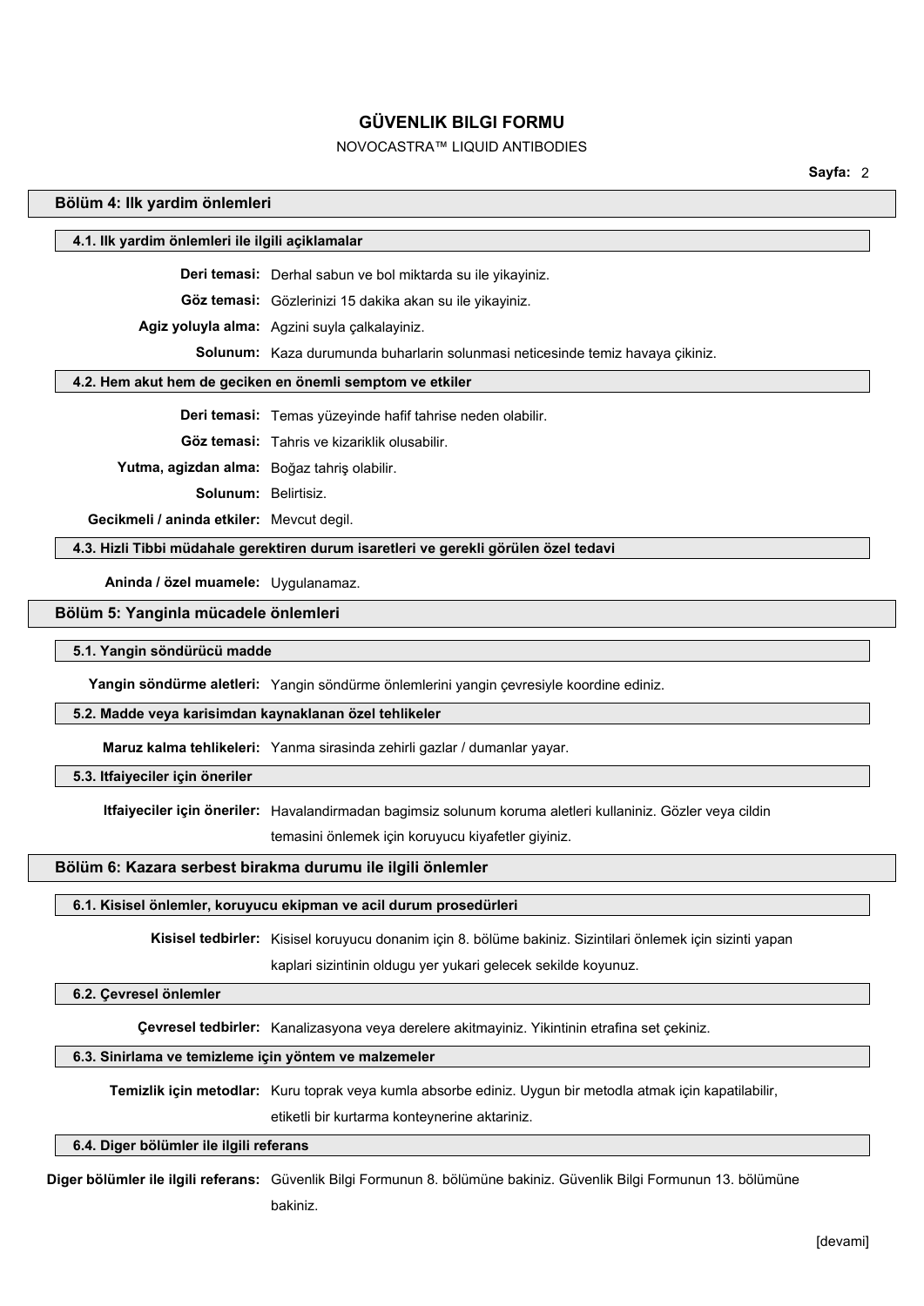# GÜVENLIK BILGI FORMU

NOVOCASTRA™ LIQUID ANTIBODIES

## Bölüm 4: Ilk yardim önlemleri

### 4.1. Ilk yardim önlemleri ile ilgili açiklamalar

**Deri temasi:** Derhal sabun ve bol miktarda su ile yikayiniz.

**Göz temasi:** Gözlerinizi 15 dakika akan su ile yikayiniz.

**Agiz yoluyla alma:** Agzini suyla çalkalayiniz.

**Solunum:** Kaza durumunda buharlarin solunmasi neticesinde temiz havaya çikiniz.

### 4.2. Hem akut hem de geciken en önemli semptom ve etkiler

**Deri temasi:** Temas yüzeyinde hafif tahrise neden olabilir.

**Göz temasi:** Tahris ve kizariklik olusabilir.

**Yutma, agizdan alma:** Boğaz tahriş olabilir.

**Solunum:** Belirtisiz.

**Gecikmeli / aninda etkiler:** Mevcut degil.

### 4.3. Hizli Tibbi müdahale gerektiren durum isaretleri ve gerekli görülen özel tedavi

**Aninda / özel muamele:** Uygulanamaz.

## Bölüm 5: Yanginla mücadele önlemleri

### 5.1. Yangin söndürücü madde

**Yangin söndürme aletleri:** Yangin söndürme önlemlerini yangin çevresiyle koordine ediniz.

### 5.2. Madde veya karisimdan kaynaklanan özel tehlikeler

**Maruz kalma tehlikeleri:** Yanma sirasinda zehirli gazlar / dumanlar yayar.

### 5.3. Itfaiyeciler için öneriler

**Itfaiyeciler için öneriler:** Havalandirmadan bagimsiz solunum koruma aletleri kullaniniz. Gözler veya cildin temasini önlemek için koruyucu kiyafetler giyiniz.

## Bölüm 6: Kazara serbest birakma durumu ile ilgili önlemler

### 6.1. Kisisel önlemler, koruyucu ekipman ve acil durum prosedürleri

**Kisisel tedbirler:** Kisisel koruyucu donanim için 8. bölüme bakiniz. Sizintilari önlemek için sizinti yapan kaplari sizintinin oldugu yer yukari gelecek sekilde koyunuz.

### 6.2. Çevresel önlemler

**Çevresel tedbirler:** Kanalizasyona veya derelere akitmayiniz. Yikintinin etrafina set çekiniz.

### 6.3. Sinirlama ve temizleme için yöntem ve malzemeler

**Temizlik için metodlar:** Kuru toprak veya kumla absorbe ediniz. Uygun bir metodla atmak için kapatilabilir, etiketli bir kurtarma konteynerine aktariniz.

### 6.4. Diger bölümler ile ilgili referans

**Diger bölümler ile ilgili referans:** Güvenlik Bilgi Formunun 8. bölümüne bakiniz. Güvenlik Bilgi Formunun 13. bölümüne bakiniz.

[devami]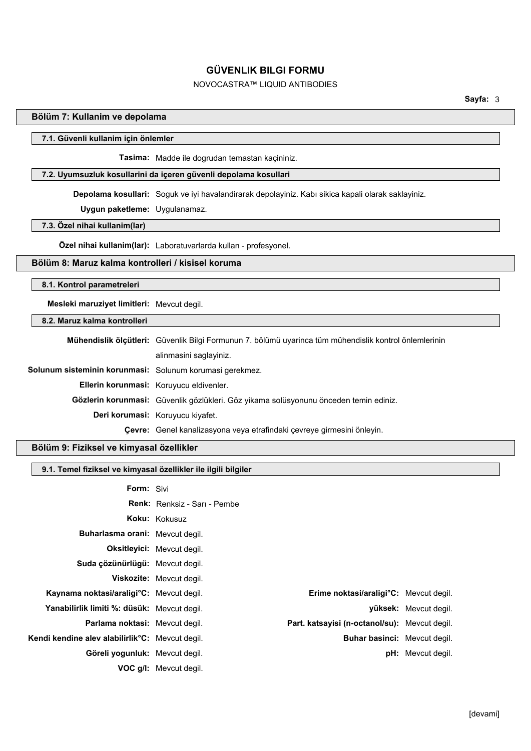# GÜVENLIK BILGI FORMU

NOVOCASTRA™ LIQUID ANTIBODIES

## Bölüm 7: Kullanim ve depolama

### 7.1. Güvenli kullanim için önlemler

**Tasima:** Madde ile dogrudan temastan kaçininiz.

### 7.2. Uyumsuzluk kosullarini da içeren güvenli depolama kosullari

**Depolama kosullari:** Soguk ve iyi havalandirarak depolayiniz. Kabı sikica kapali olarak saklayiniz.

**Uygun paketleme:** Uygulanamaz.

### 7.3. Özel nihai kullanim(lar)

**Özel nihai kullanim(lar):** Laboratuvarlarda kullan - profesyonel.

## Bölüm 8: Maruz kalma kontrolleri / kisisel koruma

### 8.1. Kontrol parametreleri

**Mesleki maruziyet limitleri:** Mevcut degil.

### 8.2. Maruz kalma kontrolleri

**Mühendislik ölçütleri:** Güvenlik Bilgi Formunun 7. bölümü uyarinca tüm mühendislik kontrol önlemlerinin alinmasini saglayiniz.

**Solunum sisteminin korunmasi:** Solunum korumasi gerekmez.

**Ellerin korunmasi:** Koruyucu eldivenler.

**Gözlerin korunmasi:** Güvenlik gözlükleri. Göz yikama solüsyonunu önceden temin ediniz.

**Deri korumasi:** Koruyucu kiyafet.

**Çevre:** Genel kanalizasyona veya etrafindaki çevreye girmesini önleyin.

## Bölüm 9: Fiziksel ve kimyasal özellikler

### 9.1. Temel fiziksel ve kimyasal özellikler ile ilgili bilgiler

**Form:** Sivi

**Renk:** Renksiz - Sarı - Pembe

**Koku:** Kokusuz

**Buharlasma orani:** Mevcut degil.

**Oksitleyici:** Mevcut degil.

**Suda çözünürlügü:** Mevcut degil.

**Viskozite:** Mevcut degil.

| | | | |
|---|---|---|---|
| **Kaynama noktasi/araligi°C:** | Mevcut degil. | **Erime noktasi/araligi°C:** | Mevcut degil. |
| **Yanabilirlik limiti %: düsük:** | Mevcut degil. | **yüksek:** | Mevcut degil. |
| **Parlama noktasi:** | Mevcut degil. | **Part. katsayisi (n-octanol/su):** | Mevcut degil. |
| **Kendi kendine alev alabilirlik°C:** | Mevcut degil. | **Buhar basinci:** | Mevcut degil. |
| **Göreli yogunluk:** | Mevcut degil. | **pH:** | Mevcut degil. |
| **VOC g/l:** | Mevcut degil. | | |

[devami]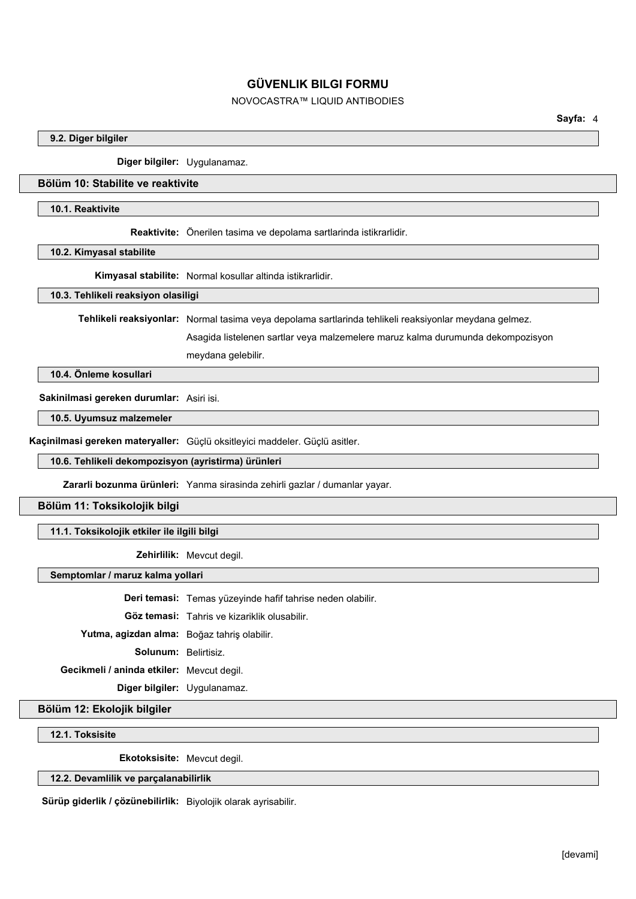### 9.2. Diger bilgiler

**Diger bilgiler:** Uygulanamaz.

## Bölüm 10: Stabilite ve reaktivite

### 10.1. Reaktivite

**Reaktivite:** Önerilen tasima ve depolama sartlarinda istikrarlidir.

### 10.2. Kimyasal stabilite

**Kimyasal stabilite:** Normal kosullar altinda istikrarlidir.

### 10.3. Tehlikeli reaksiyon olasiligi

**Tehlikeli reaksiyonlar:** Normal tasima veya depolama sartlarinda tehlikeli reaksiyonlar meydana gelmez. Asagida listelenen sartlar veya malzemelere maruz kalma durumunda dekompozisyon meydana gelebilir.

### 10.4. Önleme kosullari

**Sakinilmasi gereken durumlar:** Asiri isi.

### 10.5. Uyumsuz malzemeler

**Kaçinilmasi gereken materyaller:** Güçlü oksitleyici maddeler. Güçlü asitler.

### 10.6. Tehlikeli dekompozisyon (ayristirma) ürünleri

**Zararli bozunma ürünleri:** Yanma sirasinda zehirli gazlar / dumanlar yayar.

## Bölüm 11: Toksikolojik bilgi

### 11.1. Toksikolojik etkiler ile ilgili bilgi

**Zehirlilik:** Mevcut degil.

### Semptomlar / maruz kalma yollari

**Deri temasi:** Temas yüzeyinde hafif tahrise neden olabilir.

**Göz temasi:** Tahris ve kizariklik olusabilir.

**Yutma, agizdan alma:** Boğaz tahriş olabilir.

**Solunum:** Belirtisiz.

**Gecikmeli / aninda etkiler:** Mevcut degil.

**Diger bilgiler:** Uygulanamaz.

## Bölüm 12: Ekolojik bilgiler

### 12.1. Toksisite

**Ekotoksisite:** Mevcut degil.

### 12.2. Devamlilik ve parçalanabilirlik

**Sürüp giderlik / çözünebilirlik:** Biyolojik olarak ayrisabilir.

[devami]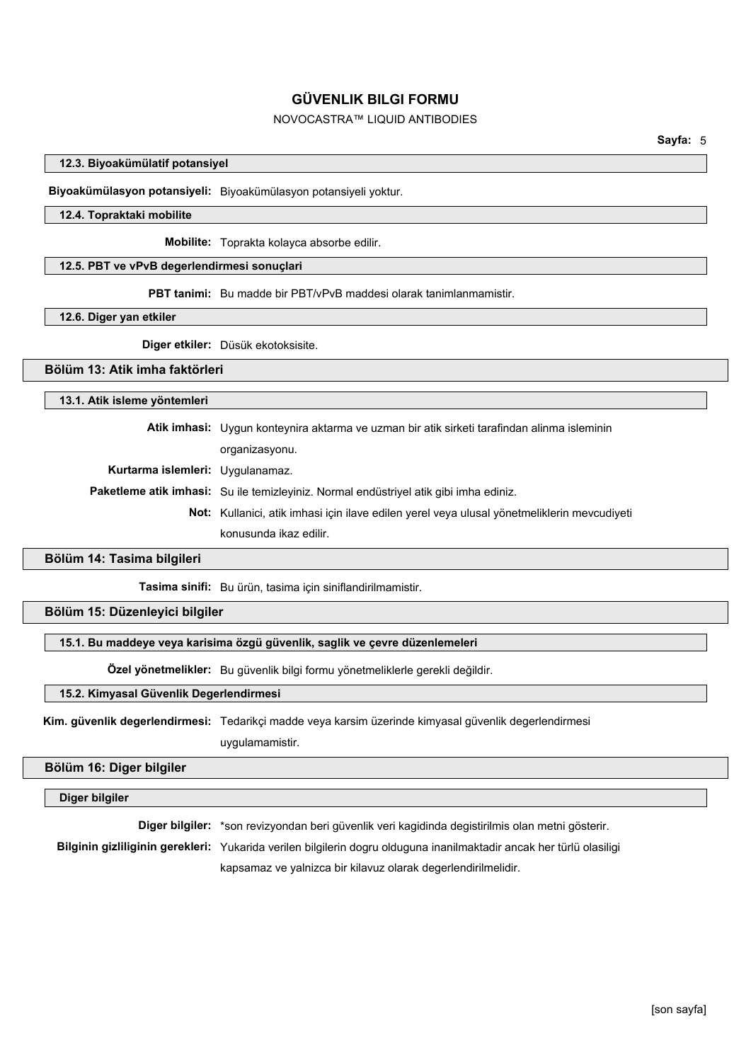### 12.3. Biyoakümülatif potansiyel

**Biyoakümülasyon potansiyeli:** Biyoakümülasyon potansiyeli yoktur.

### 12.4. Topraktaki mobilite

**Mobilite:** Toprakta kolayca absorbe edilir.

### 12.5. PBT ve vPvB degerlendirmesi sonuçlari

**PBT tanimi:** Bu madde bir PBT/vPvB maddesi olarak tanimlanmamistir.

### 12.6. Diger yan etkiler

**Diger etkiler:** Düsük ekotoksisite.

## Bölüm 13: Atik imha faktörleri

### 13.1. Atik isleme yöntemleri

**Atik imhasi:** Uygun konteynira aktarma ve uzman bir atik sirketi tarafindan alinma isleminin organizasyonu.

**Kurtarma islemleri:** Uygulanamaz.

**Paketleme atik imhasi:** Su ile temizleyiniz. Normal endüstriyel atik gibi imha ediniz.

**Not:** Kullanici, atik imhasi için ilave edilen yerel veya ulusal yönetmeliklerin mevcudiyeti konusunda ikaz edilir.

## Bölüm 14: Tasima bilgileri

**Tasima sinifi:** Bu ürün, tasima için siniflandirilmamistir.

## Bölüm 15: Düzenleyici bilgiler

### 15.1. Bu maddeye veya karisima özgü güvenlik, saglik ve çevre düzenlemeleri

**Özel yönetmelikler:** Bu güvenlik bilgi formu yönetmeliklerle gerekli değildir.

### 15.2. Kimyasal Güvenlik Degerlendirmesi

**Kim. güvenlik degerlendirmesi:** Tedarikçi madde veya karsim üzerinde kimyasal güvenlik degerlendirmesi uygulamamistir.

## Bölüm 16: Diger bilgiler

### Diger bilgiler

**Diger bilgiler:** *son revizyondan beri güvenlik veri kagidinda degistirilmis olan metni gösterir.

**Bilginin gizliliginin gerekleri:** Yukarida verilen bilgilerin dogru olduguna inanilmaktadir ancak her türlü olasiligi kapsamaz ve yalnizca bir kilavuz olarak degerlendirilmelidir.

[son sayfa]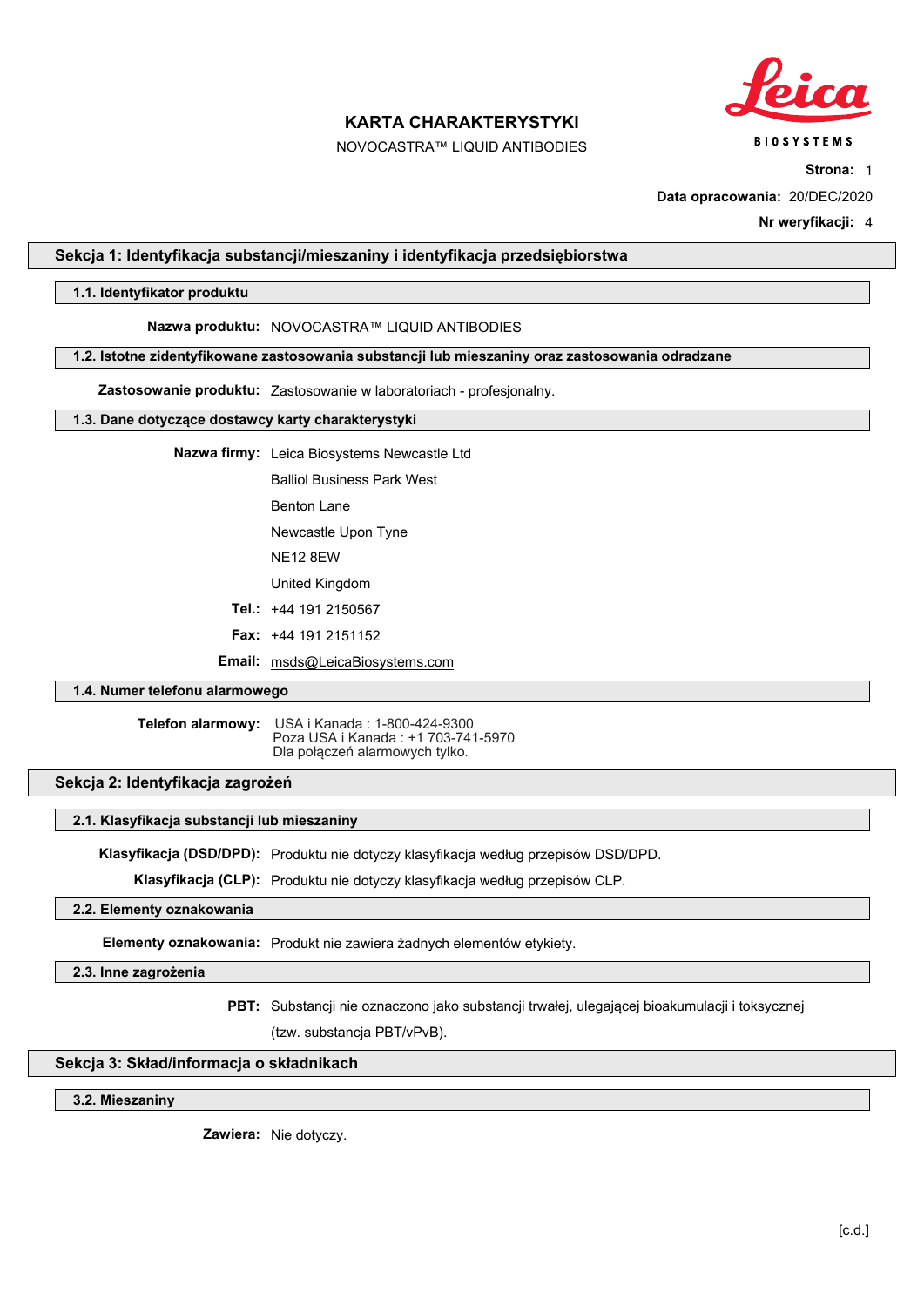# KARTA CHARAKTERYSTYKI

NOVOCASTRA™ LIQUID ANTIBODIES

**Strona:** 1

**Data opracowania:** 20/DEC/2020

**Nr weryfikacji:** 4

## Sekcja 1: Identyfikacja substancji/mieszaniny i identyfikacja przedsiębiorstwa

### 1.1. Identyfikator produktu

**Nazwa produktu:** NOVOCASTRA™ LIQUID ANTIBODIES

### 1.2. Istotne zidentyfikowane zastosowania substancji lub mieszaniny oraz zastosowania odradzane

**Zastosowanie produktu:** Zastosowanie w laboratoriach - profesjonalny.

### 1.3. Dane dotyczące dostawcy karty charakterystyki

**Nazwa firmy:** Leica Biosystems Newcastle Ltd

Balliol Business Park West

Benton Lane

Newcastle Upon Tyne

NE12 8EW

United Kingdom

**Tel.:** +44 191 2150567

**Fax:** +44 191 2151152

**Email:** msds@LeicaBiosystems.com

### 1.4. Numer telefonu alarmowego

**Telefon alarmowy:** USA i Kanada : 1-800-424-9300
Poza USA i Kanada : +1 703-741-5970
Dla połączeń alarmowych tylko.

## Sekcja 2: Identyfikacja zagrożeń

### 2.1. Klasyfikacja substancji lub mieszaniny

**Klasyfikacja (DSD/DPD):** Produktu nie dotyczy klasyfikacja według przepisów DSD/DPD.

**Klasyfikacja (CLP):** Produktu nie dotyczy klasyfikacja według przepisów CLP.

### 2.2. Elementy oznakowania

**Elementy oznakowania:** Produkt nie zawiera żadnych elementów etykiety.

### 2.3. Inne zagrożenia

**PBT:** Substancji nie oznaczono jako substancji trwałej, ulegającej bioakumulacji i toksycznej (tzw. substancja PBT/vPvB).

## Sekcja 3: Skład/informacja o składnikach

### 3.2. Mieszaniny

**Zawiera:** Nie dotyczy.

[c.d.]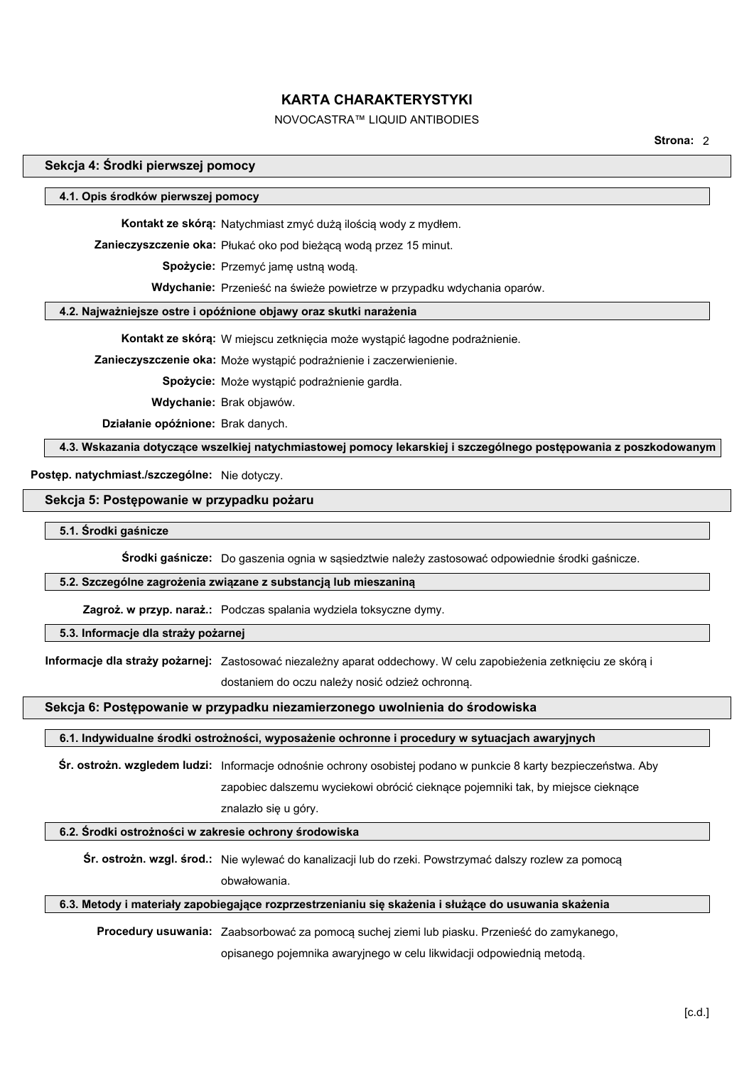# KARTA CHARAKTERYSTYKI

NOVOCASTRA™ LIQUID ANTIBODIES

## Sekcja 4: Środki pierwszej pomocy

### 4.1. Opis środków pierwszej pomocy

**Kontakt ze skórą:** Natychmiast zmyć dużą ilością wody z mydłem.

**Zanieczyszczenie oka:** Płukać oko pod bieżącą wodą przez 15 minut.

**Spożycie:** Przemyć jamę ustną wodą.

**Wdychanie:** Przenieść na świeże powietrze w przypadku wdychania oparów.

### 4.2. Najważniejsze ostre i opóźnione objawy oraz skutki narażenia

**Kontakt ze skórą:** W miejscu zetknięcia może wystąpić łagodne podrażnienie.

**Zanieczyszczenie oka:** Może wystąpić podrażnienie i zaczerwienienie.

**Spożycie:** Może wystąpić podrażnienie gardła.

**Wdychanie:** Brak objawów.

**Działanie opóźnione:** Brak danych.

### 4.3. Wskazania dotyczące wszelkiej natychmiastowej pomocy lekarskiej i szczególnego postępowania z poszkodowanym

**Postęp. natychmiast./szczególne:** Nie dotyczy.

## Sekcja 5: Postępowanie w przypadku pożaru

### 5.1. Środki gaśnicze

**Środki gaśnicze:** Do gaszenia ognia w sąsiedztwie należy zastosować odpowiednie środki gaśnicze.

### 5.2. Szczególne zagrożenia związane z substancją lub mieszaniną

**Zagroż. w przyp. naraż.:** Podczas spalania wydziela toksyczne dymy.

### 5.3. Informacje dla straży pożarnej

**Informacje dla straży pożarnej:** Zastosować niezależny aparat oddechowy. W celu zapobieżenia zetknięciu ze skórą i dostaniem do oczu należy nosić odzież ochronną.

## Sekcja 6: Postępowanie w przypadku niezamierzonego uwolnienia do środowiska

### 6.1. Indywidualne środki ostrożności, wyposażenie ochronne i procedury w sytuacjach awaryjnych

**Śr. ostrożn. wzgledem ludzi:** Informacje odnośnie ochrony osobistej podano w punkcie 8 karty bezpieczeństwa. Aby zapobiec dalszemu wyciekowi obrócić cieknące pojemniki tak, by miejsce cieknące znalazło się u góry.

### 6.2. Środki ostrożności w zakresie ochrony środowiska

**Śr. ostrożn. wzgl. środ.:** Nie wylewać do kanalizacji lub do rzeki. Powstrzymać dalszy rozlew za pomocą obwałowania.

### 6.3. Metody i materiały zapobiegające rozprzestrzenianiu się skażenia i służące do usuwania skażenia

**Procedury usuwania:** Zaabsorbować za pomocą suchej ziemi lub piasku. Przenieść do zamykanego, opisanego pojemnika awaryjnego w celu likwidacji odpowiednią metodą.

[c.d.]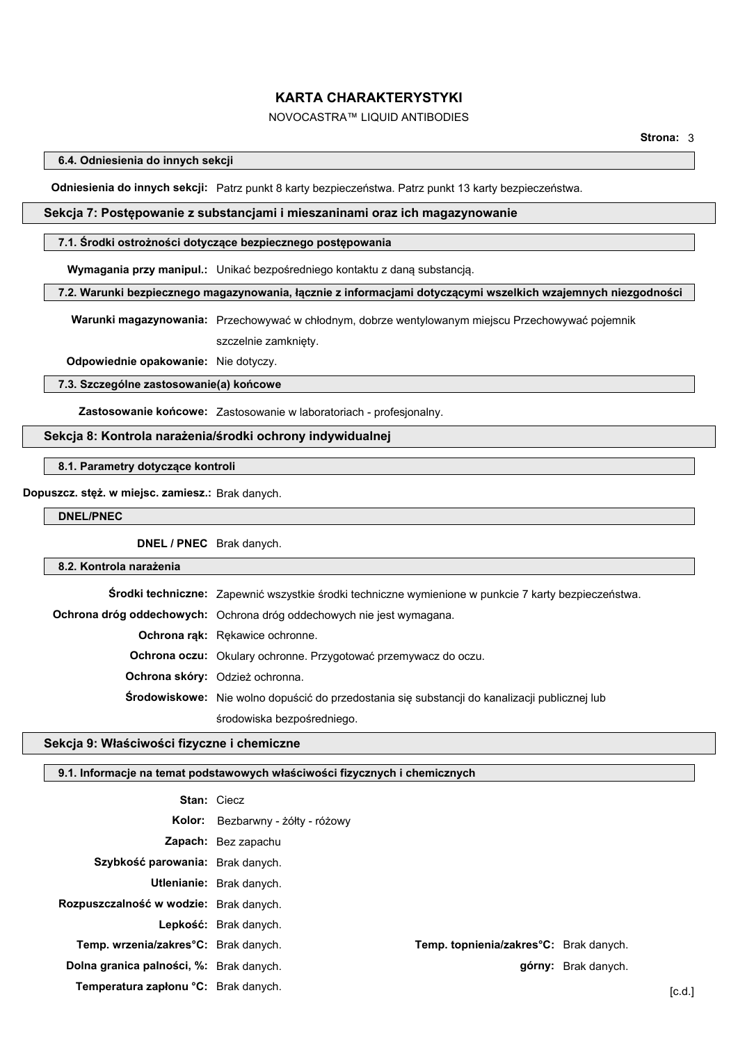## KARTA CHARAKTERYSTYKI

NOVOCASTRA™ LIQUID ANTIBODIES

### 6.4. Odniesienia do innych sekcji

**Odniesienia do innych sekcji:** Patrz punkt 8 karty bezpieczeństwa. Patrz punkt 13 karty bezpieczeństwa.

## Sekcja 7: Postępowanie z substancjami i mieszaninami oraz ich magazynowanie

### 7.1. Środki ostrożności dotyczące bezpiecznego postępowania

**Wymagania przy manipul.:** Unikać bezpośredniego kontaktu z daną substancją.

### 7.2. Warunki bezpiecznego magazynowania, łącznie z informacjami dotyczącymi wszelkich wzajemnych niezgodności

**Warunki magazynowania:** Przechowywać w chłodnym, dobrze wentylowanym miejscu Przechowywać pojemnik szczelnie zamknięty.

**Odpowiednie opakowanie:** Nie dotyczy.

### 7.3. Szczególne zastosowanie(a) końcowe

**Zastosowanie końcowe:** Zastosowanie w laboratoriach - profesjonalny.

## Sekcja 8: Kontrola narażenia/środki ochrony indywidualnej

### 8.1. Parametry dotyczące kontroli

**Dopuszcz. stęż. w miejsc. zamiesz.:** Brak danych.

### DNEL/PNEC

**DNEL / PNEC** Brak danych.

### 8.2. Kontrola narażenia

**Środki techniczne:** Zapewnić wszystkie środki techniczne wymienione w punkcie 7 karty bezpieczeństwa.

**Ochrona dróg oddechowych:** Ochrona dróg oddechowych nie jest wymagana.

**Ochrona rąk:** Rękawice ochronne.

**Ochrona oczu:** Okulary ochronne. Przygotować przemywacz do oczu.

**Ochrona skóry:** Odzież ochronna.

**Środowiskowe:** Nie wolno dopuścić do przedostania się substancji do kanalizacji publicznej lub środowiska bezpośredniego.

## Sekcja 9: Właściwości fizyczne i chemiczne

### 9.1. Informacje na temat podstawowych właściwości fizycznych i chemicznych

**Stan:** Ciecz

**Kolor:** Bezbarwny - żółty - różowy

**Zapach:** Bez zapachu

**Szybkość parowania:** Brak danych.

**Utlenianie:** Brak danych.

**Rozpuszczalność w wodzie:** Brak danych.

**Lepkość:** Brak danych.

**Temp. wrzenia/zakres°C:** Brak danych. **Temp. topnienia/zakres°C:** Brak danych.

**Dolna granica palności, %:** Brak danych. **górny:** Brak danych.

**Temperatura zapłonu °C:** Brak danych.

[c.d.]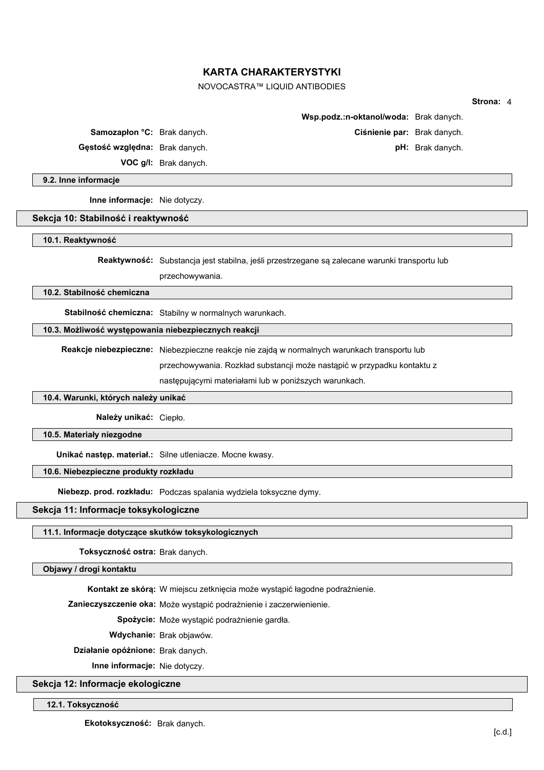**Wsp.podz.:n-oktanol/woda:** Brak danych.

**Samozapłon °C:** Brak danych.

**Ciśnienie par:** Brak danych.

**Gęstość względna:** Brak danych.

**pH:** Brak danych.

**VOC g/l:** Brak danych.

### 9.2. Inne informacje

**Inne informacje:** Nie dotyczy.

## Sekcja 10: Stabilność i reaktywność

### 10.1. Reaktywność

**Reaktywność:** Substancja jest stabilna, jeśli przestrzegane są zalecane warunki transportu lub przechowywania.

### 10.2. Stabilność chemiczna

**Stabilność chemiczna:** Stabilny w normalnych warunkach.

### 10.3. Możliwość występowania niebezpiecznych reakcji

**Reakcje niebezpieczne:** Niebezpieczne reakcje nie zajdą w normalnych warunkach transportu lub przechowywania. Rozkład substancji może nastąpić w przypadku kontaktu z następującymi materiałami lub w poniższych warunkach.

### 10.4. Warunki, których należy unikać

**Należy unikać:** Ciepło.

### 10.5. Materiały niezgodne

**Unikać następ. materiał.:** Silne utleniacze. Mocne kwasy.

### 10.6. Niebezpieczne produkty rozkładu

**Niebezp. prod. rozkładu:** Podczas spalania wydziela toksyczne dymy.

## Sekcja 11: Informacje toksykologiczne

### 11.1. Informacje dotyczące skutków toksykologicznych

**Toksyczność ostra:** Brak danych.

### Objawy / drogi kontaktu

**Kontakt ze skórą:** W miejscu zetknięcia może wystąpić łagodne podrażnienie.

**Zanieczyszczenie oka:** Może wystąpić podrażnienie i zaczerwienienie.

**Spożycie:** Może wystąpić podrażnienie gardła.

**Wdychanie:** Brak objawów.

**Działanie opóźnione:** Brak danych.

**Inne informacje:** Nie dotyczy.

## Sekcja 12: Informacje ekologiczne

### 12.1. Toksyczność

**Ekotoksyczność:** Brak danych.

[c.d.]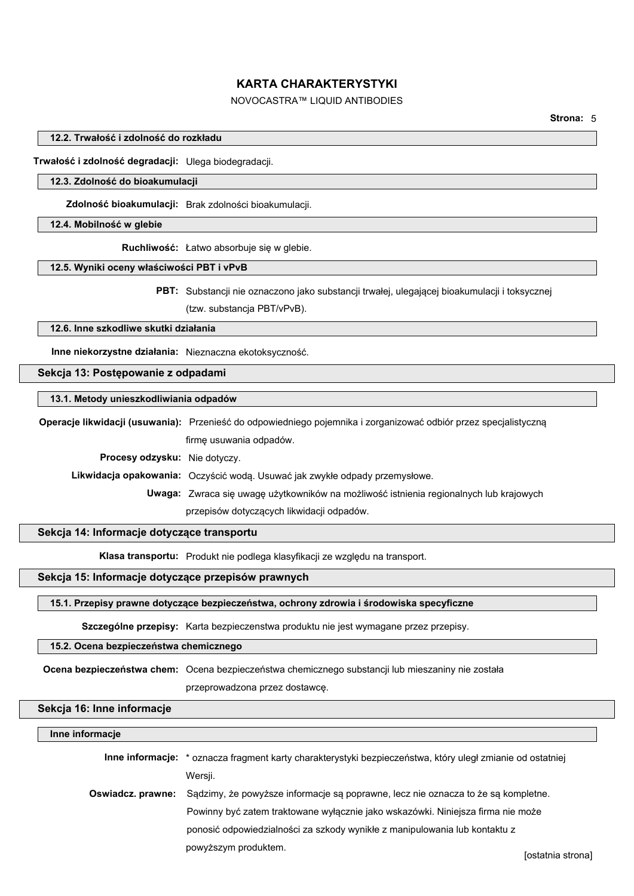#### 12.2. Trwałość i zdolność do rozkładu

**Trwałość i zdolność degradacji:** Ulega biodegradacji.

#### 12.3. Zdolność do bioakumulacji

**Zdolność bioakumulacji:** Brak zdolności bioakumulacji.

#### 12.4. Mobilność w glebie

**Ruchliwość:** Łatwo absorbuje się w glebie.

#### 12.5. Wyniki oceny właściwości PBT i vPvB

**PBT:** Substancji nie oznaczono jako substancji trwałej, ulegającej bioakumulacji i toksycznej (tzw. substancja PBT/vPvB).

#### 12.6. Inne szkodliwe skutki działania

**Inne niekorzystne działania:** Nieznaczna ekotoksyczność.

## Sekcja 13: Postępowanie z odpadami

#### 13.1. Metody unieszkodliwiania odpadów

**Operacje likwidacji (usuwania):** Przenieść do odpowiedniego pojemnika i zorganizować odbiór przez specjalistyczną firmę usuwania odpadów.

**Procesy odzysku:** Nie dotyczy.

**Likwidacja opakowania:** Oczyścić wodą. Usuwać jak zwykłe odpady przemysłowe.

**Uwaga:** Zwraca się uwagę użytkowników na możliwość istnienia regionalnych lub krajowych przepisów dotyczących likwidacji odpadów.

## Sekcja 14: Informacje dotyczące transportu

**Klasa transportu:** Produkt nie podlega klasyfikacji ze względu na transport.

## Sekcja 15: Informacje dotyczące przepisów prawnych

#### 15.1. Przepisy prawne dotyczące bezpieczeństwa, ochrony zdrowia i środowiska specyficzne

**Szczególne przepisy:** Karta bezpieczenstwa produktu nie jest wymagane przez przepisy.

#### 15.2. Ocena bezpieczeństwa chemicznego

**Ocena bezpieczeństwa chem:** Ocena bezpieczeństwa chemicznego substancji lub mieszaniny nie została przeprowadzona przez dostawcę.

## Sekcja 16: Inne informacje

#### Inne informacje

**Inne informacje:** * oznacza fragment karty charakterystyki bezpieczeństwa, który uległ zmianie od ostatniej Wersji.

**Oswiadcz. prawne:** Sądzimy, że powyższe informacje są poprawne, lecz nie oznacza to że są kompletne. Powinny być zatem traktowane wyłącznie jako wskazówki. Niniejsza firma nie może ponosić odpowiedzialności za szkody wynikłe z manipulowania lub kontaktu z powyższym produktem.

[ostatnia strona]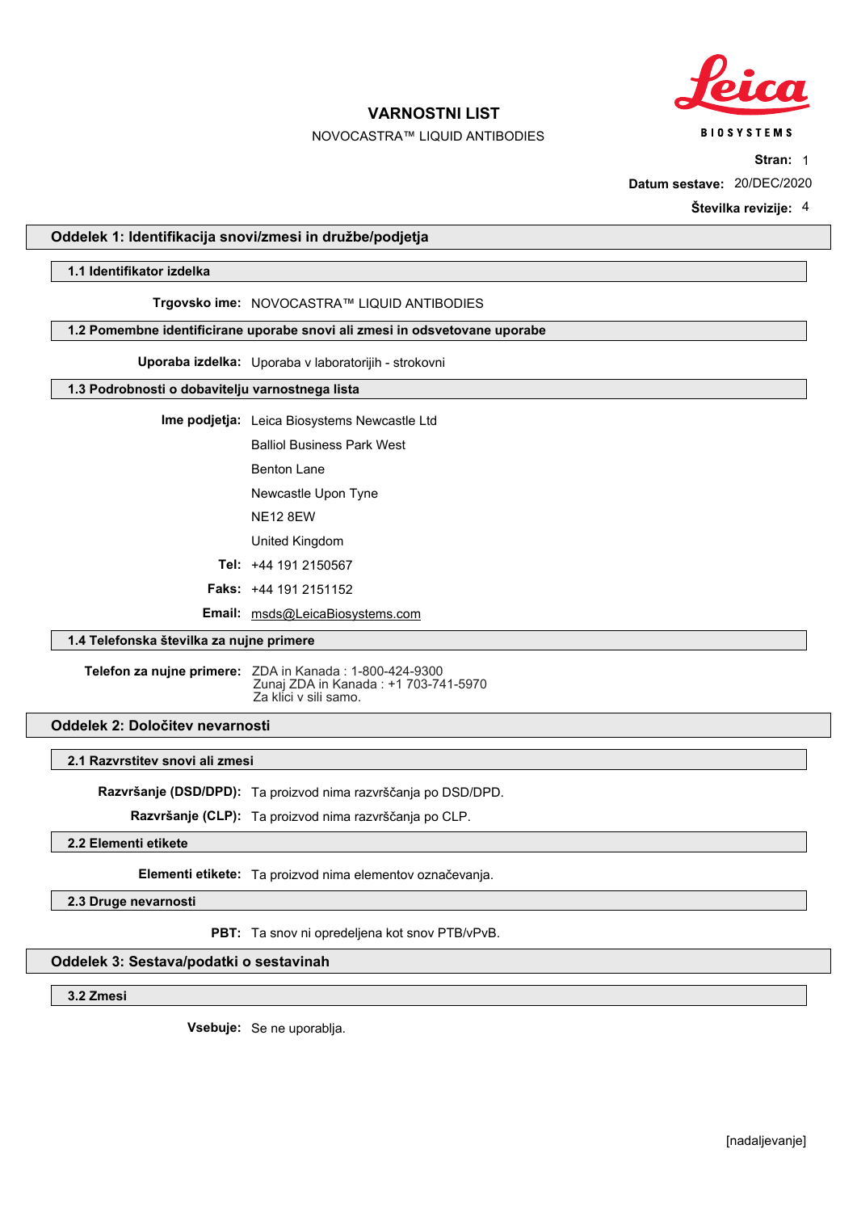# VARNOSTNI LIST

NOVOCASTRA™ LIQUID ANTIBODIES

**Stran:** 1

**Datum sestave:** 20/DEC/2020

**Številka revizije:** 4

## Oddelek 1: Identifikacija snovi/zmesi in družbe/podjetja

### 1.1 Identifikator izdelka

**Trgovsko ime:** NOVOCASTRA™ LIQUID ANTIBODIES

### 1.2 Pomembne identificirane uporabe snovi ali zmesi in odsvetovane uporabe

**Uporaba izdelka:** Uporaba v laboratorijih - strokovni

### 1.3 Podrobnosti o dobavitelju varnostnega lista

**Ime podjetja:** Leica Biosystems Newcastle Ltd

Balliol Business Park West

Benton Lane

Newcastle Upon Tyne

NE12 8EW

United Kingdom

**Tel:** +44 191 2150567

**Faks:** +44 191 2151152

**Email:** msds@LeicaBiosystems.com

### 1.4 Telefonska številka za nujne primere

**Telefon za nujne primere:** ZDA in Kanada : 1-800-424-9300
Zunaj ZDA in Kanada : +1 703-741-5970
Za klici v sili samo.

## Oddelek 2: Določitev nevarnosti

### 2.1 Razvrstitev snovi ali zmesi

**Razvršanje (DSD/DPD):** Ta proizvod nima razvrščanja po DSD/DPD.

**Razvršanje (CLP):** Ta proizvod nima razvrščanja po CLP.

### 2.2 Elementi etikete

**Elementi etikete:** Ta proizvod nima elementov označevanja.

### 2.3 Druge nevarnosti

**PBT:** Ta snov ni opredeljena kot snov PTB/vPvB.

## Oddelek 3: Sestava/podatki o sestavinah

### 3.2 Zmesi

**Vsebuje:** Se ne uporablja.

[nadaljevanje]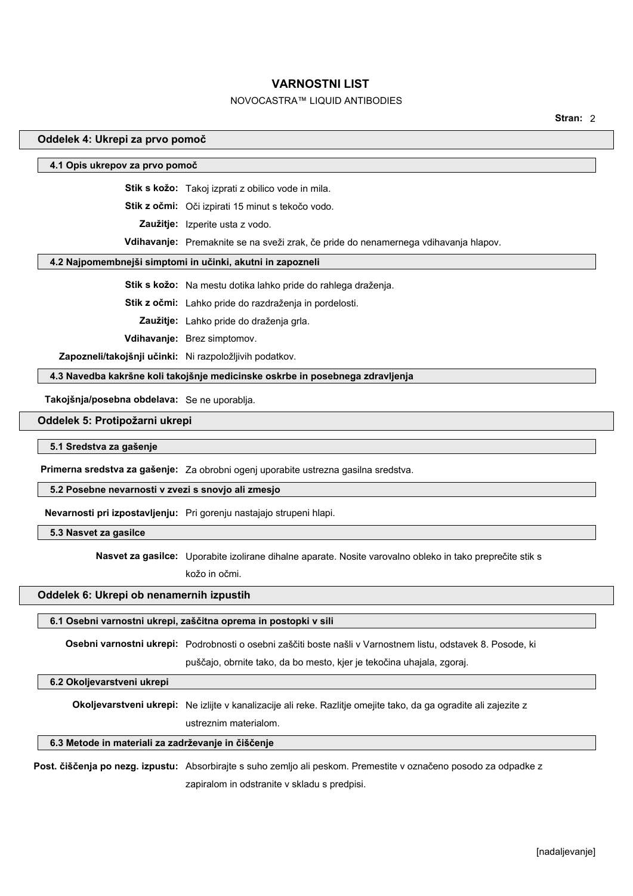## Oddelek 4: Ukrepi za prvo pomoč

### 4.1 Opis ukrepov za prvo pomoč

**Stik s kožo:** Takoj izprati z obilico vode in mila.

**Stik z očmi:** Oči izpirati 15 minut s tekočo vodo.

**Zaužitje:** Izperite usta z vodo.

**Vdihavanje:** Premaknite se na sveži zrak, če pride do nenamernega vdihavanja hlapov.

### 4.2 Najpomembnejši simptomi in učinki, akutni in zapozneli

**Stik s kožo:** Na mestu dotika lahko pride do rahlega draženja.

**Stik z očmi:** Lahko pride do razdraženja in pordelosti.

**Zaužitje:** Lahko pride do draženja grla.

**Vdihavanje:** Brez simptomov.

**Zapozneli/takojšnji učinki:** Ni razpoložljivih podatkov.

### 4.3 Navedba kakršne koli takojšnje medicinske oskrbe in posebnega zdravljenja

**Takojšnja/posebna obdelava:** Se ne uporablja.

## Oddelek 5: Protipožarni ukrepi

### 5.1 Sredstva za gašenje

**Primerna sredstva za gašenje:** Za obrobni ogenj uporabite ustrezna gasilna sredstva.

### 5.2 Posebne nevarnosti v zvezi s snovjo ali zmesjo

**Nevarnosti pri izpostavljenju:** Pri gorenju nastajajo strupeni hlapi.

### 5.3 Nasvet za gasilce

**Nasvet za gasilce:** Uporabite izolirane dihalne aparate. Nosite varovalno obleko in tako preprečite stik s kožo in očmi.

## Oddelek 6: Ukrepi ob nenamernih izpustih

### 6.1 Osebni varnostni ukrepi, zaščitna oprema in postopki v sili

**Osebni varnostni ukrepi:** Podrobnosti o osebni zaščiti boste našli v Varnostnem listu, odstavek 8. Posode, ki puščajo, obrnite tako, da bo mesto, kjer je tekočina uhajala, zgoraj.

### 6.2 Okoljevarstveni ukrepi

**Okoljevarstveni ukrepi:** Ne izlijte v kanalizacije ali reke. Razlitje omejite tako, da ga ogradite ali zajezite z ustreznim materialom.

### 6.3 Metode in materiali za zadrževanje in čiščenje

**Post. čiščenja po nezg. izpustu:** Absorbirajte s suho zemljo ali peskom. Premestite v označeno posodo za odpadke z zapiralom in odstranite v skladu s predpisi.

[nadaljevanje]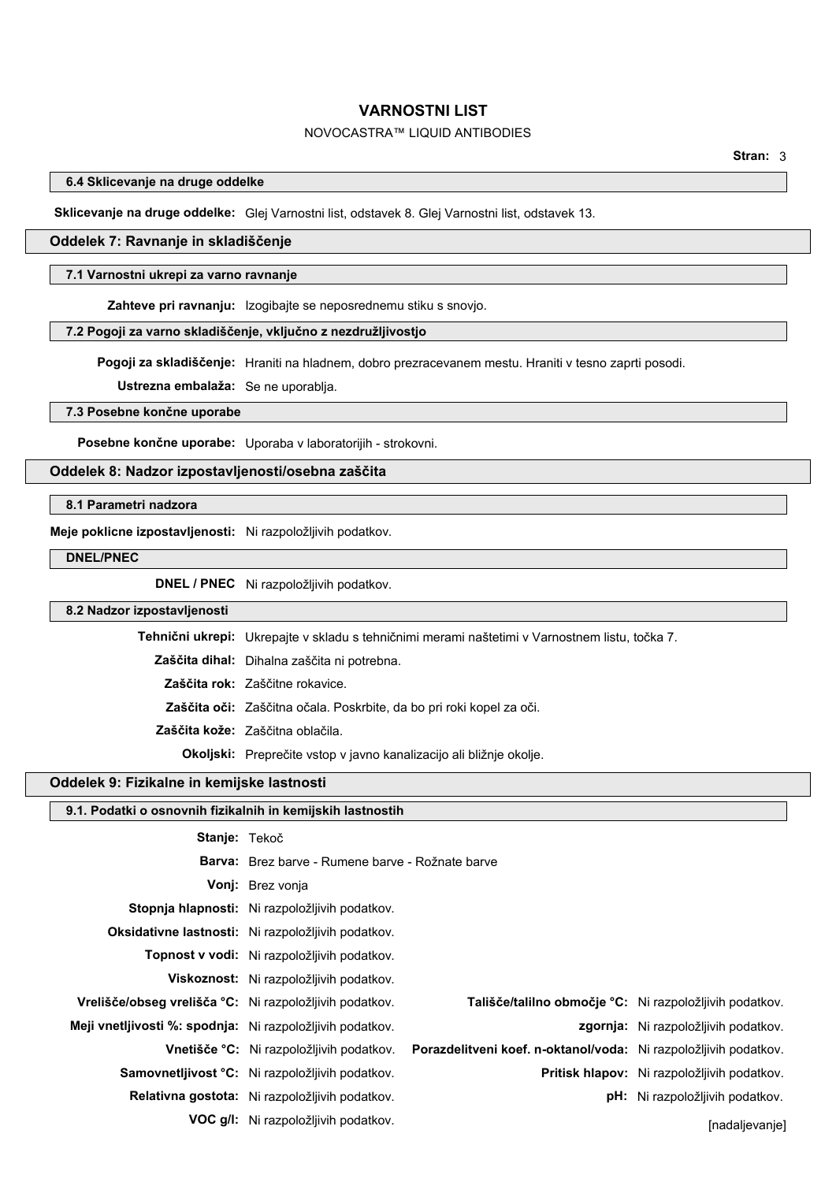## VARNOSTNI LIST

NOVOCASTRA™ LIQUID ANTIBODIES

### 6.4 Sklicevanje na druge oddelke

**Sklicevanje na druge oddelke:** Glej Varnostni list, odstavek 8. Glej Varnostni list, odstavek 13.

## Oddelek 7: Ravnanje in skladiščenje

### 7.1 Varnostni ukrepi za varno ravnanje

**Zahteve pri ravnanju:** Izogibajte se neposrednemu stiku s snovjo.

### 7.2 Pogoji za varno skladiščenje, vključno z nezdružljivostjo

**Pogoji za skladiščenje:** Hraniti na hladnem, dobro prezracevanem mestu. Hraniti v tesno zaprti posodi.

**Ustrezna embalaža:** Se ne uporablja.

### 7.3 Posebne končne uporabe

**Posebne končne uporabe:** Uporaba v laboratorijih - strokovni.

## Oddelek 8: Nadzor izpostavljenosti/osebna zaščita

### 8.1 Parametri nadzora

**Meje poklicne izpostavljenosti:** Ni razpoložljivih podatkov.

### DNEL/PNEC

**DNEL / PNEC** Ni razpoložljivih podatkov.

### 8.2 Nadzor izpostavljenosti

**Tehnični ukrepi:** Ukrepajte v skladu s tehničnimi merami naštetimi v Varnostnem listu, točka 7.

**Zaščita dihal:** Dihalna zaščita ni potrebna.

**Zaščita rok:** Zaščitne rokavice.

**Zaščita oči:** Zaščitna očala. Poskrbite, da bo pri roki kopel za oči.

**Zaščita kože:** Zaščitna oblačila.

**Okoljski:** Preprečite vstop v javno kanalizacijo ali bližnje okolje.

## Oddelek 9: Fizikalne in kemijske lastnosti

### 9.1. Podatki o osnovnih fizikalnih in kemijskih lastnostih

**Stanje:** Tekoč

**Barva:** Brez barve - Rumene barve - Rožnate barve

**Vonj:** Brez vonja

**Stopnja hlapnosti:** Ni razpoložljivih podatkov.

**Oksidativne lastnosti:** Ni razpoložljivih podatkov.

**Topnost v vodi:** Ni razpoložljivih podatkov.

**Viskoznost:** Ni razpoložljivih podatkov.

**Vrelišče/obseg vrelišča °C:** Ni razpoložljivih podatkov.

**Tališče/talilno območje °C:** Ni razpoložljivih podatkov.

**Meji vnetljivosti %: spodnja:** Ni razpoložljivih podatkov.

**zgornja:** Ni razpoložljivih podatkov.

**Vnetišče °C:** Ni razpoložljivih podatkov.

**Porazdelitveni koef. n-oktanol/voda:** Ni razpoložljivih podatkov.

**Samovnetljivost °C:** Ni razpoložljivih podatkov.

**Pritisk hlapov:** Ni razpoložljivih podatkov.

**Relativna gostota:** Ni razpoložljivih podatkov.

**pH:** Ni razpoložljivih podatkov.

**VOC g/l:** Ni razpoložljivih podatkov.

[nadaljevanje]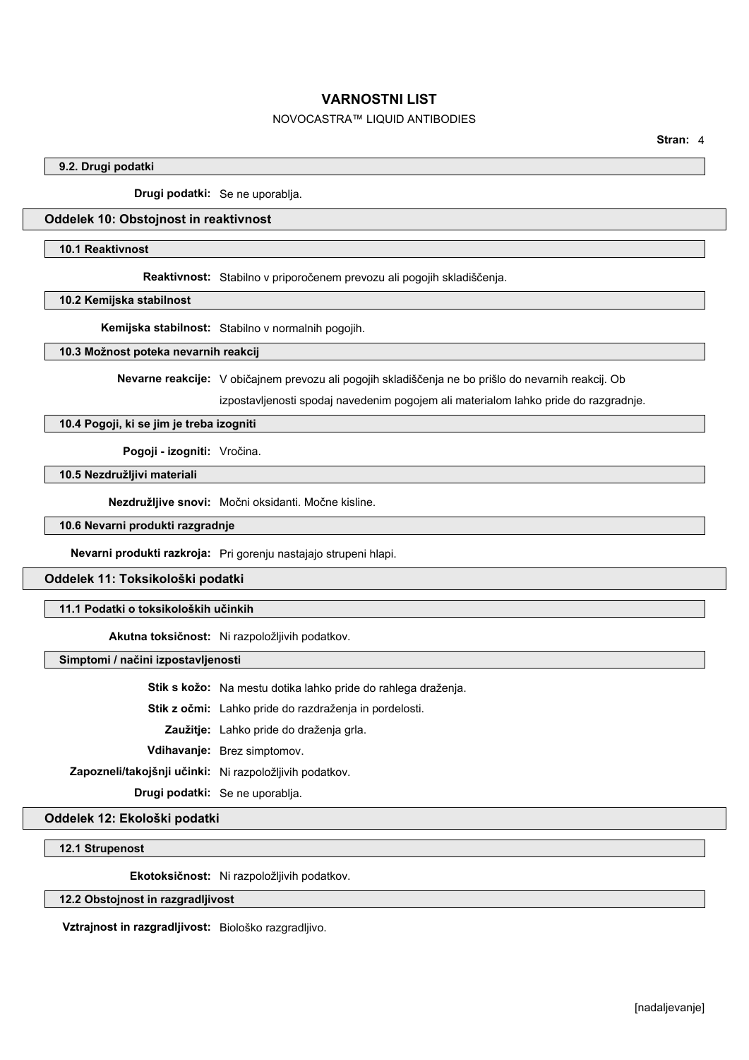### 9.2. Drugi podatki

**Drugi podatki:** Se ne uporablja.

## Oddelek 10: Obstojnost in reaktivnost

### 10.1 Reaktivnost

**Reaktivnost:** Stabilno v priporočenem prevozu ali pogojih skladiščenja.

### 10.2 Kemijska stabilnost

**Kemijska stabilnost:** Stabilno v normalnih pogojih.

### 10.3 Možnost poteka nevarnih reakcij

**Nevarne reakcije:** V običajnem prevozu ali pogojih skladiščenja ne bo prišlo do nevarnih reakcij. Ob izpostavljenosti spodaj navedenim pogojem ali materialom lahko pride do razgradnje.

### 10.4 Pogoji, ki se jim je treba izogniti

**Pogoji - izogniti:** Vročina.

### 10.5 Nezdružljivi materiali

**Nezdružljive snovi:** Močni oksidanti. Močne kisline.

### 10.6 Nevarni produkti razgradnje

**Nevarni produkti razkroja:** Pri gorenju nastajajo strupeni hlapi.

## Oddelek 11: Toksikološki podatki

### 11.1 Podatki o toksikoloških učinkih

**Akutna toksičnost:** Ni razpoložljivih podatkov.

### Simptomi / načini izpostavljenosti

**Stik s kožo:** Na mestu dotika lahko pride do rahlega draženja.

**Stik z očmi:** Lahko pride do razdraženja in pordelosti.

**Zaužitje:** Lahko pride do draženja grla.

**Vdihavanje:** Brez simptomov.

**Zapozneli/takojšnji učinki:** Ni razpoložljivih podatkov.

**Drugi podatki:** Se ne uporablja.

## Oddelek 12: Ekološki podatki

### 12.1 Strupenost

**Ekotoksičnost:** Ni razpoložljivih podatkov.

### 12.2 Obstojnost in razgradljivost

**Vztrajnost in razgradljivost:** Biološko razgradljivo.

[nadaljevanje]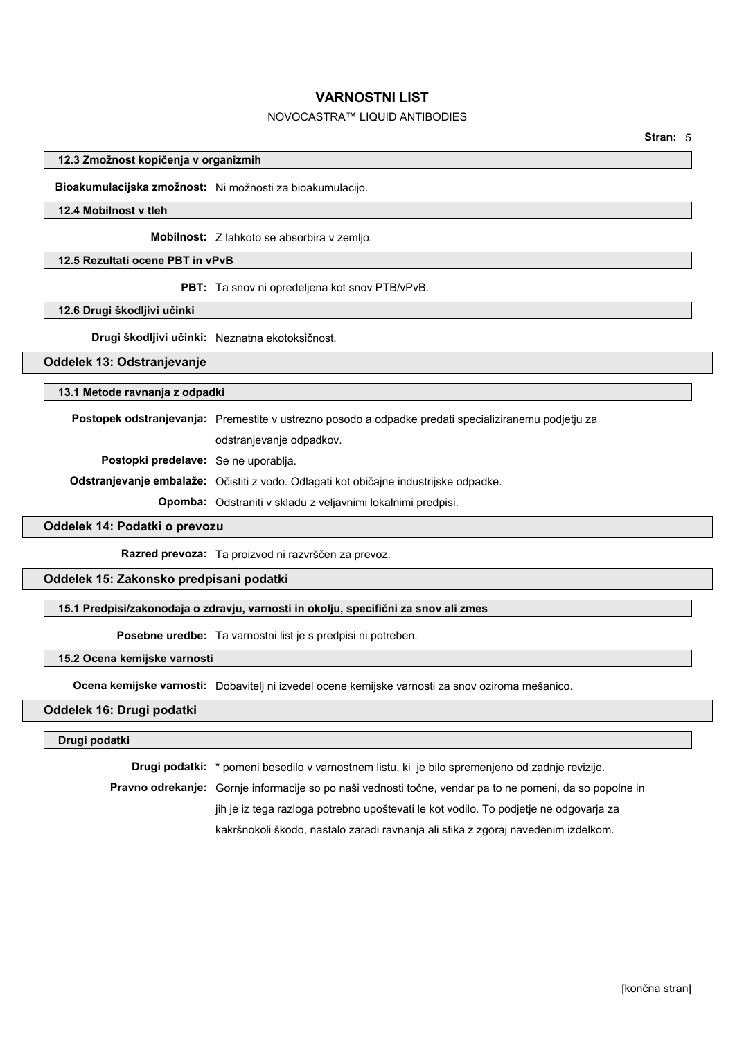### 12.3 Zmožnost kopičenja v organizmih

**Bioakumulacijska zmožnost:** Ni možnosti za bioakumulacijo.

### 12.4 Mobilnost v tleh

**Mobilnost:** Z lahkoto se absorbira v zemljo.

### 12.5 Rezultati ocene PBT in vPvB

**PBT:** Ta snov ni opredeljena kot snov PTB/vPvB.

### 12.6 Drugi škodljivi učinki

**Drugi škodljivi učinki:** Neznatna ekotoksičnost.

## Oddelek 13: Odstranjevanje

### 13.1 Metode ravnanja z odpadki

**Postopek odstranjevanja:** Premestite v ustrezno posodo a odpadke predati specializiranemu podjetju za odstranjevanje odpadkov.

**Postopki predelave:** Se ne uporablja.

**Odstranjevanje embalaže:** Očistiti z vodo. Odlagati kot običajne industrijske odpadke.

**Opomba:** Odstraniti v skladu z veljavnimi lokalnimi predpisi.

## Oddelek 14: Podatki o prevozu

**Razred prevoza:** Ta proizvod ni razvrščen za prevoz.

## Oddelek 15: Zakonsko predpisani podatki

### 15.1 Predpisi/zakonodaja o zdravju, varnosti in okolju, specifični za snov ali zmes

**Posebne uredbe:** Ta varnostni list je s predpisi ni potreben.

### 15.2 Ocena kemijske varnosti

**Ocena kemijske varnosti:** Dobavitelj ni izvedel ocene kemijske varnosti za snov oziroma mešanico.

## Oddelek 16: Drugi podatki

### Drugi podatki

**Drugi podatki:** * pomeni besedilo v varnostnem listu, ki je bilo spremenjeno od zadnje revizije.

**Pravno odrekanje:** Gornje informacije so po naši vednosti točne, vendar pa to ne pomeni, da so popolne in jih je iz tega razloga potrebno upoštevati le kot vodilo. To podjetje ne odgovarja za kakršnokoli škodo, nastalo zaradi ravnanja ali stika z zgoraj navedenim izdelkom.

[končna stran]